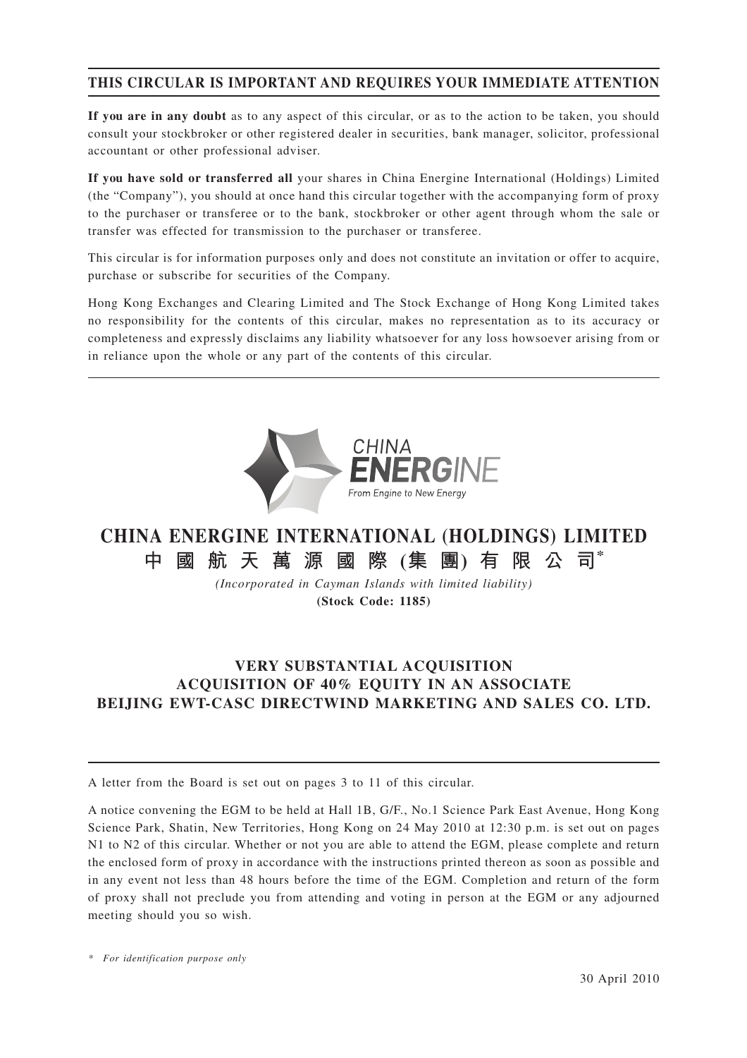**THIS CIRCULAR IS IMPORTANT AND REQUIRES YOUR IMMEDIATE ATTENTION**

**If you are in any doubt** as to any aspect of this circular, or as to the action to be taken, you should consult your stockbroker or other registered dealer in securities, bank manager, solicitor, professional accountant or other professional adviser.

**If you have sold or transferred all** your shares in China Energine International (Holdings) Limited (the "Company"), you should at once hand this circular together with the accompanying form of proxy to the purchaser or transferee or to the bank, stockbroker or other agent through whom the sale or transfer was effected for transmission to the purchaser or transferee.

This circular is for information purposes only and does not constitute an invitation or offer to acquire, purchase or subscribe for securities of the Company.

Hong Kong Exchanges and Clearing Limited and The Stock Exchange of Hong Kong Limited takes no responsibility for the contents of this circular, makes no representation as to its accuracy or completeness and expressly disclaims any liability whatsoever for any loss howsoever arising from or in reliance upon the whole or any part of the contents of this circular.

CHINA ENERGINE
From Engine to New Energy

# CHINA ENERGINE INTERNATIONAL (HOLDINGS) LIMITED
# 中國航天萬源國際(集團)有限公司*

*(Incorporated in Cayman Islands with limited liability)*
**(Stock Code: 1185)**

## VERY SUBSTANTIAL ACQUISITION ACQUISITION OF 40% EQUITY IN AN ASSOCIATE BEIJING EWT-CASC DIRECTWIND MARKETING AND SALES CO. LTD.

A letter from the Board is set out on pages 3 to 11 of this circular.

A notice convening the EGM to be held at Hall 1B, G/F., No.1 Science Park East Avenue, Hong Kong Science Park, Shatin, New Territories, Hong Kong on 24 May 2010 at 12:30 p.m. is set out on pages N1 to N2 of this circular. Whether or not you are able to attend the EGM, please complete and return the enclosed form of proxy in accordance with the instructions printed thereon as soon as possible and in any event not less than 48 hours before the time of the EGM. Completion and return of the form of proxy shall not preclude you from attending and voting in person at the EGM or any adjourned meeting should you so wish.

\* *For identification purpose only*

30 April 2010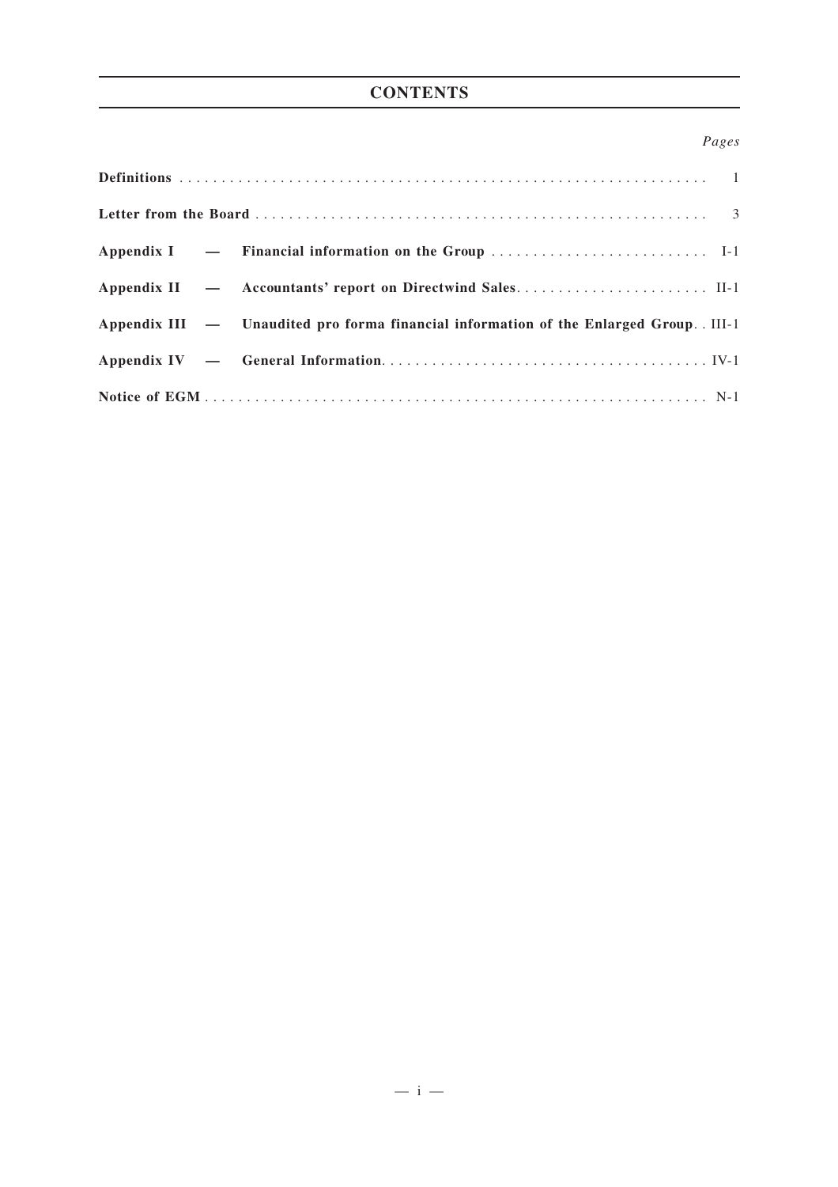# CONTENTS

| | | *Pages* |
|---|---|---|
| **Definitions** | | 1 |
| **Letter from the Board** | | 3 |
| **Appendix I** | **— Financial information on the Group** | I-1 |
| **Appendix II** | **— Accountants' report on Directwind Sales** | II-1 |
| **Appendix III** | **— Unaudited pro forma financial information of the Enlarged Group** | III-1 |
| **Appendix IV** | **— General Information** | IV-1 |
| **Notice of EGM** | | N-1 |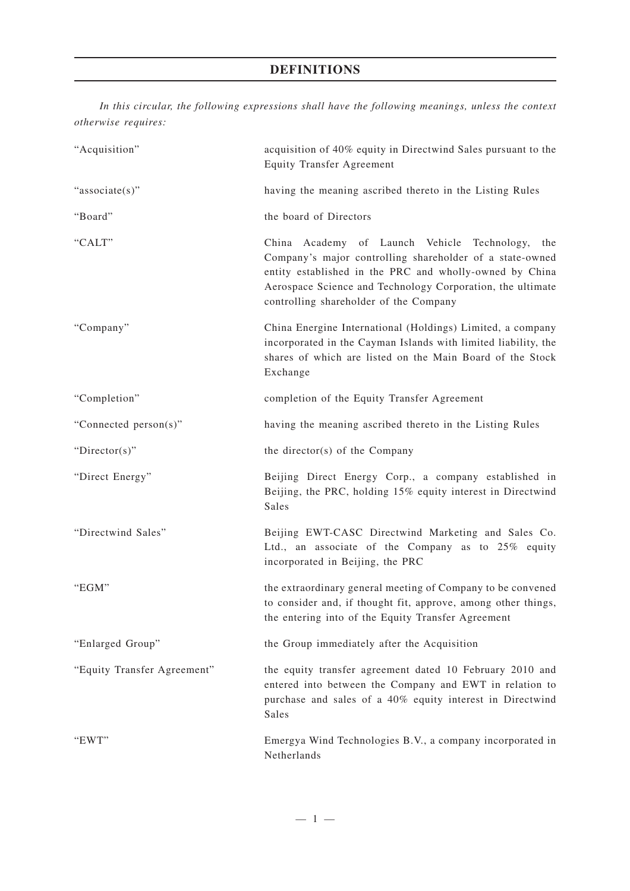# DEFINITIONS

*In this circular, the following expressions shall have the following meanings, unless the context otherwise requires:*

| | |
|---|---|
| "Acquisition" | acquisition of 40% equity in Directwind Sales pursuant to the Equity Transfer Agreement |
| "associate(s)" | having the meaning ascribed thereto in the Listing Rules |
| "Board" | the board of Directors |
| "CALT" | China Academy of Launch Vehicle Technology, the Company's major controlling shareholder of a state-owned entity established in the PRC and wholly-owned by China Aerospace Science and Technology Corporation, the ultimate controlling shareholder of the Company |
| "Company" | China Energine International (Holdings) Limited, a company incorporated in the Cayman Islands with limited liability, the shares of which are listed on the Main Board of the Stock Exchange |
| "Completion" | completion of the Equity Transfer Agreement |
| "Connected person(s)" | having the meaning ascribed thereto in the Listing Rules |
| "Director(s)" | the director(s) of the Company |
| "Direct Energy" | Beijing Direct Energy Corp., a company established in Beijing, the PRC, holding 15% equity interest in Directwind Sales |
| "Directwind Sales" | Beijing EWT-CASC Directwind Marketing and Sales Co. Ltd., an associate of the Company as to 25% equity incorporated in Beijing, the PRC |
| "EGM" | the extraordinary general meeting of Company to be convened to consider and, if thought fit, approve, among other things, the entering into of the Equity Transfer Agreement |
| "Enlarged Group" | the Group immediately after the Acquisition |
| "Equity Transfer Agreement" | the equity transfer agreement dated 10 February 2010 and entered into between the Company and EWT in relation to purchase and sales of a 40% equity interest in Directwind Sales |
| "EWT" | Emergya Wind Technologies B.V., a company incorporated in Netherlands |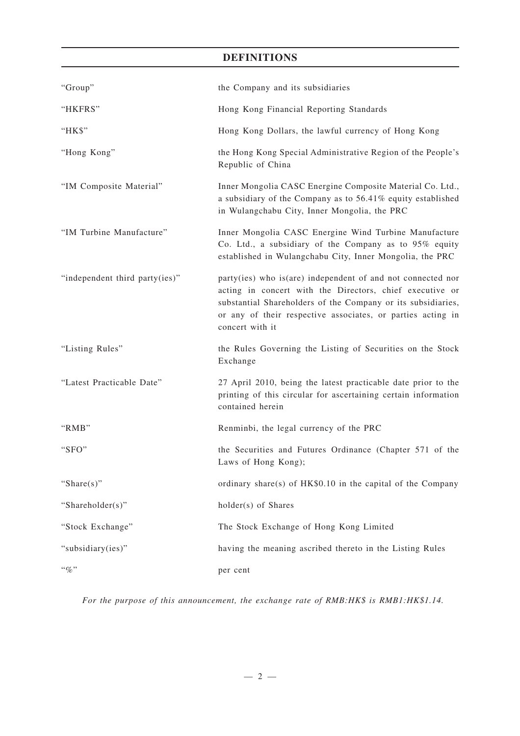## DEFINITIONS

| | |
|---|---|
| "Group" | the Company and its subsidiaries |
| "HKFRS" | Hong Kong Financial Reporting Standards |
| "HK$" | Hong Kong Dollars, the lawful currency of Hong Kong |
| "Hong Kong" | the Hong Kong Special Administrative Region of the People's Republic of China |
| "IM Composite Material" | Inner Mongolia CASC Energine Composite Material Co. Ltd., a subsidiary of the Company as to 56.41% equity established in Wulangchabu City, Inner Mongolia, the PRC |
| "IM Turbine Manufacture" | Inner Mongolia CASC Energine Wind Turbine Manufacture Co. Ltd., a subsidiary of the Company as to 95% equity established in Wulangchabu City, Inner Mongolia, the PRC |
| "independent third party(ies)" | party(ies) who is(are) independent of and not connected nor acting in concert with the Directors, chief executive or substantial Shareholders of the Company or its subsidiaries, or any of their respective associates, or parties acting in concert with it |
| "Listing Rules" | the Rules Governing the Listing of Securities on the Stock Exchange |
| "Latest Practicable Date" | 27 April 2010, being the latest practicable date prior to the printing of this circular for ascertaining certain information contained herein |
| "RMB" | Renminbi, the legal currency of the PRC |
| "SFO" | the Securities and Futures Ordinance (Chapter 571 of the Laws of Hong Kong); |
| "Share(s)" | ordinary share(s) of HK$0.10 in the capital of the Company |
| "Shareholder(s)" | holder(s) of Shares |
| "Stock Exchange" | The Stock Exchange of Hong Kong Limited |
| "subsidiary(ies)" | having the meaning ascribed thereto in the Listing Rules |
| "%" | per cent |

*For the purpose of this announcement, the exchange rate of RMB:HK$ is RMB1:HK$1.14.*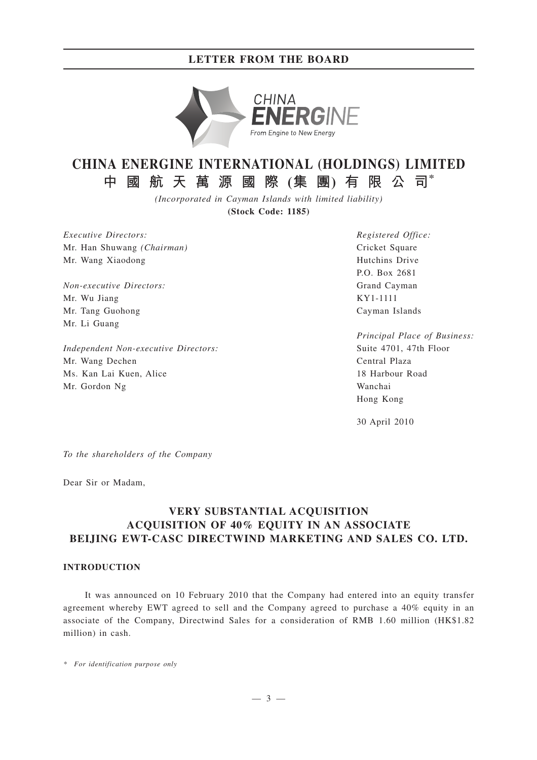# CHINA ENERGINE INTERNATIONAL (HOLDINGS) LIMITED

# 中國航天萬源國際(集團)有限公司*

*(Incorporated in Cayman Islands with limited liability)*

**(Stock Code: 1185)**

*Executive Directors:*
Mr. Han Shuwang *(Chairman)*
Mr. Wang Xiaodong

*Non-executive Directors:*
Mr. Wu Jiang
Mr. Tang Guohong
Mr. Li Guang

*Independent Non-executive Directors:*
Mr. Wang Dechen
Ms. Kan Lai Kuen, Alice
Mr. Gordon Ng

*Registered Office:*
Cricket Square
Hutchins Drive
P.O. Box 2681
Grand Cayman
KY1-1111
Cayman Islands

*Principal Place of Business:*
Suite 4701, 47th Floor
Central Plaza
18 Harbour Road
Wanchai
Hong Kong

30 April 2010

*To the shareholders of the Company*

Dear Sir or Madam,

## VERY SUBSTANTIAL ACQUISITION ACQUISITION OF 40% EQUITY IN AN ASSOCIATE BEIJING EWT-CASC DIRECTWIND MARKETING AND SALES CO. LTD.

### INTRODUCTION

It was announced on 10 February 2010 that the Company had entered into an equity transfer agreement whereby EWT agreed to sell and the Company agreed to purchase a 40% equity in an associate of the Company, Directwind Sales for a consideration of RMB 1.60 million (HK$1.82 million) in cash.

\* *For identification purpose only*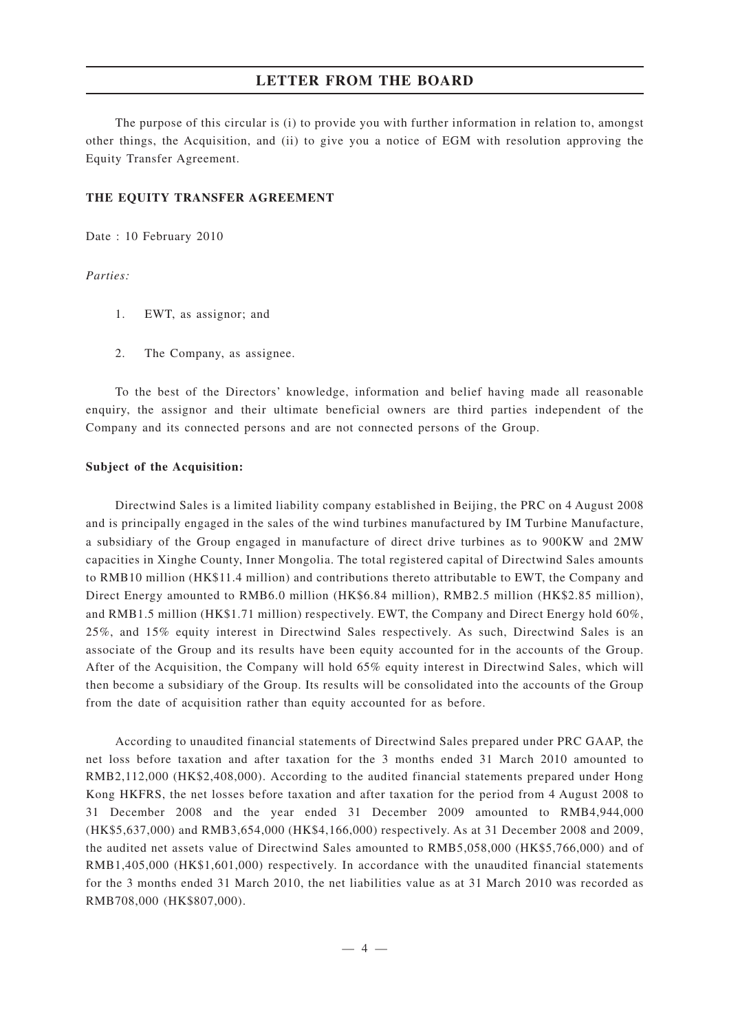## LETTER FROM THE BOARD

The purpose of this circular is (i) to provide you with further information in relation to, amongst other things, the Acquisition, and (ii) to give you a notice of EGM with resolution approving the Equity Transfer Agreement.

### THE EQUITY TRANSFER AGREEMENT

Date : 10 February 2010

*Parties:*

1. EWT, as assignor; and

2. The Company, as assignee.

To the best of the Directors' knowledge, information and belief having made all reasonable enquiry, the assignor and their ultimate beneficial owners are third parties independent of the Company and its connected persons and are not connected persons of the Group.

**Subject of the Acquisition:**

Directwind Sales is a limited liability company established in Beijing, the PRC on 4 August 2008 and is principally engaged in the sales of the wind turbines manufactured by IM Turbine Manufacture, a subsidiary of the Group engaged in manufacture of direct drive turbines as to 900KW and 2MW capacities in Xinghe County, Inner Mongolia. The total registered capital of Directwind Sales amounts to RMB10 million (HK$11.4 million) and contributions thereto attributable to EWT, the Company and Direct Energy amounted to RMB6.0 million (HK$6.84 million), RMB2.5 million (HK$2.85 million), and RMB1.5 million (HK$1.71 million) respectively. EWT, the Company and Direct Energy hold 60%, 25%, and 15% equity interest in Directwind Sales respectively. As such, Directwind Sales is an associate of the Group and its results have been equity accounted for in the accounts of the Group. After of the Acquisition, the Company will hold 65% equity interest in Directwind Sales, which will then become a subsidiary of the Group. Its results will be consolidated into the accounts of the Group from the date of acquisition rather than equity accounted for as before.

According to unaudited financial statements of Directwind Sales prepared under PRC GAAP, the net loss before taxation and after taxation for the 3 months ended 31 March 2010 amounted to RMB2,112,000 (HK$2,408,000). According to the audited financial statements prepared under Hong Kong HKFRS, the net losses before taxation and after taxation for the period from 4 August 2008 to 31 December 2008 and the year ended 31 December 2009 amounted to RMB4,944,000 (HK$5,637,000) and RMB3,654,000 (HK$4,166,000) respectively. As at 31 December 2008 and 2009, the audited net assets value of Directwind Sales amounted to RMB5,058,000 (HK$5,766,000) and of RMB1,405,000 (HK$1,601,000) respectively. In accordance with the unaudited financial statements for the 3 months ended 31 March 2010, the net liabilities value as at 31 March 2010 was recorded as RMB708,000 (HK$807,000).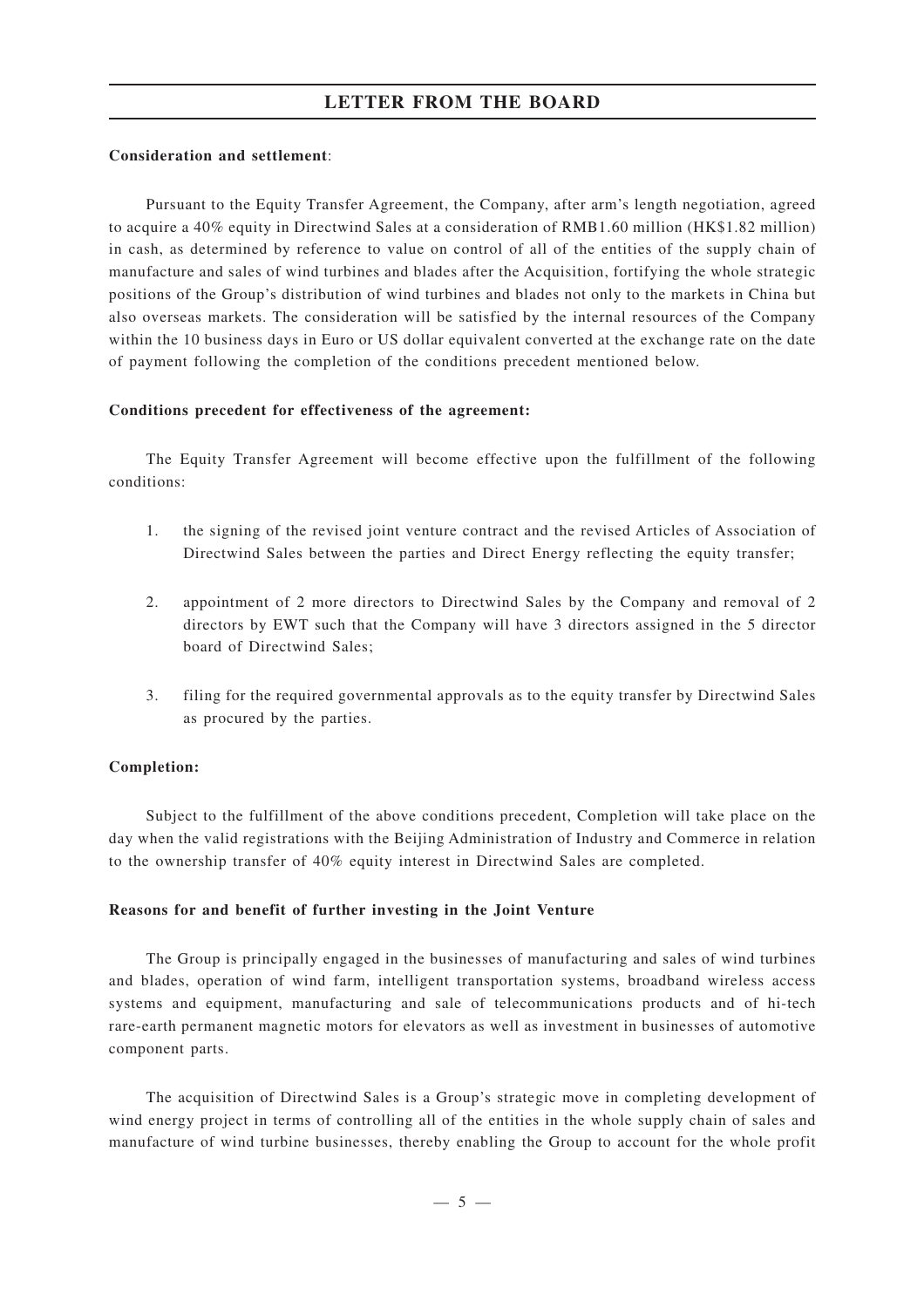**Consideration and settlement**:

Pursuant to the Equity Transfer Agreement, the Company, after arm's length negotiation, agreed to acquire a 40% equity in Directwind Sales at a consideration of RMB1.60 million (HK$1.82 million) in cash, as determined by reference to value on control of all of the entities of the supply chain of manufacture and sales of wind turbines and blades after the Acquisition, fortifying the whole strategic positions of the Group's distribution of wind turbines and blades not only to the markets in China but also overseas markets. The consideration will be satisfied by the internal resources of the Company within the 10 business days in Euro or US dollar equivalent converted at the exchange rate on the date of payment following the completion of the conditions precedent mentioned below.

**Conditions precedent for effectiveness of the agreement:**

The Equity Transfer Agreement will become effective upon the fulfillment of the following conditions:

1. the signing of the revised joint venture contract and the revised Articles of Association of Directwind Sales between the parties and Direct Energy reflecting the equity transfer;

2. appointment of 2 more directors to Directwind Sales by the Company and removal of 2 directors by EWT such that the Company will have 3 directors assigned in the 5 director board of Directwind Sales;

3. filing for the required governmental approvals as to the equity transfer by Directwind Sales as procured by the parties.

**Completion:**

Subject to the fulfillment of the above conditions precedent, Completion will take place on the day when the valid registrations with the Beijing Administration of Industry and Commerce in relation to the ownership transfer of 40% equity interest in Directwind Sales are completed.

**Reasons for and benefit of further investing in the Joint Venture**

The Group is principally engaged in the businesses of manufacturing and sales of wind turbines and blades, operation of wind farm, intelligent transportation systems, broadband wireless access systems and equipment, manufacturing and sale of telecommunications products and of hi-tech rare-earth permanent magnetic motors for elevators as well as investment in businesses of automotive component parts.

The acquisition of Directwind Sales is a Group's strategic move in completing development of wind energy project in terms of controlling all of the entities in the whole supply chain of sales and manufacture of wind turbine businesses, thereby enabling the Group to account for the whole profit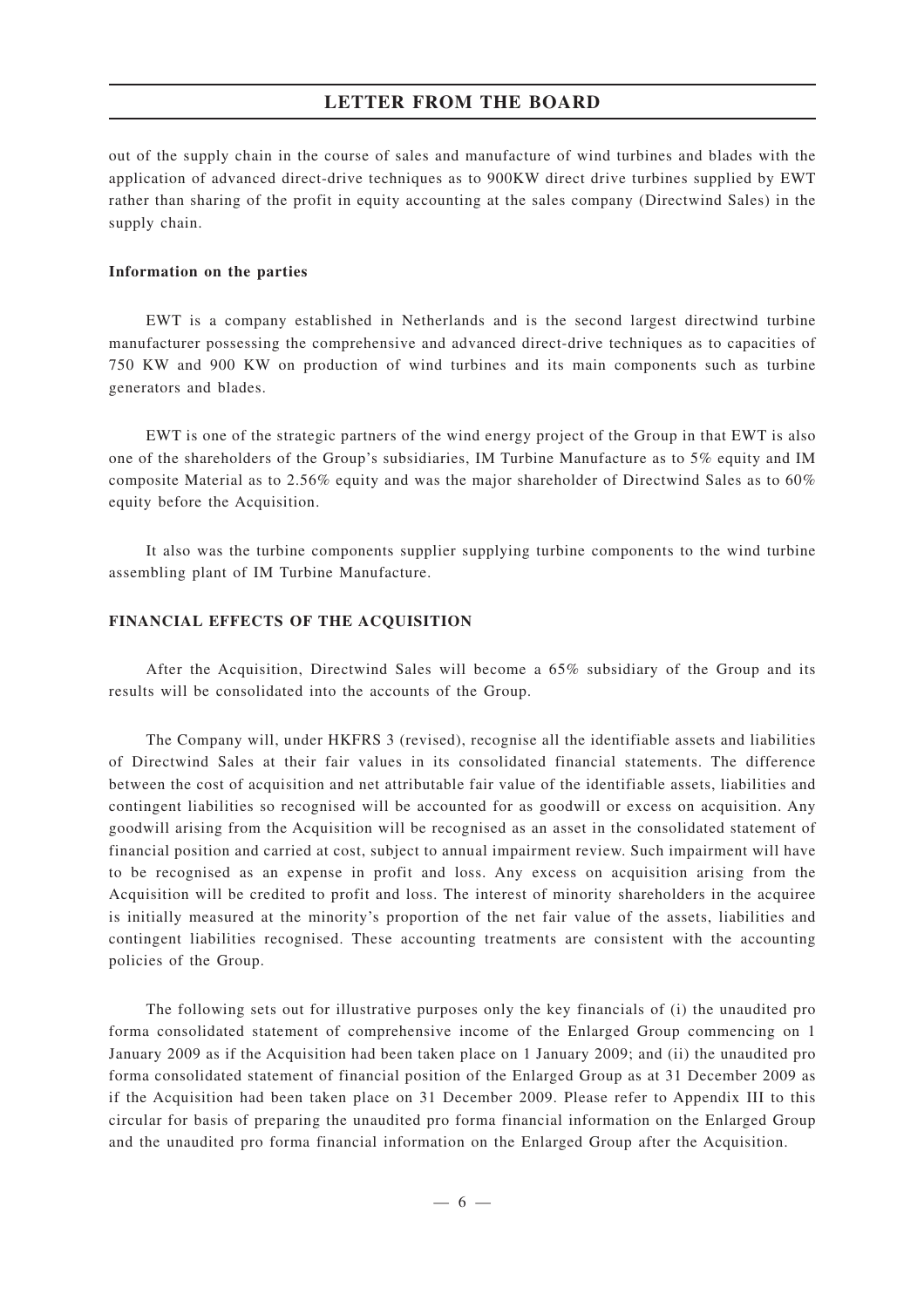out of the supply chain in the course of sales and manufacture of wind turbines and blades with the application of advanced direct-drive techniques as to 900KW direct drive turbines supplied by EWT rather than sharing of the profit in equity accounting at the sales company (Directwind Sales) in the supply chain.

**Information on the parties**

EWT is a company established in Netherlands and is the second largest directwind turbine manufacturer possessing the comprehensive and advanced direct-drive techniques as to capacities of 750 KW and 900 KW on production of wind turbines and its main components such as turbine generators and blades.

EWT is one of the strategic partners of the wind energy project of the Group in that EWT is also one of the shareholders of the Group's subsidiaries, IM Turbine Manufacture as to 5% equity and IM composite Material as to 2.56% equity and was the major shareholder of Directwind Sales as to 60% equity before the Acquisition.

It also was the turbine components supplier supplying turbine components to the wind turbine assembling plant of IM Turbine Manufacture.

## FINANCIAL EFFECTS OF THE ACQUISITION

After the Acquisition, Directwind Sales will become a 65% subsidiary of the Group and its results will be consolidated into the accounts of the Group.

The Company will, under HKFRS 3 (revised), recognise all the identifiable assets and liabilities of Directwind Sales at their fair values in its consolidated financial statements. The difference between the cost of acquisition and net attributable fair value of the identifiable assets, liabilities and contingent liabilities so recognised will be accounted for as goodwill or excess on acquisition. Any goodwill arising from the Acquisition will be recognised as an asset in the consolidated statement of financial position and carried at cost, subject to annual impairment review. Such impairment will have to be recognised as an expense in profit and loss. Any excess on acquisition arising from the Acquisition will be credited to profit and loss. The interest of minority shareholders in the acquiree is initially measured at the minority's proportion of the net fair value of the assets, liabilities and contingent liabilities recognised. These accounting treatments are consistent with the accounting policies of the Group.

The following sets out for illustrative purposes only the key financials of (i) the unaudited pro forma consolidated statement of comprehensive income of the Enlarged Group commencing on 1 January 2009 as if the Acquisition had been taken place on 1 January 2009; and (ii) the unaudited pro forma consolidated statement of financial position of the Enlarged Group as at 31 December 2009 as if the Acquisition had been taken place on 31 December 2009. Please refer to Appendix III to this circular for basis of preparing the unaudited pro forma financial information on the Enlarged Group and the unaudited pro forma financial information on the Enlarged Group after the Acquisition.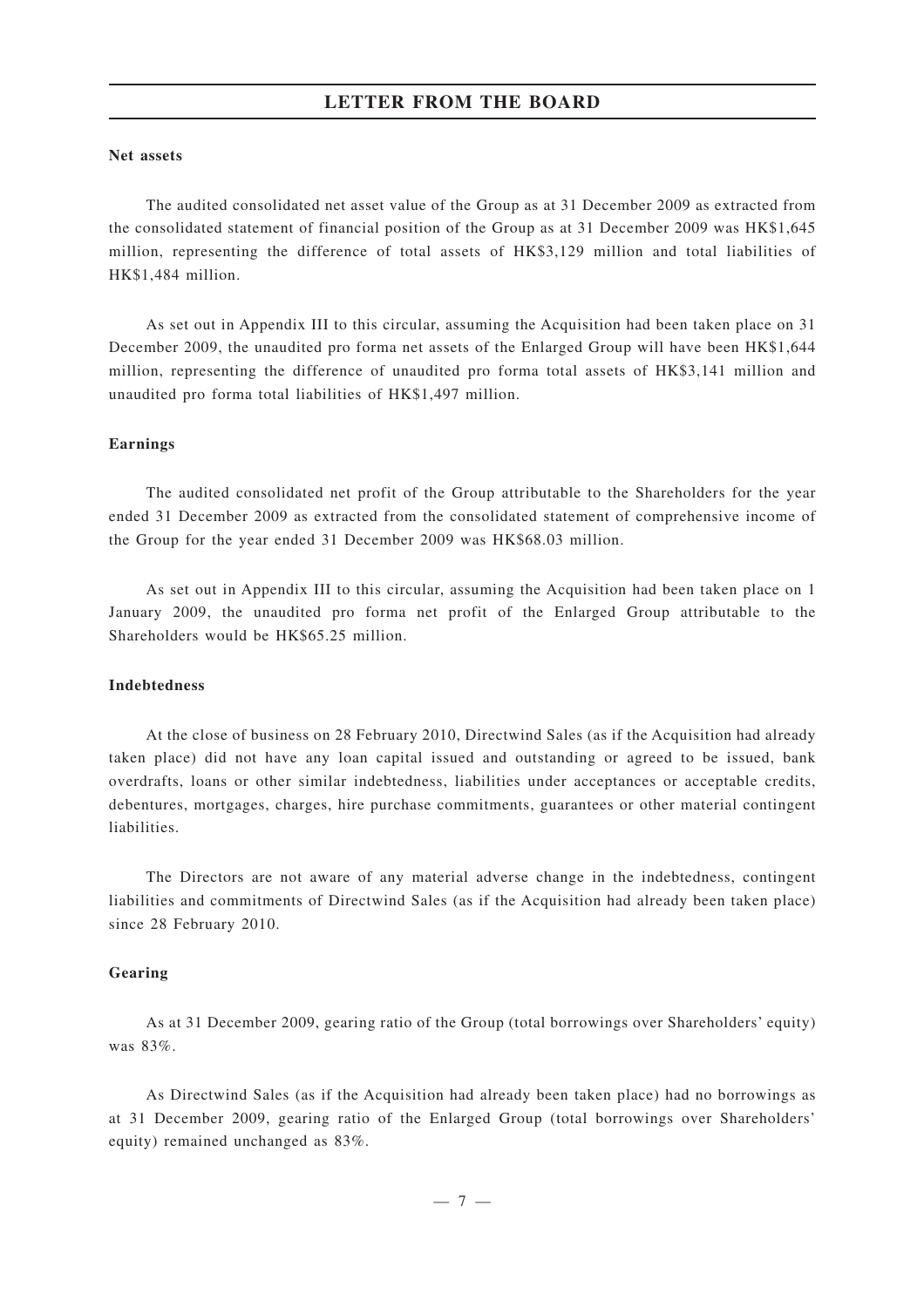**Net assets**

The audited consolidated net asset value of the Group as at 31 December 2009 as extracted from the consolidated statement of financial position of the Group as at 31 December 2009 was HK$1,645 million, representing the difference of total assets of HK$3,129 million and total liabilities of HK$1,484 million.

As set out in Appendix III to this circular, assuming the Acquisition had been taken place on 31 December 2009, the unaudited pro forma net assets of the Enlarged Group will have been HK$1,644 million, representing the difference of unaudited pro forma total assets of HK$3,141 million and unaudited pro forma total liabilities of HK$1,497 million.

**Earnings**

The audited consolidated net profit of the Group attributable to the Shareholders for the year ended 31 December 2009 as extracted from the consolidated statement of comprehensive income of the Group for the year ended 31 December 2009 was HK$68.03 million.

As set out in Appendix III to this circular, assuming the Acquisition had been taken place on 1 January 2009, the unaudited pro forma net profit of the Enlarged Group attributable to the Shareholders would be HK$65.25 million.

**Indebtedness**

At the close of business on 28 February 2010, Directwind Sales (as if the Acquisition had already taken place) did not have any loan capital issued and outstanding or agreed to be issued, bank overdrafts, loans or other similar indebtedness, liabilities under acceptances or acceptable credits, debentures, mortgages, charges, hire purchase commitments, guarantees or other material contingent liabilities.

The Directors are not aware of any material adverse change in the indebtedness, contingent liabilities and commitments of Directwind Sales (as if the Acquisition had already been taken place) since 28 February 2010.

**Gearing**

As at 31 December 2009, gearing ratio of the Group (total borrowings over Shareholders' equity) was 83%.

As Directwind Sales (as if the Acquisition had already been taken place) had no borrowings as at 31 December 2009, gearing ratio of the Enlarged Group (total borrowings over Shareholders' equity) remained unchanged as 83%.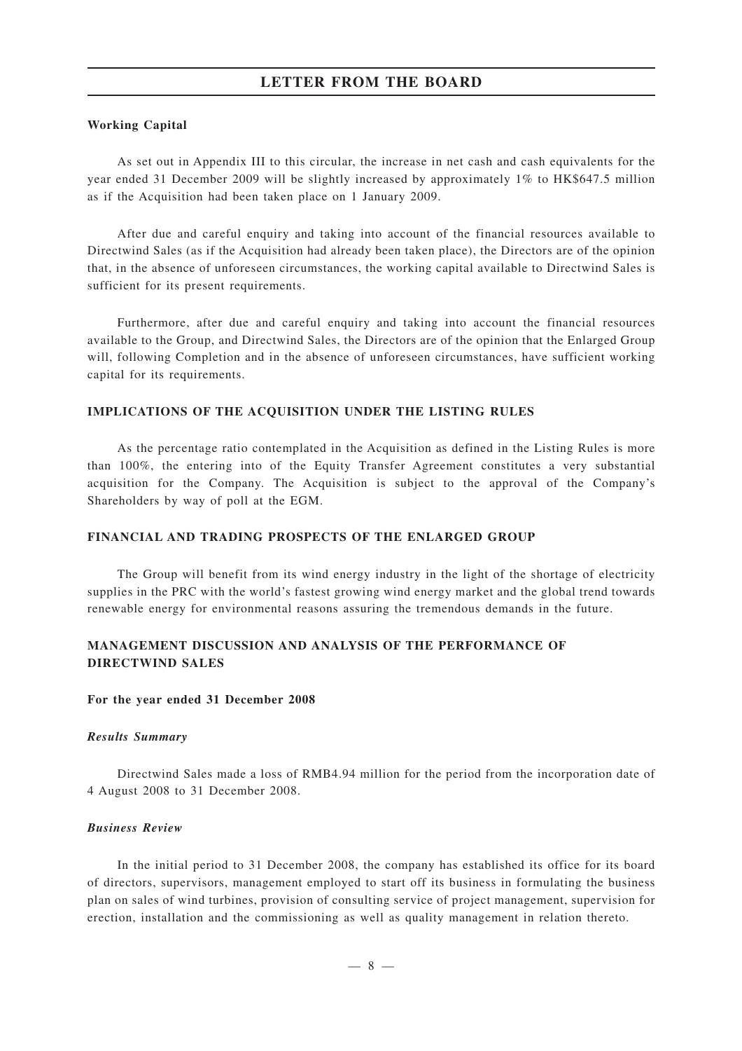**Working Capital**

As set out in Appendix III to this circular, the increase in net cash and cash equivalents for the year ended 31 December 2009 will be slightly increased by approximately 1% to HK$647.5 million as if the Acquisition had been taken place on 1 January 2009.

After due and careful enquiry and taking into account of the financial resources available to Directwind Sales (as if the Acquisition had already been taken place), the Directors are of the opinion that, in the absence of unforeseen circumstances, the working capital available to Directwind Sales is sufficient for its present requirements.

Furthermore, after due and careful enquiry and taking into account the financial resources available to the Group, and Directwind Sales, the Directors are of the opinion that the Enlarged Group will, following Completion and in the absence of unforeseen circumstances, have sufficient working capital for its requirements.

## IMPLICATIONS OF THE ACQUISITION UNDER THE LISTING RULES

As the percentage ratio contemplated in the Acquisition as defined in the Listing Rules is more than 100%, the entering into of the Equity Transfer Agreement constitutes a very substantial acquisition for the Company. The Acquisition is subject to the approval of the Company's Shareholders by way of poll at the EGM.

## FINANCIAL AND TRADING PROSPECTS OF THE ENLARGED GROUP

The Group will benefit from its wind energy industry in the light of the shortage of electricity supplies in the PRC with the world's fastest growing wind energy market and the global trend towards renewable energy for environmental reasons assuring the tremendous demands in the future.

## MANAGEMENT DISCUSSION AND ANALYSIS OF THE PERFORMANCE OF DIRECTWIND SALES

**For the year ended 31 December 2008**

***Results Summary***

Directwind Sales made a loss of RMB4.94 million for the period from the incorporation date of 4 August 2008 to 31 December 2008.

***Business Review***

In the initial period to 31 December 2008, the company has established its office for its board of directors, supervisors, management employed to start off its business in formulating the business plan on sales of wind turbines, provision of consulting service of project management, supervision for erection, installation and the commissioning as well as quality management in relation thereto.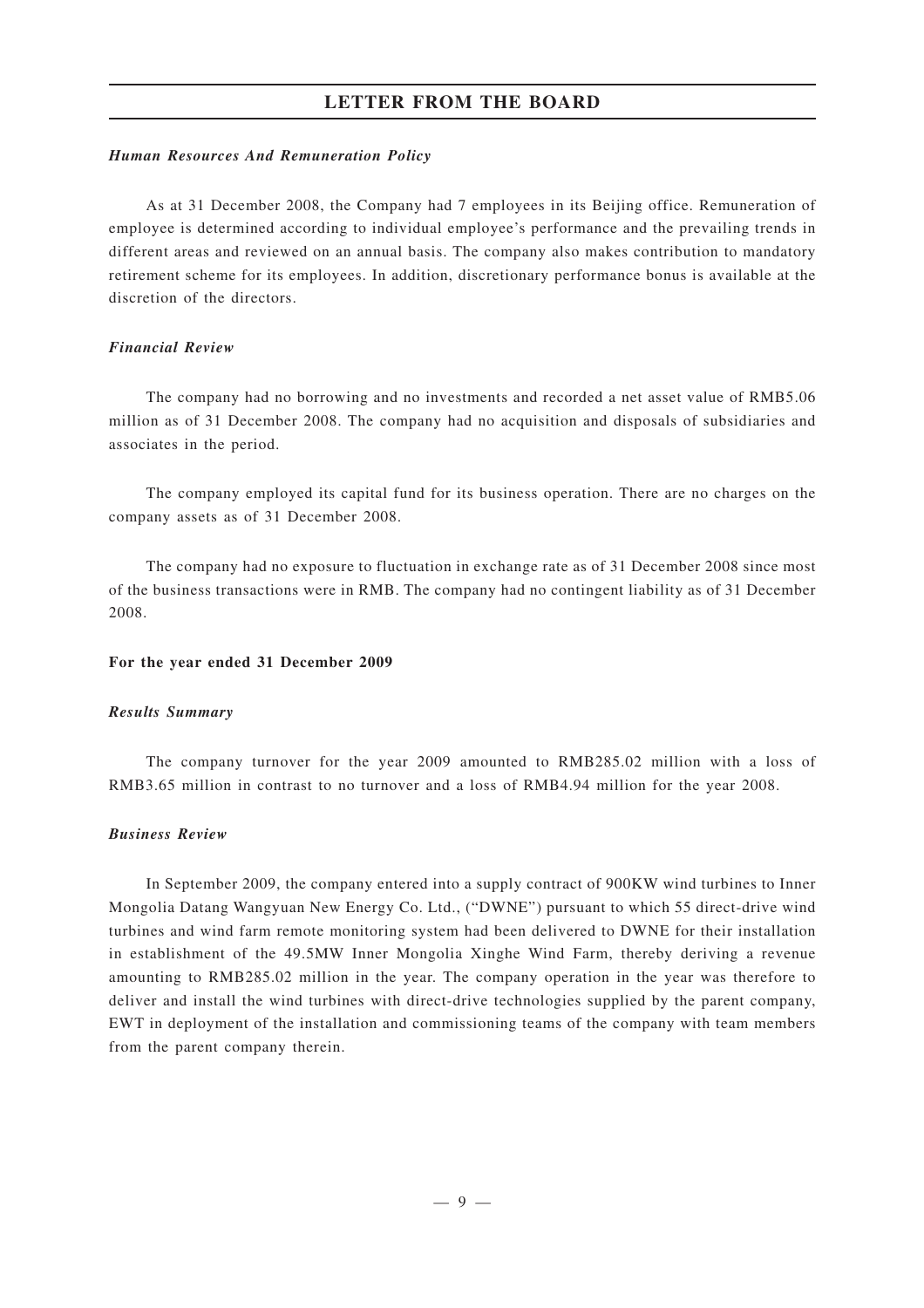***Human Resources And Remuneration Policy***

As at 31 December 2008, the Company had 7 employees in its Beijing office. Remuneration of employee is determined according to individual employee's performance and the prevailing trends in different areas and reviewed on an annual basis. The company also makes contribution to mandatory retirement scheme for its employees. In addition, discretionary performance bonus is available at the discretion of the directors.

***Financial Review***

The company had no borrowing and no investments and recorded a net asset value of RMB5.06 million as of 31 December 2008. The company had no acquisition and disposals of subsidiaries and associates in the period.

The company employed its capital fund for its business operation. There are no charges on the company assets as of 31 December 2008.

The company had no exposure to fluctuation in exchange rate as of 31 December 2008 since most of the business transactions were in RMB. The company had no contingent liability as of 31 December 2008.

**For the year ended 31 December 2009**

***Results Summary***

The company turnover for the year 2009 amounted to RMB285.02 million with a loss of RMB3.65 million in contrast to no turnover and a loss of RMB4.94 million for the year 2008.

***Business Review***

In September 2009, the company entered into a supply contract of 900KW wind turbines to Inner Mongolia Datang Wangyuan New Energy Co. Ltd., ("DWNE") pursuant to which 55 direct-drive wind turbines and wind farm remote monitoring system had been delivered to DWNE for their installation in establishment of the 49.5MW Inner Mongolia Xinghe Wind Farm, thereby deriving a revenue amounting to RMB285.02 million in the year. The company operation in the year was therefore to deliver and install the wind turbines with direct-drive technologies supplied by the parent company, EWT in deployment of the installation and commissioning teams of the company with team members from the parent company therein.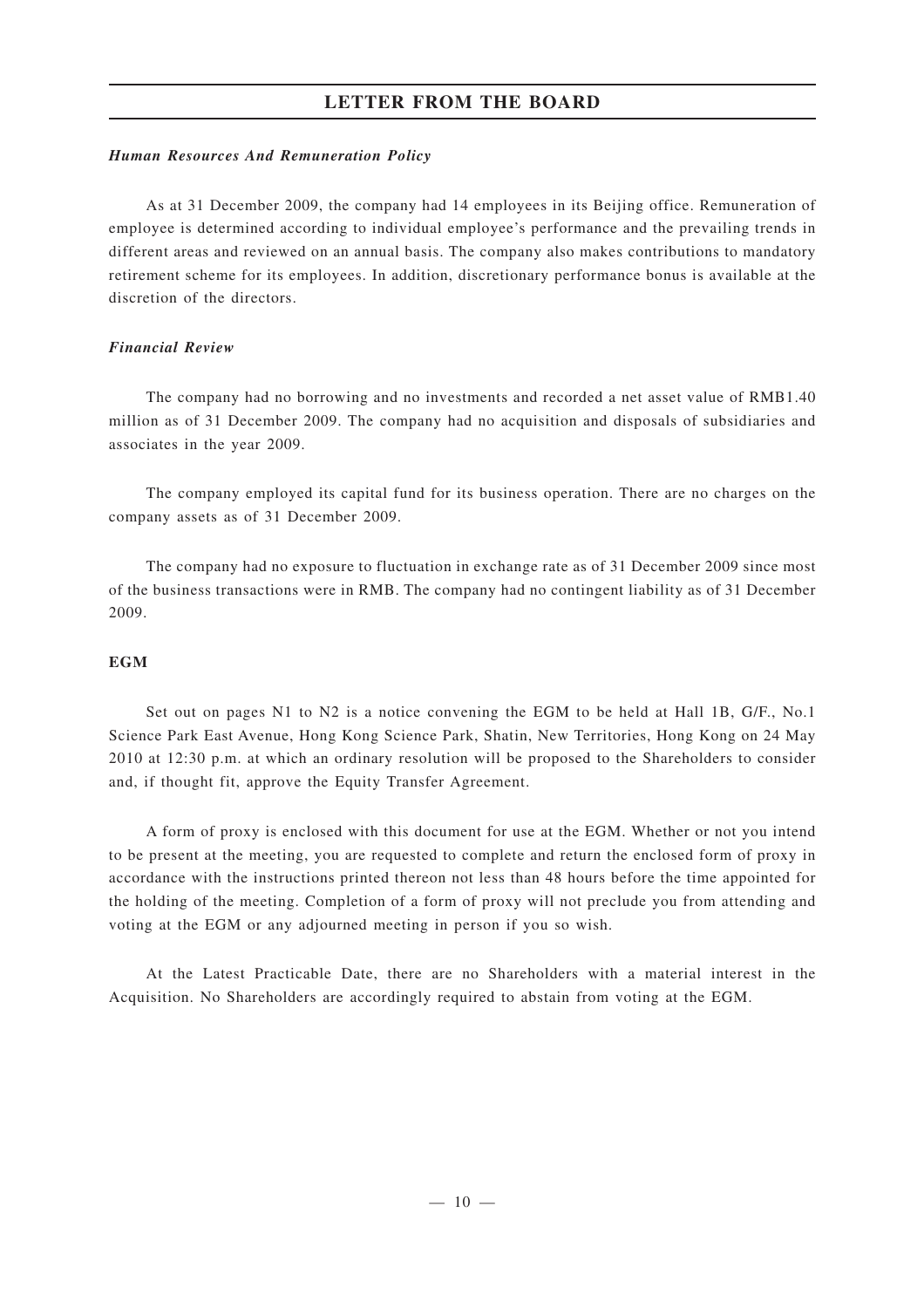***Human Resources And Remuneration Policy***

As at 31 December 2009, the company had 14 employees in its Beijing office. Remuneration of employee is determined according to individual employee's performance and the prevailing trends in different areas and reviewed on an annual basis. The company also makes contributions to mandatory retirement scheme for its employees. In addition, discretionary performance bonus is available at the discretion of the directors.

***Financial Review***

The company had no borrowing and no investments and recorded a net asset value of RMB1.40 million as of 31 December 2009. The company had no acquisition and disposals of subsidiaries and associates in the year 2009.

The company employed its capital fund for its business operation. There are no charges on the company assets as of 31 December 2009.

The company had no exposure to fluctuation in exchange rate as of 31 December 2009 since most of the business transactions were in RMB. The company had no contingent liability as of 31 December 2009.

**EGM**

Set out on pages N1 to N2 is a notice convening the EGM to be held at Hall 1B, G/F., No.1 Science Park East Avenue, Hong Kong Science Park, Shatin, New Territories, Hong Kong on 24 May 2010 at 12:30 p.m. at which an ordinary resolution will be proposed to the Shareholders to consider and, if thought fit, approve the Equity Transfer Agreement.

A form of proxy is enclosed with this document for use at the EGM. Whether or not you intend to be present at the meeting, you are requested to complete and return the enclosed form of proxy in accordance with the instructions printed thereon not less than 48 hours before the time appointed for the holding of the meeting. Completion of a form of proxy will not preclude you from attending and voting at the EGM or any adjourned meeting in person if you so wish.

At the Latest Practicable Date, there are no Shareholders with a material interest in the Acquisition. No Shareholders are accordingly required to abstain from voting at the EGM.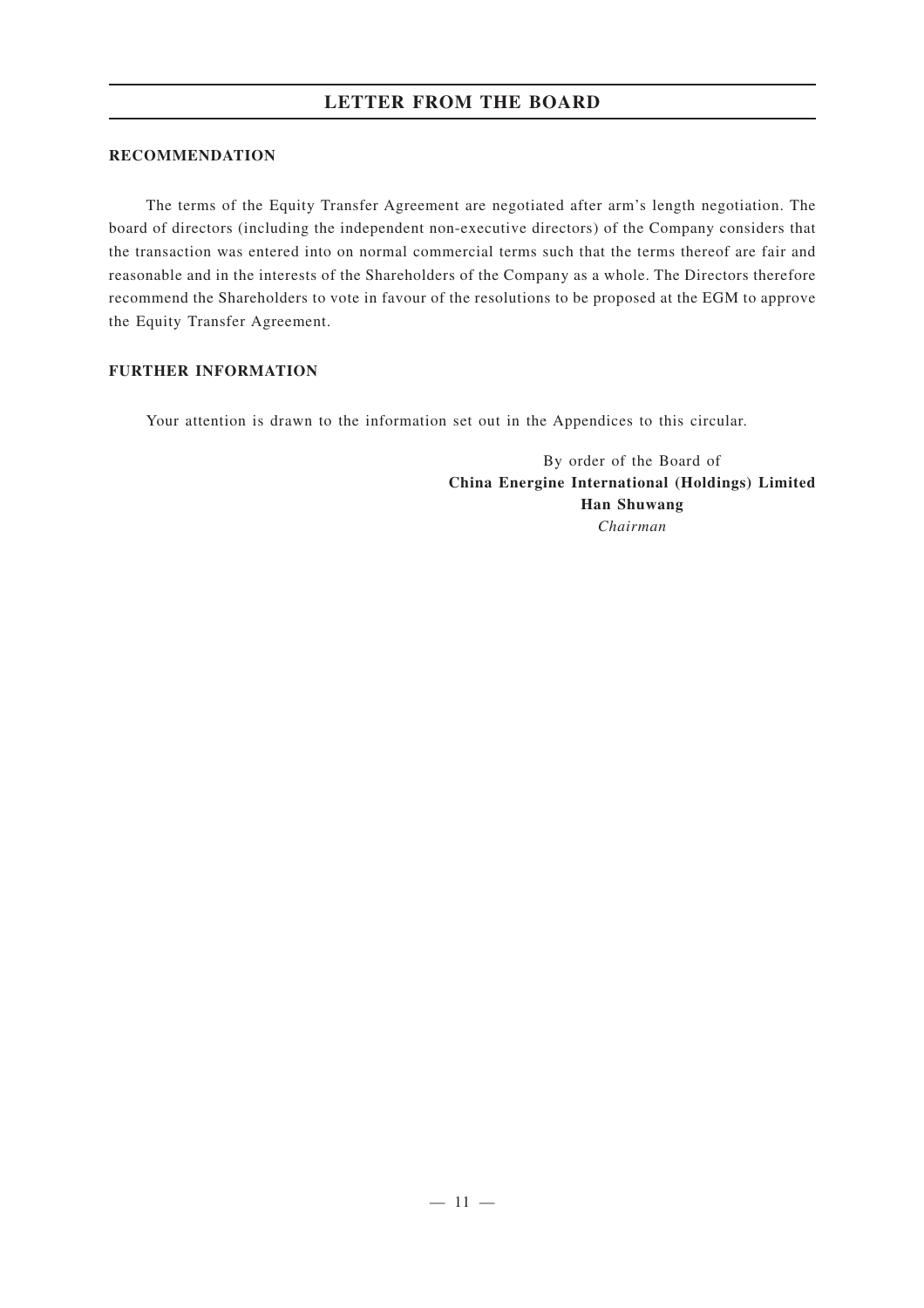## RECOMMENDATION

The terms of the Equity Transfer Agreement are negotiated after arm's length negotiation. The board of directors (including the independent non-executive directors) of the Company considers that the transaction was entered into on normal commercial terms such that the terms thereof are fair and reasonable and in the interests of the Shareholders of the Company as a whole. The Directors therefore recommend the Shareholders to vote in favour of the resolutions to be proposed at the EGM to approve the Equity Transfer Agreement.

## FURTHER INFORMATION

Your attention is drawn to the information set out in the Appendices to this circular.

By order of the Board of
**China Energine International (Holdings) Limited**
**Han Shuwang**
*Chairman*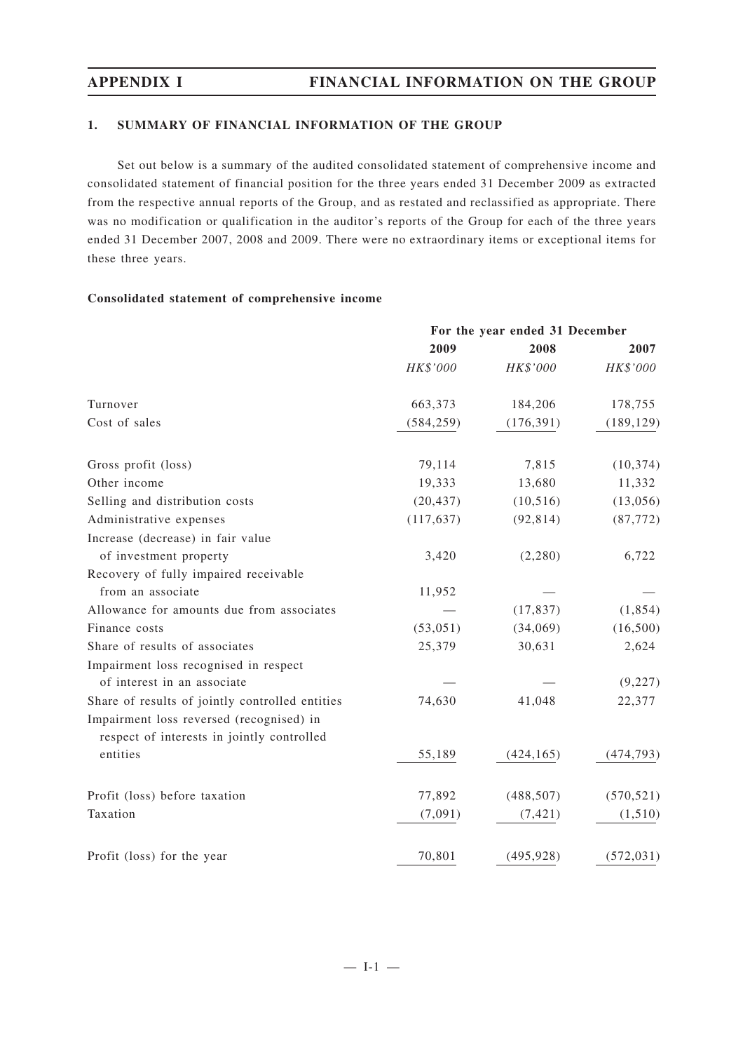# APPENDIX I FINANCIAL INFORMATION ON THE GROUP

## 1. SUMMARY OF FINANCIAL INFORMATION OF THE GROUP

Set out below is a summary of the audited consolidated statement of comprehensive income and consolidated statement of financial position for the three years ended 31 December 2009 as extracted from the respective annual reports of the Group, and as restated and reclassified as appropriate. There was no modification or qualification in the auditor's reports of the Group for each of the three years ended 31 December 2007, 2008 and 2009. There were no extraordinary items or exceptional items for these three years.

**Consolidated statement of comprehensive income**

| | For the year ended 31 December | | |
|---|---|---|---|
| | **2009** | **2008** | **2007** |
| | *HK$'000* | *HK$'000* | *HK$'000* |
| Turnover | 663,373 | 184,206 | 178,755 |
| Cost of sales | (584,259) | (176,391) | (189,129) |
| Gross profit (loss) | 79,114 | 7,815 | (10,374) |
| Other income | 19,333 | 13,680 | 11,332 |
| Selling and distribution costs | (20,437) | (10,516) | (13,056) |
| Administrative expenses | (117,637) | (92,814) | (87,772) |
| Increase (decrease) in fair value of investment property | 3,420 | (2,280) | 6,722 |
| Recovery of fully impaired receivable from an associate | 11,952 | — | — |
| Allowance for amounts due from associates | — | (17,837) | (1,854) |
| Finance costs | (53,051) | (34,069) | (16,500) |
| Share of results of associates | 25,379 | 30,631 | 2,624 |
| Impairment loss recognised in respect of interest in an associate | — | — | (9,227) |
| Share of results of jointly controlled entities | 74,630 | 41,048 | 22,377 |
| Impairment loss reversed (recognised) in respect of interests in jointly controlled entities | 55,189 | (424,165) | (474,793) |
| Profit (loss) before taxation | 77,892 | (488,507) | (570,521) |
| Taxation | (7,091) | (7,421) | (1,510) |
| Profit (loss) for the year | 70,801 | (495,928) | (572,031) |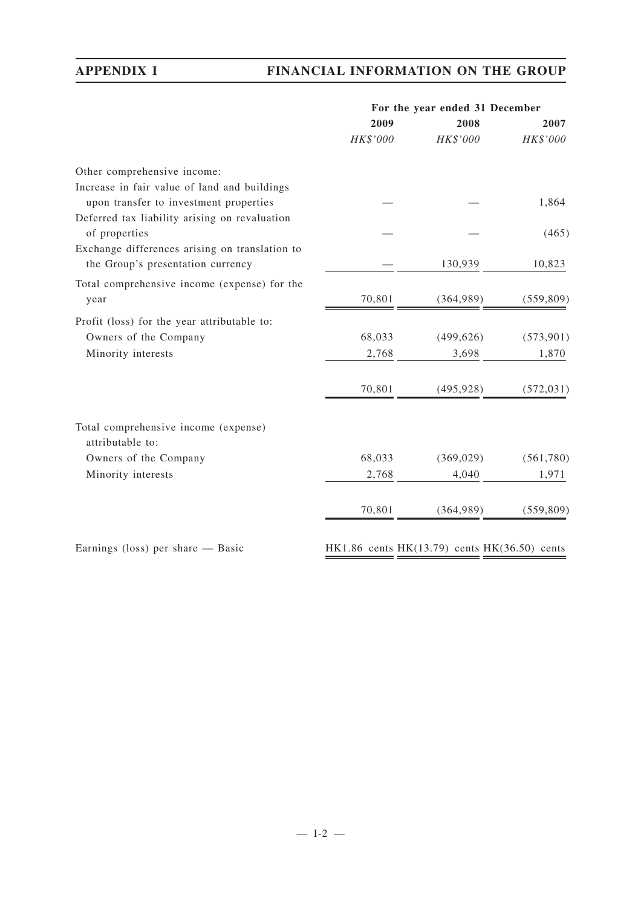| | For the year ended 31 December | | |
|---|---|---|---|
| | 2009 | 2008 | 2007 |
| | *HK$'000* | *HK$'000* | *HK$'000* |
| Other comprehensive income: | | | |
| Increase in fair value of land and buildings upon transfer to investment properties | — | — | 1,864 |
| Deferred tax liability arising on revaluation of properties | — | — | (465) |
| Exchange differences arising on translation to the Group's presentation currency | — | 130,939 | 10,823 |
| Total comprehensive income (expense) for the year | 70,801 | (364,989) | (559,809) |
| Profit (loss) for the year attributable to: | | | |
| Owners of the Company | 68,033 | (499,626) | (573,901) |
| Minority interests | 2,768 | 3,698 | 1,870 |
| | 70,801 | (495,928) | (572,031) |
| Total comprehensive income (expense) attributable to: | | | |
| Owners of the Company | 68,033 | (369,029) | (561,780) |
| Minority interests | 2,768 | 4,040 | 1,971 |
| | 70,801 | (364,989) | (559,809) |
| Earnings (loss) per share — Basic | HK1.86 cents | HK(13.79) cents | HK(36.50) cents |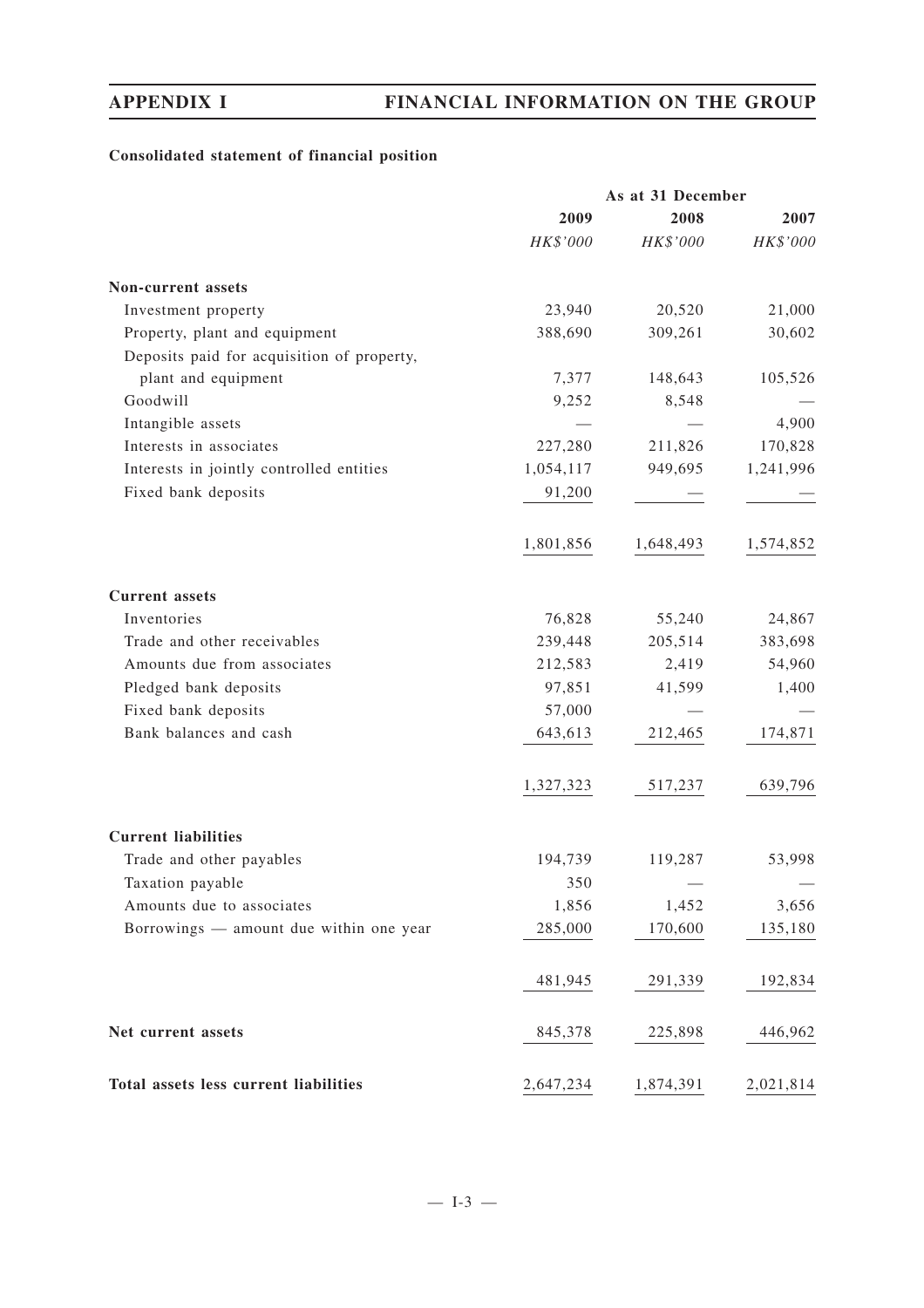### Consolidated statement of financial position

| | As at 31 December | | |
|---|---|---|---|
| | 2009 | 2008 | 2007 |
| | *HK$'000* | *HK$'000* | *HK$'000* |
| **Non-current assets** | | | |
| Investment property | 23,940 | 20,520 | 21,000 |
| Property, plant and equipment | 388,690 | 309,261 | 30,602 |
| Deposits paid for acquisition of property, plant and equipment | 7,377 | 148,643 | 105,526 |
| Goodwill | 9,252 | 8,548 | — |
| Intangible assets | — | — | 4,900 |
| Interests in associates | 227,280 | 211,826 | 170,828 |
| Interests in jointly controlled entities | 1,054,117 | 949,695 | 1,241,996 |
| Fixed bank deposits | 91,200 | — | — |
| | 1,801,856 | 1,648,493 | 1,574,852 |
| **Current assets** | | | |
| Inventories | 76,828 | 55,240 | 24,867 |
| Trade and other receivables | 239,448 | 205,514 | 383,698 |
| Amounts due from associates | 212,583 | 2,419 | 54,960 |
| Pledged bank deposits | 97,851 | 41,599 | 1,400 |
| Fixed bank deposits | 57,000 | — | — |
| Bank balances and cash | 643,613 | 212,465 | 174,871 |
| | 1,327,323 | 517,237 | 639,796 |
| **Current liabilities** | | | |
| Trade and other payables | 194,739 | 119,287 | 53,998 |
| Taxation payable | 350 | — | — |
| Amounts due to associates | 1,856 | 1,452 | 3,656 |
| Borrowings — amount due within one year | 285,000 | 170,600 | 135,180 |
| | 481,945 | 291,339 | 192,834 |
| **Net current assets** | 845,378 | 225,898 | 446,962 |
| **Total assets less current liabilities** | 2,647,234 | 1,874,391 | 2,021,814 |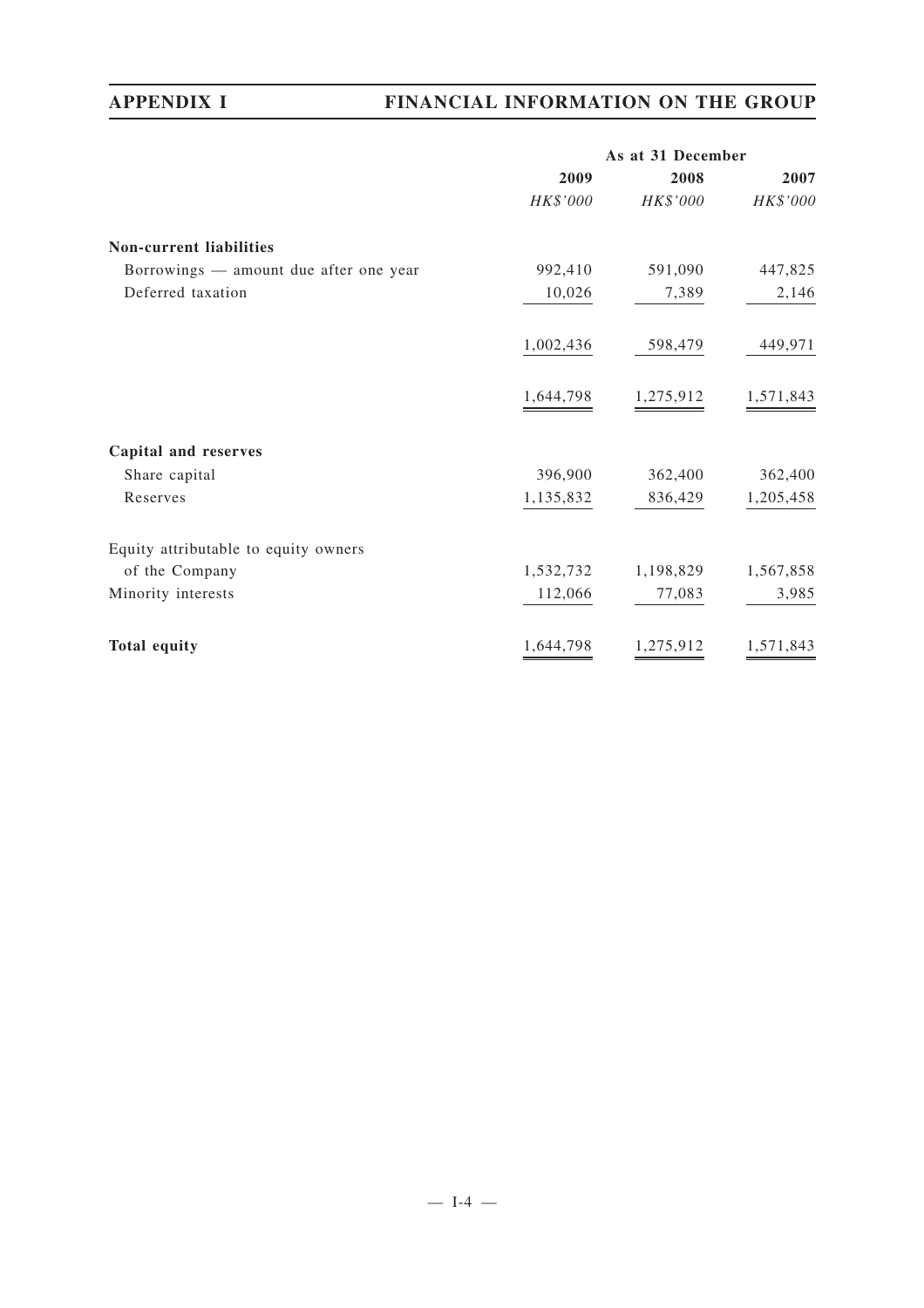| | As at 31 December | | |
|---|---|---|---|
| | 2009 | 2008 | 2007 |
| | *HK$'000* | *HK$'000* | *HK$'000* |
| **Non-current liabilities** | | | |
| Borrowings — amount due after one year | 992,410 | 591,090 | 447,825 |
| Deferred taxation | 10,026 | 7,389 | 2,146 |
| | 1,002,436 | 598,479 | 449,971 |
| | 1,644,798 | 1,275,912 | 1,571,843 |
| **Capital and reserves** | | | |
| Share capital | 396,900 | 362,400 | 362,400 |
| Reserves | 1,135,832 | 836,429 | 1,205,458 |
| Equity attributable to equity owners of the Company | 1,532,732 | 1,198,829 | 1,567,858 |
| Minority interests | 112,066 | 77,083 | 3,985 |
| **Total equity** | 1,644,798 | 1,275,912 | 1,571,843 |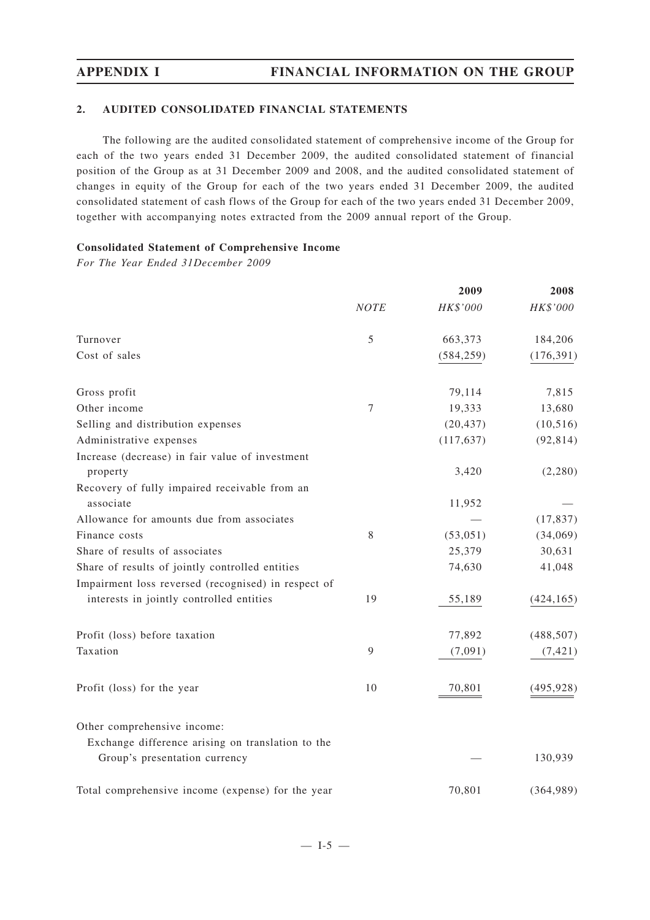## 2. AUDITED CONSOLIDATED FINANCIAL STATEMENTS

The following are the audited consolidated statement of comprehensive income of the Group for each of the two years ended 31 December 2009, the audited consolidated statement of financial position of the Group as at 31 December 2009 and 2008, and the audited consolidated statement of changes in equity of the Group for each of the two years ended 31 December 2009, the audited consolidated statement of cash flows of the Group for each of the two years ended 31 December 2009, together with accompanying notes extracted from the 2009 annual report of the Group.

### Consolidated Statement of Comprehensive Income

*For The Year Ended 31December 2009*

| | *NOTE* | 2009<br>*HK$'000* | 2008<br>*HK$'000* |
|---|---|---|---|
| Turnover | 5 | 663,373 | 184,206 |
| Cost of sales | | (584,259) | (176,391) |
| Gross profit | | 79,114 | 7,815 |
| Other income | 7 | 19,333 | 13,680 |
| Selling and distribution expenses | | (20,437) | (10,516) |
| Administrative expenses | | (117,637) | (92,814) |
| Increase (decrease) in fair value of investment property | | 3,420 | (2,280) |
| Recovery of fully impaired receivable from an associate | | 11,952 | — |
| Allowance for amounts due from associates | | — | (17,837) |
| Finance costs | 8 | (53,051) | (34,069) |
| Share of results of associates | | 25,379 | 30,631 |
| Share of results of jointly controlled entities | | 74,630 | 41,048 |
| Impairment loss reversed (recognised) in respect of interests in jointly controlled entities | 19 | 55,189 | (424,165) |
| Profit (loss) before taxation | | 77,892 | (488,507) |
| Taxation | 9 | (7,091) | (7,421) |
| Profit (loss) for the year | 10 | 70,801 | (495,928) |
| Other comprehensive income: | | | |
| Exchange difference arising on translation to the Group's presentation currency | | — | 130,939 |
| Total comprehensive income (expense) for the year | | 70,801 | (364,989) |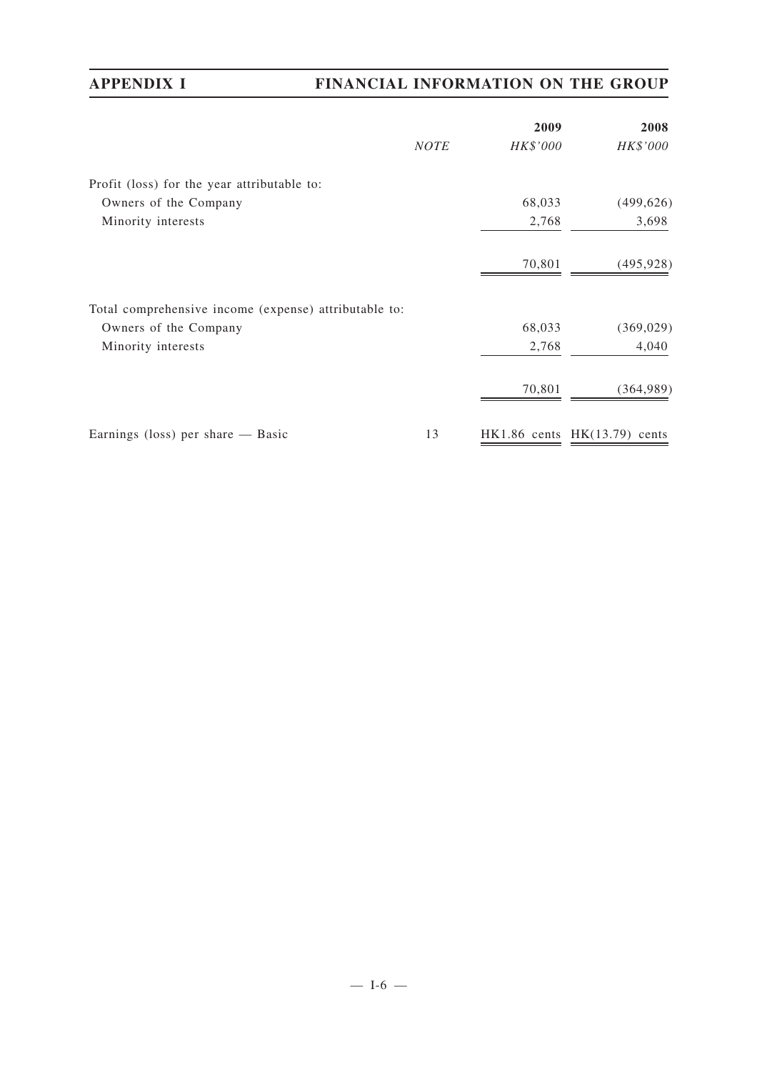| | NOTE | 2009 HK$'000 | 2008 HK$'000 |
|---|---|---|---|
| Profit (loss) for the year attributable to: | | | |
| Owners of the Company | | 68,033 | (499,626) |
| Minority interests | | 2,768 | 3,698 |
| | | 70,801 | (495,928) |
| Total comprehensive income (expense) attributable to: | | | |
| Owners of the Company | | 68,033 | (369,029) |
| Minority interests | | 2,768 | 4,040 |
| | | 70,801 | (364,989) |
| Earnings (loss) per share — Basic | 13 | HK1.86 cents | HK(13.79) cents |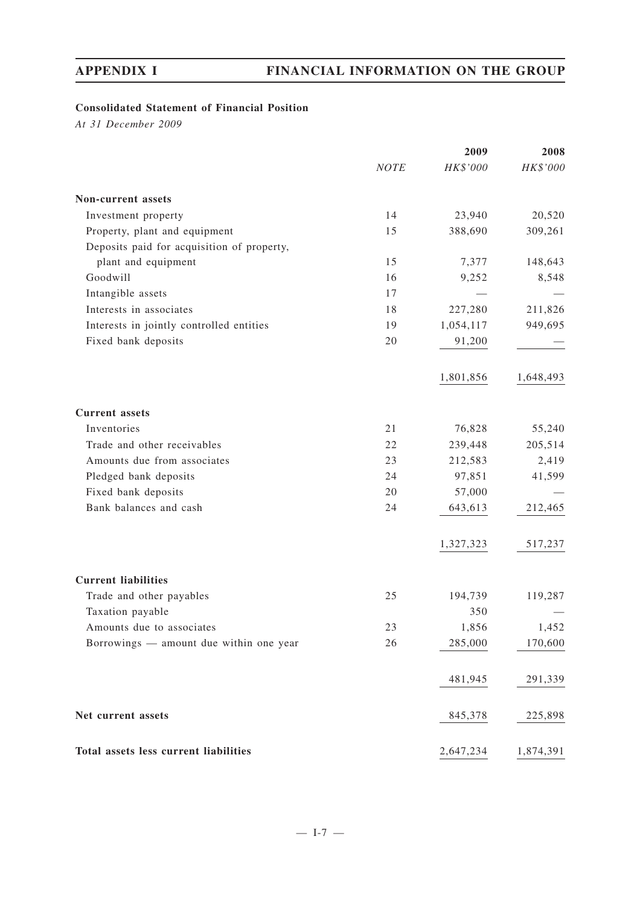## Consolidated Statement of Financial Position

*At 31 December 2009*

| | NOTE | 2009 HK$'000 | 2008 HK$'000 |
|---|---|---|---|
| **Non-current assets** | | | |
| Investment property | 14 | 23,940 | 20,520 |
| Property, plant and equipment | 15 | 388,690 | 309,261 |
| Deposits paid for acquisition of property, plant and equipment | 15 | 7,377 | 148,643 |
| Goodwill | 16 | 9,252 | 8,548 |
| Intangible assets | 17 | — | — |
| Interests in associates | 18 | 227,280 | 211,826 |
| Interests in jointly controlled entities | 19 | 1,054,117 | 949,695 |
| Fixed bank deposits | 20 | 91,200 | — |
| | | 1,801,856 | 1,648,493 |
| **Current assets** | | | |
| Inventories | 21 | 76,828 | 55,240 |
| Trade and other receivables | 22 | 239,448 | 205,514 |
| Amounts due from associates | 23 | 212,583 | 2,419 |
| Pledged bank deposits | 24 | 97,851 | 41,599 |
| Fixed bank deposits | 20 | 57,000 | — |
| Bank balances and cash | 24 | 643,613 | 212,465 |
| | | 1,327,323 | 517,237 |
| **Current liabilities** | | | |
| Trade and other payables | 25 | 194,739 | 119,287 |
| Taxation payable | | 350 | — |
| Amounts due to associates | 23 | 1,856 | 1,452 |
| Borrowings — amount due within one year | 26 | 285,000 | 170,600 |
| | | 481,945 | 291,339 |
| **Net current assets** | | 845,378 | 225,898 |
| **Total assets less current liabilities** | | 2,647,234 | 1,874,391 |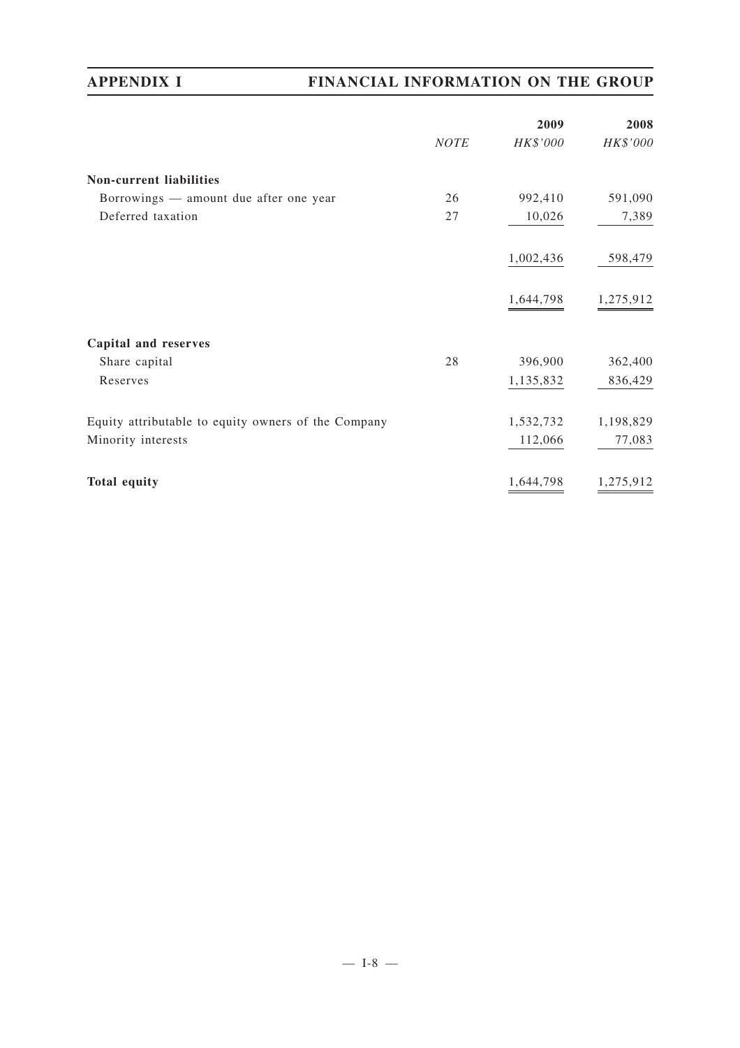| | NOTE | 2009 HK$'000 | 2008 HK$'000 |
|---|---|---|---|
| **Non-current liabilities** | | | |
| Borrowings — amount due after one year | 26 | 992,410 | 591,090 |
| Deferred taxation | 27 | 10,026 | 7,389 |
| | | 1,002,436 | 598,479 |
| | | 1,644,798 | 1,275,912 |
| **Capital and reserves** | | | |
| Share capital | 28 | 396,900 | 362,400 |
| Reserves | | 1,135,832 | 836,429 |
| Equity attributable to equity owners of the Company | | 1,532,732 | 1,198,829 |
| Minority interests | | 112,066 | 77,083 |
| **Total equity** | | 1,644,798 | 1,275,912 |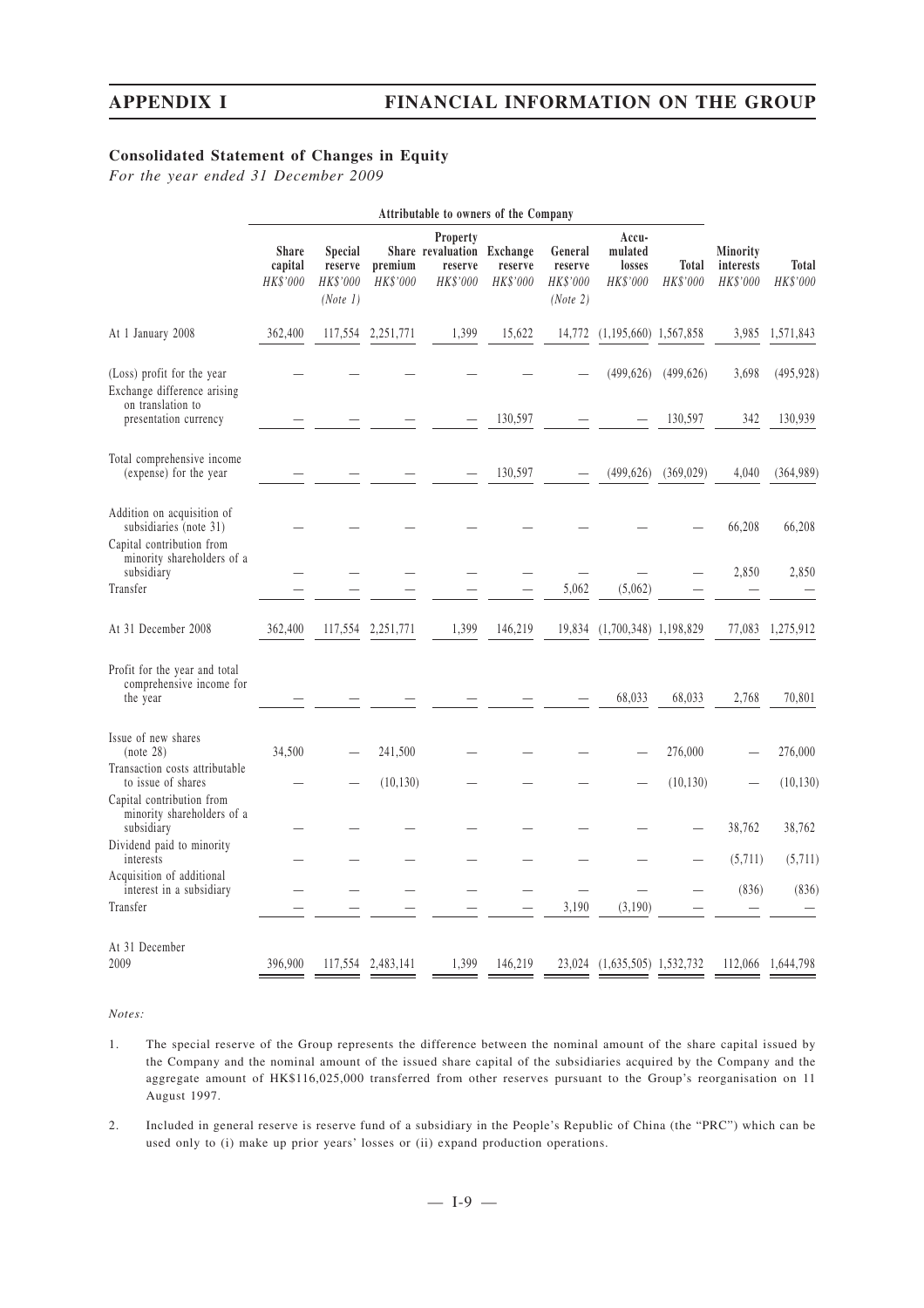## Consolidated Statement of Changes in Equity

*For the year ended 31 December 2009*

| | Attributable to owners of the Company | | | | | | | | | |
|---|---|---|---|---|---|---|---|---|---|---|
| | Share capital HK$'000 | Special reserve HK$'000 (Note 1) | Share premium HK$'000 | Property revaluation reserve HK$'000 | Exchange reserve HK$'000 | General reserve HK$'000 (Note 2) | Accumulated losses HK$'000 | Total HK$'000 | Minority interests HK$'000 | Total HK$'000 |
| At 1 January 2008 | 362,400 | 117,554 | 2,251,771 | 1,399 | 15,622 | 14,772 | (1,195,660) | 1,567,858 | 3,985 | 1,571,843 |
| (Loss) profit for the year | — | — | — | — | — | — | (499,626) | (499,626) | 3,698 | (495,928) |
| Exchange difference arising on translation to presentation currency | — | — | — | — | 130,597 | — | — | 130,597 | 342 | 130,939 |
| Total comprehensive income (expense) for the year | — | — | — | — | 130,597 | — | (499,626) | (369,029) | 4,040 | (364,989) |
| Addition on acquisition of subsidiaries (note 31) | — | — | — | — | — | — | — | — | 66,208 | 66,208 |
| Capital contribution from minority shareholders of a subsidiary | — | — | — | — | — | — | — | — | 2,850 | 2,850 |
| Transfer | — | — | — | — | — | 5,062 | (5,062) | — | — | — |
| At 31 December 2008 | 362,400 | 117,554 | 2,251,771 | 1,399 | 146,219 | 19,834 | (1,700,348) | 1,198,829 | 77,083 | 1,275,912 |
| Profit for the year and total comprehensive income for the year | — | — | — | — | — | — | 68,033 | 68,033 | 2,768 | 70,801 |
| Issue of new shares (note 28) | 34,500 | — | 241,500 | — | — | — | — | 276,000 | — | 276,000 |
| Transaction costs attributable to issue of shares | — | — | (10,130) | — | — | — | — | (10,130) | — | (10,130) |
| Capital contribution from minority shareholders of a subsidiary | — | — | — | — | — | — | — | — | 38,762 | 38,762 |
| Dividend paid to minority interests | — | — | — | — | — | — | — | — | (5,711) | (5,711) |
| Acquisition of additional interest in a subsidiary | — | — | — | — | — | — | — | — | (836) | (836) |
| Transfer | — | — | — | — | — | 3,190 | (3,190) | — | — | — |
| At 31 December 2009 | 396,900 | 117,554 | 2,483,141 | 1,399 | 146,219 | 23,024 | (1,635,505) | 1,532,732 | 112,066 | 1,644,798 |

*Notes:*

1. The special reserve of the Group represents the difference between the nominal amount of the share capital issued by the Company and the nominal amount of the issued share capital of the subsidiaries acquired by the Company and the aggregate amount of HK$116,025,000 transferred from other reserves pursuant to the Group's reorganisation on 11 August 1997.

2. Included in general reserve is reserve fund of a subsidiary in the People's Republic of China (the "PRC") which can be used only to (i) make up prior years' losses or (ii) expand production operations.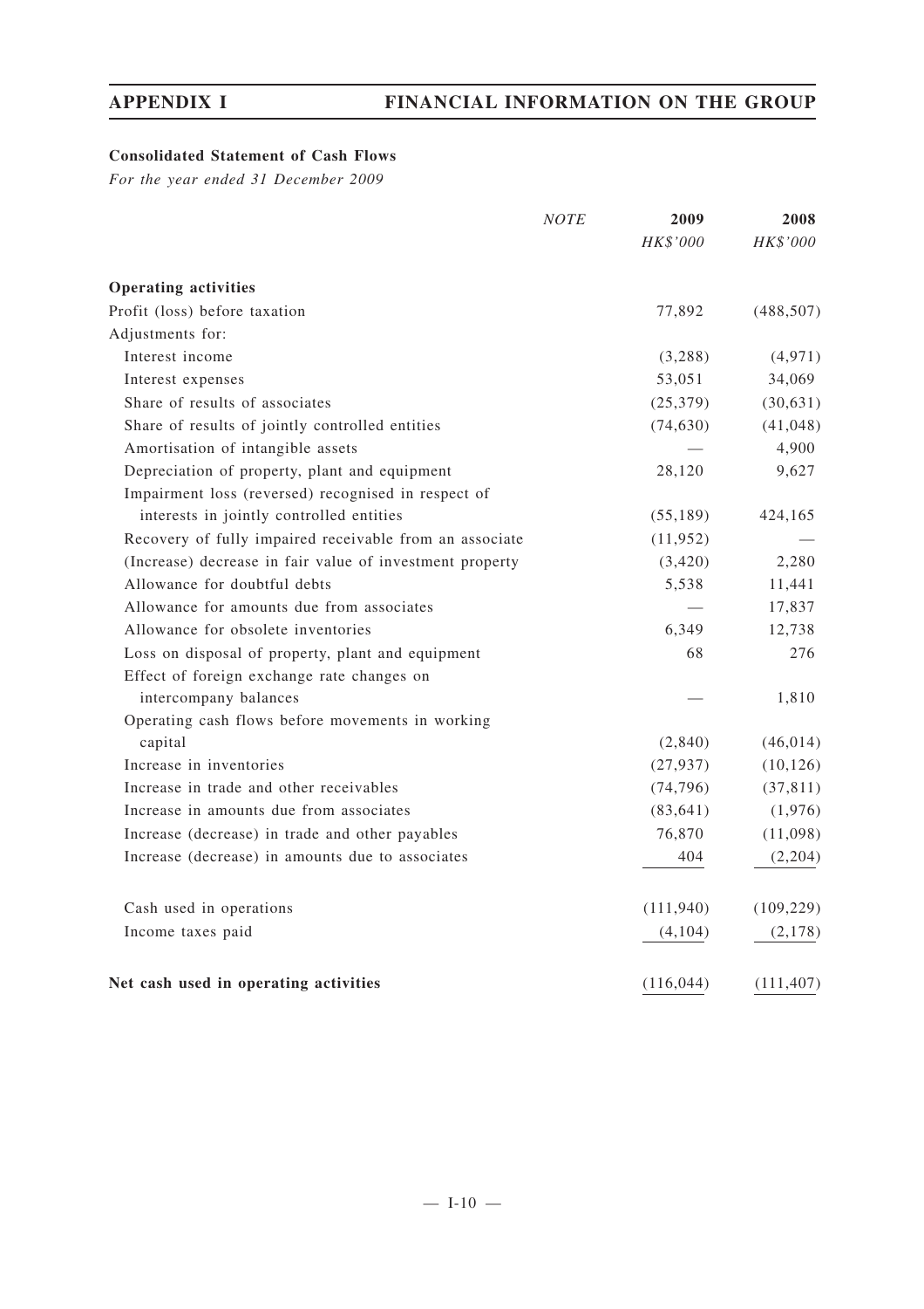**Consolidated Statement of Cash Flows**

*For the year ended 31 December 2009*

| | *NOTE* | 2009 | 2008 |
|---|---|---|---|
| | | *HK$'000* | *HK$'000* |
| **Operating activities** | | | |
| Profit (loss) before taxation | | 77,892 | (488,507) |
| Adjustments for: | | | |
| Interest income | | (3,288) | (4,971) |
| Interest expenses | | 53,051 | 34,069 |
| Share of results of associates | | (25,379) | (30,631) |
| Share of results of jointly controlled entities | | (74,630) | (41,048) |
| Amortisation of intangible assets | | — | 4,900 |
| Depreciation of property, plant and equipment | | 28,120 | 9,627 |
| Impairment loss (reversed) recognised in respect of interests in jointly controlled entities | | (55,189) | 424,165 |
| Recovery of fully impaired receivable from an associate | | (11,952) | — |
| (Increase) decrease in fair value of investment property | | (3,420) | 2,280 |
| Allowance for doubtful debts | | 5,538 | 11,441 |
| Allowance for amounts due from associates | | — | 17,837 |
| Allowance for obsolete inventories | | 6,349 | 12,738 |
| Loss on disposal of property, plant and equipment | | 68 | 276 |
| Effect of foreign exchange rate changes on intercompany balances | | — | 1,810 |
| Operating cash flows before movements in working capital | | (2,840) | (46,014) |
| Increase in inventories | | (27,937) | (10,126) |
| Increase in trade and other receivables | | (74,796) | (37,811) |
| Increase in amounts due from associates | | (83,641) | (1,976) |
| Increase (decrease) in trade and other payables | | 76,870 | (11,098) |
| Increase (decrease) in amounts due to associates | | 404 | (2,204) |
| Cash used in operations | | (111,940) | (109,229) |
| Income taxes paid | | (4,104) | (2,178) |
| **Net cash used in operating activities** | | (116,044) | (111,407) |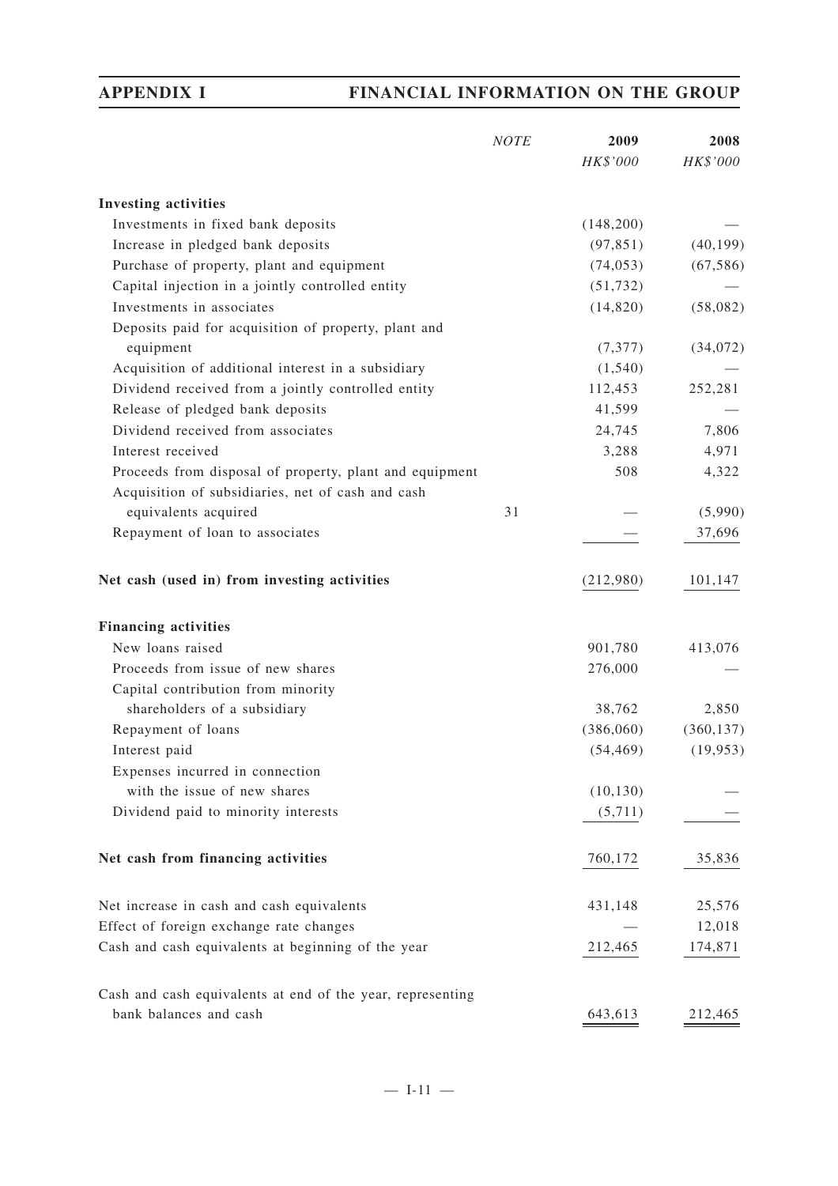| | NOTE | 2009 | 2008 |
|---|---|---|---|
| | | HK$'000 | HK$'000 |
| **Investing activities** | | | |
| Investments in fixed bank deposits | | (148,200) | — |
| Increase in pledged bank deposits | | (97,851) | (40,199) |
| Purchase of property, plant and equipment | | (74,053) | (67,586) |
| Capital injection in a jointly controlled entity | | (51,732) | — |
| Investments in associates | | (14,820) | (58,082) |
| Deposits paid for acquisition of property, plant and equipment | | (7,377) | (34,072) |
| Acquisition of additional interest in a subsidiary | | (1,540) | — |
| Dividend received from a jointly controlled entity | | 112,453 | 252,281 |
| Release of pledged bank deposits | | 41,599 | — |
| Dividend received from associates | | 24,745 | 7,806 |
| Interest received | | 3,288 | 4,971 |
| Proceeds from disposal of property, plant and equipment | | 508 | 4,322 |
| Acquisition of subsidiaries, net of cash and cash equivalents acquired | 31 | — | (5,990) |
| Repayment of loan to associates | | — | 37,696 |
| **Net cash (used in) from investing activities** | | (212,980) | 101,147 |
| **Financing activities** | | | |
| New loans raised | | 901,780 | 413,076 |
| Proceeds from issue of new shares | | 276,000 | — |
| Capital contribution from minority shareholders of a subsidiary | | 38,762 | 2,850 |
| Repayment of loans | | (386,060) | (360,137) |
| Interest paid | | (54,469) | (19,953) |
| Expenses incurred in connection with the issue of new shares | | (10,130) | — |
| Dividend paid to minority interests | | (5,711) | — |
| **Net cash from financing activities** | | 760,172 | 35,836 |
| Net increase in cash and cash equivalents | | 431,148 | 25,576 |
| Effect of foreign exchange rate changes | | — | 12,018 |
| Cash and cash equivalents at beginning of the year | | 212,465 | 174,871 |
| Cash and cash equivalents at end of the year, representing bank balances and cash | | 643,613 | 212,465 |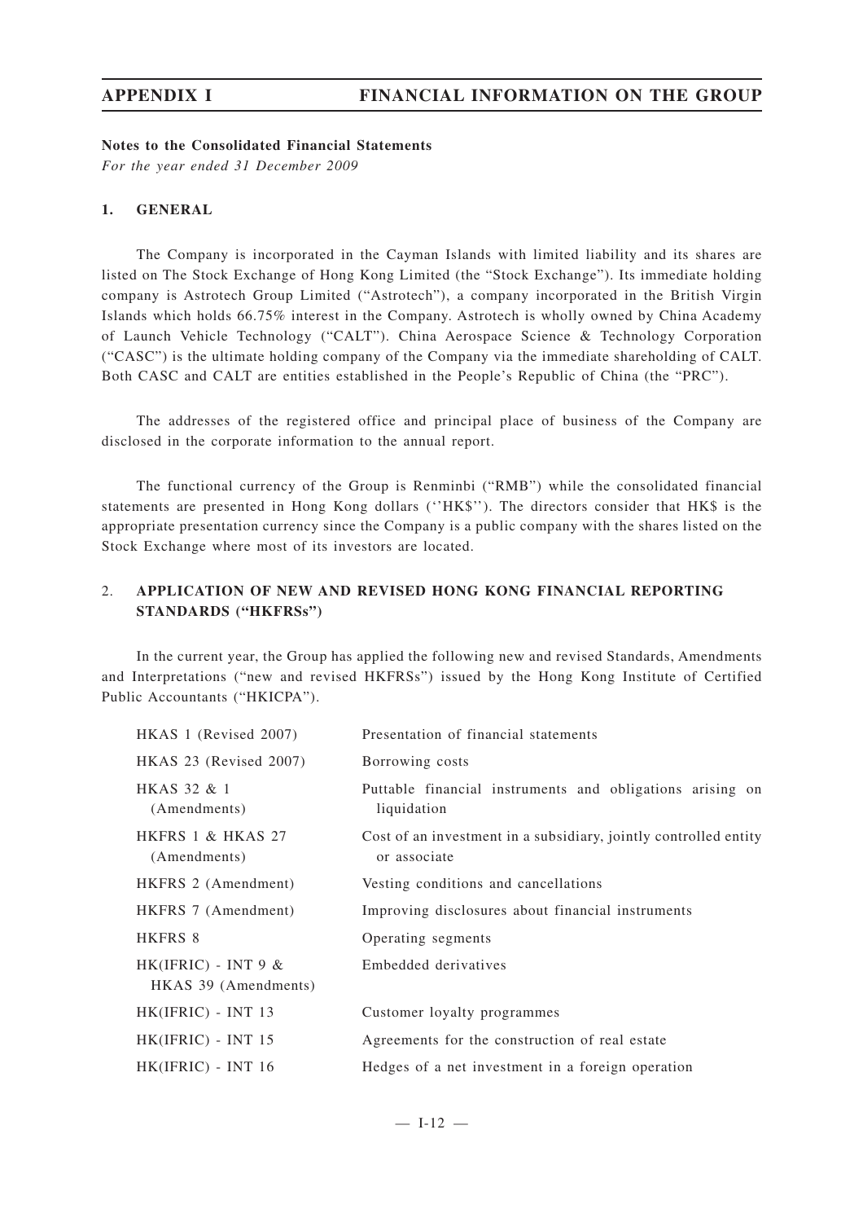**Notes to the Consolidated Financial Statements**

*For the year ended 31 December 2009*

## 1. GENERAL

The Company is incorporated in the Cayman Islands with limited liability and its shares are listed on The Stock Exchange of Hong Kong Limited (the "Stock Exchange"). Its immediate holding company is Astrotech Group Limited ("Astrotech"), a company incorporated in the British Virgin Islands which holds 66.75% interest in the Company. Astrotech is wholly owned by China Academy of Launch Vehicle Technology ("CALT"). China Aerospace Science & Technology Corporation ("CASC") is the ultimate holding company of the Company via the immediate shareholding of CALT. Both CASC and CALT are entities established in the People's Republic of China (the "PRC").

The addresses of the registered office and principal place of business of the Company are disclosed in the corporate information to the annual report.

The functional currency of the Group is Renminbi ("RMB") while the consolidated financial statements are presented in Hong Kong dollars (''HK$''). The directors consider that HK$ is the appropriate presentation currency since the Company is a public company with the shares listed on the Stock Exchange where most of its investors are located.

## 2. APPLICATION OF NEW AND REVISED HONG KONG FINANCIAL REPORTING STANDARDS ("HKFRSs")

In the current year, the Group has applied the following new and revised Standards, Amendments and Interpretations ("new and revised HKFRSs") issued by the Hong Kong Institute of Certified Public Accountants ("HKICPA").

| | |
|---|---|
| HKAS 1 (Revised 2007) | Presentation of financial statements |
| HKAS 23 (Revised 2007) | Borrowing costs |
| HKAS 32 & 1 (Amendments) | Puttable financial instruments and obligations arising on liquidation |
| HKFRS 1 & HKAS 27 (Amendments) | Cost of an investment in a subsidiary, jointly controlled entity or associate |
| HKFRS 2 (Amendment) | Vesting conditions and cancellations |
| HKFRS 7 (Amendment) | Improving disclosures about financial instruments |
| HKFRS 8 | Operating segments |
| HK(IFRIC) - INT 9 & HKAS 39 (Amendments) | Embedded derivatives |
| HK(IFRIC) - INT 13 | Customer loyalty programmes |
| HK(IFRIC) - INT 15 | Agreements for the construction of real estate |
| HK(IFRIC) - INT 16 | Hedges of a net investment in a foreign operation |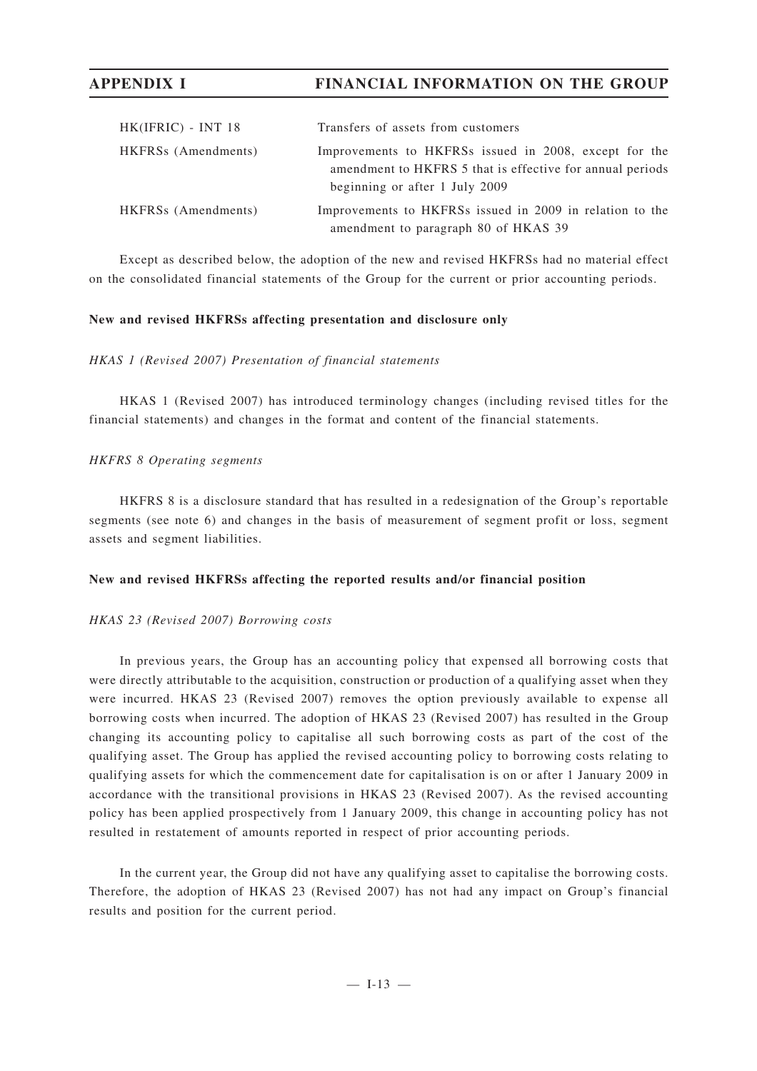| | |
|---|---|
| HK(IFRIC) - INT 18 | Transfers of assets from customers |
| HKFRSs (Amendments) | Improvements to HKFRSs issued in 2008, except for the amendment to HKFRS 5 that is effective for annual periods beginning or after 1 July 2009 |
| HKFRSs (Amendments) | Improvements to HKFRSs issued in 2009 in relation to the amendment to paragraph 80 of HKAS 39 |

Except as described below, the adoption of the new and revised HKFRSs had no material effect on the consolidated financial statements of the Group for the current or prior accounting periods.

**New and revised HKFRSs affecting presentation and disclosure only**

*HKAS 1 (Revised 2007) Presentation of financial statements*

HKAS 1 (Revised 2007) has introduced terminology changes (including revised titles for the financial statements) and changes in the format and content of the financial statements.

*HKFRS 8 Operating segments*

HKFRS 8 is a disclosure standard that has resulted in a redesignation of the Group's reportable segments (see note 6) and changes in the basis of measurement of segment profit or loss, segment assets and segment liabilities.

**New and revised HKFRSs affecting the reported results and/or financial position**

*HKAS 23 (Revised 2007) Borrowing costs*

In previous years, the Group has an accounting policy that expensed all borrowing costs that were directly attributable to the acquisition, construction or production of a qualifying asset when they were incurred. HKAS 23 (Revised 2007) removes the option previously available to expense all borrowing costs when incurred. The adoption of HKAS 23 (Revised 2007) has resulted in the Group changing its accounting policy to capitalise all such borrowing costs as part of the cost of the qualifying asset. The Group has applied the revised accounting policy to borrowing costs relating to qualifying assets for which the commencement date for capitalisation is on or after 1 January 2009 in accordance with the transitional provisions in HKAS 23 (Revised 2007). As the revised accounting policy has been applied prospectively from 1 January 2009, this change in accounting policy has not resulted in restatement of amounts reported in respect of prior accounting periods.

In the current year, the Group did not have any qualifying asset to capitalise the borrowing costs. Therefore, the adoption of HKAS 23 (Revised 2007) has not had any impact on Group's financial results and position for the current period.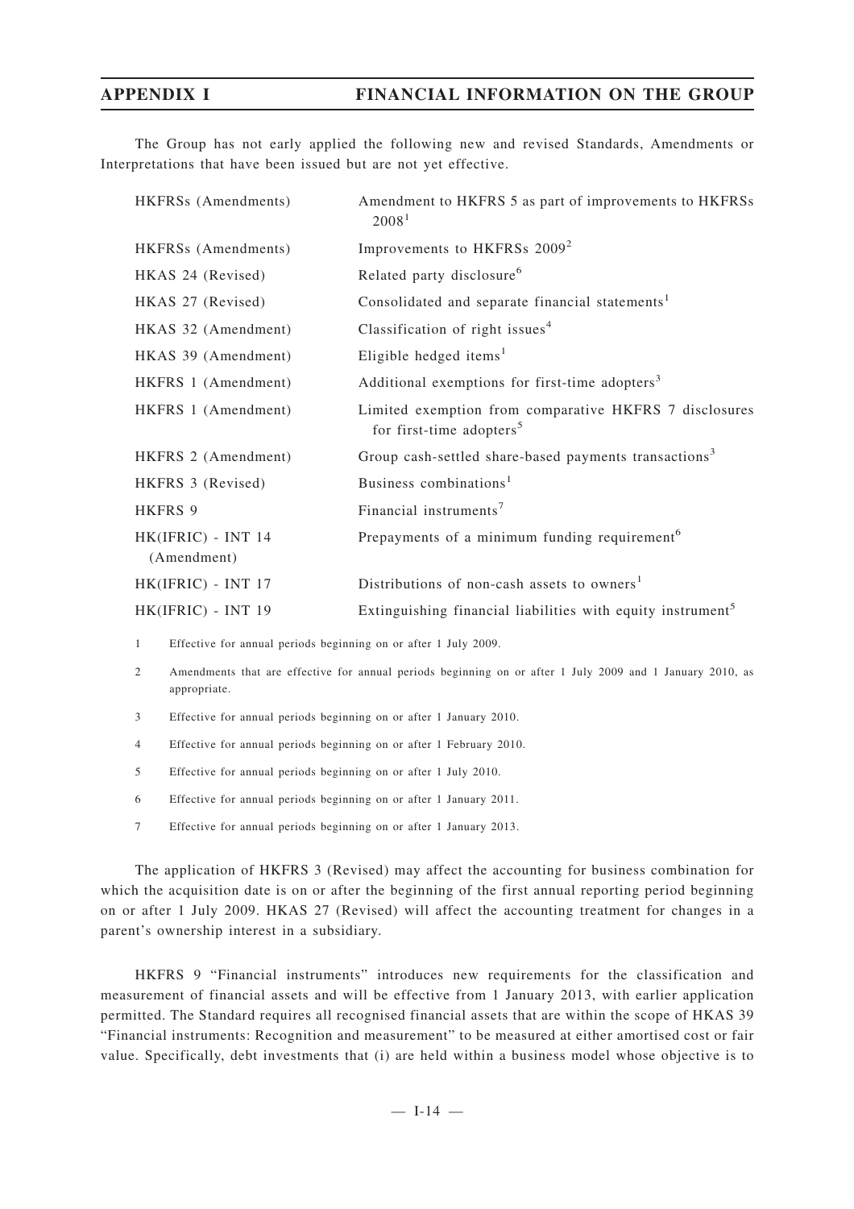The Group has not early applied the following new and revised Standards, Amendments or Interpretations that have been issued but are not yet effective.

| | |
|---|---|
| HKFRSs (Amendments) | Amendment to HKFRS 5 as part of improvements to HKFRSs 2008[1] |
| HKFRSs (Amendments) | Improvements to HKFRSs 2009[2] |
| HKAS 24 (Revised) | Related party disclosure[6] |
| HKAS 27 (Revised) | Consolidated and separate financial statements[1] |
| HKAS 32 (Amendment) | Classification of right issues[4] |
| HKAS 39 (Amendment) | Eligible hedged items[1] |
| HKFRS 1 (Amendment) | Additional exemptions for first-time adopters[3] |
| HKFRS 1 (Amendment) | Limited exemption from comparative HKFRS 7 disclosures for first-time adopters[5] |
| HKFRS 2 (Amendment) | Group cash-settled share-based payments transactions[3] |
| HKFRS 3 (Revised) | Business combinations[1] |
| HKFRS 9 | Financial instruments[7] |
| HK(IFRIC) - INT 14 (Amendment) | Prepayments of a minimum funding requirement[6] |
| HK(IFRIC) - INT 17 | Distributions of non-cash assets to owners[1] |
| HK(IFRIC) - INT 19 | Extinguishing financial liabilities with equity instrument[5] |

1 Effective for annual periods beginning on or after 1 July 2009.

2 Amendments that are effective for annual periods beginning on or after 1 July 2009 and 1 January 2010, as appropriate.

3 Effective for annual periods beginning on or after 1 January 2010.

4 Effective for annual periods beginning on or after 1 February 2010.

5 Effective for annual periods beginning on or after 1 July 2010.

6 Effective for annual periods beginning on or after 1 January 2011.

7 Effective for annual periods beginning on or after 1 January 2013.

The application of HKFRS 3 (Revised) may affect the accounting for business combination for which the acquisition date is on or after the beginning of the first annual reporting period beginning on or after 1 July 2009. HKAS 27 (Revised) will affect the accounting treatment for changes in a parent's ownership interest in a subsidiary.

HKFRS 9 "Financial instruments" introduces new requirements for the classification and measurement of financial assets and will be effective from 1 January 2013, with earlier application permitted. The Standard requires all recognised financial assets that are within the scope of HKAS 39 "Financial instruments: Recognition and measurement" to be measured at either amortised cost or fair value. Specifically, debt investments that (i) are held within a business model whose objective is to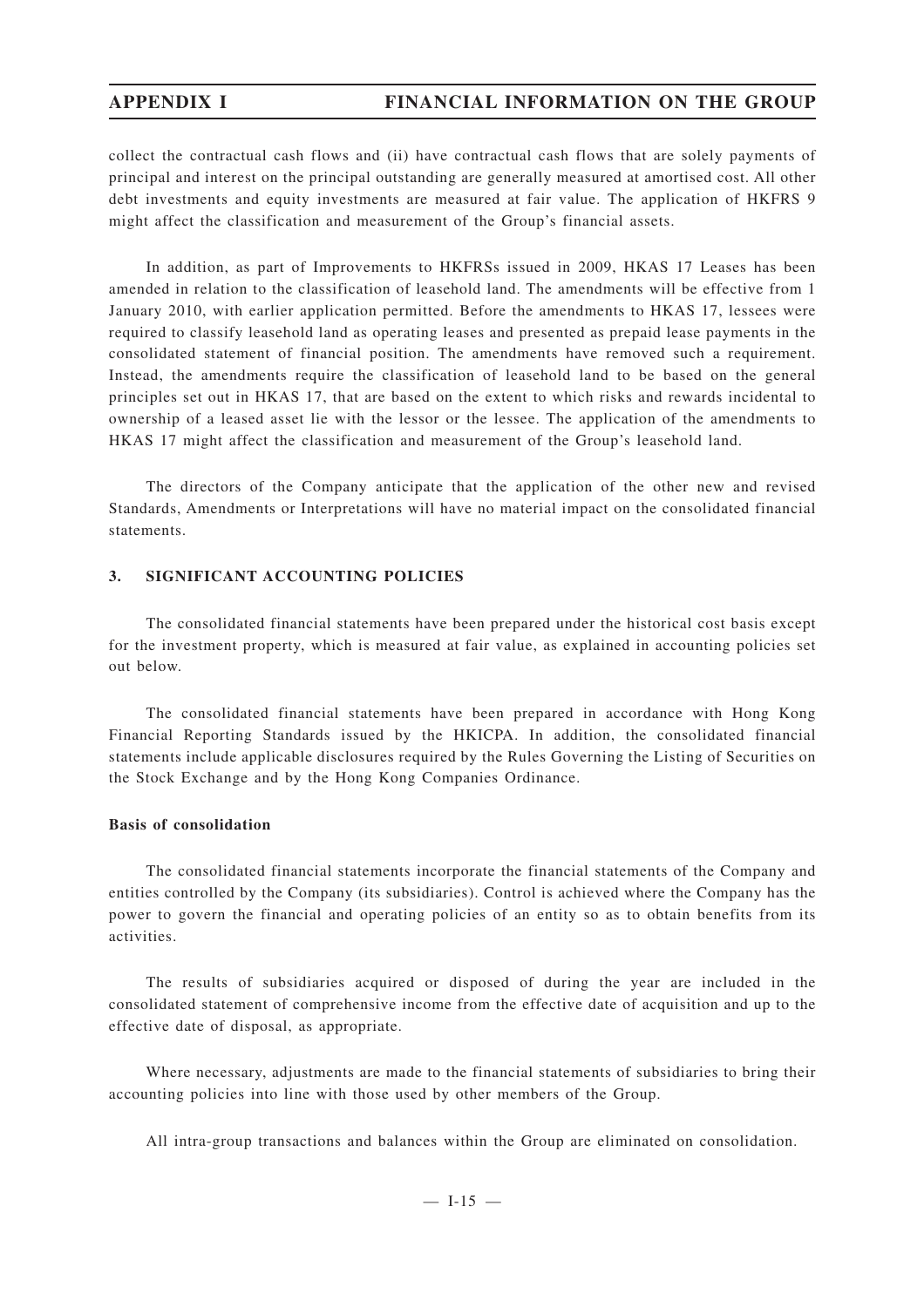collect the contractual cash flows and (ii) have contractual cash flows that are solely payments of principal and interest on the principal outstanding are generally measured at amortised cost. All other debt investments and equity investments are measured at fair value. The application of HKFRS 9 might affect the classification and measurement of the Group's financial assets.

In addition, as part of Improvements to HKFRSs issued in 2009, HKAS 17 Leases has been amended in relation to the classification of leasehold land. The amendments will be effective from 1 January 2010, with earlier application permitted. Before the amendments to HKAS 17, lessees were required to classify leasehold land as operating leases and presented as prepaid lease payments in the consolidated statement of financial position. The amendments have removed such a requirement. Instead, the amendments require the classification of leasehold land to be based on the general principles set out in HKAS 17, that are based on the extent to which risks and rewards incidental to ownership of a leased asset lie with the lessor or the lessee. The application of the amendments to HKAS 17 might affect the classification and measurement of the Group's leasehold land.

The directors of the Company anticipate that the application of the other new and revised Standards, Amendments or Interpretations will have no material impact on the consolidated financial statements.

## 3. SIGNIFICANT ACCOUNTING POLICIES

The consolidated financial statements have been prepared under the historical cost basis except for the investment property, which is measured at fair value, as explained in accounting policies set out below.

The consolidated financial statements have been prepared in accordance with Hong Kong Financial Reporting Standards issued by the HKICPA. In addition, the consolidated financial statements include applicable disclosures required by the Rules Governing the Listing of Securities on the Stock Exchange and by the Hong Kong Companies Ordinance.

**Basis of consolidation**

The consolidated financial statements incorporate the financial statements of the Company and entities controlled by the Company (its subsidiaries). Control is achieved where the Company has the power to govern the financial and operating policies of an entity so as to obtain benefits from its activities.

The results of subsidiaries acquired or disposed of during the year are included in the consolidated statement of comprehensive income from the effective date of acquisition and up to the effective date of disposal, as appropriate.

Where necessary, adjustments are made to the financial statements of subsidiaries to bring their accounting policies into line with those used by other members of the Group.

All intra-group transactions and balances within the Group are eliminated on consolidation.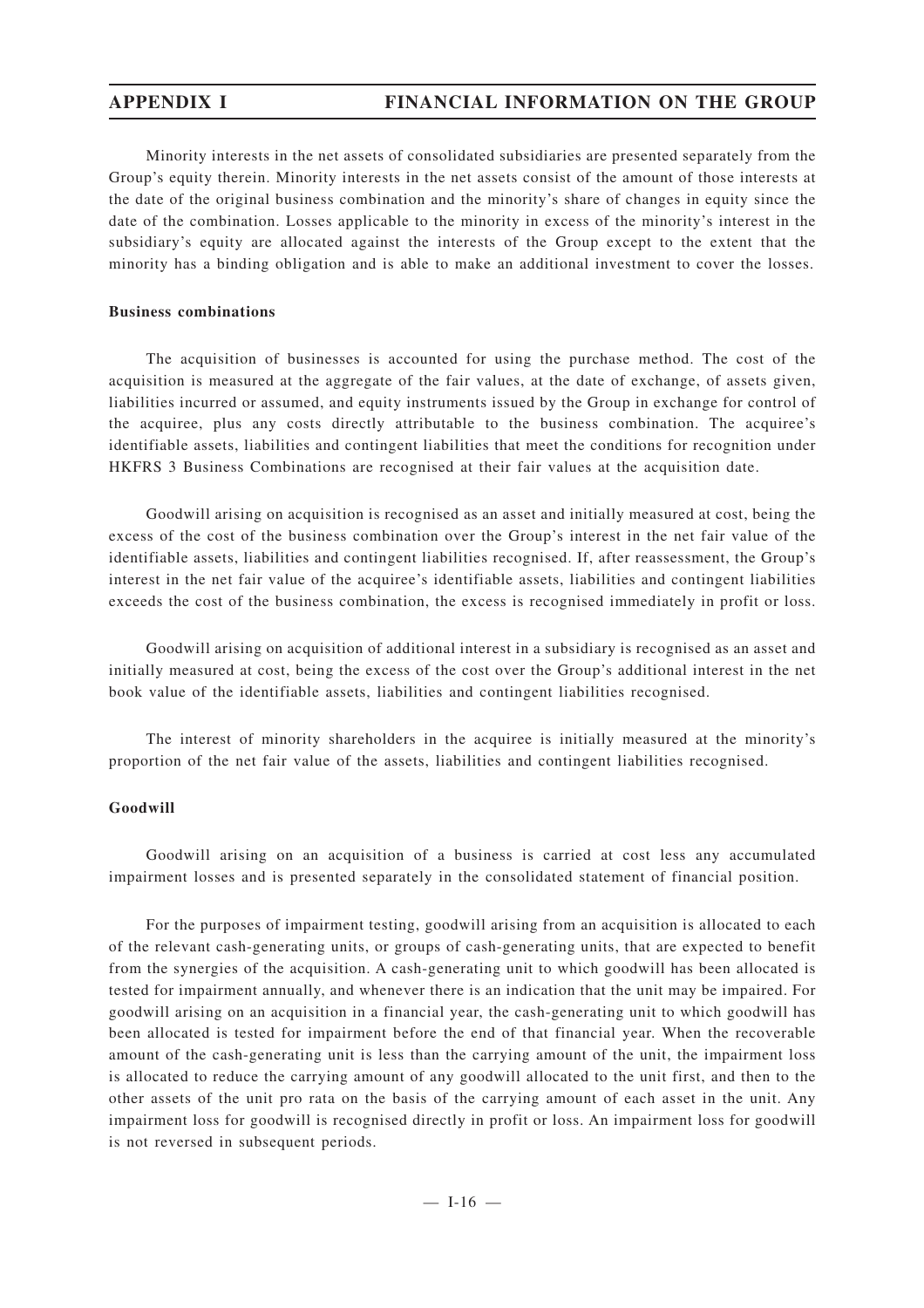Minority interests in the net assets of consolidated subsidiaries are presented separately from the Group's equity therein. Minority interests in the net assets consist of the amount of those interests at the date of the original business combination and the minority's share of changes in equity since the date of the combination. Losses applicable to the minority in excess of the minority's interest in the subsidiary's equity are allocated against the interests of the Group except to the extent that the minority has a binding obligation and is able to make an additional investment to cover the losses.

**Business combinations**

The acquisition of businesses is accounted for using the purchase method. The cost of the acquisition is measured at the aggregate of the fair values, at the date of exchange, of assets given, liabilities incurred or assumed, and equity instruments issued by the Group in exchange for control of the acquiree, plus any costs directly attributable to the business combination. The acquiree's identifiable assets, liabilities and contingent liabilities that meet the conditions for recognition under HKFRS 3 Business Combinations are recognised at their fair values at the acquisition date.

Goodwill arising on acquisition is recognised as an asset and initially measured at cost, being the excess of the cost of the business combination over the Group's interest in the net fair value of the identifiable assets, liabilities and contingent liabilities recognised. If, after reassessment, the Group's interest in the net fair value of the acquiree's identifiable assets, liabilities and contingent liabilities exceeds the cost of the business combination, the excess is recognised immediately in profit or loss.

Goodwill arising on acquisition of additional interest in a subsidiary is recognised as an asset and initially measured at cost, being the excess of the cost over the Group's additional interest in the net book value of the identifiable assets, liabilities and contingent liabilities recognised.

The interest of minority shareholders in the acquiree is initially measured at the minority's proportion of the net fair value of the assets, liabilities and contingent liabilities recognised.

**Goodwill**

Goodwill arising on an acquisition of a business is carried at cost less any accumulated impairment losses and is presented separately in the consolidated statement of financial position.

For the purposes of impairment testing, goodwill arising from an acquisition is allocated to each of the relevant cash-generating units, or groups of cash-generating units, that are expected to benefit from the synergies of the acquisition. A cash-generating unit to which goodwill has been allocated is tested for impairment annually, and whenever there is an indication that the unit may be impaired. For goodwill arising on an acquisition in a financial year, the cash-generating unit to which goodwill has been allocated is tested for impairment before the end of that financial year. When the recoverable amount of the cash-generating unit is less than the carrying amount of the unit, the impairment loss is allocated to reduce the carrying amount of any goodwill allocated to the unit first, and then to the other assets of the unit pro rata on the basis of the carrying amount of each asset in the unit. Any impairment loss for goodwill is recognised directly in profit or loss. An impairment loss for goodwill is not reversed in subsequent periods.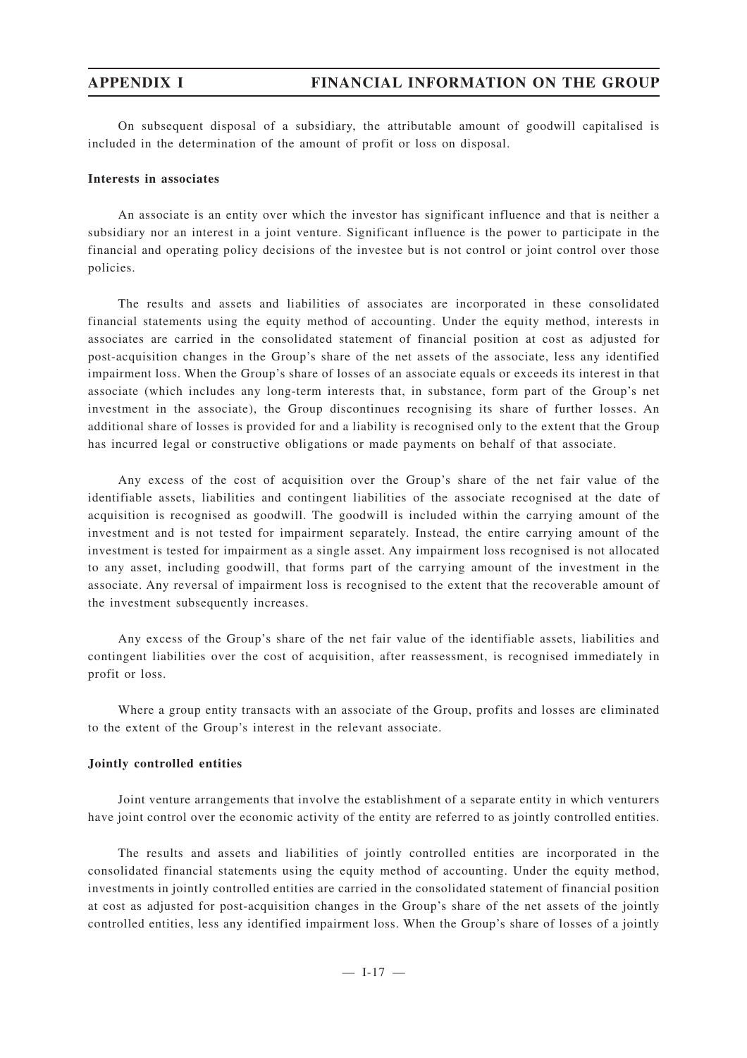On subsequent disposal of a subsidiary, the attributable amount of goodwill capitalised is included in the determination of the amount of profit or loss on disposal.

**Interests in associates**

An associate is an entity over which the investor has significant influence and that is neither a subsidiary nor an interest in a joint venture. Significant influence is the power to participate in the financial and operating policy decisions of the investee but is not control or joint control over those policies.

The results and assets and liabilities of associates are incorporated in these consolidated financial statements using the equity method of accounting. Under the equity method, interests in associates are carried in the consolidated statement of financial position at cost as adjusted for post-acquisition changes in the Group's share of the net assets of the associate, less any identified impairment loss. When the Group's share of losses of an associate equals or exceeds its interest in that associate (which includes any long-term interests that, in substance, form part of the Group's net investment in the associate), the Group discontinues recognising its share of further losses. An additional share of losses is provided for and a liability is recognised only to the extent that the Group has incurred legal or constructive obligations or made payments on behalf of that associate.

Any excess of the cost of acquisition over the Group's share of the net fair value of the identifiable assets, liabilities and contingent liabilities of the associate recognised at the date of acquisition is recognised as goodwill. The goodwill is included within the carrying amount of the investment and is not tested for impairment separately. Instead, the entire carrying amount of the investment is tested for impairment as a single asset. Any impairment loss recognised is not allocated to any asset, including goodwill, that forms part of the carrying amount of the investment in the associate. Any reversal of impairment loss is recognised to the extent that the recoverable amount of the investment subsequently increases.

Any excess of the Group's share of the net fair value of the identifiable assets, liabilities and contingent liabilities over the cost of acquisition, after reassessment, is recognised immediately in profit or loss.

Where a group entity transacts with an associate of the Group, profits and losses are eliminated to the extent of the Group's interest in the relevant associate.

**Jointly controlled entities**

Joint venture arrangements that involve the establishment of a separate entity in which venturers have joint control over the economic activity of the entity are referred to as jointly controlled entities.

The results and assets and liabilities of jointly controlled entities are incorporated in the consolidated financial statements using the equity method of accounting. Under the equity method, investments in jointly controlled entities are carried in the consolidated statement of financial position at cost as adjusted for post-acquisition changes in the Group's share of the net assets of the jointly controlled entities, less any identified impairment loss. When the Group's share of losses of a jointly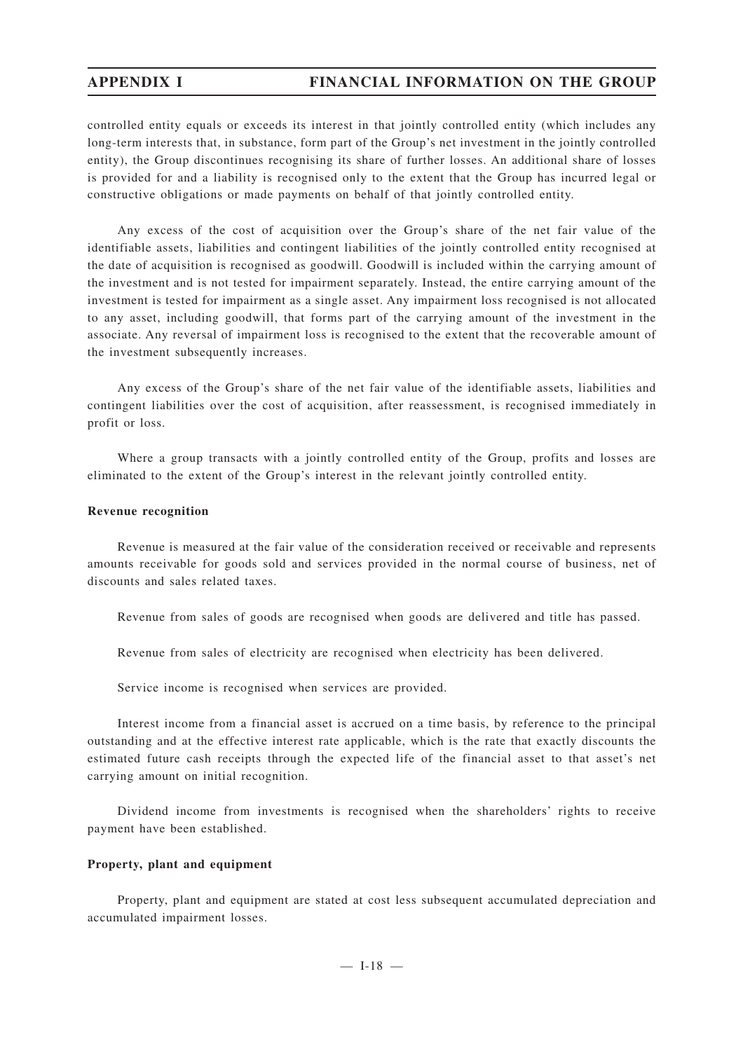controlled entity equals or exceeds its interest in that jointly controlled entity (which includes any long-term interests that, in substance, form part of the Group's net investment in the jointly controlled entity), the Group discontinues recognising its share of further losses. An additional share of losses is provided for and a liability is recognised only to the extent that the Group has incurred legal or constructive obligations or made payments on behalf of that jointly controlled entity.

Any excess of the cost of acquisition over the Group's share of the net fair value of the identifiable assets, liabilities and contingent liabilities of the jointly controlled entity recognised at the date of acquisition is recognised as goodwill. Goodwill is included within the carrying amount of the investment and is not tested for impairment separately. Instead, the entire carrying amount of the investment is tested for impairment as a single asset. Any impairment loss recognised is not allocated to any asset, including goodwill, that forms part of the carrying amount of the investment in the associate. Any reversal of impairment loss is recognised to the extent that the recoverable amount of the investment subsequently increases.

Any excess of the Group's share of the net fair value of the identifiable assets, liabilities and contingent liabilities over the cost of acquisition, after reassessment, is recognised immediately in profit or loss.

Where a group transacts with a jointly controlled entity of the Group, profits and losses are eliminated to the extent of the Group's interest in the relevant jointly controlled entity.

**Revenue recognition**

Revenue is measured at the fair value of the consideration received or receivable and represents amounts receivable for goods sold and services provided in the normal course of business, net of discounts and sales related taxes.

Revenue from sales of goods are recognised when goods are delivered and title has passed.

Revenue from sales of electricity are recognised when electricity has been delivered.

Service income is recognised when services are provided.

Interest income from a financial asset is accrued on a time basis, by reference to the principal outstanding and at the effective interest rate applicable, which is the rate that exactly discounts the estimated future cash receipts through the expected life of the financial asset to that asset's net carrying amount on initial recognition.

Dividend income from investments is recognised when the shareholders' rights to receive payment have been established.

**Property, plant and equipment**

Property, plant and equipment are stated at cost less subsequent accumulated depreciation and accumulated impairment losses.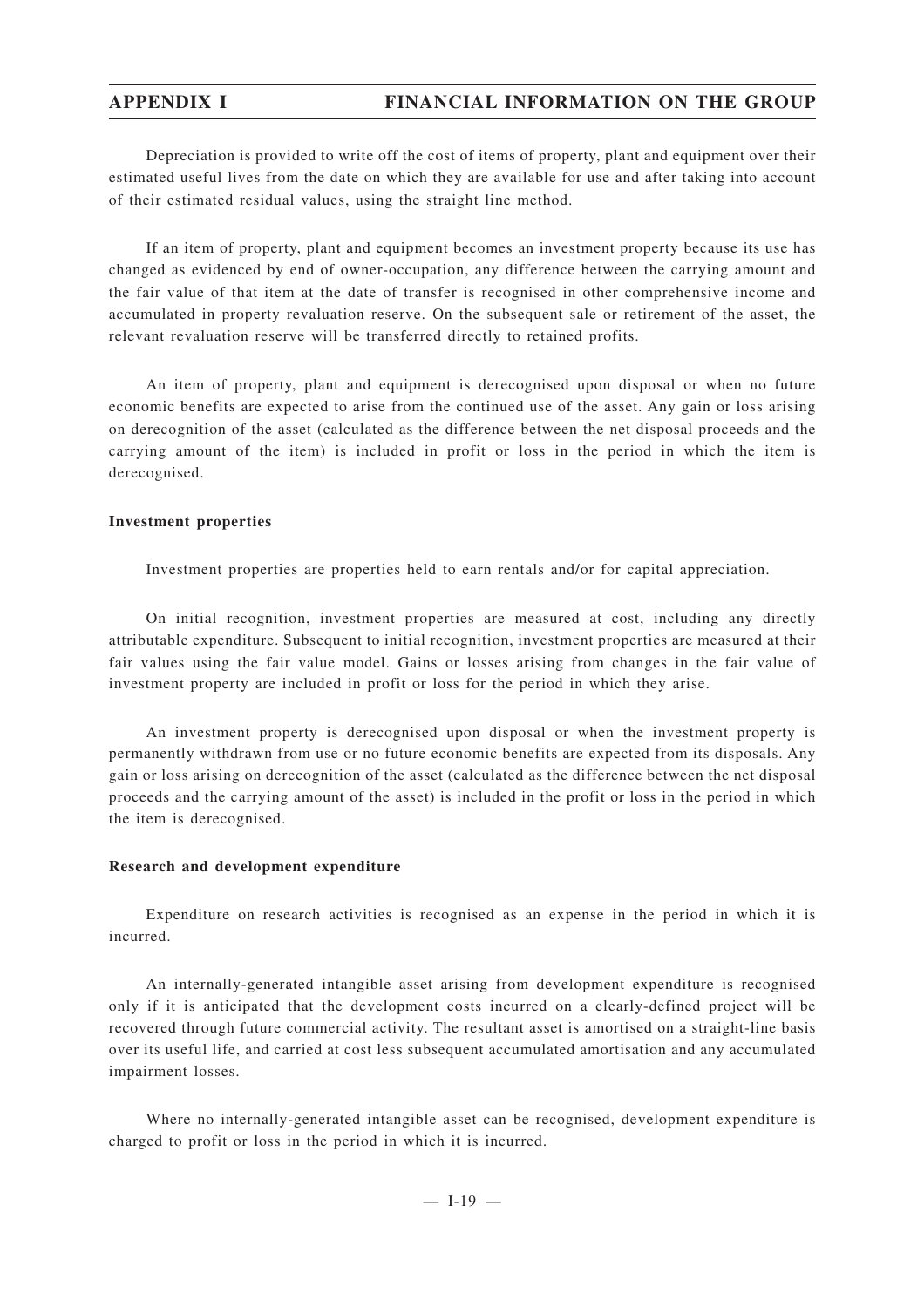Depreciation is provided to write off the cost of items of property, plant and equipment over their estimated useful lives from the date on which they are available for use and after taking into account of their estimated residual values, using the straight line method.

If an item of property, plant and equipment becomes an investment property because its use has changed as evidenced by end of owner-occupation, any difference between the carrying amount and the fair value of that item at the date of transfer is recognised in other comprehensive income and accumulated in property revaluation reserve. On the subsequent sale or retirement of the asset, the relevant revaluation reserve will be transferred directly to retained profits.

An item of property, plant and equipment is derecognised upon disposal or when no future economic benefits are expected to arise from the continued use of the asset. Any gain or loss arising on derecognition of the asset (calculated as the difference between the net disposal proceeds and the carrying amount of the item) is included in profit or loss in the period in which the item is derecognised.

**Investment properties**

Investment properties are properties held to earn rentals and/or for capital appreciation.

On initial recognition, investment properties are measured at cost, including any directly attributable expenditure. Subsequent to initial recognition, investment properties are measured at their fair values using the fair value model. Gains or losses arising from changes in the fair value of investment property are included in profit or loss for the period in which they arise.

An investment property is derecognised upon disposal or when the investment property is permanently withdrawn from use or no future economic benefits are expected from its disposals. Any gain or loss arising on derecognition of the asset (calculated as the difference between the net disposal proceeds and the carrying amount of the asset) is included in the profit or loss in the period in which the item is derecognised.

**Research and development expenditure**

Expenditure on research activities is recognised as an expense in the period in which it is incurred.

An internally-generated intangible asset arising from development expenditure is recognised only if it is anticipated that the development costs incurred on a clearly-defined project will be recovered through future commercial activity. The resultant asset is amortised on a straight-line basis over its useful life, and carried at cost less subsequent accumulated amortisation and any accumulated impairment losses.

Where no internally-generated intangible asset can be recognised, development expenditure is charged to profit or loss in the period in which it is incurred.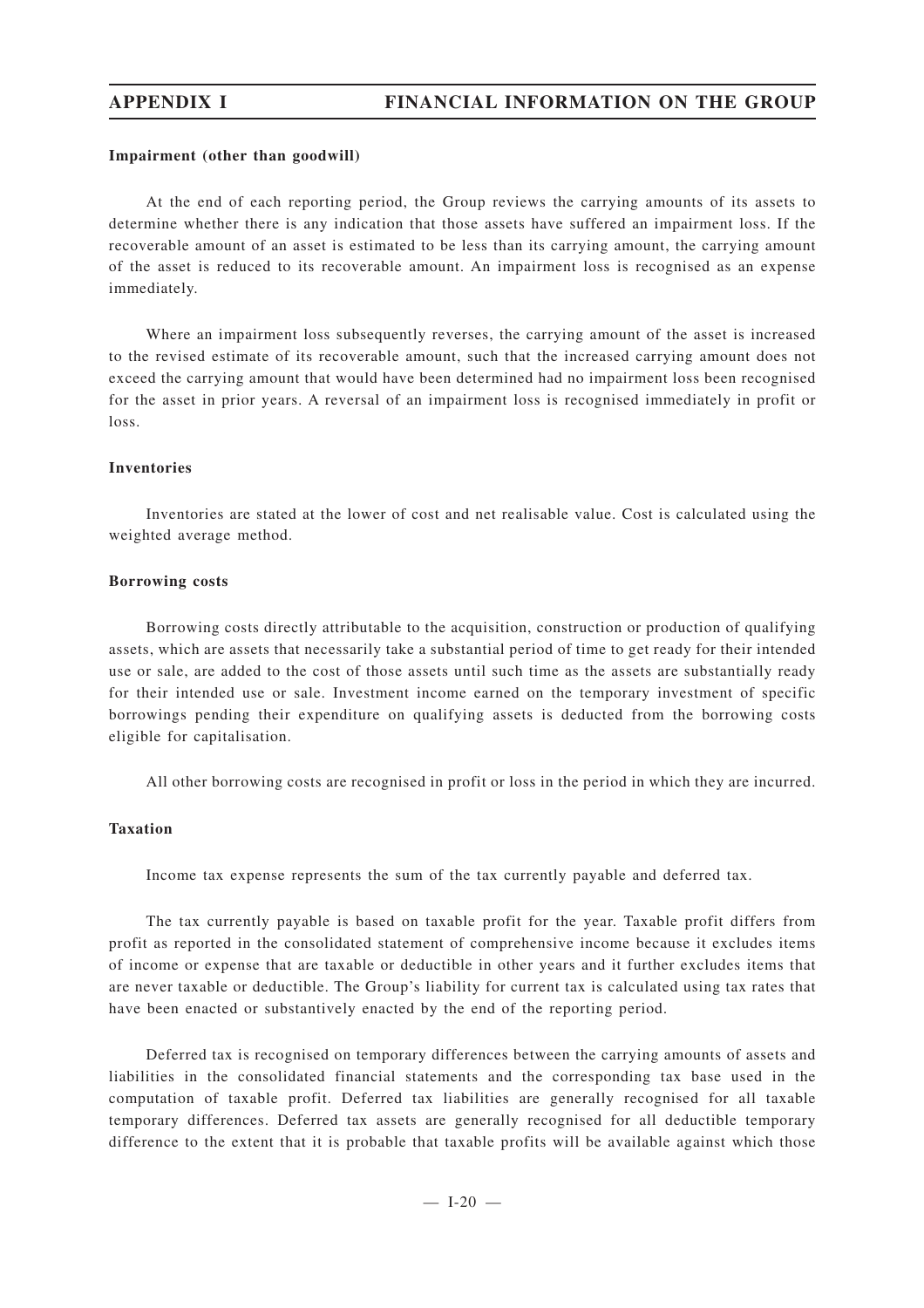**Impairment (other than goodwill)**

At the end of each reporting period, the Group reviews the carrying amounts of its assets to determine whether there is any indication that those assets have suffered an impairment loss. If the recoverable amount of an asset is estimated to be less than its carrying amount, the carrying amount of the asset is reduced to its recoverable amount. An impairment loss is recognised as an expense immediately.

Where an impairment loss subsequently reverses, the carrying amount of the asset is increased to the revised estimate of its recoverable amount, such that the increased carrying amount does not exceed the carrying amount that would have been determined had no impairment loss been recognised for the asset in prior years. A reversal of an impairment loss is recognised immediately in profit or loss.

**Inventories**

Inventories are stated at the lower of cost and net realisable value. Cost is calculated using the weighted average method.

**Borrowing costs**

Borrowing costs directly attributable to the acquisition, construction or production of qualifying assets, which are assets that necessarily take a substantial period of time to get ready for their intended use or sale, are added to the cost of those assets until such time as the assets are substantially ready for their intended use or sale. Investment income earned on the temporary investment of specific borrowings pending their expenditure on qualifying assets is deducted from the borrowing costs eligible for capitalisation.

All other borrowing costs are recognised in profit or loss in the period in which they are incurred.

**Taxation**

Income tax expense represents the sum of the tax currently payable and deferred tax.

The tax currently payable is based on taxable profit for the year. Taxable profit differs from profit as reported in the consolidated statement of comprehensive income because it excludes items of income or expense that are taxable or deductible in other years and it further excludes items that are never taxable or deductible. The Group's liability for current tax is calculated using tax rates that have been enacted or substantively enacted by the end of the reporting period.

Deferred tax is recognised on temporary differences between the carrying amounts of assets and liabilities in the consolidated financial statements and the corresponding tax base used in the computation of taxable profit. Deferred tax liabilities are generally recognised for all taxable temporary differences. Deferred tax assets are generally recognised for all deductible temporary difference to the extent that it is probable that taxable profits will be available against which those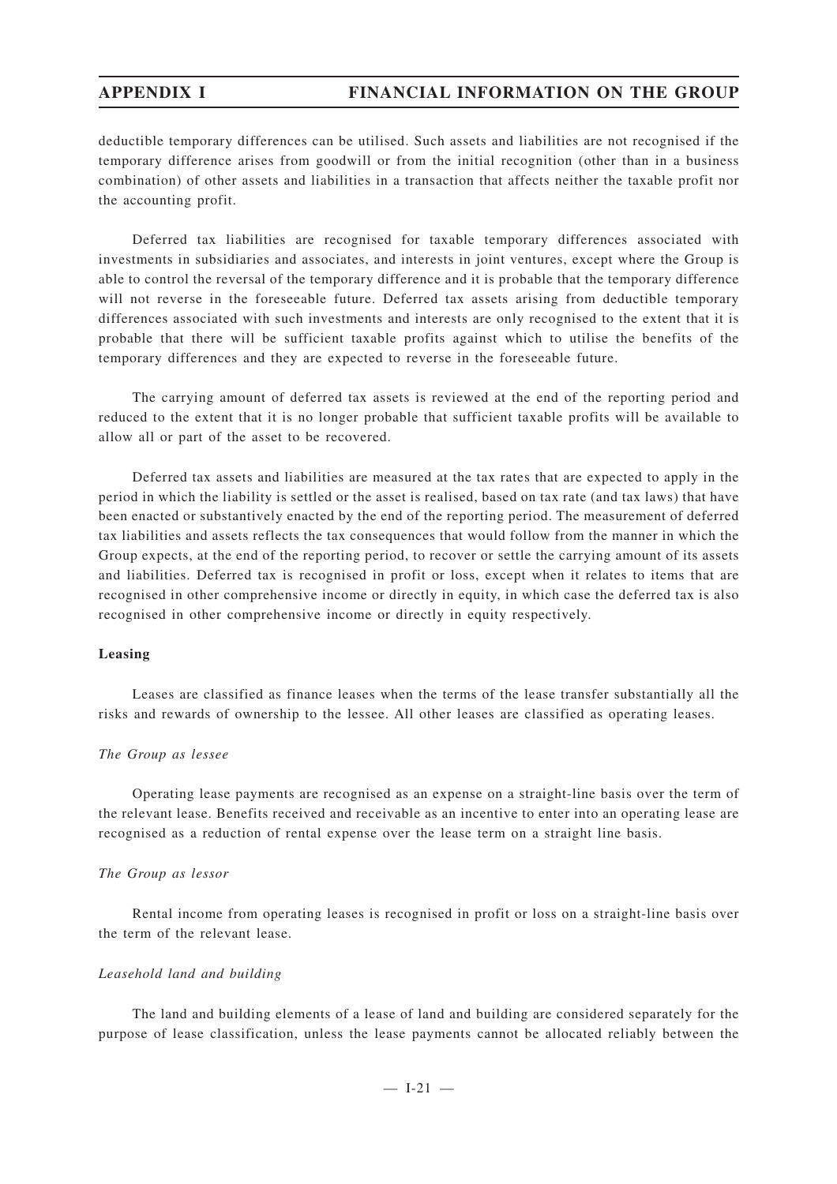deductible temporary differences can be utilised. Such assets and liabilities are not recognised if the temporary difference arises from goodwill or from the initial recognition (other than in a business combination) of other assets and liabilities in a transaction that affects neither the taxable profit nor the accounting profit.

Deferred tax liabilities are recognised for taxable temporary differences associated with investments in subsidiaries and associates, and interests in joint ventures, except where the Group is able to control the reversal of the temporary difference and it is probable that the temporary difference will not reverse in the foreseeable future. Deferred tax assets arising from deductible temporary differences associated with such investments and interests are only recognised to the extent that it is probable that there will be sufficient taxable profits against which to utilise the benefits of the temporary differences and they are expected to reverse in the foreseeable future.

The carrying amount of deferred tax assets is reviewed at the end of the reporting period and reduced to the extent that it is no longer probable that sufficient taxable profits will be available to allow all or part of the asset to be recovered.

Deferred tax assets and liabilities are measured at the tax rates that are expected to apply in the period in which the liability is settled or the asset is realised, based on tax rate (and tax laws) that have been enacted or substantively enacted by the end of the reporting period. The measurement of deferred tax liabilities and assets reflects the tax consequences that would follow from the manner in which the Group expects, at the end of the reporting period, to recover or settle the carrying amount of its assets and liabilities. Deferred tax is recognised in profit or loss, except when it relates to items that are recognised in other comprehensive income or directly in equity, in which case the deferred tax is also recognised in other comprehensive income or directly in equity respectively.

**Leasing**

Leases are classified as finance leases when the terms of the lease transfer substantially all the risks and rewards of ownership to the lessee. All other leases are classified as operating leases.

*The Group as lessee*

Operating lease payments are recognised as an expense on a straight-line basis over the term of the relevant lease. Benefits received and receivable as an incentive to enter into an operating lease are recognised as a reduction of rental expense over the lease term on a straight line basis.

*The Group as lessor*

Rental income from operating leases is recognised in profit or loss on a straight-line basis over the term of the relevant lease.

*Leasehold land and building*

The land and building elements of a lease of land and building are considered separately for the purpose of lease classification, unless the lease payments cannot be allocated reliably between the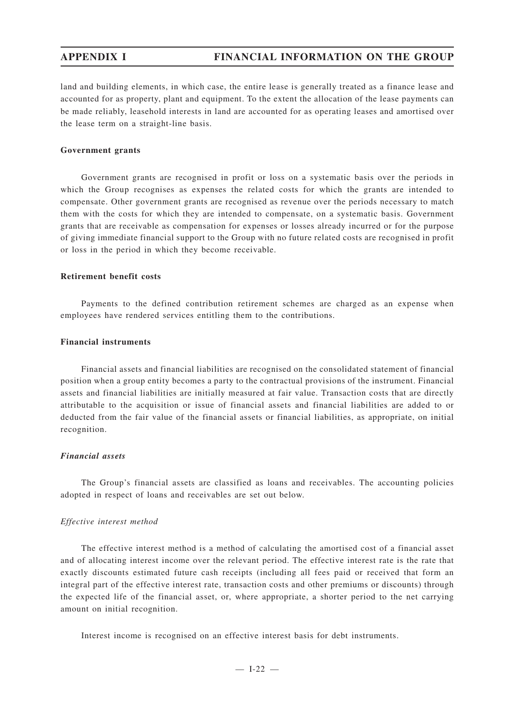land and building elements, in which case, the entire lease is generally treated as a finance lease and accounted for as property, plant and equipment. To the extent the allocation of the lease payments can be made reliably, leasehold interests in land are accounted for as operating leases and amortised over the lease term on a straight-line basis.

**Government grants**

Government grants are recognised in profit or loss on a systematic basis over the periods in which the Group recognises as expenses the related costs for which the grants are intended to compensate. Other government grants are recognised as revenue over the periods necessary to match them with the costs for which they are intended to compensate, on a systematic basis. Government grants that are receivable as compensation for expenses or losses already incurred or for the purpose of giving immediate financial support to the Group with no future related costs are recognised in profit or loss in the period in which they become receivable.

**Retirement benefit costs**

Payments to the defined contribution retirement schemes are charged as an expense when employees have rendered services entitling them to the contributions.

**Financial instruments**

Financial assets and financial liabilities are recognised on the consolidated statement of financial position when a group entity becomes a party to the contractual provisions of the instrument. Financial assets and financial liabilities are initially measured at fair value. Transaction costs that are directly attributable to the acquisition or issue of financial assets and financial liabilities are added to or deducted from the fair value of the financial assets or financial liabilities, as appropriate, on initial recognition.

***Financial assets***

The Group's financial assets are classified as loans and receivables. The accounting policies adopted in respect of loans and receivables are set out below.

*Effective interest method*

The effective interest method is a method of calculating the amortised cost of a financial asset and of allocating interest income over the relevant period. The effective interest rate is the rate that exactly discounts estimated future cash receipts (including all fees paid or received that form an integral part of the effective interest rate, transaction costs and other premiums or discounts) through the expected life of the financial asset, or, where appropriate, a shorter period to the net carrying amount on initial recognition.

Interest income is recognised on an effective interest basis for debt instruments.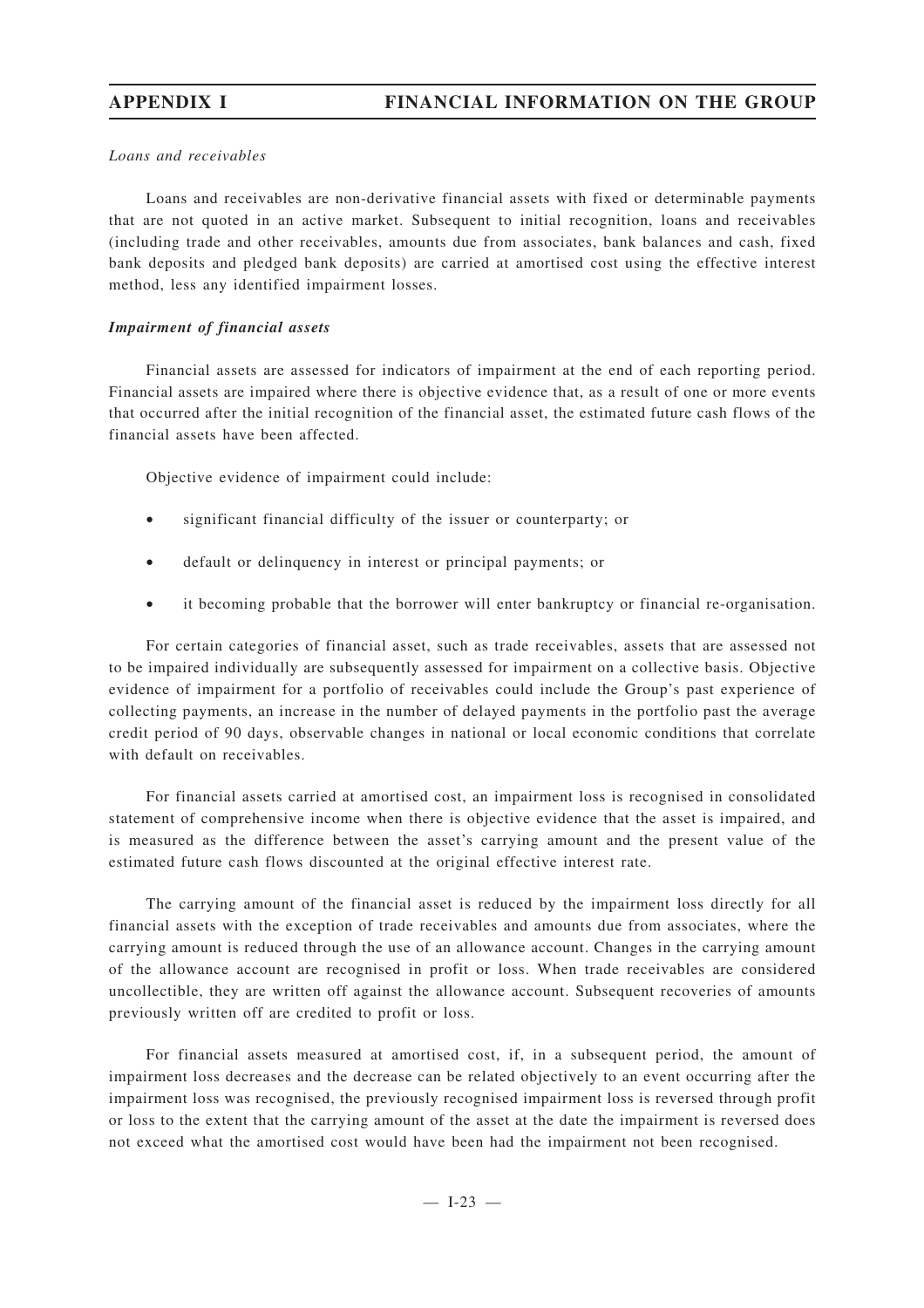*Loans and receivables*

Loans and receivables are non-derivative financial assets with fixed or determinable payments that are not quoted in an active market. Subsequent to initial recognition, loans and receivables (including trade and other receivables, amounts due from associates, bank balances and cash, fixed bank deposits and pledged bank deposits) are carried at amortised cost using the effective interest method, less any identified impairment losses.

***Impairment of financial assets***

Financial assets are assessed for indicators of impairment at the end of each reporting period. Financial assets are impaired where there is objective evidence that, as a result of one or more events that occurred after the initial recognition of the financial asset, the estimated future cash flows of the financial assets have been affected.

Objective evidence of impairment could include:

- significant financial difficulty of the issuer or counterparty; or
- default or delinquency in interest or principal payments; or
- it becoming probable that the borrower will enter bankruptcy or financial re-organisation.

For certain categories of financial asset, such as trade receivables, assets that are assessed not to be impaired individually are subsequently assessed for impairment on a collective basis. Objective evidence of impairment for a portfolio of receivables could include the Group's past experience of collecting payments, an increase in the number of delayed payments in the portfolio past the average credit period of 90 days, observable changes in national or local economic conditions that correlate with default on receivables.

For financial assets carried at amortised cost, an impairment loss is recognised in consolidated statement of comprehensive income when there is objective evidence that the asset is impaired, and is measured as the difference between the asset's carrying amount and the present value of the estimated future cash flows discounted at the original effective interest rate.

The carrying amount of the financial asset is reduced by the impairment loss directly for all financial assets with the exception of trade receivables and amounts due from associates, where the carrying amount is reduced through the use of an allowance account. Changes in the carrying amount of the allowance account are recognised in profit or loss. When trade receivables are considered uncollectible, they are written off against the allowance account. Subsequent recoveries of amounts previously written off are credited to profit or loss.

For financial assets measured at amortised cost, if, in a subsequent period, the amount of impairment loss decreases and the decrease can be related objectively to an event occurring after the impairment loss was recognised, the previously recognised impairment loss is reversed through profit or loss to the extent that the carrying amount of the asset at the date the impairment is reversed does not exceed what the amortised cost would have been had the impairment not been recognised.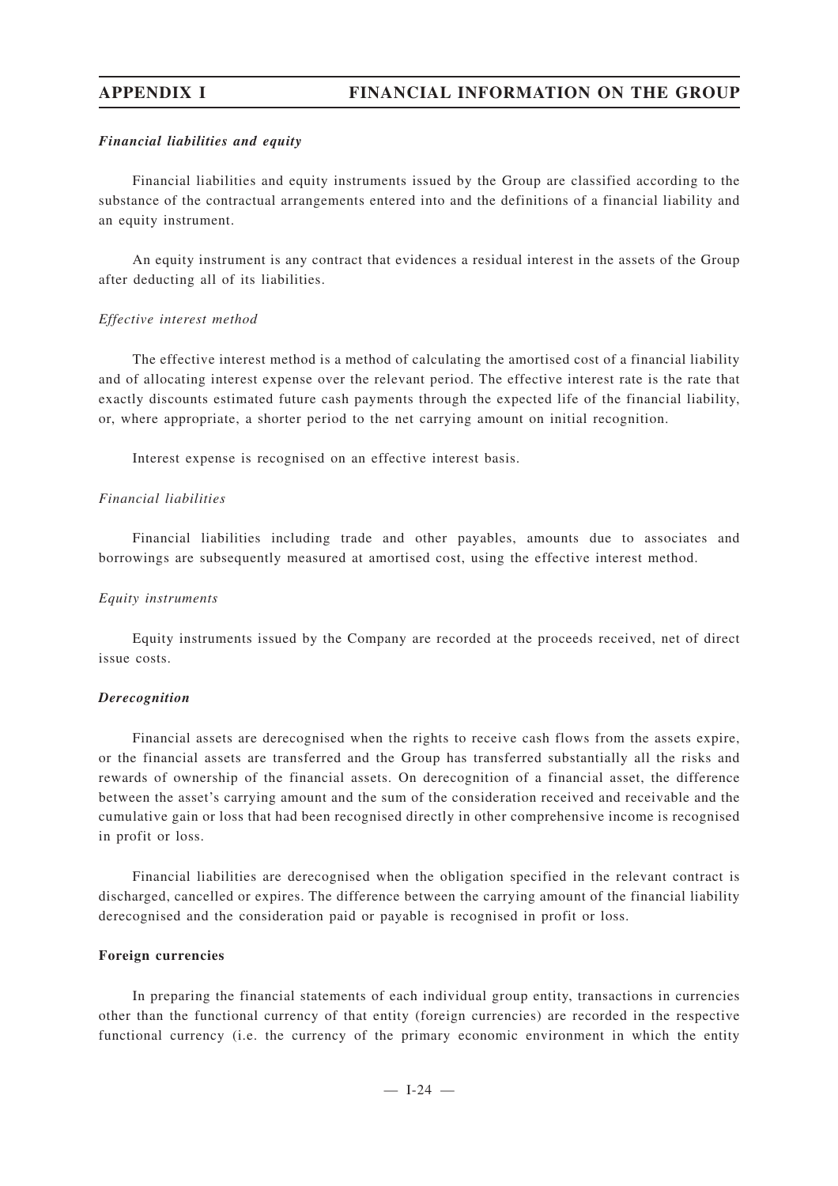***Financial liabilities and equity***

Financial liabilities and equity instruments issued by the Group are classified according to the substance of the contractual arrangements entered into and the definitions of a financial liability and an equity instrument.

An equity instrument is any contract that evidences a residual interest in the assets of the Group after deducting all of its liabilities.

*Effective interest method*

The effective interest method is a method of calculating the amortised cost of a financial liability and of allocating interest expense over the relevant period. The effective interest rate is the rate that exactly discounts estimated future cash payments through the expected life of the financial liability, or, where appropriate, a shorter period to the net carrying amount on initial recognition.

Interest expense is recognised on an effective interest basis.

*Financial liabilities*

Financial liabilities including trade and other payables, amounts due to associates and borrowings are subsequently measured at amortised cost, using the effective interest method.

*Equity instruments*

Equity instruments issued by the Company are recorded at the proceeds received, net of direct issue costs.

***Derecognition***

Financial assets are derecognised when the rights to receive cash flows from the assets expire, or the financial assets are transferred and the Group has transferred substantially all the risks and rewards of ownership of the financial assets. On derecognition of a financial asset, the difference between the asset's carrying amount and the sum of the consideration received and receivable and the cumulative gain or loss that had been recognised directly in other comprehensive income is recognised in profit or loss.

Financial liabilities are derecognised when the obligation specified in the relevant contract is discharged, cancelled or expires. The difference between the carrying amount of the financial liability derecognised and the consideration paid or payable is recognised in profit or loss.

**Foreign currencies**

In preparing the financial statements of each individual group entity, transactions in currencies other than the functional currency of that entity (foreign currencies) are recorded in the respective functional currency (i.e. the currency of the primary economic environment in which the entity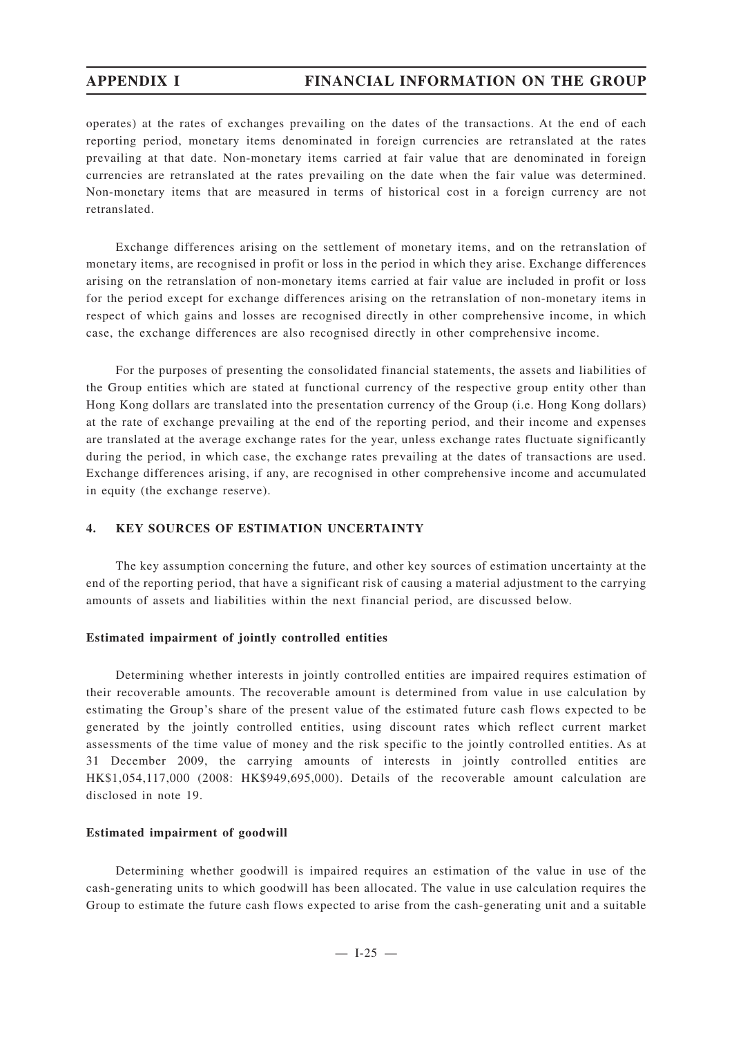operates) at the rates of exchanges prevailing on the dates of the transactions. At the end of each reporting period, monetary items denominated in foreign currencies are retranslated at the rates prevailing at that date. Non-monetary items carried at fair value that are denominated in foreign currencies are retranslated at the rates prevailing on the date when the fair value was determined. Non-monetary items that are measured in terms of historical cost in a foreign currency are not retranslated.

Exchange differences arising on the settlement of monetary items, and on the retranslation of monetary items, are recognised in profit or loss in the period in which they arise. Exchange differences arising on the retranslation of non-monetary items carried at fair value are included in profit or loss for the period except for exchange differences arising on the retranslation of non-monetary items in respect of which gains and losses are recognised directly in other comprehensive income, in which case, the exchange differences are also recognised directly in other comprehensive income.

For the purposes of presenting the consolidated financial statements, the assets and liabilities of the Group entities which are stated at functional currency of the respective group entity other than Hong Kong dollars are translated into the presentation currency of the Group (i.e. Hong Kong dollars) at the rate of exchange prevailing at the end of the reporting period, and their income and expenses are translated at the average exchange rates for the year, unless exchange rates fluctuate significantly during the period, in which case, the exchange rates prevailing at the dates of transactions are used. Exchange differences arising, if any, are recognised in other comprehensive income and accumulated in equity (the exchange reserve).

## 4. KEY SOURCES OF ESTIMATION UNCERTAINTY

The key assumption concerning the future, and other key sources of estimation uncertainty at the end of the reporting period, that have a significant risk of causing a material adjustment to the carrying amounts of assets and liabilities within the next financial period, are discussed below.

**Estimated impairment of jointly controlled entities**

Determining whether interests in jointly controlled entities are impaired requires estimation of their recoverable amounts. The recoverable amount is determined from value in use calculation by estimating the Group's share of the present value of the estimated future cash flows expected to be generated by the jointly controlled entities, using discount rates which reflect current market assessments of the time value of money and the risk specific to the jointly controlled entities. As at 31 December 2009, the carrying amounts of interests in jointly controlled entities are HK$1,054,117,000 (2008: HK$949,695,000). Details of the recoverable amount calculation are disclosed in note 19.

**Estimated impairment of goodwill**

Determining whether goodwill is impaired requires an estimation of the value in use of the cash-generating units to which goodwill has been allocated. The value in use calculation requires the Group to estimate the future cash flows expected to arise from the cash-generating unit and a suitable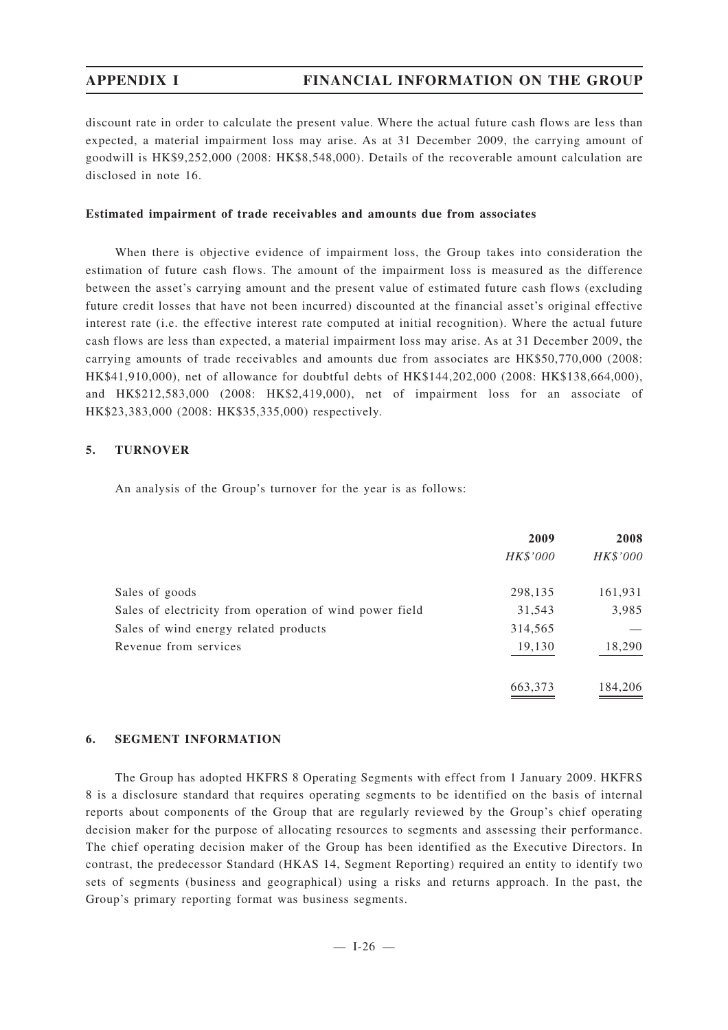discount rate in order to calculate the present value. Where the actual future cash flows are less than expected, a material impairment loss may arise. As at 31 December 2009, the carrying amount of goodwill is HK$9,252,000 (2008: HK$8,548,000). Details of the recoverable amount calculation are disclosed in note 16.

**Estimated impairment of trade receivables and amounts due from associates**

When there is objective evidence of impairment loss, the Group takes into consideration the estimation of future cash flows. The amount of the impairment loss is measured as the difference between the asset's carrying amount and the present value of estimated future cash flows (excluding future credit losses that have not been incurred) discounted at the financial asset's original effective interest rate (i.e. the effective interest rate computed at initial recognition). Where the actual future cash flows are less than expected, a material impairment loss may arise. As at 31 December 2009, the carrying amounts of trade receivables and amounts due from associates are HK$50,770,000 (2008: HK$41,910,000), net of allowance for doubtful debts of HK$144,202,000 (2008: HK$138,664,000), and HK$212,583,000 (2008: HK$2,419,000), net of impairment loss for an associate of HK$23,383,000 (2008: HK$35,335,000) respectively.

## 5. TURNOVER

An analysis of the Group's turnover for the year is as follows:

| | 2009 | 2008 |
|---|---|---|
| | *HK$'000* | *HK$'000* |
| Sales of goods | 298,135 | 161,931 |
| Sales of electricity from operation of wind power field | 31,543 | 3,985 |
| Sales of wind energy related products | 314,565 | — |
| Revenue from services | 19,130 | 18,290 |
| | 663,373 | 184,206 |

## 6. SEGMENT INFORMATION

The Group has adopted HKFRS 8 Operating Segments with effect from 1 January 2009. HKFRS 8 is a disclosure standard that requires operating segments to be identified on the basis of internal reports about components of the Group that are regularly reviewed by the Group's chief operating decision maker for the purpose of allocating resources to segments and assessing their performance. The chief operating decision maker of the Group has been identified as the Executive Directors. In contrast, the predecessor Standard (HKAS 14, Segment Reporting) required an entity to identify two sets of segments (business and geographical) using a risks and returns approach. In the past, the Group's primary reporting format was business segments.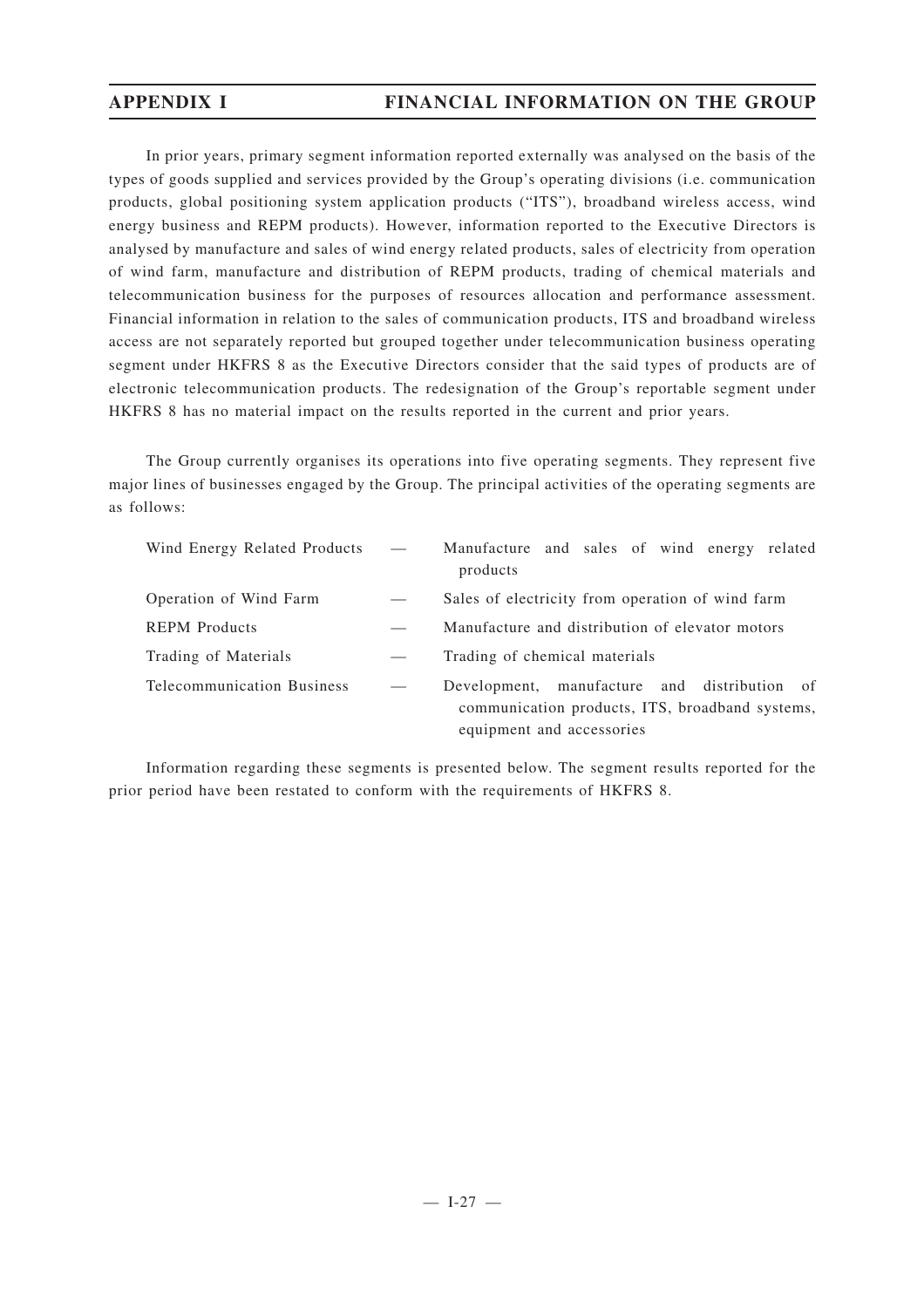In prior years, primary segment information reported externally was analysed on the basis of the types of goods supplied and services provided by the Group's operating divisions (i.e. communication products, global positioning system application products ("ITS"), broadband wireless access, wind energy business and REPM products). However, information reported to the Executive Directors is analysed by manufacture and sales of wind energy related products, sales of electricity from operation of wind farm, manufacture and distribution of REPM products, trading of chemical materials and telecommunication business for the purposes of resources allocation and performance assessment. Financial information in relation to the sales of communication products, ITS and broadband wireless access are not separately reported but grouped together under telecommunication business operating segment under HKFRS 8 as the Executive Directors consider that the said types of products are of electronic telecommunication products. The redesignation of the Group's reportable segment under HKFRS 8 has no material impact on the results reported in the current and prior years.

The Group currently organises its operations into five operating segments. They represent five major lines of businesses engaged by the Group. The principal activities of the operating segments are as follows:

| | | |
|---|---|---|
| Wind Energy Related Products | — | Manufacture and sales of wind energy related products |
| Operation of Wind Farm | — | Sales of electricity from operation of wind farm |
| REPM Products | — | Manufacture and distribution of elevator motors |
| Trading of Materials | — | Trading of chemical materials |
| Telecommunication Business | — | Development, manufacture and distribution of communication products, ITS, broadband systems, equipment and accessories |

Information regarding these segments is presented below. The segment results reported for the prior period have been restated to conform with the requirements of HKFRS 8.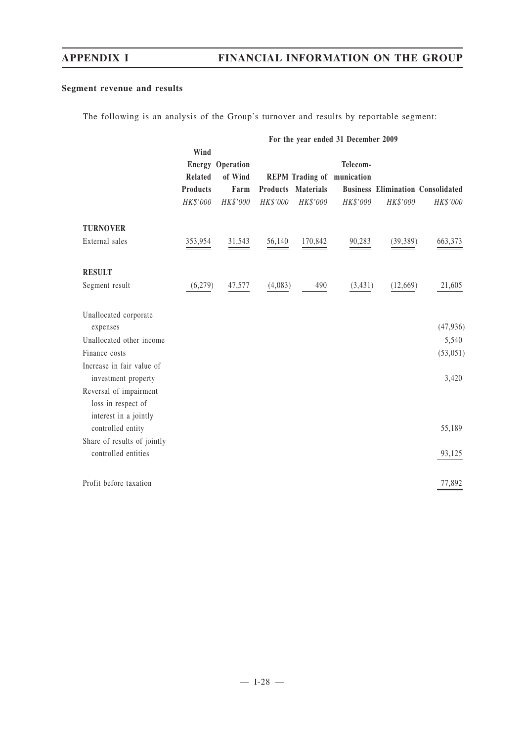### Segment revenue and results

The following is an analysis of the Group's turnover and results by reportable segment:

| | For the year ended 31 December 2009 | | | | | | |
|---|---|---|---|---|---|---|---|
| | Wind Energy Related Products | Operation of Wind Farm | REPM Products | Trading of Materials | Telecom-munication Business | Elimination | Consolidated |
| | *HK$'000* | *HK$'000* | *HK$'000* | *HK$'000* | *HK$'000* | *HK$'000* | *HK$'000* |
| **TURNOVER** | | | | | | | |
| External sales | 353,954 | 31,543 | 56,140 | 170,842 | 90,283 | (39,389) | 663,373 |
| **RESULT** | | | | | | | |
| Segment result | (6,279) | 47,577 | (4,083) | 490 | (3,431) | (12,669) | 21,605 |
| Unallocated corporate expenses | | | | | | | (47,936) |
| Unallocated other income | | | | | | | 5,540 |
| Finance costs | | | | | | | (53,051) |
| Increase in fair value of investment property | | | | | | | 3,420 |
| Reversal of impairment loss in respect of interest in a jointly controlled entity | | | | | | | 55,189 |
| Share of results of jointly controlled entities | | | | | | | 93,125 |
| Profit before taxation | | | | | | | 77,892 |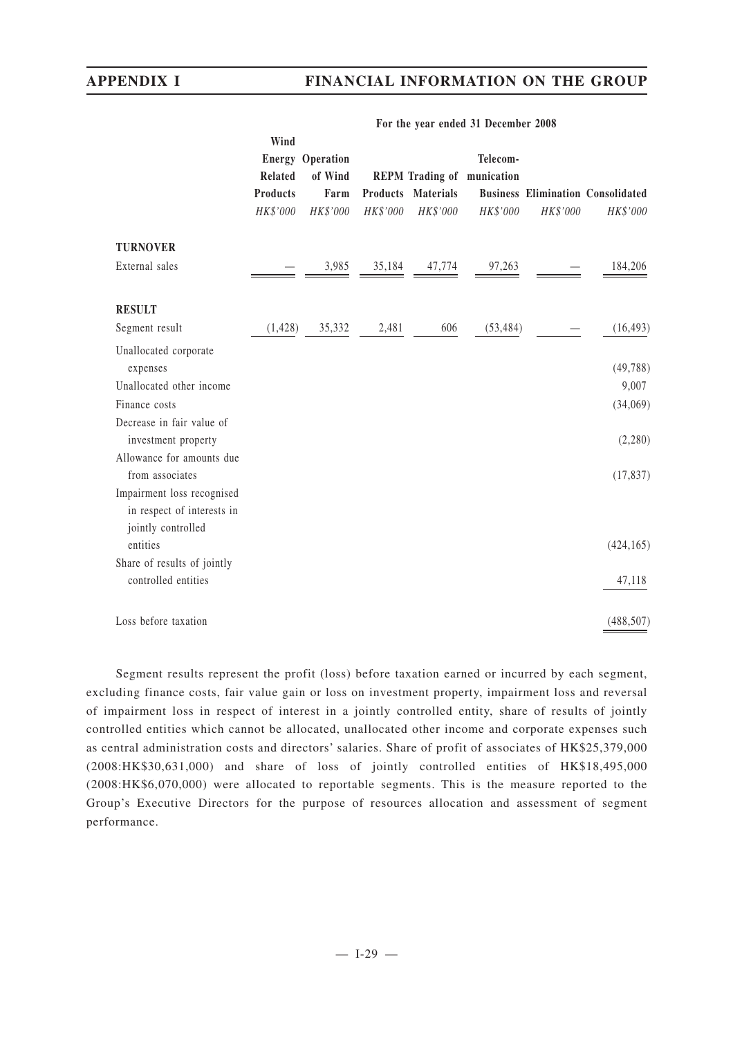| | For the year ended 31 December 2008 | | | | | | |
|---|---|---|---|---|---|---|---|
| | Wind Energy Related Products | Operation of Wind Farm | REPM Products | Trading of Materials | Telecom-munication Business | Elimination | Consolidated |
| | *HK$'000* | *HK$'000* | *HK$'000* | *HK$'000* | *HK$'000* | *HK$'000* | *HK$'000* |
| **TURNOVER** | | | | | | | |
| External sales | — | 3,985 | 35,184 | 47,774 | 97,263 | — | 184,206 |
| **RESULT** | | | | | | | |
| Segment result | (1,428) | 35,332 | 2,481 | 606 | (53,484) | — | (16,493) |
| Unallocated corporate expenses | | | | | | | (49,788) |
| Unallocated other income | | | | | | | 9,007 |
| Finance costs | | | | | | | (34,069) |
| Decrease in fair value of investment property | | | | | | | (2,280) |
| Allowance for amounts due from associates | | | | | | | (17,837) |
| Impairment loss recognised in respect of interests in jointly controlled entities | | | | | | | (424,165) |
| Share of results of jointly controlled entities | | | | | | | 47,118 |
| Loss before taxation | | | | | | | (488,507) |

Segment results represent the profit (loss) before taxation earned or incurred by each segment, excluding finance costs, fair value gain or loss on investment property, impairment loss and reversal of impairment loss in respect of interest in a jointly controlled entity, share of results of jointly controlled entities which cannot be allocated, unallocated other income and corporate expenses such as central administration costs and directors' salaries. Share of profit of associates of HK$25,379,000 (2008:HK$30,631,000) and share of loss of jointly controlled entities of HK$18,495,000 (2008:HK$6,070,000) were allocated to reportable segments. This is the measure reported to the Group's Executive Directors for the purpose of resources allocation and assessment of segment performance.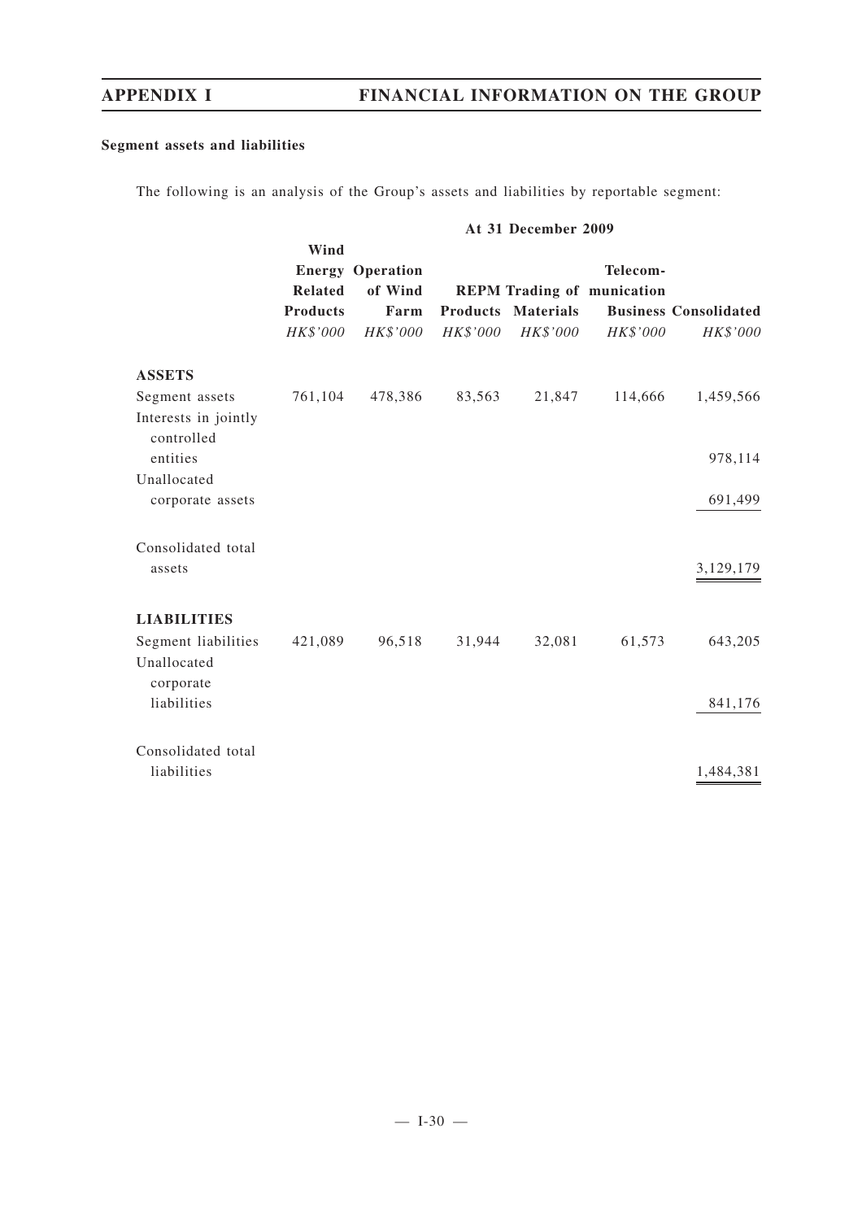**Segment assets and liabilities**

The following is an analysis of the Group's assets and liabilities by reportable segment:

| | At 31 December 2009 | | | | | |
|---|---|---|---|---|---|---|
| | Wind Energy Related Products | Operation of Wind Farm | REPM Products | Trading of Materials | Telecommunication Business | Consolidated |
| | *HK$'000* | *HK$'000* | *HK$'000* | *HK$'000* | *HK$'000* | *HK$'000* |
| **ASSETS** | | | | | | |
| Segment assets | 761,104 | 478,386 | 83,563 | 21,847 | 114,666 | 1,459,566 |
| Interests in jointly controlled entities | | | | | | 978,114 |
| Unallocated corporate assets | | | | | | 691,499 |
| Consolidated total assets | | | | | | 3,129,179 |
| **LIABILITIES** | | | | | | |
| Segment liabilities | 421,089 | 96,518 | 31,944 | 32,081 | 61,573 | 643,205 |
| Unallocated corporate liabilities | | | | | | 841,176 |
| Consolidated total liabilities | | | | | | 1,484,381 |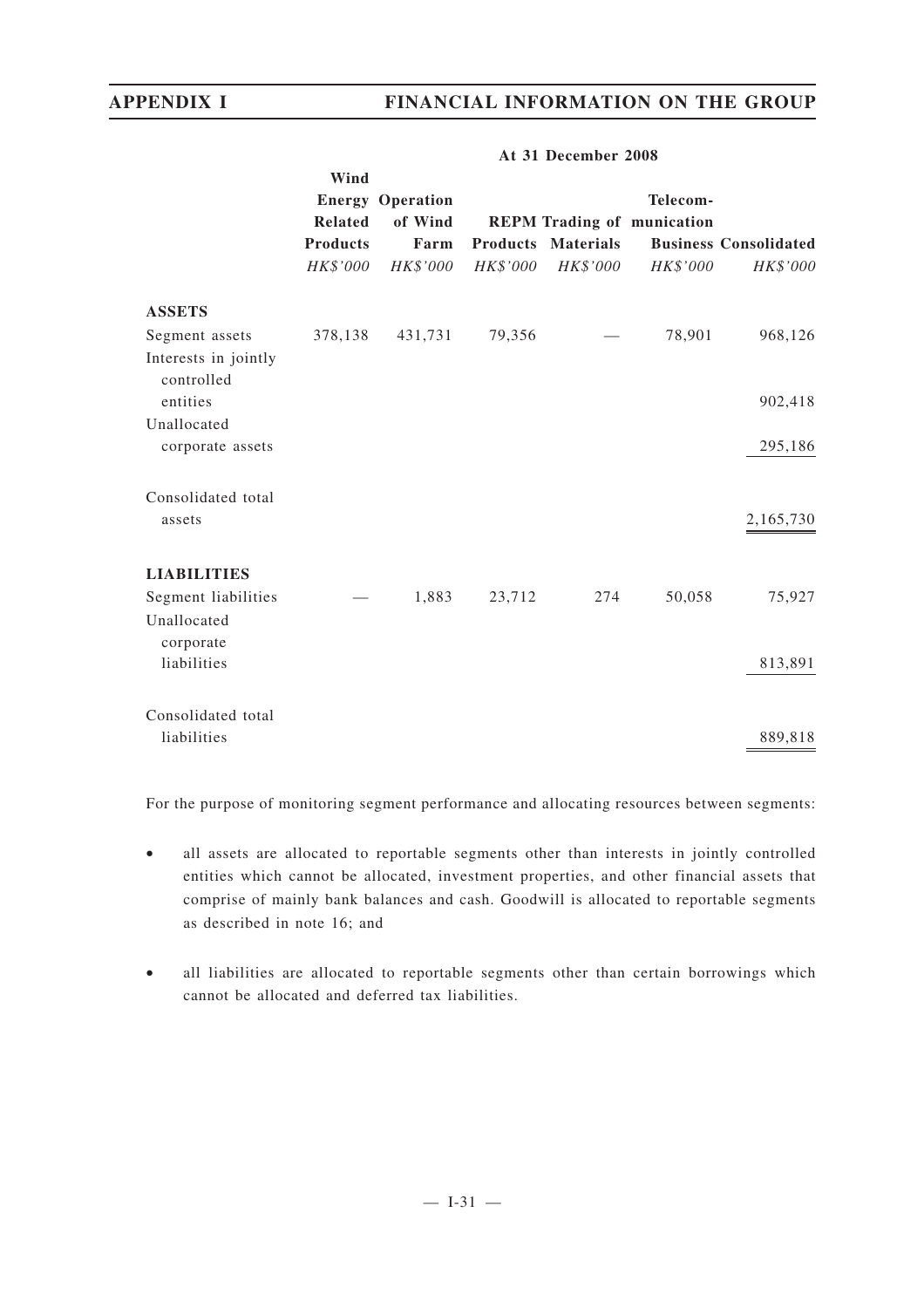| | At 31 December 2008 | | | | | |
|---|---|---|---|---|---|---|
| | Wind Energy Related Products | Operation of Wind Farm | REPM Products | Trading of Materials | Telecom-munication Business | Consolidated |
| | *HK$'000* | *HK$'000* | *HK$'000* | *HK$'000* | *HK$'000* | *HK$'000* |
| **ASSETS** | | | | | | |
| Segment assets | 378,138 | 431,731 | 79,356 | — | 78,901 | 968,126 |
| Interests in jointly controlled entities | | | | | | 902,418 |
| Unallocated corporate assets | | | | | | 295,186 |
| Consolidated total assets | | | | | | 2,165,730 |
| **LIABILITIES** | | | | | | |
| Segment liabilities | — | 1,883 | 23,712 | 274 | 50,058 | 75,927 |
| Unallocated corporate liabilities | | | | | | 813,891 |
| Consolidated total liabilities | | | | | | 889,818 |

For the purpose of monitoring segment performance and allocating resources between segments:

- all assets are allocated to reportable segments other than interests in jointly controlled entities which cannot be allocated, investment properties, and other financial assets that comprise of mainly bank balances and cash. Goodwill is allocated to reportable segments as described in note 16; and

- all liabilities are allocated to reportable segments other than certain borrowings which cannot be allocated and deferred tax liabilities.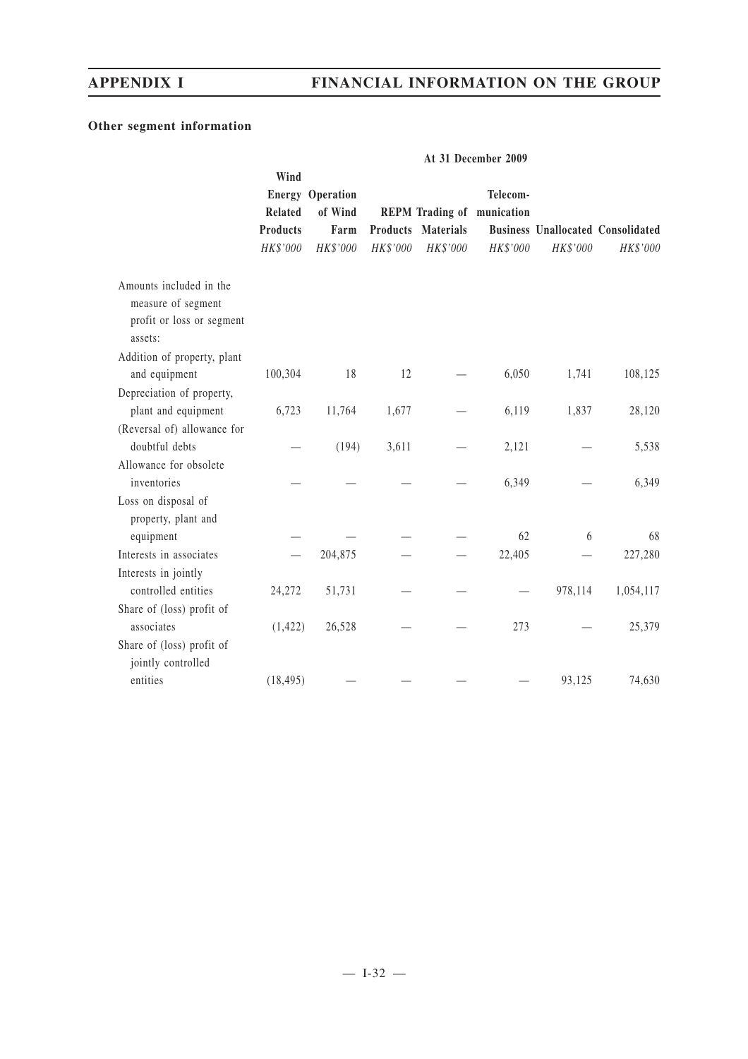### Other segment information

| | At 31 December 2009 | | | | | | |
|---|---|---|---|---|---|---|---|
| | Wind Energy Related Products | Operation of Wind Farm | REPM Products | Trading of Materials | Telecommunication Business | Unallocated | Consolidated |
| | *HK$'000* | *HK$'000* | *HK$'000* | *HK$'000* | *HK$'000* | *HK$'000* | *HK$'000* |
| Amounts included in the measure of segment profit or loss or segment assets: | | | | | | | |
| Addition of property, plant and equipment | 100,304 | 18 | 12 | — | 6,050 | 1,741 | 108,125 |
| Depreciation of property, plant and equipment | 6,723 | 11,764 | 1,677 | — | 6,119 | 1,837 | 28,120 |
| (Reversal of) allowance for doubtful debts | — | (194) | 3,611 | — | 2,121 | — | 5,538 |
| Allowance for obsolete inventories | — | — | — | — | 6,349 | — | 6,349 |
| Loss on disposal of property, plant and equipment | — | — | — | — | 62 | 6 | 68 |
| Interests in associates | — | 204,875 | — | — | 22,405 | — | 227,280 |
| Interests in jointly controlled entities | 24,272 | 51,731 | — | — | — | 978,114 | 1,054,117 |
| Share of (loss) profit of associates | (1,422) | 26,528 | — | — | 273 | — | 25,379 |
| Share of (loss) profit of jointly controlled entities | (18,495) | — | — | — | — | 93,125 | 74,630 |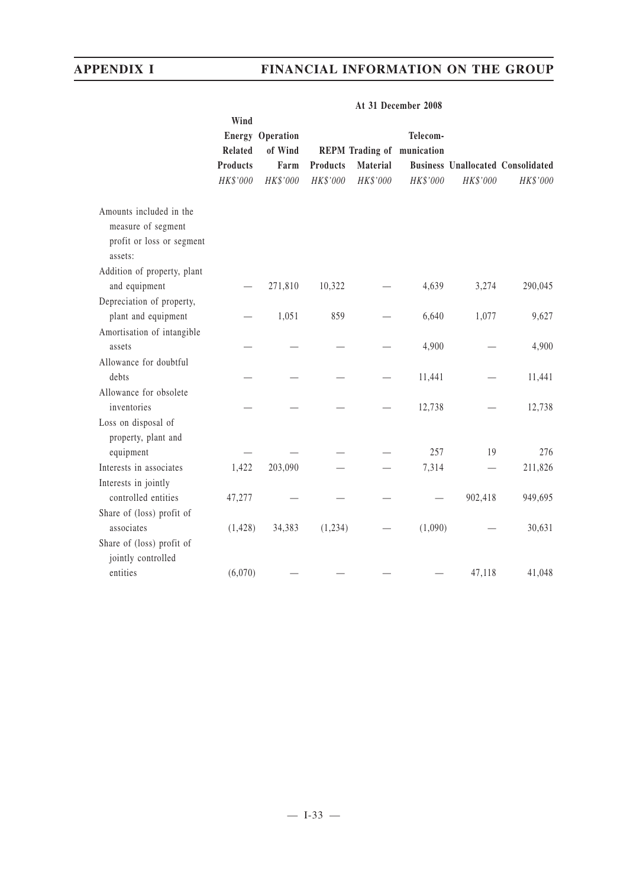**At 31 December 2008**

| | Wind Energy Related Products | Operation of Wind Farm | REPM Products | Trading of Material | Telecom-munication Business | Unallocated | Consolidated |
|---|---|---|---|---|---|---|---|
| | *HK$'000* | *HK$'000* | *HK$'000* | *HK$'000* | *HK$'000* | *HK$'000* | *HK$'000* |
| Amounts included in the measure of segment profit or loss or segment assets: | | | | | | | |
| Addition of property, plant and equipment | — | 271,810 | 10,322 | — | 4,639 | 3,274 | 290,045 |
| Depreciation of property, plant and equipment | — | 1,051 | 859 | — | 6,640 | 1,077 | 9,627 |
| Amortisation of intangible assets | — | — | — | — | 4,900 | — | 4,900 |
| Allowance for doubtful debts | — | — | — | — | 11,441 | — | 11,441 |
| Allowance for obsolete inventories | — | — | — | — | 12,738 | — | 12,738 |
| Loss on disposal of property, plant and equipment | — | — | — | — | 257 | 19 | 276 |
| Interests in associates | 1,422 | 203,090 | — | — | 7,314 | — | 211,826 |
| Interests in jointly controlled entities | 47,277 | — | — | — | — | 902,418 | 949,695 |
| Share of (loss) profit of associates | (1,428) | 34,383 | (1,234) | — | (1,090) | — | 30,631 |
| Share of (loss) profit of jointly controlled entities | (6,070) | — | — | — | — | 47,118 | 41,048 |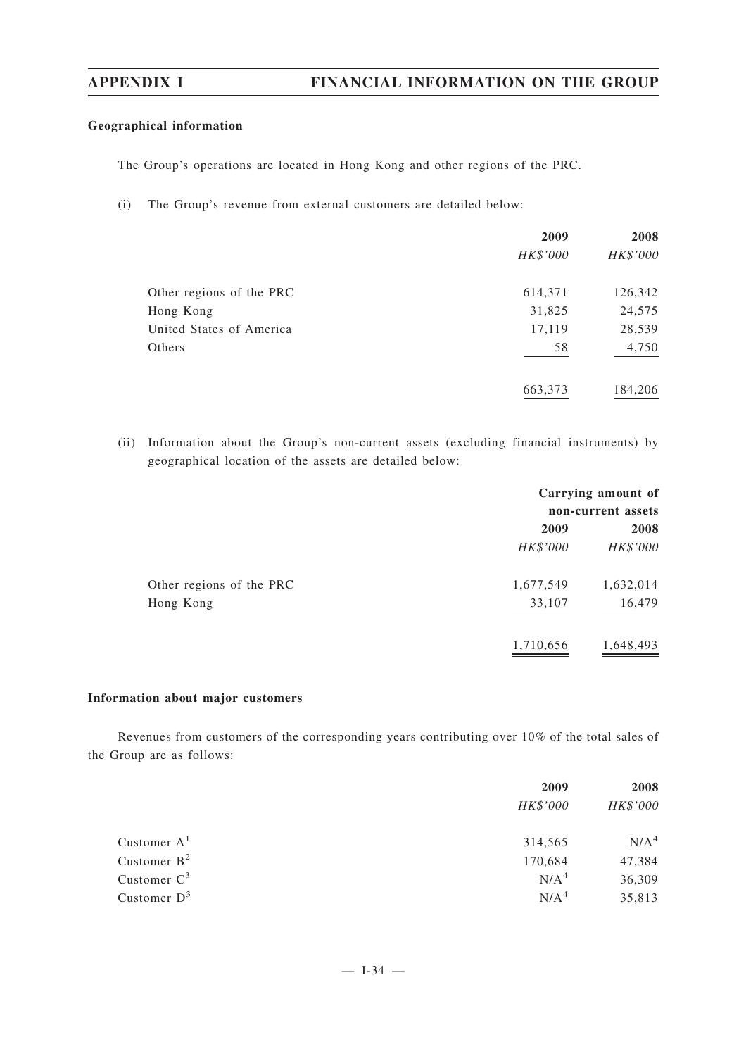### Geographical information

The Group's operations are located in Hong Kong and other regions of the PRC.

(i) The Group's revenue from external customers are detailed below:

| | 2009 | 2008 |
|---|---|---|
| | *HK$'000* | *HK$'000* |
| Other regions of the PRC | 614,371 | 126,342 |
| Hong Kong | 31,825 | 24,575 |
| United States of America | 17,119 | 28,539 |
| Others | 58 | 4,750 |
| | 663,373 | 184,206 |

(ii) Information about the Group's non-current assets (excluding financial instruments) by geographical location of the assets are detailed below:

| | Carrying amount of non-current assets | |
|---|---|---|
| | 2009 | 2008 |
| | *HK$'000* | *HK$'000* |
| Other regions of the PRC | 1,677,549 | 1,632,014 |
| Hong Kong | 33,107 | 16,479 |
| | 1,710,656 | 1,648,493 |

### Information about major customers

Revenues from customers of the corresponding years contributing over 10% of the total sales of the Group are as follows:

| | 2009 | 2008 |
|---|---|---|
| | *HK$'000* | *HK$'000* |
| Customer A[1] | 314,565 | N/A[4] |
| Customer B[2] | 170,684 | 47,384 |
| Customer C[3] | N/A[4] | 36,309 |
| Customer D[3] | N/A[4] | 35,813 |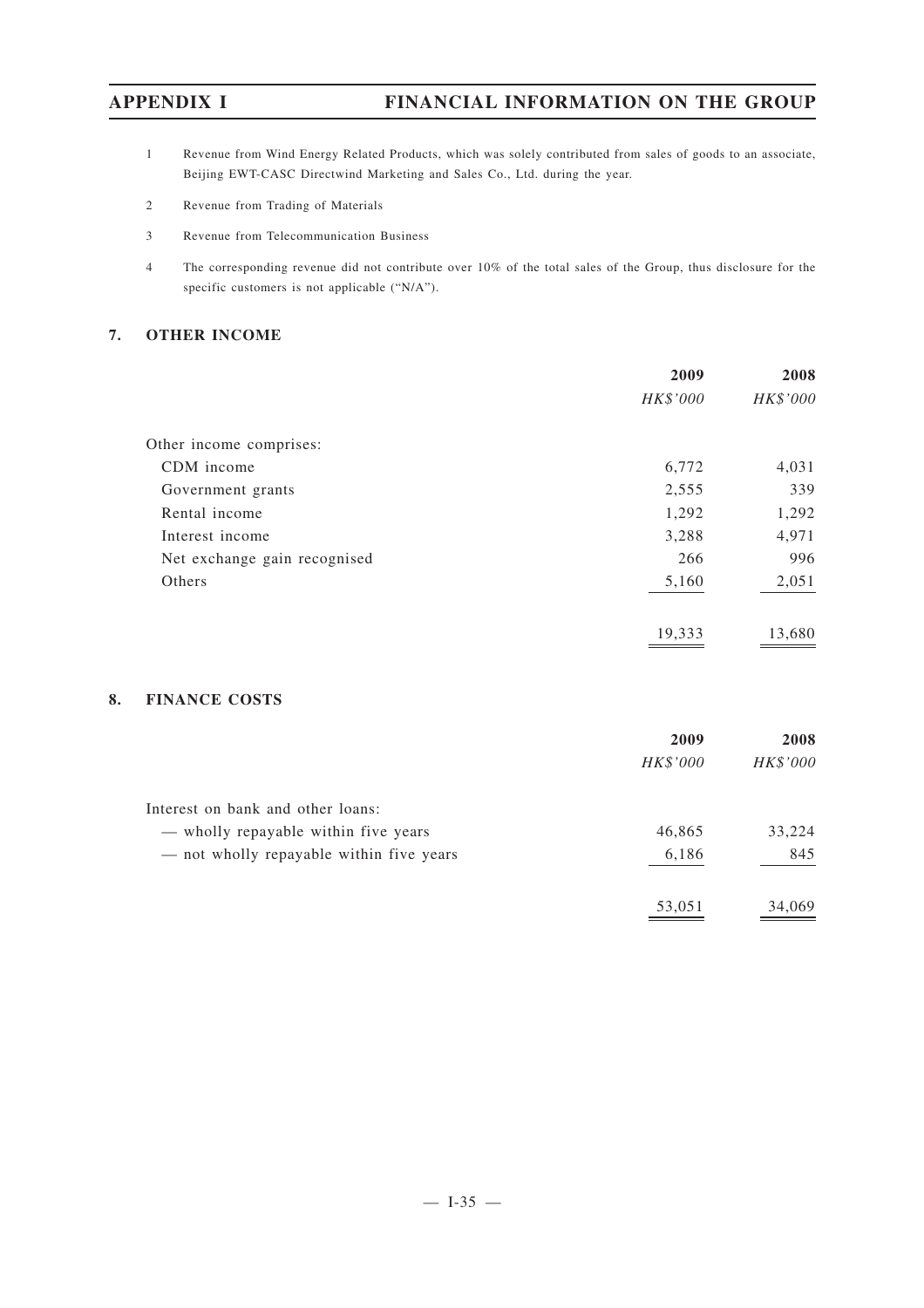1 Revenue from Wind Energy Related Products, which was solely contributed from sales of goods to an associate, Beijing EWT-CASC Directwind Marketing and Sales Co., Ltd. during the year.

2 Revenue from Trading of Materials

3 Revenue from Telecommunication Business

4 The corresponding revenue did not contribute over 10% of the total sales of the Group, thus disclosure for the specific customers is not applicable ("N/A").

## 7. OTHER INCOME

| | 2009 | 2008 |
|---|---|---|
| | *HK$'000* | *HK$'000* |
| Other income comprises: | | |
| CDM income | 6,772 | 4,031 |
| Government grants | 2,555 | 339 |
| Rental income | 1,292 | 1,292 |
| Interest income | 3,288 | 4,971 |
| Net exchange gain recognised | 266 | 996 |
| Others | 5,160 | 2,051 |
| | 19,333 | 13,680 |

## 8. FINANCE COSTS

| | 2009 | 2008 |
|---|---|---|
| | *HK$'000* | *HK$'000* |
| Interest on bank and other loans: | | |
| — wholly repayable within five years | 46,865 | 33,224 |
| — not wholly repayable within five years | 6,186 | 845 |
| | 53,051 | 34,069 |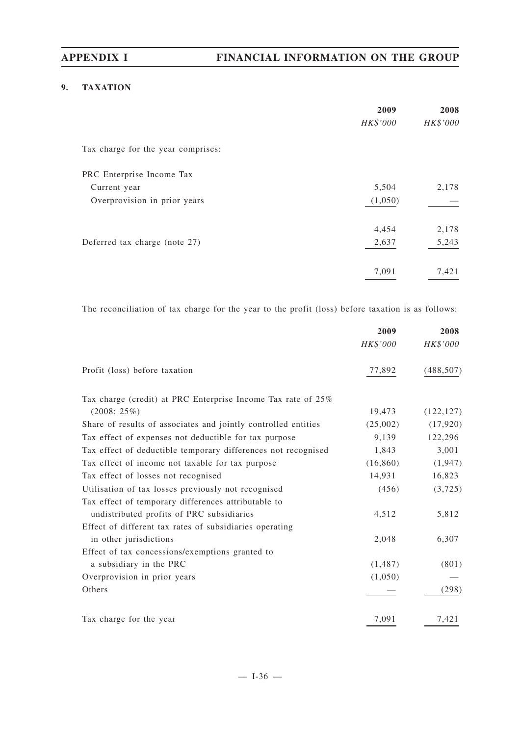## 9. TAXATION

| | 2009 | 2008 |
|---|---|---|
| | *HK$'000* | *HK$'000* |
| Tax charge for the year comprises: | | |
| PRC Enterprise Income Tax | | |
| Current year | 5,504 | 2,178 |
| Overprovision in prior years | (1,050) | — |
| | 4,454 | 2,178 |
| Deferred tax charge (note 27) | 2,637 | 5,243 |
| | 7,091 | 7,421 |

The reconciliation of tax charge for the year to the profit (loss) before taxation is as follows:

| | 2009 | 2008 |
|---|---|---|
| | *HK$'000* | *HK$'000* |
| Profit (loss) before taxation | 77,892 | (488,507) |
| Tax charge (credit) at PRC Enterprise Income Tax rate of 25% (2008: 25%) | 19,473 | (122,127) |
| Share of results of associates and jointly controlled entities | (25,002) | (17,920) |
| Tax effect of expenses not deductible for tax purpose | 9,139 | 122,296 |
| Tax effect of deductible temporary differences not recognised | 1,843 | 3,001 |
| Tax effect of income not taxable for tax purpose | (16,860) | (1,947) |
| Tax effect of losses not recognised | 14,931 | 16,823 |
| Utilisation of tax losses previously not recognised | (456) | (3,725) |
| Tax effect of temporary differences attributable to undistributed profits of PRC subsidiaries | 4,512 | 5,812 |
| Effect of different tax rates of subsidiaries operating in other jurisdictions | 2,048 | 6,307 |
| Effect of tax concessions/exemptions granted to a subsidiary in the PRC | (1,487) | (801) |
| Overprovision in prior years | (1,050) | — |
| Others | — | (298) |
| Tax charge for the year | 7,091 | 7,421 |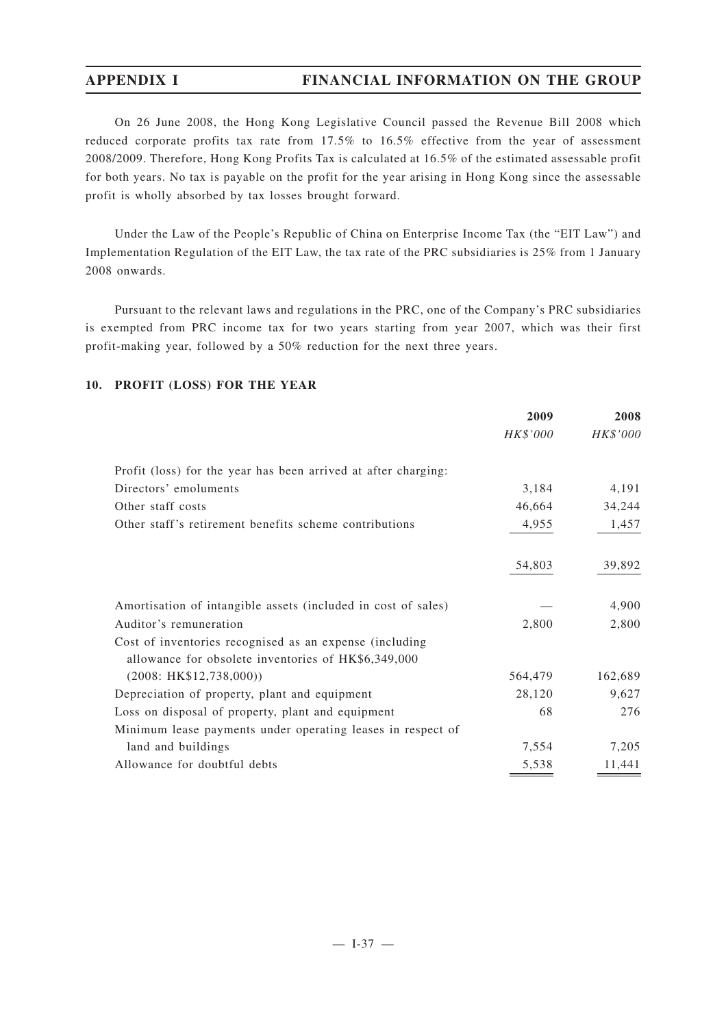On 26 June 2008, the Hong Kong Legislative Council passed the Revenue Bill 2008 which reduced corporate profits tax rate from 17.5% to 16.5% effective from the year of assessment 2008/2009. Therefore, Hong Kong Profits Tax is calculated at 16.5% of the estimated assessable profit for both years. No tax is payable on the profit for the year arising in Hong Kong since the assessable profit is wholly absorbed by tax losses brought forward.

Under the Law of the People's Republic of China on Enterprise Income Tax (the "EIT Law") and Implementation Regulation of the EIT Law, the tax rate of the PRC subsidiaries is 25% from 1 January 2008 onwards.

Pursuant to the relevant laws and regulations in the PRC, one of the Company's PRC subsidiaries is exempted from PRC income tax for two years starting from year 2007, which was their first profit-making year, followed by a 50% reduction for the next three years.

## 10. PROFIT (LOSS) FOR THE YEAR

| | 2009 | 2008 |
|---|---|---|
| | *HK$'000* | *HK$'000* |
| Profit (loss) for the year has been arrived at after charging: | | |
| Directors' emoluments | 3,184 | 4,191 |
| Other staff costs | 46,664 | 34,244 |
| Other staff's retirement benefits scheme contributions | 4,955 | 1,457 |
| | 54,803 | 39,892 |
| Amortisation of intangible assets (included in cost of sales) | — | 4,900 |
| Auditor's remuneration | 2,800 | 2,800 |
| Cost of inventories recognised as an expense (including allowance for obsolete inventories of HK$6,349,000 (2008: HK$12,738,000)) | 564,479 | 162,689 |
| Depreciation of property, plant and equipment | 28,120 | 9,627 |
| Loss on disposal of property, plant and equipment | 68 | 276 |
| Minimum lease payments under operating leases in respect of land and buildings | 7,554 | 7,205 |
| Allowance for doubtful debts | 5,538 | 11,441 |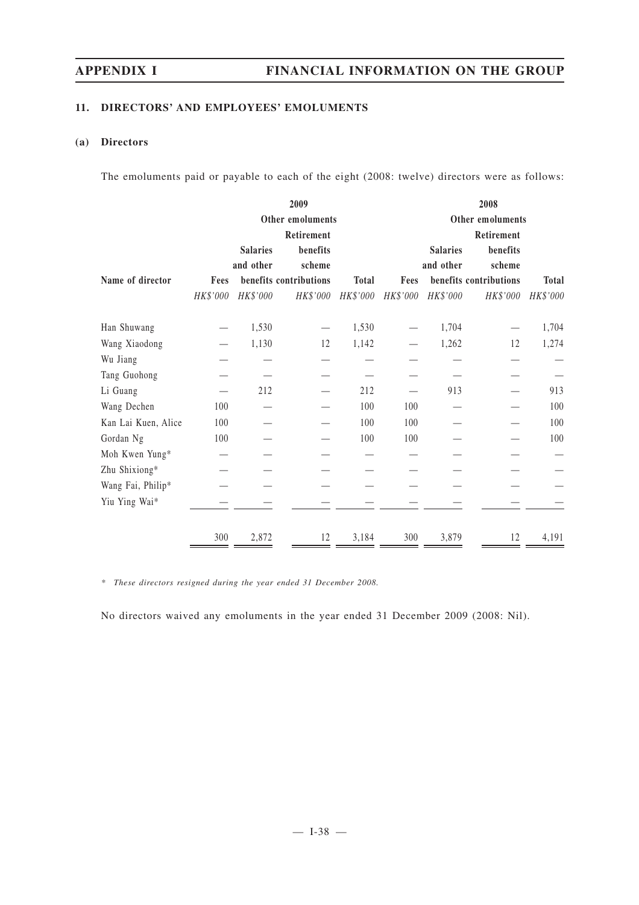## 11. DIRECTORS' AND EMPLOYEES' EMOLUMENTS

### (a) Directors

The emoluments paid or payable to each of the eight (2008: twelve) directors were as follows:

| | 2009 | | | | 2008 | | | |
|---|---|---|---|---|---|---|---|---|
| | | Other emoluments | | | | Other emoluments | | |
| Name of director | Fees | Salaries and other benefits | Retirement benefits scheme contributions | Total | Fees | Salaries and other benefits | Retirement benefits scheme contributions | Total |
| | *HK$'000* | *HK$'000* | *HK$'000* | *HK$'000* | *HK$'000* | *HK$'000* | *HK$'000* | *HK$'000* |
| Han Shuwang | — | 1,530 | — | 1,530 | — | 1,704 | — | 1,704 |
| Wang Xiaodong | — | 1,130 | 12 | 1,142 | — | 1,262 | 12 | 1,274 |
| Wu Jiang | — | — | — | — | — | — | — | — |
| Tang Guohong | — | — | — | — | — | — | — | — |
| Li Guang | — | 212 | — | 212 | — | 913 | — | 913 |
| Wang Dechen | 100 | — | — | 100 | 100 | — | — | 100 |
| Kan Lai Kuen, Alice | 100 | — | — | 100 | 100 | — | — | 100 |
| Gordan Ng | 100 | — | — | 100 | 100 | — | — | 100 |
| Moh Kwen Yung* | — | — | — | — | — | — | — | — |
| Zhu Shixiong* | — | — | — | — | — | — | — | — |
| Wang Fai, Philip* | — | — | — | — | — | — | — | — |
| Yiu Ying Wai* | — | — | — | — | — | — | — | — |
| | 300 | 2,872 | 12 | 3,184 | 300 | 3,879 | 12 | 4,191 |

\* *These directors resigned during the year ended 31 December 2008.*

No directors waived any emoluments in the year ended 31 December 2009 (2008: Nil).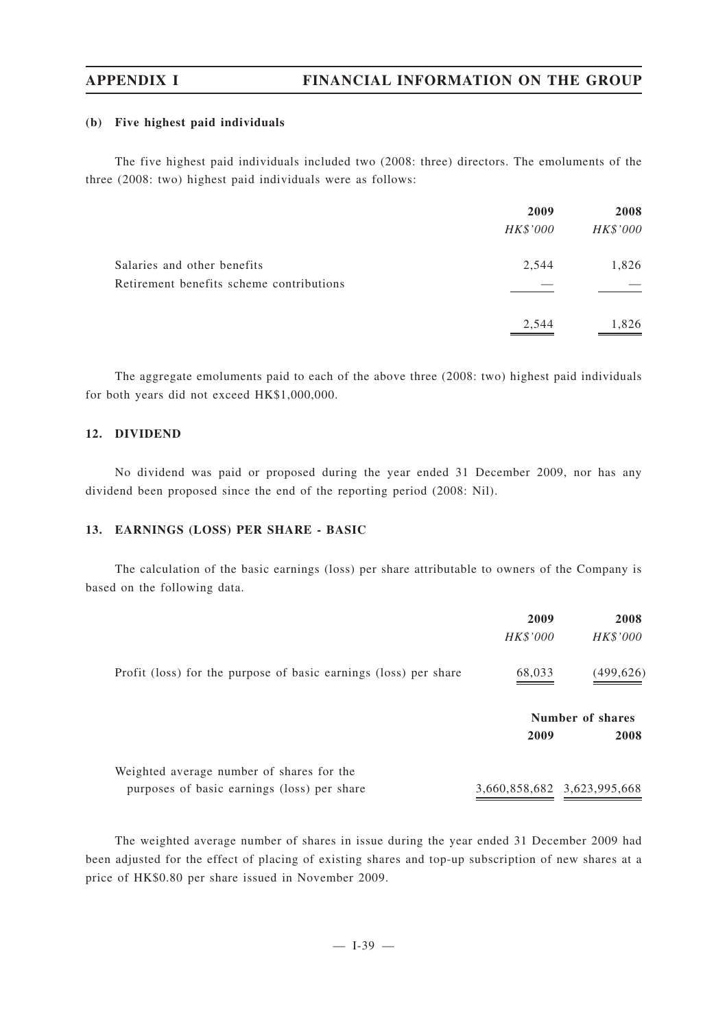#### (b) Five highest paid individuals

The five highest paid individuals included two (2008: three) directors. The emoluments of the three (2008: two) highest paid individuals were as follows:

| | 2009 | 2008 |
|---|---|---|
| | *HK$'000* | *HK$'000* |
| Salaries and other benefits | 2,544 | 1,826 |
| Retirement benefits scheme contributions | — | — |
| | 2,544 | 1,826 |

The aggregate emoluments paid to each of the above three (2008: two) highest paid individuals for both years did not exceed HK$1,000,000.

### 12. DIVIDEND

No dividend was paid or proposed during the year ended 31 December 2009, nor has any dividend been proposed since the end of the reporting period (2008: Nil).

### 13. EARNINGS (LOSS) PER SHARE - BASIC

The calculation of the basic earnings (loss) per share attributable to owners of the Company is based on the following data.

| | 2009 | 2008 |
|---|---|---|
| | *HK$'000* | *HK$'000* |
| Profit (loss) for the purpose of basic earnings (loss) per share | 68,033 | (499,626) |

| | Number of shares | |
|---|---|---|
| | 2009 | 2008 |
| Weighted average number of shares for the purposes of basic earnings (loss) per share | 3,660,858,682 | 3,623,995,668 |

The weighted average number of shares in issue during the year ended 31 December 2009 had been adjusted for the effect of placing of existing shares and top-up subscription of new shares at a price of HK$0.80 per share issued in November 2009.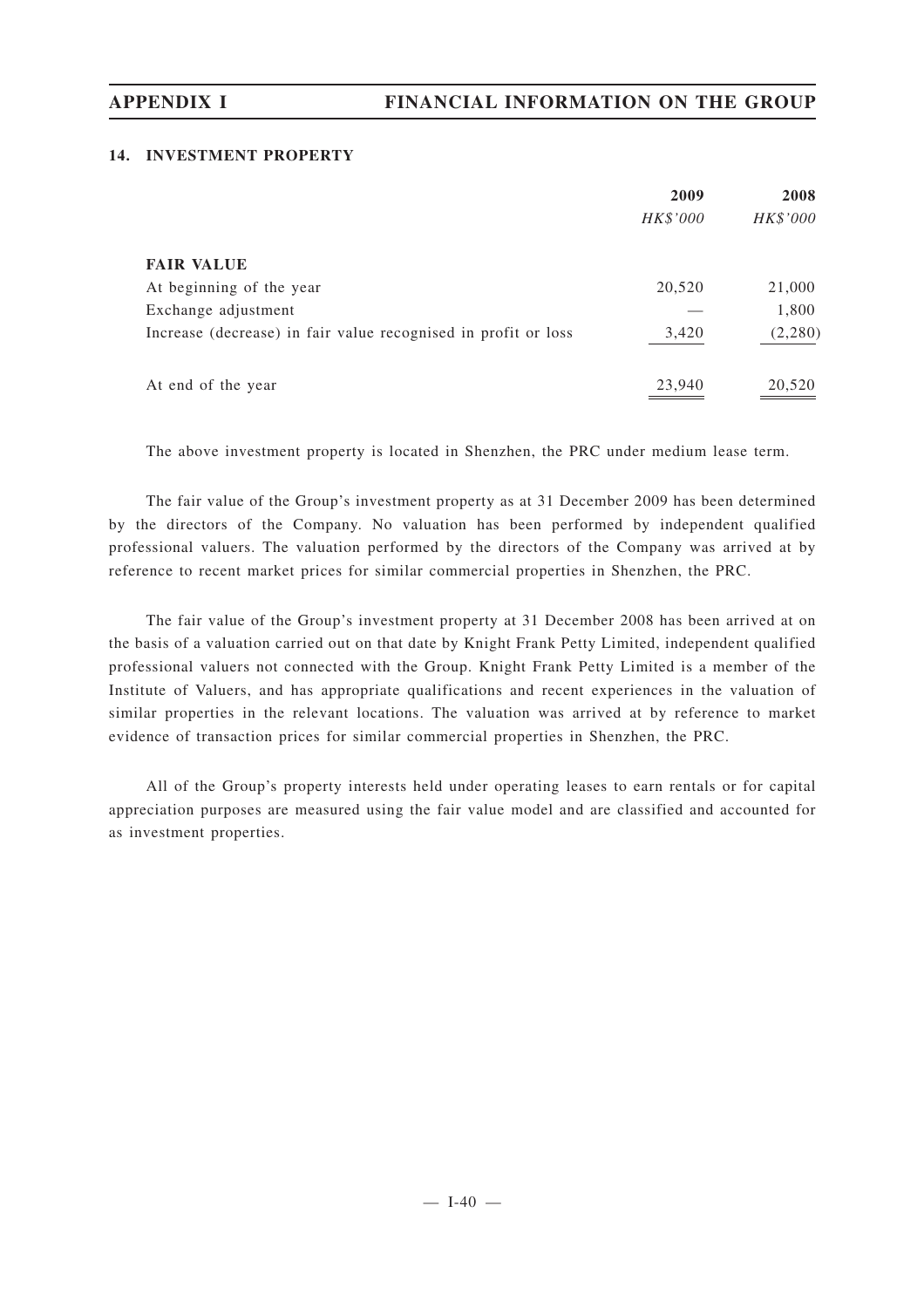## 14. INVESTMENT PROPERTY

| | 2009 | 2008 |
|---|---|---|
| | *HK$'000* | *HK$'000* |
| **FAIR VALUE** | | |
| At beginning of the year | 20,520 | 21,000 |
| Exchange adjustment | — | 1,800 |
| Increase (decrease) in fair value recognised in profit or loss | 3,420 | (2,280) |
| At end of the year | 23,940 | 20,520 |

The above investment property is located in Shenzhen, the PRC under medium lease term.

The fair value of the Group's investment property as at 31 December 2009 has been determined by the directors of the Company. No valuation has been performed by independent qualified professional valuers. The valuation performed by the directors of the Company was arrived at by reference to recent market prices for similar commercial properties in Shenzhen, the PRC.

The fair value of the Group's investment property at 31 December 2008 has been arrived at on the basis of a valuation carried out on that date by Knight Frank Petty Limited, independent qualified professional valuers not connected with the Group. Knight Frank Petty Limited is a member of the Institute of Valuers, and has appropriate qualifications and recent experiences in the valuation of similar properties in the relevant locations. The valuation was arrived at by reference to market evidence of transaction prices for similar commercial properties in Shenzhen, the PRC.

All of the Group's property interests held under operating leases to earn rentals or for capital appreciation purposes are measured using the fair value model and are classified and accounted for as investment properties.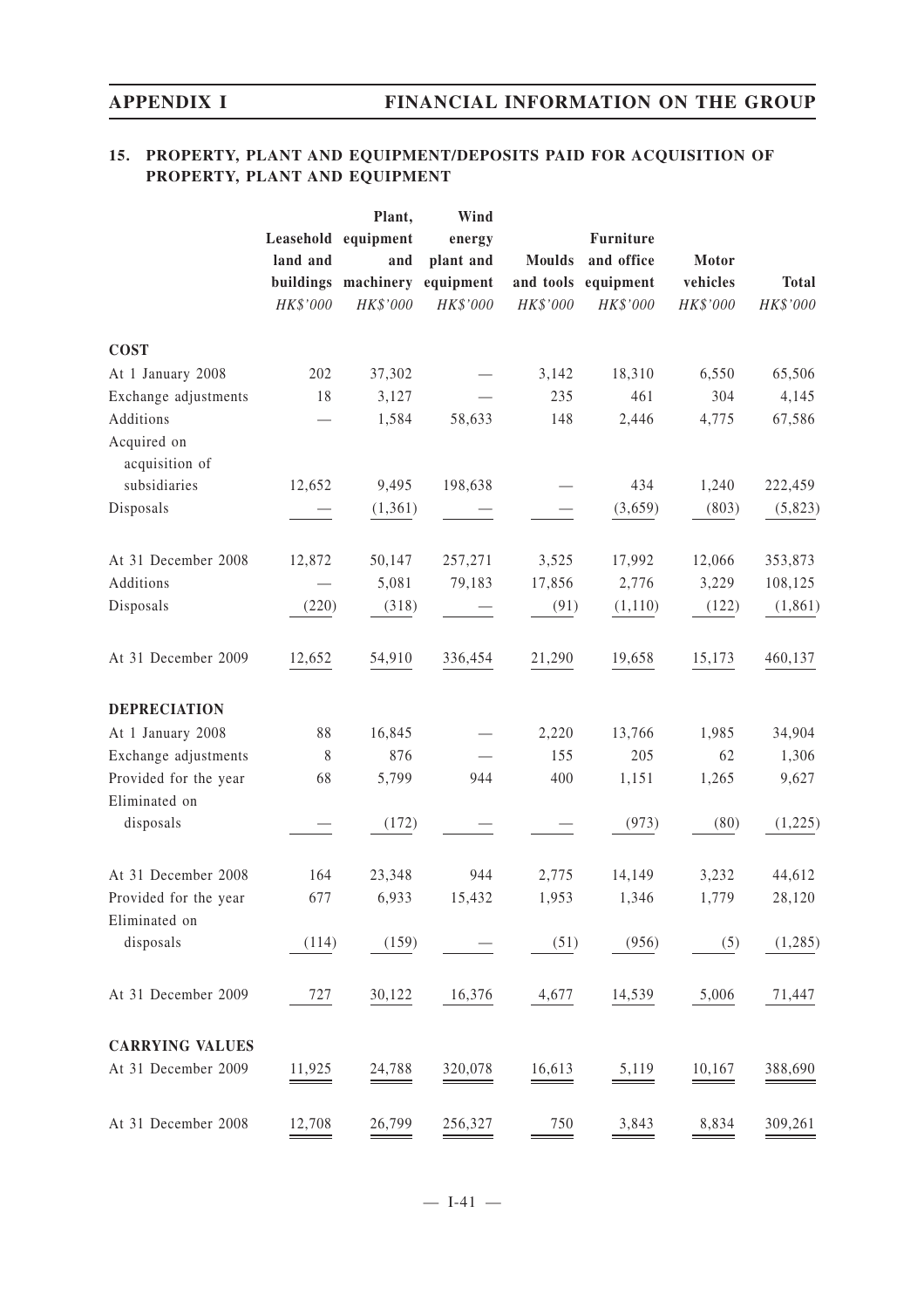## 15. PROPERTY, PLANT AND EQUIPMENT/DEPOSITS PAID FOR ACQUISITION OF PROPERTY, PLANT AND EQUIPMENT

| | Leasehold land and buildings | Plant, equipment and machinery | Wind energy plant and equipment | Moulds and tools | Furniture and office equipment | Motor vehicles | Total |
|---|---|---|---|---|---|---|---|
| | *HK$'000* | *HK$'000* | *HK$'000* | *HK$'000* | *HK$'000* | *HK$'000* | *HK$'000* |
| **COST** | | | | | | | |
| At 1 January 2008 | 202 | 37,302 | — | 3,142 | 18,310 | 6,550 | 65,506 |
| Exchange adjustments | 18 | 3,127 | — | 235 | 461 | 304 | 4,145 |
| Additions | — | 1,584 | 58,633 | 148 | 2,446 | 4,775 | 67,586 |
| Acquired on acquisition of subsidiaries | 12,652 | 9,495 | 198,638 | — | 434 | 1,240 | 222,459 |
| Disposals | — | (1,361) | — | — | (3,659) | (803) | (5,823) |
| At 31 December 2008 | 12,872 | 50,147 | 257,271 | 3,525 | 17,992 | 12,066 | 353,873 |
| Additions | — | 5,081 | 79,183 | 17,856 | 2,776 | 3,229 | 108,125 |
| Disposals | (220) | (318) | — | (91) | (1,110) | (122) | (1,861) |
| At 31 December 2009 | 12,652 | 54,910 | 336,454 | 21,290 | 19,658 | 15,173 | 460,137 |
| **DEPRECIATION** | | | | | | | |
| At 1 January 2008 | 88 | 16,845 | — | 2,220 | 13,766 | 1,985 | 34,904 |
| Exchange adjustments | 8 | 876 | — | 155 | 205 | 62 | 1,306 |
| Provided for the year | 68 | 5,799 | 944 | 400 | 1,151 | 1,265 | 9,627 |
| Eliminated on disposals | — | (172) | — | — | (973) | (80) | (1,225) |
| At 31 December 2008 | 164 | 23,348 | 944 | 2,775 | 14,149 | 3,232 | 44,612 |
| Provided for the year | 677 | 6,933 | 15,432 | 1,953 | 1,346 | 1,779 | 28,120 |
| Eliminated on disposals | (114) | (159) | — | (51) | (956) | (5) | (1,285) |
| At 31 December 2009 | 727 | 30,122 | 16,376 | 4,677 | 14,539 | 5,006 | 71,447 |
| **CARRYING VALUES** | | | | | | | |
| At 31 December 2009 | 11,925 | 24,788 | 320,078 | 16,613 | 5,119 | 10,167 | 388,690 |
| At 31 December 2008 | 12,708 | 26,799 | 256,327 | 750 | 3,843 | 8,834 | 309,261 |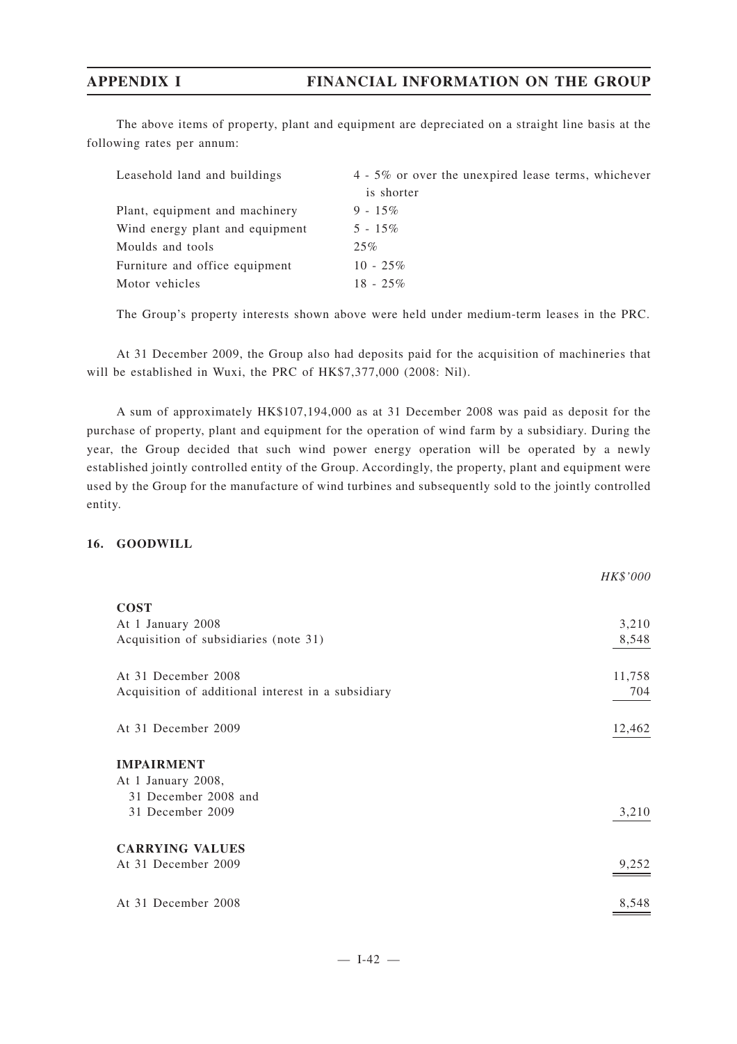The above items of property, plant and equipment are depreciated on a straight line basis at the following rates per annum:

| | |
|---|---|
| Leasehold land and buildings | 4 - 5% or over the unexpired lease terms, whichever is shorter |
| Plant, equipment and machinery | 9 - 15% |
| Wind energy plant and equipment | 5 - 15% |
| Moulds and tools | 25% |
| Furniture and office equipment | 10 - 25% |
| Motor vehicles | 18 - 25% |

The Group's property interests shown above were held under medium-term leases in the PRC.

At 31 December 2009, the Group also had deposits paid for the acquisition of machineries that will be established in Wuxi, the PRC of HK$7,377,000 (2008: Nil).

A sum of approximately HK$107,194,000 as at 31 December 2008 was paid as deposit for the purchase of property, plant and equipment for the operation of wind farm by a subsidiary. During the year, the Group decided that such wind power energy operation will be operated by a newly established jointly controlled entity of the Group. Accordingly, the property, plant and equipment were used by the Group for the manufacture of wind turbines and subsequently sold to the jointly controlled entity.

## 16. GOODWILL

| | *HK$'000* |
|---|---|
| **COST** | |
| At 1 January 2008 | 3,210 |
| Acquisition of subsidiaries (note 31) | 8,548 |
| At 31 December 2008 | 11,758 |
| Acquisition of additional interest in a subsidiary | 704 |
| At 31 December 2009 | 12,462 |
| **IMPAIRMENT** | |
| At 1 January 2008, 31 December 2008 and 31 December 2009 | 3,210 |
| **CARRYING VALUES** | |
| At 31 December 2009 | 9,252 |
| At 31 December 2008 | 8,548 |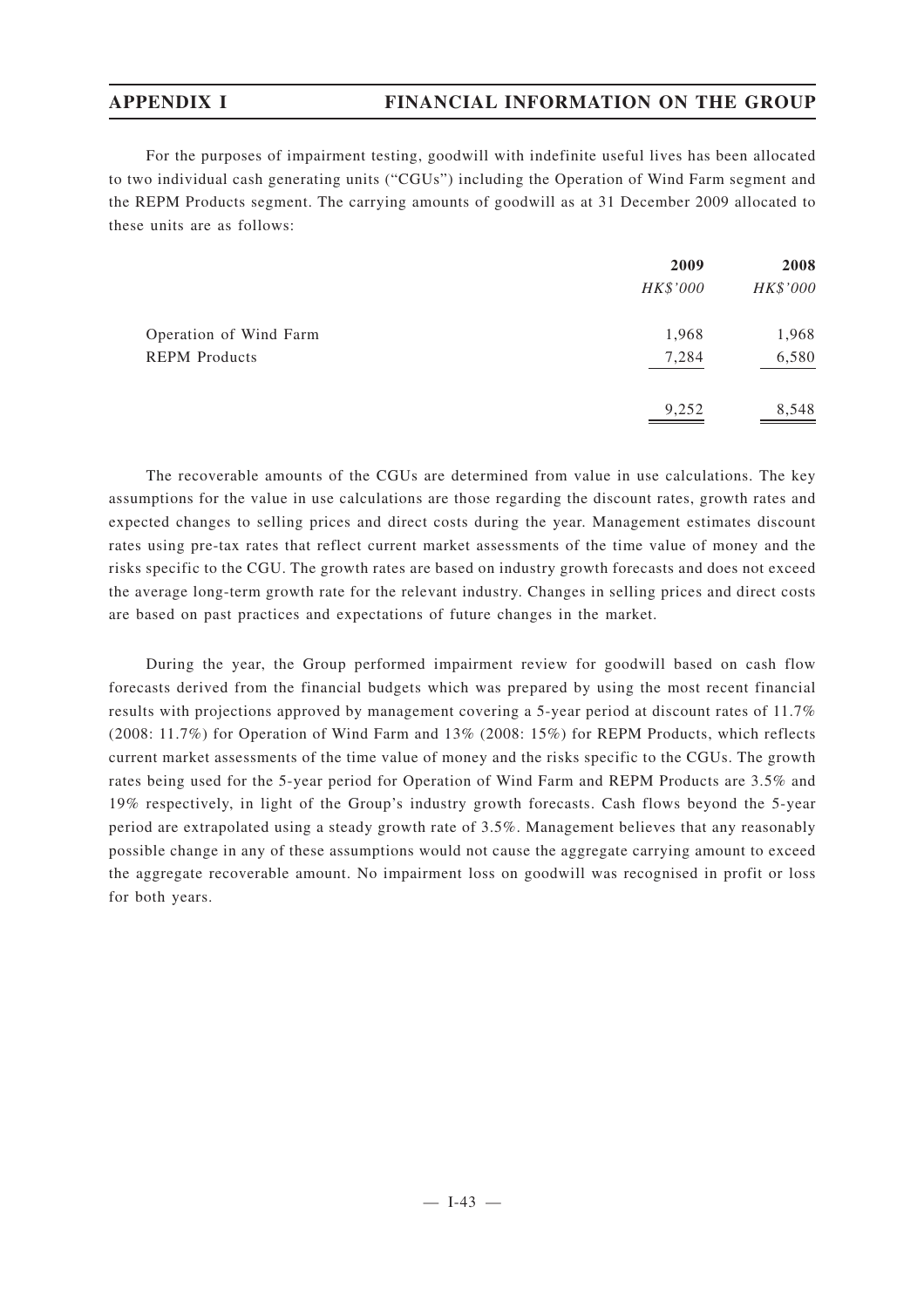For the purposes of impairment testing, goodwill with indefinite useful lives has been allocated to two individual cash generating units ("CGUs") including the Operation of Wind Farm segment and the REPM Products segment. The carrying amounts of goodwill as at 31 December 2009 allocated to these units are as follows:

| | 2009 | 2008 |
|---|---|---|
| | *HK$'000* | *HK$'000* |
| Operation of Wind Farm | 1,968 | 1,968 |
| REPM Products | 7,284 | 6,580 |
| | 9,252 | 8,548 |

The recoverable amounts of the CGUs are determined from value in use calculations. The key assumptions for the value in use calculations are those regarding the discount rates, growth rates and expected changes to selling prices and direct costs during the year. Management estimates discount rates using pre-tax rates that reflect current market assessments of the time value of money and the risks specific to the CGU. The growth rates are based on industry growth forecasts and does not exceed the average long-term growth rate for the relevant industry. Changes in selling prices and direct costs are based on past practices and expectations of future changes in the market.

During the year, the Group performed impairment review for goodwill based on cash flow forecasts derived from the financial budgets which was prepared by using the most recent financial results with projections approved by management covering a 5-year period at discount rates of 11.7% (2008: 11.7%) for Operation of Wind Farm and 13% (2008: 15%) for REPM Products, which reflects current market assessments of the time value of money and the risks specific to the CGUs. The growth rates being used for the 5-year period for Operation of Wind Farm and REPM Products are 3.5% and 19% respectively, in light of the Group's industry growth forecasts. Cash flows beyond the 5-year period are extrapolated using a steady growth rate of 3.5%. Management believes that any reasonably possible change in any of these assumptions would not cause the aggregate carrying amount to exceed the aggregate recoverable amount. No impairment loss on goodwill was recognised in profit or loss for both years.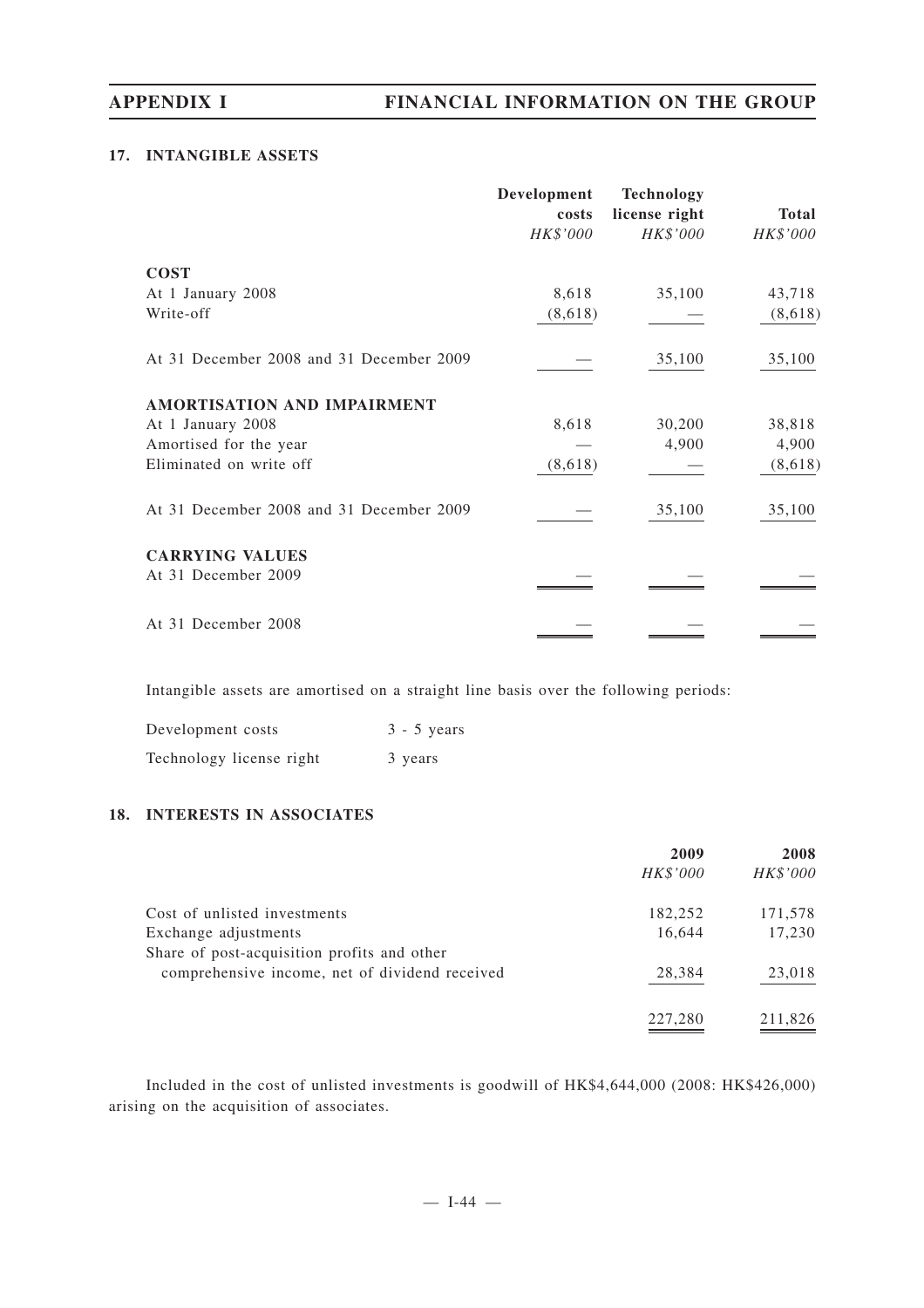### 17. INTANGIBLE ASSETS

| | Development costs | Technology license right | Total |
|---|---|---|---|
| | *HK$'000* | *HK$'000* | *HK$'000* |
| **COST** | | | |
| At 1 January 2008 | 8,618 | 35,100 | 43,718 |
| Write-off | (8,618) | — | (8,618) |
| At 31 December 2008 and 31 December 2009 | — | 35,100 | 35,100 |
| **AMORTISATION AND IMPAIRMENT** | | | |
| At 1 January 2008 | 8,618 | 30,200 | 38,818 |
| Amortised for the year | — | 4,900 | 4,900 |
| Eliminated on write off | (8,618) | — | (8,618) |
| At 31 December 2008 and 31 December 2009 | — | 35,100 | 35,100 |
| **CARRYING VALUES** | | | |
| At 31 December 2009 | — | — | — |
| At 31 December 2008 | — | — | — |

Intangible assets are amortised on a straight line basis over the following periods:

| | |
|---|---|
| Development costs | 3 - 5 years |
| Technology license right | 3 years |

### 18. INTERESTS IN ASSOCIATES

| | 2009 | 2008 |
|---|---|---|
| | *HK$'000* | *HK$'000* |
| Cost of unlisted investments | 182,252 | 171,578 |
| Exchange adjustments | 16,644 | 17,230 |
| Share of post-acquisition profits and other comprehensive income, net of dividend received | 28,384 | 23,018 |
| | 227,280 | 211,826 |

Included in the cost of unlisted investments is goodwill of HK$4,644,000 (2008: HK$426,000) arising on the acquisition of associates.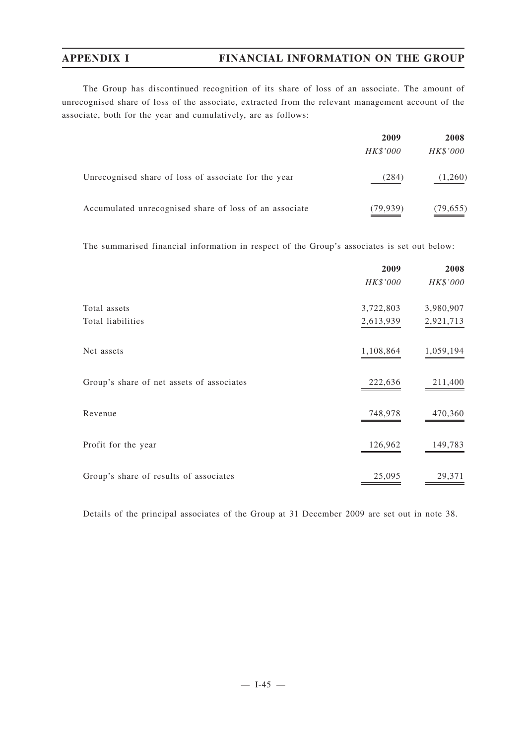The Group has discontinued recognition of its share of loss of an associate. The amount of unrecognised share of loss of the associate, extracted from the relevant management account of the associate, both for the year and cumulatively, are as follows:

| | 2009 | 2008 |
|---|---|---|
| | *HK$'000* | *HK$'000* |
| Unrecognised share of loss of associate for the year | (284) | (1,260) |
| Accumulated unrecognised share of loss of an associate | (79,939) | (79,655) |

The summarised financial information in respect of the Group's associates is set out below:

| | 2009 | 2008 |
|---|---|---|
| | *HK$'000* | *HK$'000* |
| Total assets | 3,722,803 | 3,980,907 |
| Total liabilities | 2,613,939 | 2,921,713 |
| Net assets | 1,108,864 | 1,059,194 |
| Group's share of net assets of associates | 222,636 | 211,400 |
| Revenue | 748,978 | 470,360 |
| Profit for the year | 126,962 | 149,783 |
| Group's share of results of associates | 25,095 | 29,371 |

Details of the principal associates of the Group at 31 December 2009 are set out in note 38.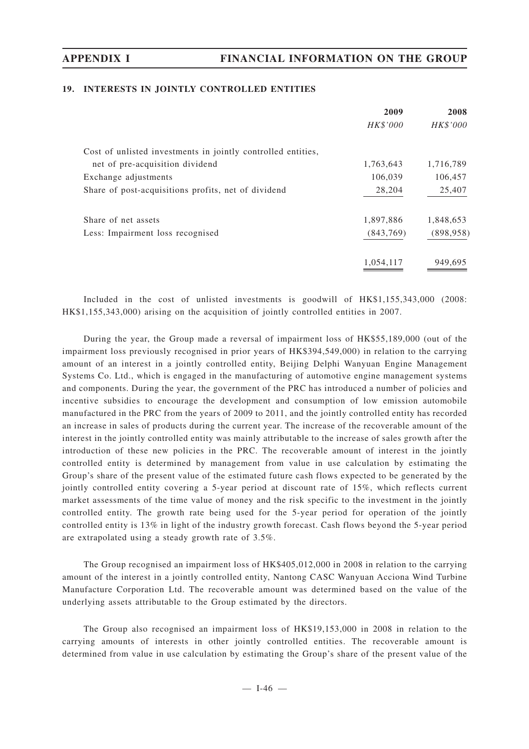## 19. INTERESTS IN JOINTLY CONTROLLED ENTITIES

| | 2009 | 2008 |
|---|---|---|
| | *HK$'000* | *HK$'000* |
| Cost of unlisted investments in jointly controlled entities, net of pre-acquisition dividend | 1,763,643 | 1,716,789 |
| Exchange adjustments | 106,039 | 106,457 |
| Share of post-acquisitions profits, net of dividend | 28,204 | 25,407 |
| Share of net assets | 1,897,886 | 1,848,653 |
| Less: Impairment loss recognised | (843,769) | (898,958) |
| | 1,054,117 | 949,695 |

Included in the cost of unlisted investments is goodwill of HK$1,155,343,000 (2008: HK$1,155,343,000) arising on the acquisition of jointly controlled entities in 2007.

During the year, the Group made a reversal of impairment loss of HK$55,189,000 (out of the impairment loss previously recognised in prior years of HK$394,549,000) in relation to the carrying amount of an interest in a jointly controlled entity, Beijing Delphi Wanyuan Engine Management Systems Co. Ltd., which is engaged in the manufacturing of automotive engine management systems and components. During the year, the government of the PRC has introduced a number of policies and incentive subsidies to encourage the development and consumption of low emission automobile manufactured in the PRC from the years of 2009 to 2011, and the jointly controlled entity has recorded an increase in sales of products during the current year. The increase of the recoverable amount of the interest in the jointly controlled entity was mainly attributable to the increase of sales growth after the introduction of these new policies in the PRC. The recoverable amount of interest in the jointly controlled entity is determined by management from value in use calculation by estimating the Group's share of the present value of the estimated future cash flows expected to be generated by the jointly controlled entity covering a 5-year period at discount rate of 15%, which reflects current market assessments of the time value of money and the risk specific to the investment in the jointly controlled entity. The growth rate being used for the 5-year period for operation of the jointly controlled entity is 13% in light of the industry growth forecast. Cash flows beyond the 5-year period are extrapolated using a steady growth rate of 3.5%.

The Group recognised an impairment loss of HK$405,012,000 in 2008 in relation to the carrying amount of the interest in a jointly controlled entity, Nantong CASC Wanyuan Acciona Wind Turbine Manufacture Corporation Ltd. The recoverable amount was determined based on the value of the underlying assets attributable to the Group estimated by the directors.

The Group also recognised an impairment loss of HK$19,153,000 in 2008 in relation to the carrying amounts of interests in other jointly controlled entities. The recoverable amount is determined from value in use calculation by estimating the Group's share of the present value of the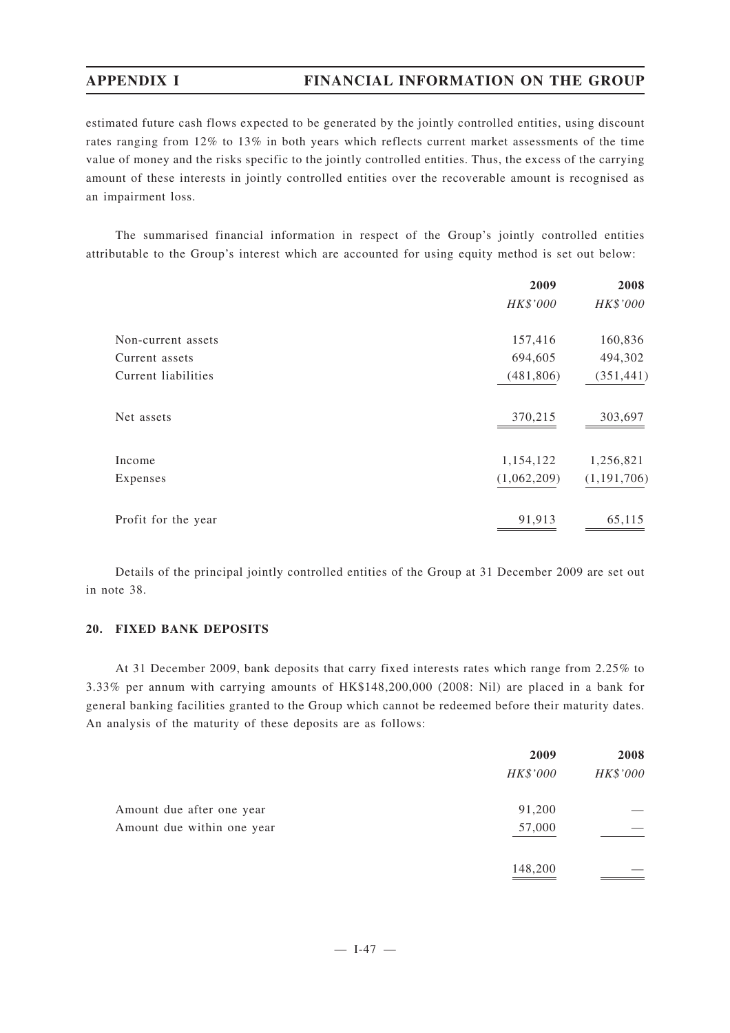estimated future cash flows expected to be generated by the jointly controlled entities, using discount rates ranging from 12% to 13% in both years which reflects current market assessments of the time value of money and the risks specific to the jointly controlled entities. Thus, the excess of the carrying amount of these interests in jointly controlled entities over the recoverable amount is recognised as an impairment loss.

The summarised financial information in respect of the Group's jointly controlled entities attributable to the Group's interest which are accounted for using equity method is set out below:

| | 2009 | 2008 |
|---|---|---|
| | *HK$'000* | *HK$'000* |
| Non-current assets | 157,416 | 160,836 |
| Current assets | 694,605 | 494,302 |
| Current liabilities | (481,806) | (351,441) |
| Net assets | 370,215 | 303,697 |
| Income | 1,154,122 | 1,256,821 |
| Expenses | (1,062,209) | (1,191,706) |
| Profit for the year | 91,913 | 65,115 |

Details of the principal jointly controlled entities of the Group at 31 December 2009 are set out in note 38.

## 20. FIXED BANK DEPOSITS

At 31 December 2009, bank deposits that carry fixed interests rates which range from 2.25% to 3.33% per annum with carrying amounts of HK$148,200,000 (2008: Nil) are placed in a bank for general banking facilities granted to the Group which cannot be redeemed before their maturity dates. An analysis of the maturity of these deposits are as follows:

| | 2009 | 2008 |
|---|---|---|
| | *HK$'000* | *HK$'000* |
| Amount due after one year | 91,200 | — |
| Amount due within one year | 57,000 | — |
| | 148,200 | — |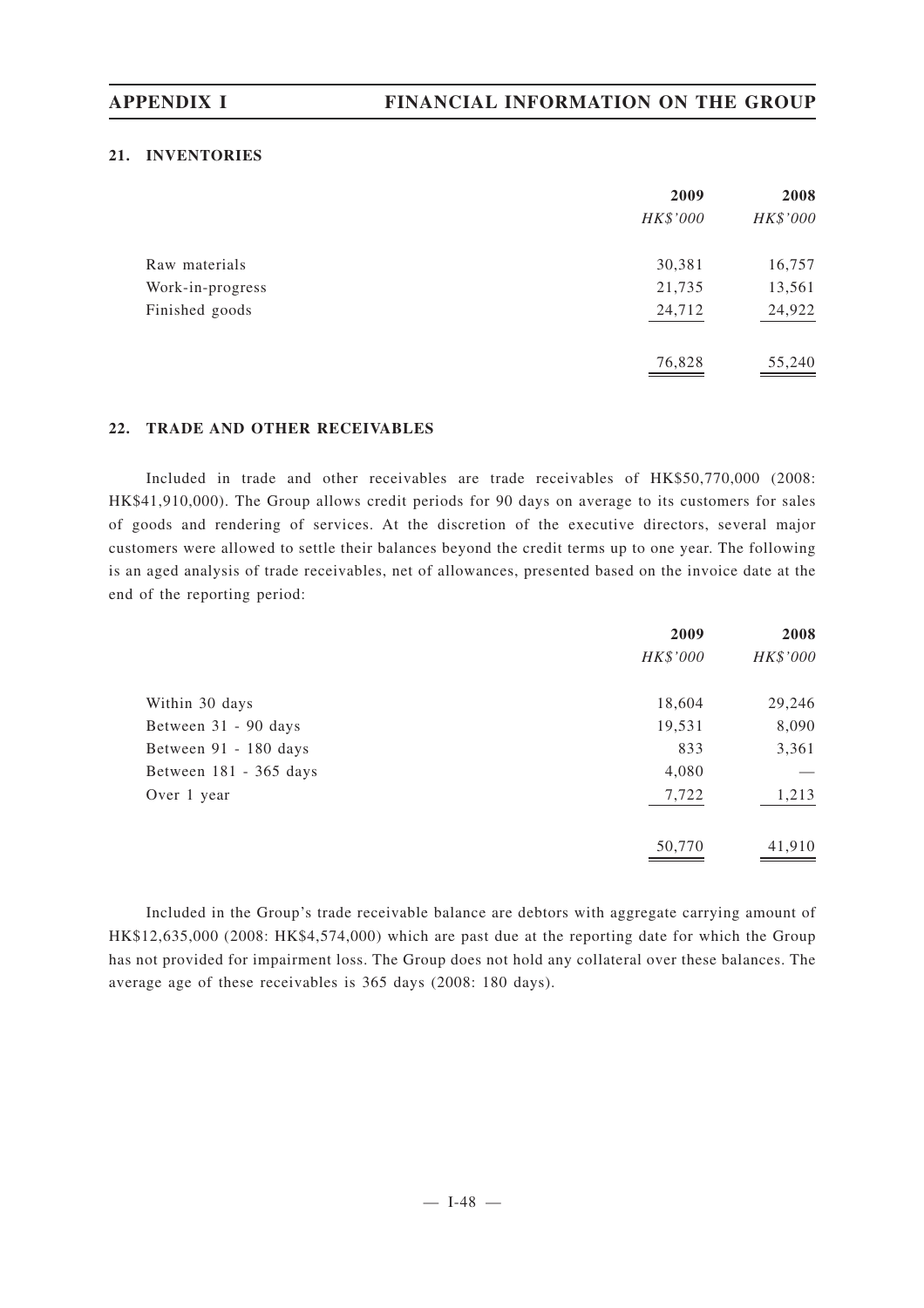## 21. INVENTORIES

| | 2009 | 2008 |
|---|---|---|
| | *HK$'000* | *HK$'000* |
| Raw materials | 30,381 | 16,757 |
| Work-in-progress | 21,735 | 13,561 |
| Finished goods | 24,712 | 24,922 |
| | 76,828 | 55,240 |

## 22. TRADE AND OTHER RECEIVABLES

Included in trade and other receivables are trade receivables of HK$50,770,000 (2008: HK$41,910,000). The Group allows credit periods for 90 days on average to its customers for sales of goods and rendering of services. At the discretion of the executive directors, several major customers were allowed to settle their balances beyond the credit terms up to one year. The following is an aged analysis of trade receivables, net of allowances, presented based on the invoice date at the end of the reporting period:

| | 2009 | 2008 |
|---|---|---|
| | *HK$'000* | *HK$'000* |
| Within 30 days | 18,604 | 29,246 |
| Between 31 - 90 days | 19,531 | 8,090 |
| Between 91 - 180 days | 833 | 3,361 |
| Between 181 - 365 days | 4,080 | — |
| Over 1 year | 7,722 | 1,213 |
| | 50,770 | 41,910 |

Included in the Group's trade receivable balance are debtors with aggregate carrying amount of HK$12,635,000 (2008: HK$4,574,000) which are past due at the reporting date for which the Group has not provided for impairment loss. The Group does not hold any collateral over these balances. The average age of these receivables is 365 days (2008: 180 days).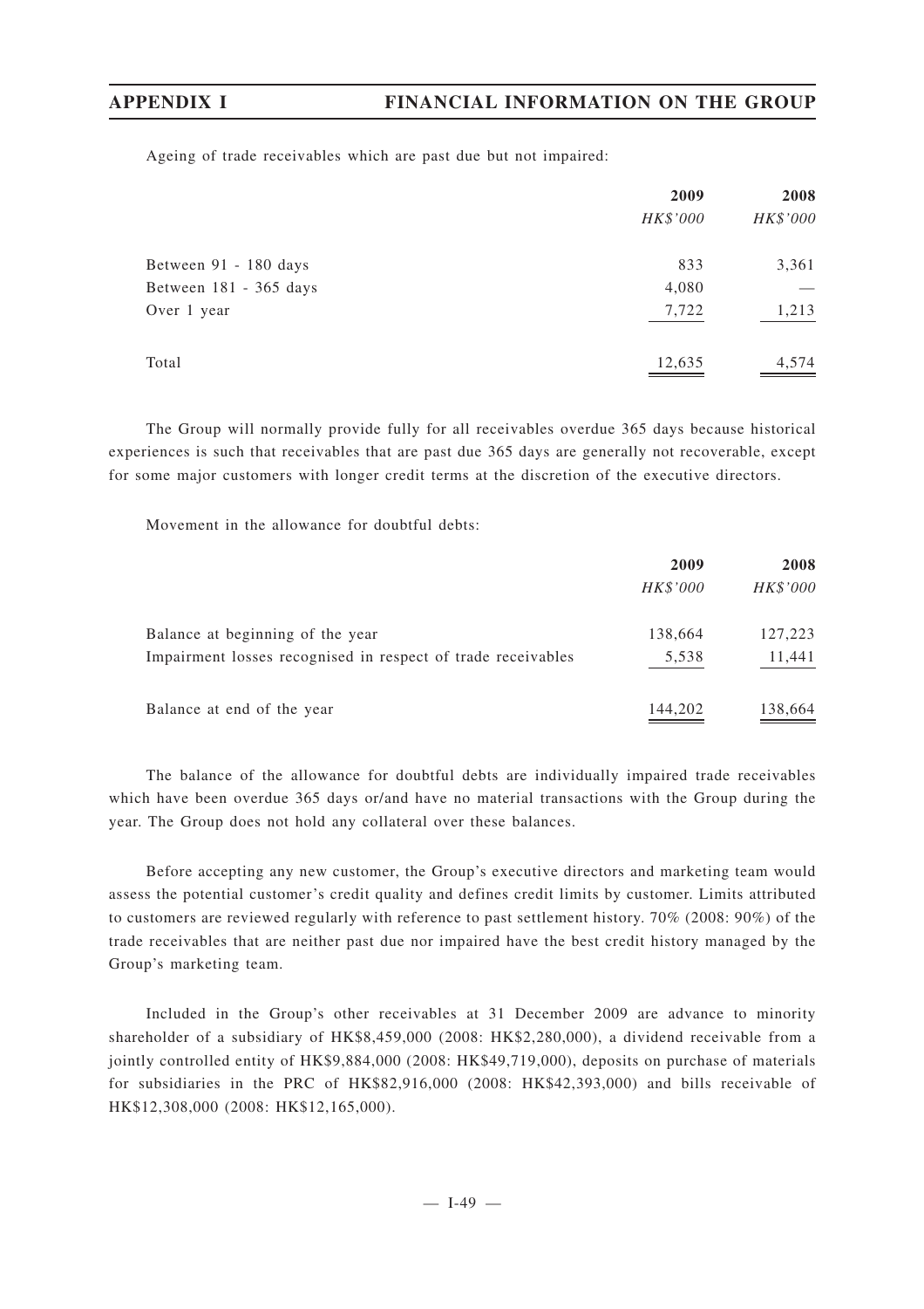Ageing of trade receivables which are past due but not impaired:

| | 2009 | 2008 |
|---|---|---|
| | *HK$'000* | *HK$'000* |
| Between 91 - 180 days | 833 | 3,361 |
| Between 181 - 365 days | 4,080 | — |
| Over 1 year | 7,722 | 1,213 |
| Total | 12,635 | 4,574 |

The Group will normally provide fully for all receivables overdue 365 days because historical experiences is such that receivables that are past due 365 days are generally not recoverable, except for some major customers with longer credit terms at the discretion of the executive directors.

Movement in the allowance for doubtful debts:

| | 2009 | 2008 |
|---|---|---|
| | *HK$'000* | *HK$'000* |
| Balance at beginning of the year | 138,664 | 127,223 |
| Impairment losses recognised in respect of trade receivables | 5,538 | 11,441 |
| Balance at end of the year | 144,202 | 138,664 |

The balance of the allowance for doubtful debts are individually impaired trade receivables which have been overdue 365 days or/and have no material transactions with the Group during the year. The Group does not hold any collateral over these balances.

Before accepting any new customer, the Group's executive directors and marketing team would assess the potential customer's credit quality and defines credit limits by customer. Limits attributed to customers are reviewed regularly with reference to past settlement history. 70% (2008: 90%) of the trade receivables that are neither past due nor impaired have the best credit history managed by the Group's marketing team.

Included in the Group's other receivables at 31 December 2009 are advance to minority shareholder of a subsidiary of HK$8,459,000 (2008: HK$2,280,000), a dividend receivable from a jointly controlled entity of HK$9,884,000 (2008: HK$49,719,000), deposits on purchase of materials for subsidiaries in the PRC of HK$82,916,000 (2008: HK$42,393,000) and bills receivable of HK$12,308,000 (2008: HK$12,165,000).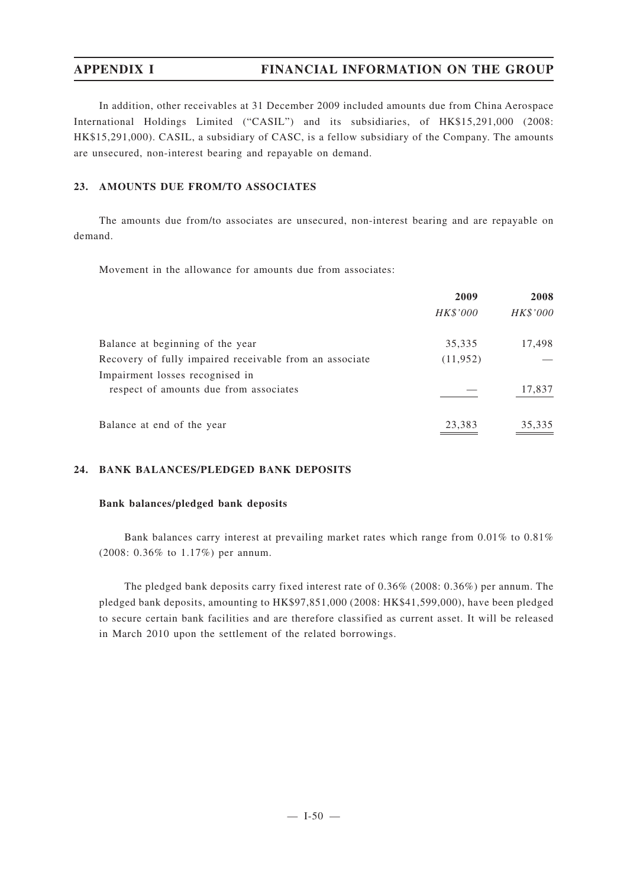In addition, other receivables at 31 December 2009 included amounts due from China Aerospace International Holdings Limited ("CASIL") and its subsidiaries, of HK$15,291,000 (2008: HK$15,291,000). CASIL, a subsidiary of CASC, is a fellow subsidiary of the Company. The amounts are unsecured, non-interest bearing and repayable on demand.

## 23. AMOUNTS DUE FROM/TO ASSOCIATES

The amounts due from/to associates are unsecured, non-interest bearing and are repayable on demand.

Movement in the allowance for amounts due from associates:

| | 2009 | 2008 |
|---|---|---|
| | *HK$'000* | *HK$'000* |
| Balance at beginning of the year | 35,335 | 17,498 |
| Recovery of fully impaired receivable from an associate | (11,952) | — |
| Impairment losses recognised in respect of amounts due from associates | — | 17,837 |
| Balance at end of the year | 23,383 | 35,335 |

## 24. BANK BALANCES/PLEDGED BANK DEPOSITS

### Bank balances/pledged bank deposits

Bank balances carry interest at prevailing market rates which range from 0.01% to 0.81% (2008: 0.36% to 1.17%) per annum.

The pledged bank deposits carry fixed interest rate of 0.36% (2008: 0.36%) per annum. The pledged bank deposits, amounting to HK$97,851,000 (2008: HK$41,599,000), have been pledged to secure certain bank facilities and are therefore classified as current asset. It will be released in March 2010 upon the settlement of the related borrowings.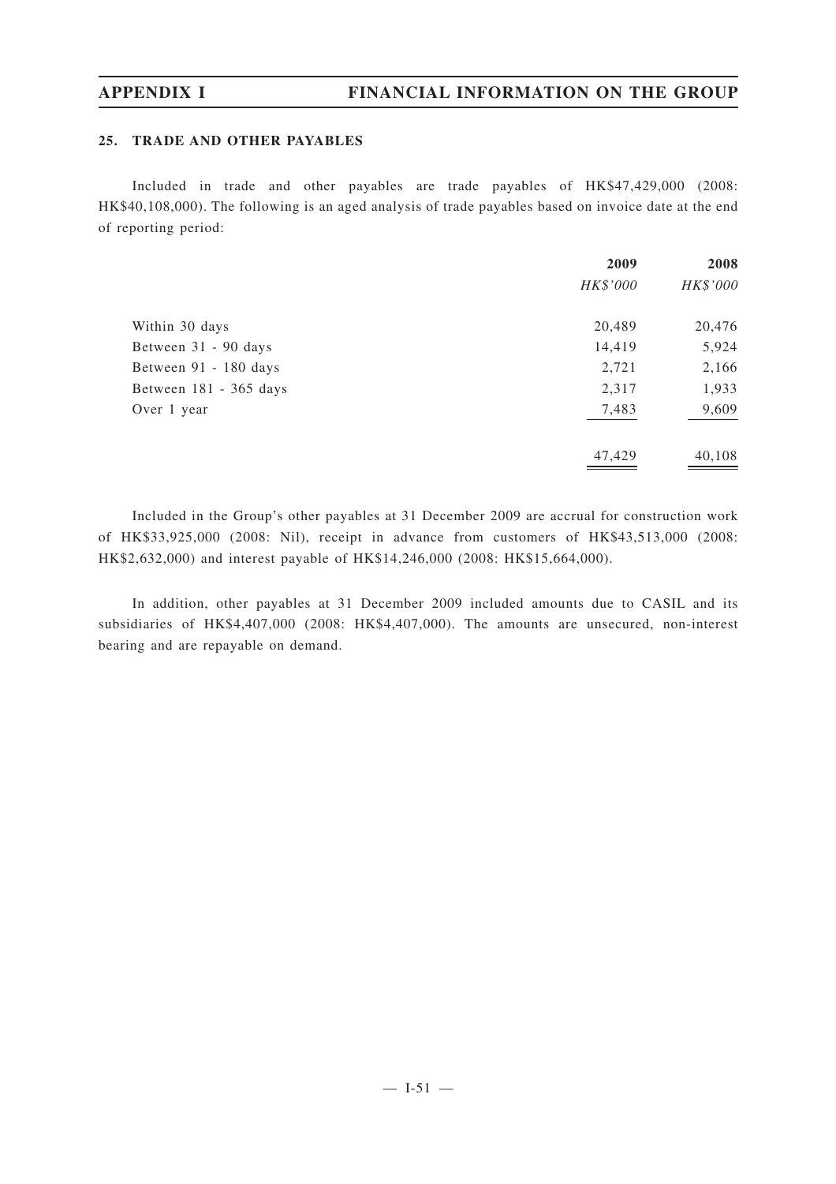## 25. TRADE AND OTHER PAYABLES

Included in trade and other payables are trade payables of HK$47,429,000 (2008: HK$40,108,000). The following is an aged analysis of trade payables based on invoice date at the end of reporting period:

| | 2009 | 2008 |
|---|---|---|
| | *HK$'000* | *HK$'000* |
| Within 30 days | 20,489 | 20,476 |
| Between 31 - 90 days | 14,419 | 5,924 |
| Between 91 - 180 days | 2,721 | 2,166 |
| Between 181 - 365 days | 2,317 | 1,933 |
| Over 1 year | 7,483 | 9,609 |
| | 47,429 | 40,108 |

Included in the Group's other payables at 31 December 2009 are accrual for construction work of HK$33,925,000 (2008: Nil), receipt in advance from customers of HK$43,513,000 (2008: HK$2,632,000) and interest payable of HK$14,246,000 (2008: HK$15,664,000).

In addition, other payables at 31 December 2009 included amounts due to CASIL and its subsidiaries of HK$4,407,000 (2008: HK$4,407,000). The amounts are unsecured, non-interest bearing and are repayable on demand.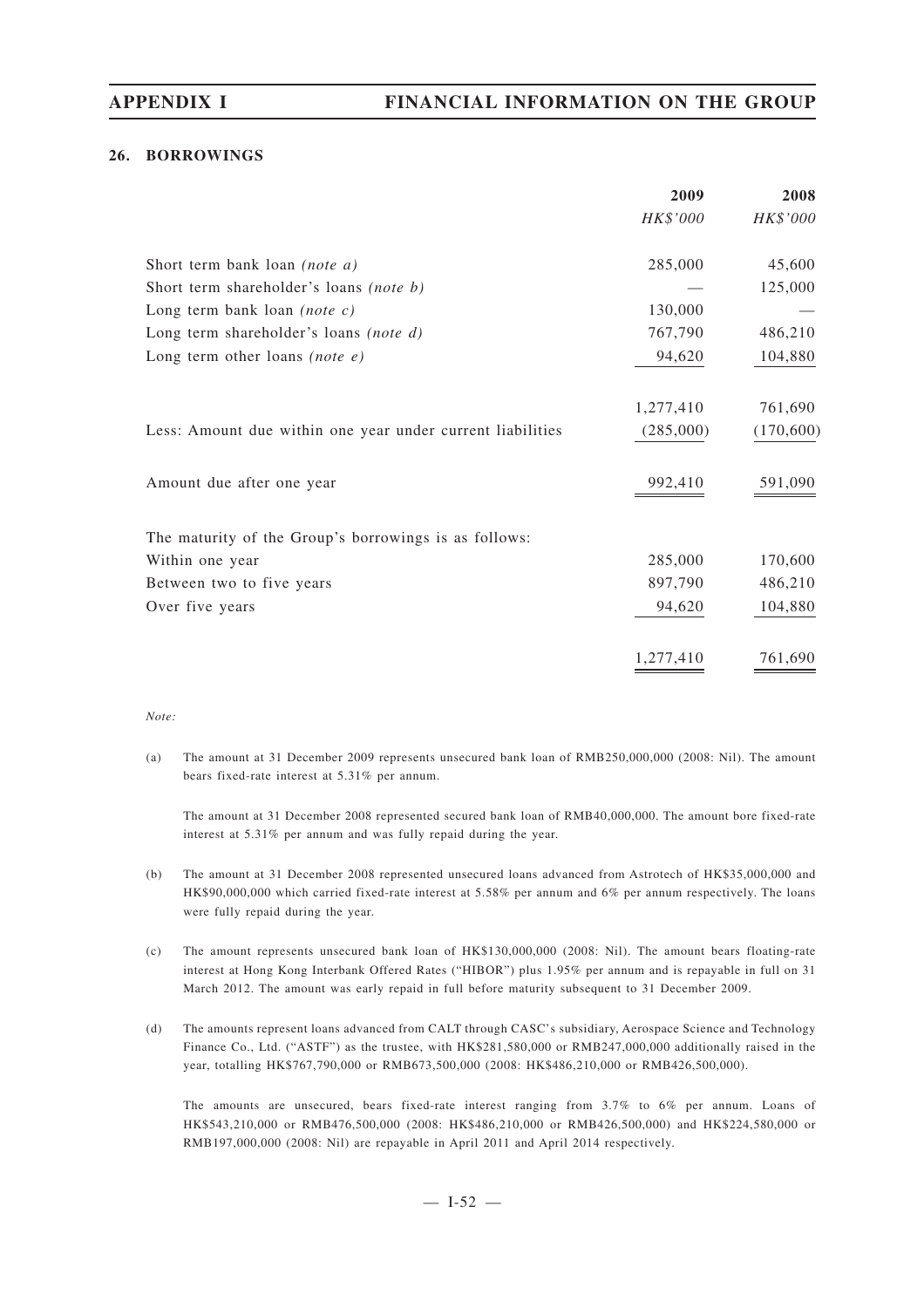## 26. BORROWINGS

| | 2009 | 2008 |
|---|---|---|
| | *HK$'000* | *HK$'000* |
| Short term bank loan *(note a)* | 285,000 | 45,600 |
| Short term shareholder's loans *(note b)* | — | 125,000 |
| Long term bank loan *(note c)* | 130,000 | — |
| Long term shareholder's loans *(note d)* | 767,790 | 486,210 |
| Long term other loans *(note e)* | 94,620 | 104,880 |
| | 1,277,410 | 761,690 |
| Less: Amount due within one year under current liabilities | (285,000) | (170,600) |
| Amount due after one year | 992,410 | 591,090 |
| The maturity of the Group's borrowings is as follows: | | |
| Within one year | 285,000 | 170,600 |
| Between two to five years | 897,790 | 486,210 |
| Over five years | 94,620 | 104,880 |
| | 1,277,410 | 761,690 |

*Note:*

(a) The amount at 31 December 2009 represents unsecured bank loan of RMB250,000,000 (2008: Nil). The amount bears fixed-rate interest at 5.31% per annum.

The amount at 31 December 2008 represented secured bank loan of RMB40,000,000. The amount bore fixed-rate interest at 5.31% per annum and was fully repaid during the year.

(b) The amount at 31 December 2008 represented unsecured loans advanced from Astrotech of HK$35,000,000 and HK$90,000,000 which carried fixed-rate interest at 5.58% per annum and 6% per annum respectively. The loans were fully repaid during the year.

(c) The amount represents unsecured bank loan of HK$130,000,000 (2008: Nil). The amount bears floating-rate interest at Hong Kong Interbank Offered Rates ("HIBOR") plus 1.95% per annum and is repayable in full on 31 March 2012. The amount was early repaid in full before maturity subsequent to 31 December 2009.

(d) The amounts represent loans advanced from CALT through CASC's subsidiary, Aerospace Science and Technology Finance Co., Ltd. ("ASTF") as the trustee, with HK$281,580,000 or RMB247,000,000 additionally raised in the year, totalling HK$767,790,000 or RMB673,500,000 (2008: HK$486,210,000 or RMB426,500,000).

The amounts are unsecured, bears fixed-rate interest ranging from 3.7% to 6% per annum. Loans of HK$543,210,000 or RMB476,500,000 (2008: HK$486,210,000 or RMB426,500,000) and HK$224,580,000 or RMB197,000,000 (2008: Nil) are repayable in April 2011 and April 2014 respectively.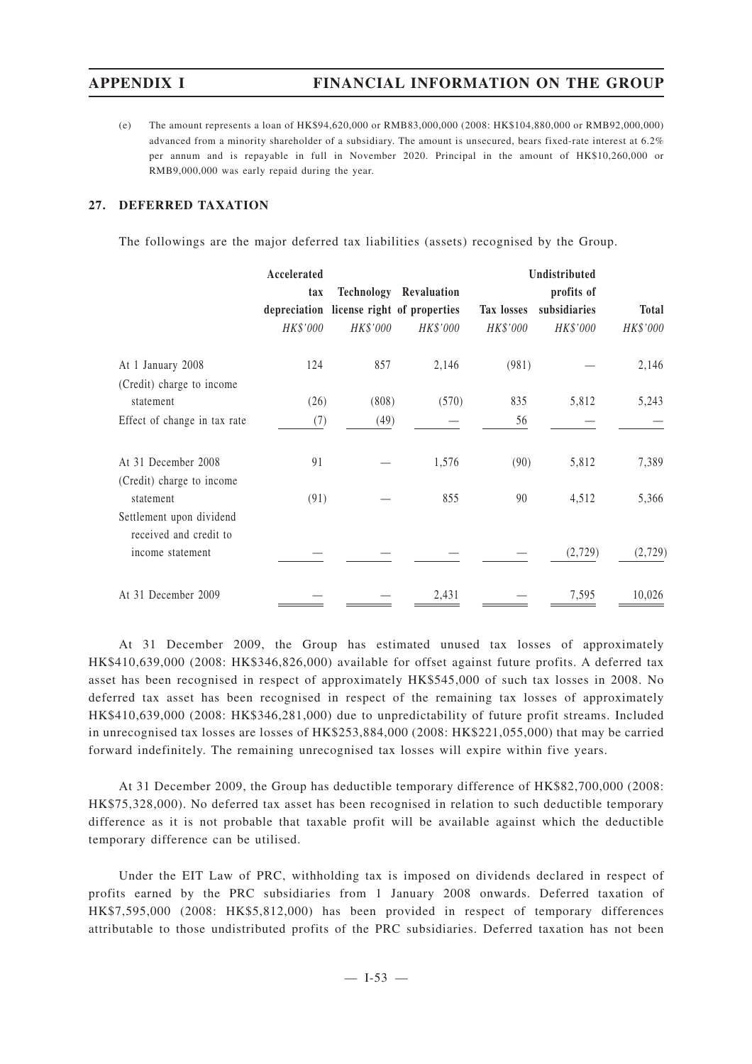(e) The amount represents a loan of HK$94,620,000 or RMB83,000,000 (2008: HK$104,880,000 or RMB92,000,000) advanced from a minority shareholder of a subsidiary. The amount is unsecured, bears fixed-rate interest at 6.2% per annum and is repayable in full in November 2020. Principal in the amount of HK$10,260,000 or RMB9,000,000 was early repaid during the year.

## 27. DEFERRED TAXATION

The followings are the major deferred tax liabilities (assets) recognised by the Group.

| | Accelerated tax depreciation | Technology license right | Revaluation of properties | Tax losses | Undistributed profits of subsidiaries | Total |
|---|---|---|---|---|---|---|
| | *HK$'000* | *HK$'000* | *HK$'000* | *HK$'000* | *HK$'000* | *HK$'000* |
| At 1 January 2008 | 124 | 857 | 2,146 | (981) | — | 2,146 |
| (Credit) charge to income statement | (26) | (808) | (570) | 835 | 5,812 | 5,243 |
| Effect of change in tax rate | (7) | (49) | — | 56 | — | — |
| At 31 December 2008 | 91 | — | 1,576 | (90) | 5,812 | 7,389 |
| (Credit) charge to income statement | (91) | — | 855 | 90 | 4,512 | 5,366 |
| Settlement upon dividend received and credit to income statement | — | — | — | — | (2,729) | (2,729) |
| At 31 December 2009 | — | — | 2,431 | — | 7,595 | 10,026 |

At 31 December 2009, the Group has estimated unused tax losses of approximately HK$410,639,000 (2008: HK$346,826,000) available for offset against future profits. A deferred tax asset has been recognised in respect of approximately HK$545,000 of such tax losses in 2008. No deferred tax asset has been recognised in respect of the remaining tax losses of approximately HK$410,639,000 (2008: HK$346,281,000) due to unpredictability of future profit streams. Included in unrecognised tax losses are losses of HK$253,884,000 (2008: HK$221,055,000) that may be carried forward indefinitely. The remaining unrecognised tax losses will expire within five years.

At 31 December 2009, the Group has deductible temporary difference of HK$82,700,000 (2008: HK$75,328,000). No deferred tax asset has been recognised in relation to such deductible temporary difference as it is not probable that taxable profit will be available against which the deductible temporary difference can be utilised.

Under the EIT Law of PRC, withholding tax is imposed on dividends declared in respect of profits earned by the PRC subsidiaries from 1 January 2008 onwards. Deferred taxation of HK$7,595,000 (2008: HK$5,812,000) has been provided in respect of temporary differences attributable to those undistributed profits of the PRC subsidiaries. Deferred taxation has not been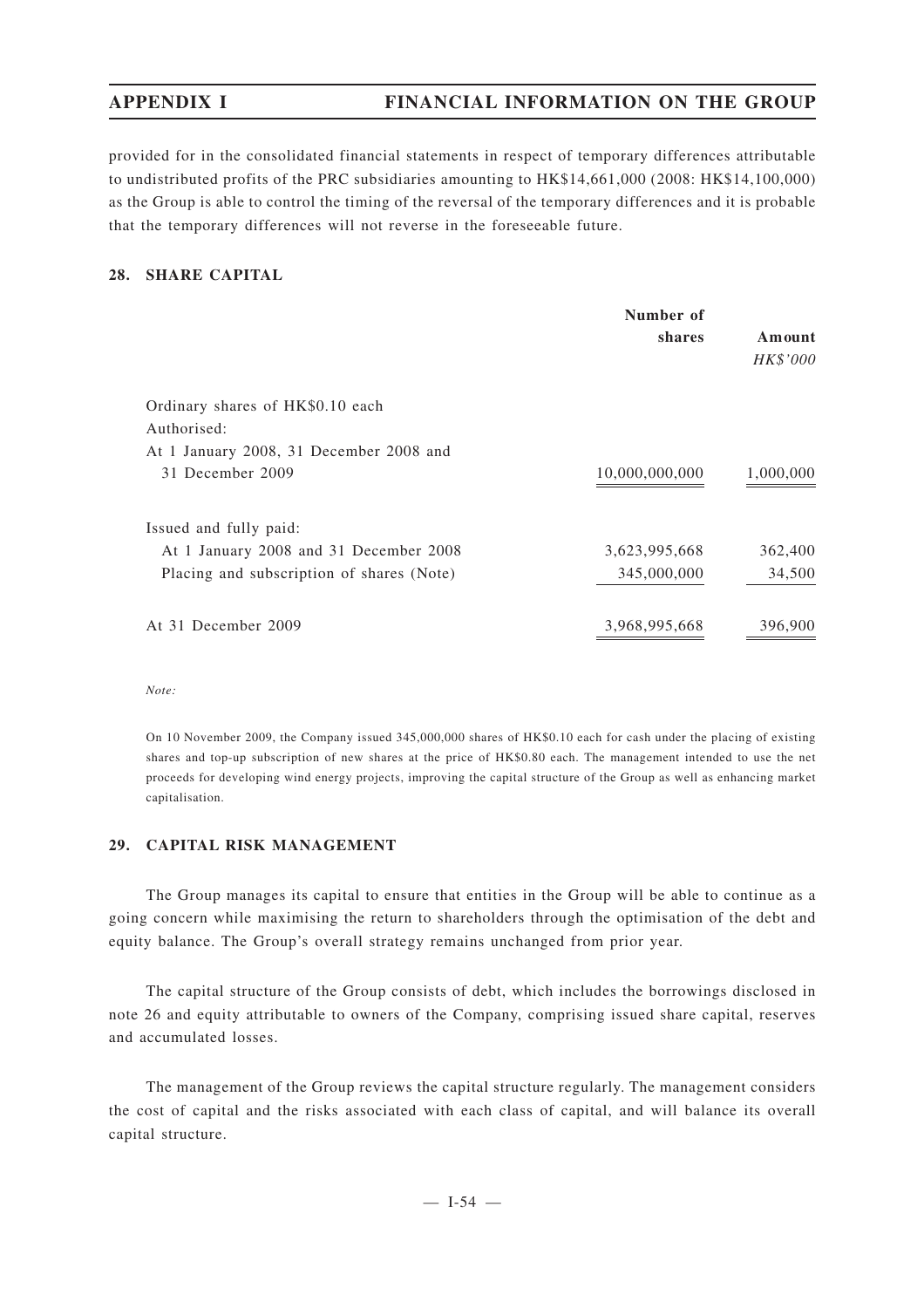provided for in the consolidated financial statements in respect of temporary differences attributable to undistributed profits of the PRC subsidiaries amounting to HK$14,661,000 (2008: HK$14,100,000) as the Group is able to control the timing of the reversal of the temporary differences and it is probable that the temporary differences will not reverse in the foreseeable future.

## 28. SHARE CAPITAL

| | Number of shares | Amount |
|---|---|---|
| | | *HK$'000* |
| Ordinary shares of HK$0.10 each | | |
| Authorised: | | |
| At 1 January 2008, 31 December 2008 and 31 December 2009 | 10,000,000,000 | 1,000,000 |
| Issued and fully paid: | | |
| At 1 January 2008 and 31 December 2008 | 3,623,995,668 | 362,400 |
| Placing and subscription of shares (Note) | 345,000,000 | 34,500 |
| At 31 December 2009 | 3,968,995,668 | 396,900 |

*Note:*

On 10 November 2009, the Company issued 345,000,000 shares of HK$0.10 each for cash under the placing of existing shares and top-up subscription of new shares at the price of HK$0.80 each. The management intended to use the net proceeds for developing wind energy projects, improving the capital structure of the Group as well as enhancing market capitalisation.

## 29. CAPITAL RISK MANAGEMENT

The Group manages its capital to ensure that entities in the Group will be able to continue as a going concern while maximising the return to shareholders through the optimisation of the debt and equity balance. The Group's overall strategy remains unchanged from prior year.

The capital structure of the Group consists of debt, which includes the borrowings disclosed in note 26 and equity attributable to owners of the Company, comprising issued share capital, reserves and accumulated losses.

The management of the Group reviews the capital structure regularly. The management considers the cost of capital and the risks associated with each class of capital, and will balance its overall capital structure.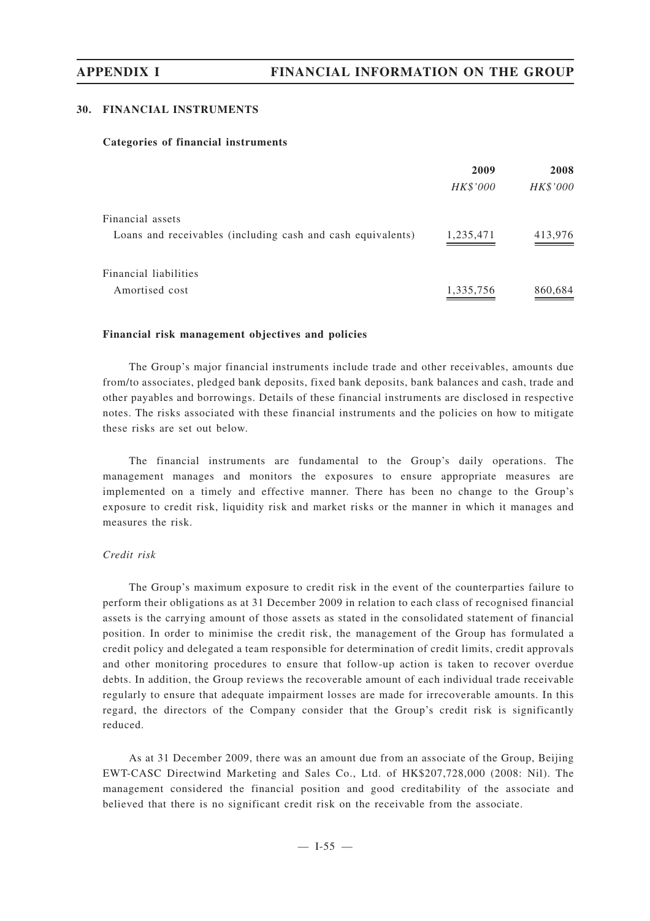## 30. FINANCIAL INSTRUMENTS

### Categories of financial instruments

| | 2009 | 2008 |
|---|---|---|
| | *HK$'000* | *HK$'000* |
| Financial assets | | |
| Loans and receivables (including cash and cash equivalents) | 1,235,471 | 413,976 |
| Financial liabilities | | |
| Amortised cost | 1,335,756 | 860,684 |

### Financial risk management objectives and policies

The Group's major financial instruments include trade and other receivables, amounts due from/to associates, pledged bank deposits, fixed bank deposits, bank balances and cash, trade and other payables and borrowings. Details of these financial instruments are disclosed in respective notes. The risks associated with these financial instruments and the policies on how to mitigate these risks are set out below.

The financial instruments are fundamental to the Group's daily operations. The management manages and monitors the exposures to ensure appropriate measures are implemented on a timely and effective manner. There has been no change to the Group's exposure to credit risk, liquidity risk and market risks or the manner in which it manages and measures the risk.

*Credit risk*

The Group's maximum exposure to credit risk in the event of the counterparties failure to perform their obligations as at 31 December 2009 in relation to each class of recognised financial assets is the carrying amount of those assets as stated in the consolidated statement of financial position. In order to minimise the credit risk, the management of the Group has formulated a credit policy and delegated a team responsible for determination of credit limits, credit approvals and other monitoring procedures to ensure that follow-up action is taken to recover overdue debts. In addition, the Group reviews the recoverable amount of each individual trade receivable regularly to ensure that adequate impairment losses are made for irrecoverable amounts. In this regard, the directors of the Company consider that the Group's credit risk is significantly reduced.

As at 31 December 2009, there was an amount due from an associate of the Group, Beijing EWT-CASC Directwind Marketing and Sales Co., Ltd. of HK$207,728,000 (2008: Nil). The management considered the financial position and good creditability of the associate and believed that there is no significant credit risk on the receivable from the associate.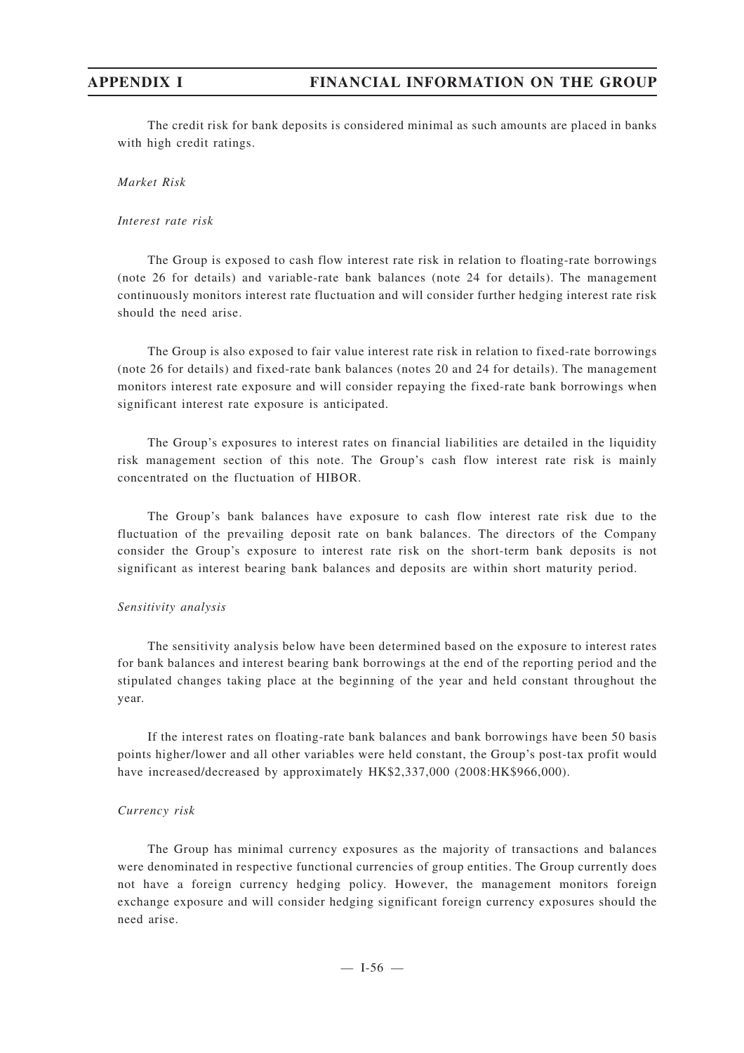The credit risk for bank deposits is considered minimal as such amounts are placed in banks with high credit ratings.

*Market Risk*

*Interest rate risk*

The Group is exposed to cash flow interest rate risk in relation to floating-rate borrowings (note 26 for details) and variable-rate bank balances (note 24 for details). The management continuously monitors interest rate fluctuation and will consider further hedging interest rate risk should the need arise.

The Group is also exposed to fair value interest rate risk in relation to fixed-rate borrowings (note 26 for details) and fixed-rate bank balances (notes 20 and 24 for details). The management monitors interest rate exposure and will consider repaying the fixed-rate bank borrowings when significant interest rate exposure is anticipated.

The Group's exposures to interest rates on financial liabilities are detailed in the liquidity risk management section of this note. The Group's cash flow interest rate risk is mainly concentrated on the fluctuation of HIBOR.

The Group's bank balances have exposure to cash flow interest rate risk due to the fluctuation of the prevailing deposit rate on bank balances. The directors of the Company consider the Group's exposure to interest rate risk on the short-term bank deposits is not significant as interest bearing bank balances and deposits are within short maturity period.

*Sensitivity analysis*

The sensitivity analysis below have been determined based on the exposure to interest rates for bank balances and interest bearing bank borrowings at the end of the reporting period and the stipulated changes taking place at the beginning of the year and held constant throughout the year.

If the interest rates on floating-rate bank balances and bank borrowings have been 50 basis points higher/lower and all other variables were held constant, the Group's post-tax profit would have increased/decreased by approximately HK$2,337,000 (2008:HK$966,000).

*Currency risk*

The Group has minimal currency exposures as the majority of transactions and balances were denominated in respective functional currencies of group entities. The Group currently does not have a foreign currency hedging policy. However, the management monitors foreign exchange exposure and will consider hedging significant foreign currency exposures should the need arise.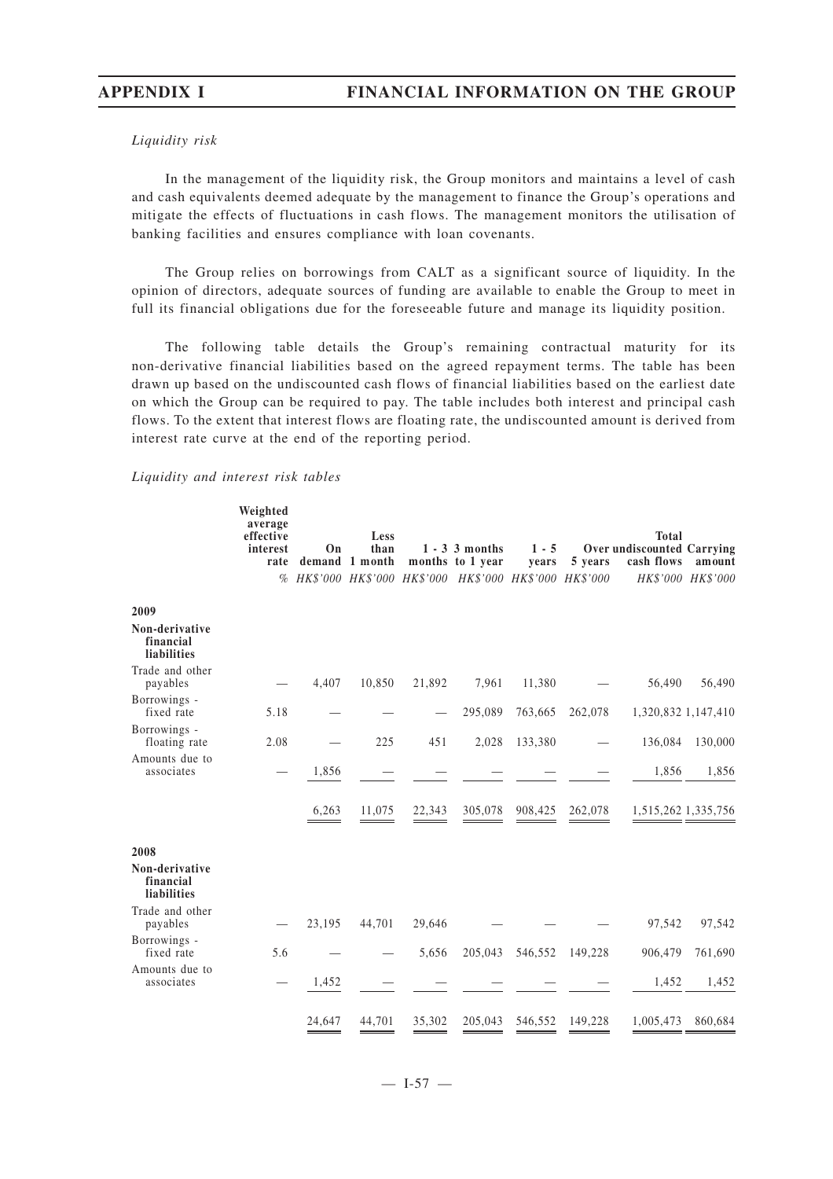*Liquidity risk*

In the management of the liquidity risk, the Group monitors and maintains a level of cash and cash equivalents deemed adequate by the management to finance the Group's operations and mitigate the effects of fluctuations in cash flows. The management monitors the utilisation of banking facilities and ensures compliance with loan covenants.

The Group relies on borrowings from CALT as a significant source of liquidity. In the opinion of directors, adequate sources of funding are available to enable the Group to meet in full its financial obligations due for the foreseeable future and manage its liquidity position.

The following table details the Group's remaining contractual maturity for its non-derivative financial liabilities based on the agreed repayment terms. The table has been drawn up based on the undiscounted cash flows of financial liabilities based on the earliest date on which the Group can be required to pay. The table includes both interest and principal cash flows. To the extent that interest flows are floating rate, the undiscounted amount is derived from interest rate curve at the end of the reporting period.

*Liquidity and interest risk tables*

| | Weighted average effective interest rate | On demand | Less than 1 month | 1 - 3 months | 3 months to 1 year | 1 - 5 years | Over 5 years | Total undiscounted cash flows | Carrying amount |
|---|---|---|---|---|---|---|---|---|---|
| | % | HK$'000 | HK$'000 | HK$'000 | HK$'000 | HK$'000 | HK$'000 | HK$'000 | HK$'000 |
| **2009** | | | | | | | | | |
| **Non-derivative financial liabilities** | | | | | | | | | |
| Trade and other payables | — | 4,407 | 10,850 | 21,892 | 7,961 | 11,380 | — | 56,490 | 56,490 |
| Borrowings - fixed rate | 5.18 | — | — | — | 295,089 | 763,665 | 262,078 | 1,320,832 | 1,147,410 |
| Borrowings - floating rate | 2.08 | — | 225 | 451 | 2,028 | 133,380 | — | 136,084 | 130,000 |
| Amounts due to associates | — | 1,856 | — | — | — | — | — | 1,856 | 1,856 |
| | | 6,263 | 11,075 | 22,343 | 305,078 | 908,425 | 262,078 | 1,515,262 | 1,335,756 |
| **2008** | | | | | | | | | |
| **Non-derivative financial liabilities** | | | | | | | | | |
| Trade and other payables | — | 23,195 | 44,701 | 29,646 | — | — | — | 97,542 | 97,542 |
| Borrowings - fixed rate | 5.6 | — | — | 5,656 | 205,043 | 546,552 | 149,228 | 906,479 | 761,690 |
| Amounts due to associates | — | 1,452 | — | — | — | — | — | 1,452 | 1,452 |
| | | 24,647 | 44,701 | 35,302 | 205,043 | 546,552 | 149,228 | 1,005,473 | 860,684 |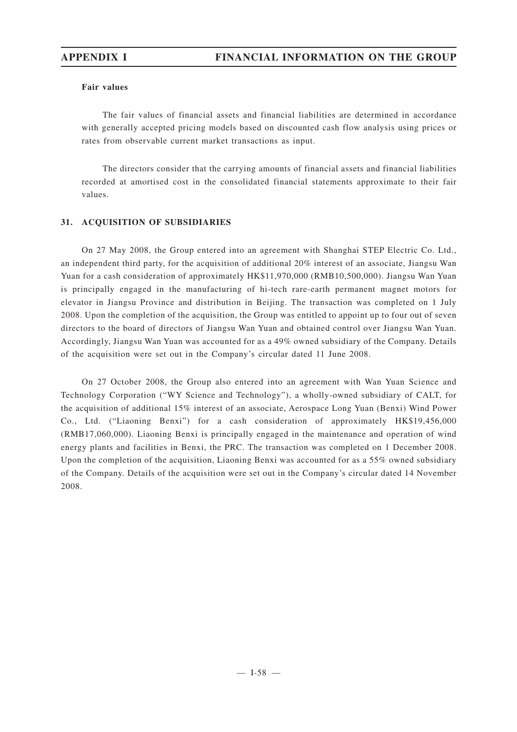**Fair values**

The fair values of financial assets and financial liabilities are determined in accordance with generally accepted pricing models based on discounted cash flow analysis using prices or rates from observable current market transactions as input.

The directors consider that the carrying amounts of financial assets and financial liabilities recorded at amortised cost in the consolidated financial statements approximate to their fair values.

## 31. ACQUISITION OF SUBSIDIARIES

On 27 May 2008, the Group entered into an agreement with Shanghai STEP Electric Co. Ltd., an independent third party, for the acquisition of additional 20% interest of an associate, Jiangsu Wan Yuan for a cash consideration of approximately HK$11,970,000 (RMB10,500,000). Jiangsu Wan Yuan is principally engaged in the manufacturing of hi-tech rare-earth permanent magnet motors for elevator in Jiangsu Province and distribution in Beijing. The transaction was completed on 1 July 2008. Upon the completion of the acquisition, the Group was entitled to appoint up to four out of seven directors to the board of directors of Jiangsu Wan Yuan and obtained control over Jiangsu Wan Yuan. Accordingly, Jiangsu Wan Yuan was accounted for as a 49% owned subsidiary of the Company. Details of the acquisition were set out in the Company's circular dated 11 June 2008.

On 27 October 2008, the Group also entered into an agreement with Wan Yuan Science and Technology Corporation ("WY Science and Technology"), a wholly-owned subsidiary of CALT, for the acquisition of additional 15% interest of an associate, Aerospace Long Yuan (Benxi) Wind Power Co., Ltd. ("Liaoning Benxi") for a cash consideration of approximately HK$19,456,000 (RMB17,060,000). Liaoning Benxi is principally engaged in the maintenance and operation of wind energy plants and facilities in Benxi, the PRC. The transaction was completed on 1 December 2008. Upon the completion of the acquisition, Liaoning Benxi was accounted for as a 55% owned subsidiary of the Company. Details of the acquisition were set out in the Company's circular dated 14 November 2008.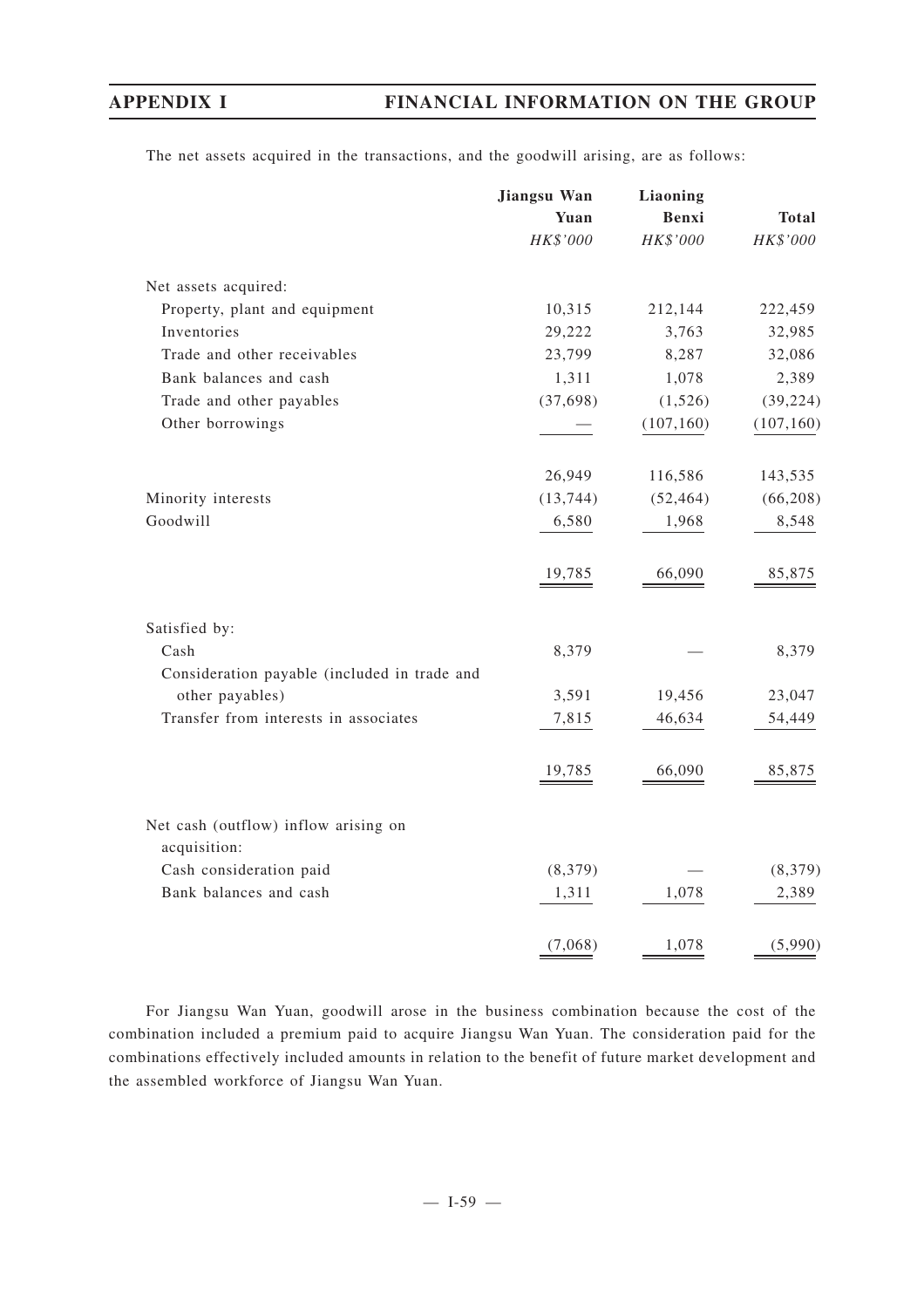The net assets acquired in the transactions, and the goodwill arising, are as follows:

| | Jiangsu Wan Yuan | Liaoning Benxi | Total |
|---|---|---|---|
| | *HK$'000* | *HK$'000* | *HK$'000* |
| Net assets acquired: | | | |
| Property, plant and equipment | 10,315 | 212,144 | 222,459 |
| Inventories | 29,222 | 3,763 | 32,985 |
| Trade and other receivables | 23,799 | 8,287 | 32,086 |
| Bank balances and cash | 1,311 | 1,078 | 2,389 |
| Trade and other payables | (37,698) | (1,526) | (39,224) |
| Other borrowings | — | (107,160) | (107,160) |
| | 26,949 | 116,586 | 143,535 |
| Minority interests | (13,744) | (52,464) | (66,208) |
| Goodwill | 6,580 | 1,968 | 8,548 |
| | 19,785 | 66,090 | 85,875 |
| Satisfied by: | | | |
| Cash | 8,379 | — | 8,379 |
| Consideration payable (included in trade and other payables) | 3,591 | 19,456 | 23,047 |
| Transfer from interests in associates | 7,815 | 46,634 | 54,449 |
| | 19,785 | 66,090 | 85,875 |
| Net cash (outflow) inflow arising on acquisition: | | | |
| Cash consideration paid | (8,379) | — | (8,379) |
| Bank balances and cash | 1,311 | 1,078 | 2,389 |
| | (7,068) | 1,078 | (5,990) |

For Jiangsu Wan Yuan, goodwill arose in the business combination because the cost of the combination included a premium paid to acquire Jiangsu Wan Yuan. The consideration paid for the combinations effectively included amounts in relation to the benefit of future market development and the assembled workforce of Jiangsu Wan Yuan.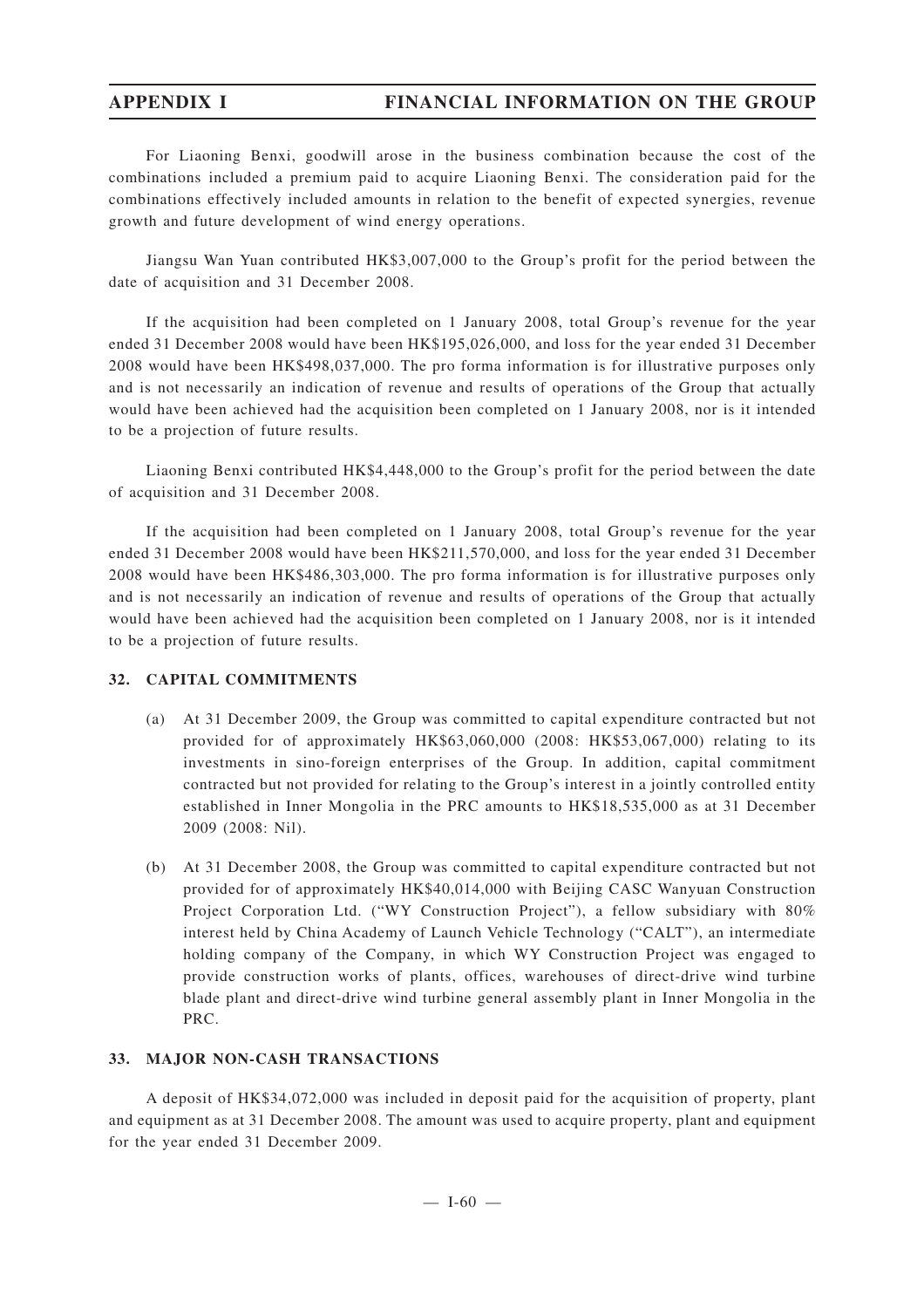For Liaoning Benxi, goodwill arose in the business combination because the cost of the combinations included a premium paid to acquire Liaoning Benxi. The consideration paid for the combinations effectively included amounts in relation to the benefit of expected synergies, revenue growth and future development of wind energy operations.

Jiangsu Wan Yuan contributed HK$3,007,000 to the Group's profit for the period between the date of acquisition and 31 December 2008.

If the acquisition had been completed on 1 January 2008, total Group's revenue for the year ended 31 December 2008 would have been HK$195,026,000, and loss for the year ended 31 December 2008 would have been HK$498,037,000. The pro forma information is for illustrative purposes only and is not necessarily an indication of revenue and results of operations of the Group that actually would have been achieved had the acquisition been completed on 1 January 2008, nor is it intended to be a projection of future results.

Liaoning Benxi contributed HK$4,448,000 to the Group's profit for the period between the date of acquisition and 31 December 2008.

If the acquisition had been completed on 1 January 2008, total Group's revenue for the year ended 31 December 2008 would have been HK$211,570,000, and loss for the year ended 31 December 2008 would have been HK$486,303,000. The pro forma information is for illustrative purposes only and is not necessarily an indication of revenue and results of operations of the Group that actually would have been achieved had the acquisition been completed on 1 January 2008, nor is it intended to be a projection of future results.

## 32. CAPITAL COMMITMENTS

(a) At 31 December 2009, the Group was committed to capital expenditure contracted but not provided for of approximately HK$63,060,000 (2008: HK$53,067,000) relating to its investments in sino-foreign enterprises of the Group. In addition, capital commitment contracted but not provided for relating to the Group's interest in a jointly controlled entity established in Inner Mongolia in the PRC amounts to HK$18,535,000 as at 31 December 2009 (2008: Nil).

(b) At 31 December 2008, the Group was committed to capital expenditure contracted but not provided for of approximately HK$40,014,000 with Beijing CASC Wanyuan Construction Project Corporation Ltd. ("WY Construction Project"), a fellow subsidiary with 80% interest held by China Academy of Launch Vehicle Technology ("CALT"), an intermediate holding company of the Company, in which WY Construction Project was engaged to provide construction works of plants, offices, warehouses of direct-drive wind turbine blade plant and direct-drive wind turbine general assembly plant in Inner Mongolia in the PRC.

## 33. MAJOR NON-CASH TRANSACTIONS

A deposit of HK$34,072,000 was included in deposit paid for the acquisition of property, plant and equipment as at 31 December 2008. The amount was used to acquire property, plant and equipment for the year ended 31 December 2009.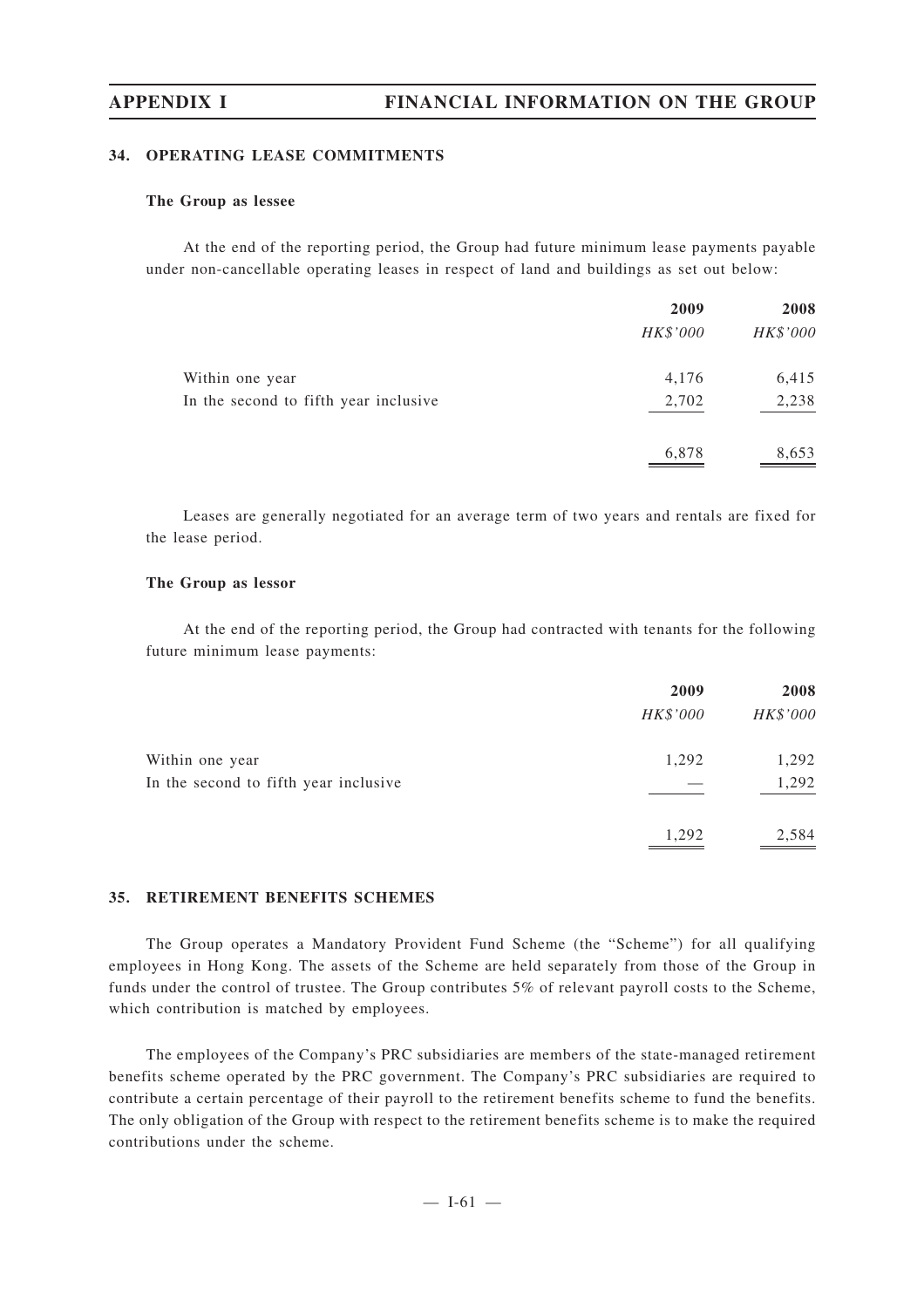## 34. OPERATING LEASE COMMITMENTS

### The Group as lessee

At the end of the reporting period, the Group had future minimum lease payments payable under non-cancellable operating leases in respect of land and buildings as set out below:

| | 2009 | 2008 |
|---|---|---|
| | *HK$'000* | *HK$'000* |
| Within one year | 4,176 | 6,415 |
| In the second to fifth year inclusive | 2,702 | 2,238 |
| | 6,878 | 8,653 |

Leases are generally negotiated for an average term of two years and rentals are fixed for the lease period.

### The Group as lessor

At the end of the reporting period, the Group had contracted with tenants for the following future minimum lease payments:

| | 2009 | 2008 |
|---|---|---|
| | *HK$'000* | *HK$'000* |
| Within one year | 1,292 | 1,292 |
| In the second to fifth year inclusive | — | 1,292 |
| | 1,292 | 2,584 |

## 35. RETIREMENT BENEFITS SCHEMES

The Group operates a Mandatory Provident Fund Scheme (the "Scheme") for all qualifying employees in Hong Kong. The assets of the Scheme are held separately from those of the Group in funds under the control of trustee. The Group contributes 5% of relevant payroll costs to the Scheme, which contribution is matched by employees.

The employees of the Company's PRC subsidiaries are members of the state-managed retirement benefits scheme operated by the PRC government. The Company's PRC subsidiaries are required to contribute a certain percentage of their payroll to the retirement benefits scheme to fund the benefits. The only obligation of the Group with respect to the retirement benefits scheme is to make the required contributions under the scheme.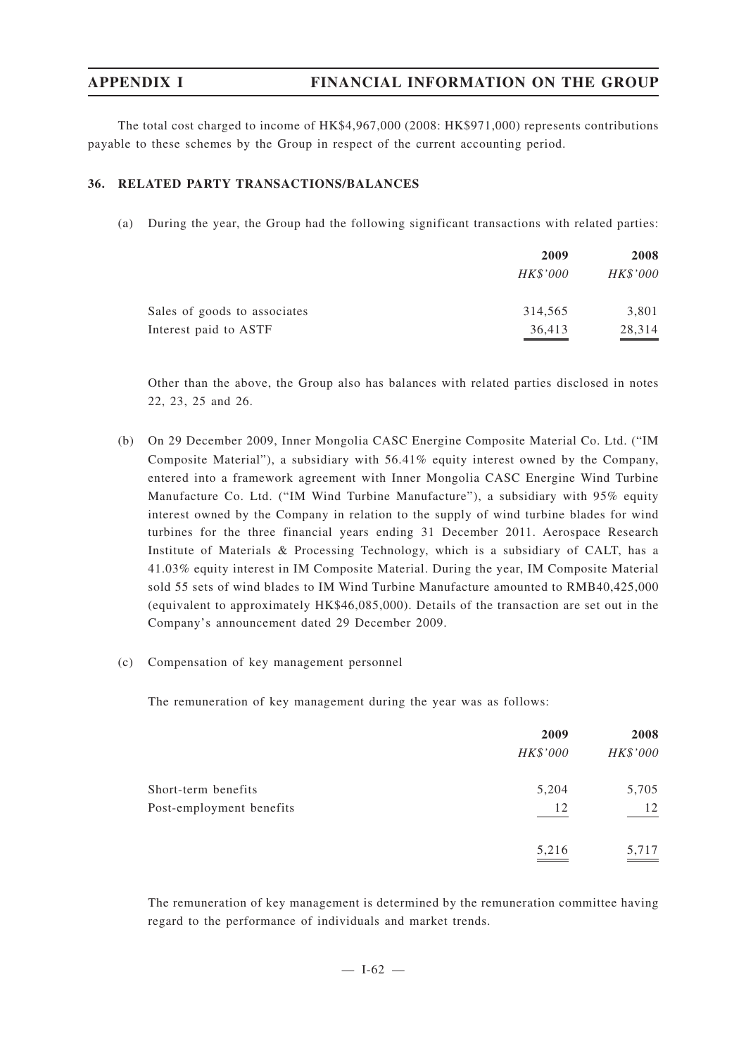The total cost charged to income of HK$4,967,000 (2008: HK$971,000) represents contributions payable to these schemes by the Group in respect of the current accounting period.

## 36. RELATED PARTY TRANSACTIONS/BALANCES

(a) During the year, the Group had the following significant transactions with related parties:

| | 2009 | 2008 |
|---|---|---|
| | *HK$'000* | *HK$'000* |
| Sales of goods to associates | 314,565 | 3,801 |
| Interest paid to ASTF | 36,413 | 28,314 |

Other than the above, the Group also has balances with related parties disclosed in notes 22, 23, 25 and 26.

(b) On 29 December 2009, Inner Mongolia CASC Energine Composite Material Co. Ltd. ("IM Composite Material"), a subsidiary with 56.41% equity interest owned by the Company, entered into a framework agreement with Inner Mongolia CASC Energine Wind Turbine Manufacture Co. Ltd. ("IM Wind Turbine Manufacture"), a subsidiary with 95% equity interest owned by the Company in relation to the supply of wind turbine blades for wind turbines for the three financial years ending 31 December 2011. Aerospace Research Institute of Materials & Processing Technology, which is a subsidiary of CALT, has a 41.03% equity interest in IM Composite Material. During the year, IM Composite Material sold 55 sets of wind blades to IM Wind Turbine Manufacture amounted to RMB40,425,000 (equivalent to approximately HK$46,085,000). Details of the transaction are set out in the Company's announcement dated 29 December 2009.

(c) Compensation of key management personnel

The remuneration of key management during the year was as follows:

| | 2009 | 2008 |
|---|---|---|
| | *HK$'000* | *HK$'000* |
| Short-term benefits | 5,204 | 5,705 |
| Post-employment benefits | 12 | 12 |
| | 5,216 | 5,717 |

The remuneration of key management is determined by the remuneration committee having regard to the performance of individuals and market trends.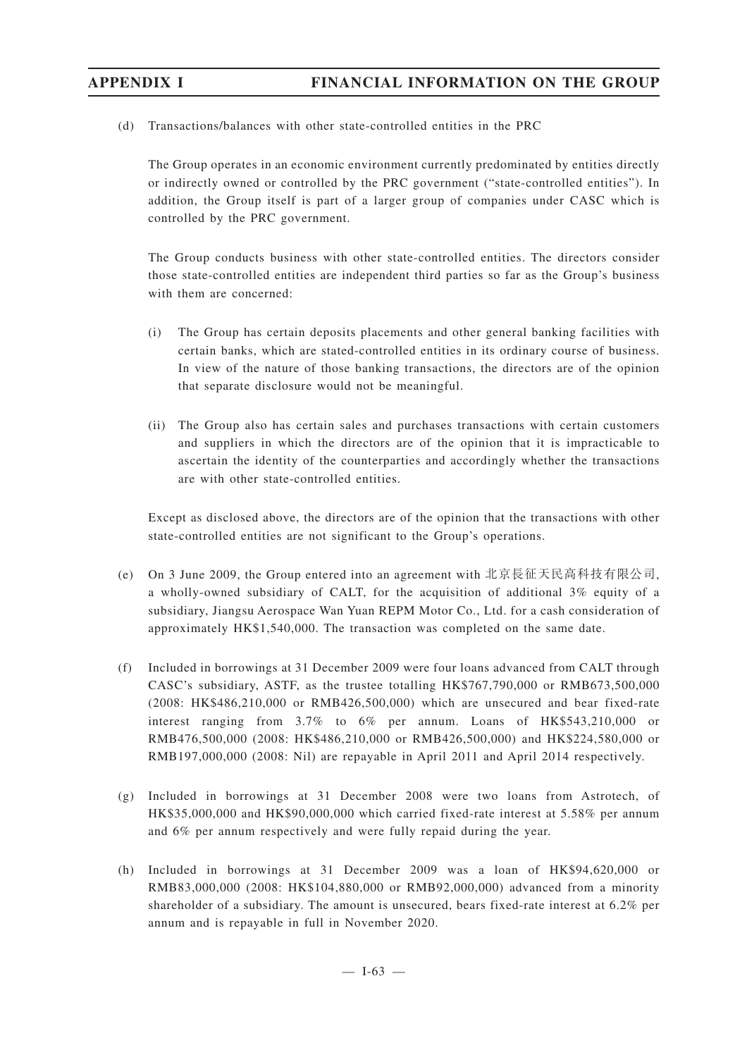(d) Transactions/balances with other state-controlled entities in the PRC

The Group operates in an economic environment currently predominated by entities directly or indirectly owned or controlled by the PRC government ("state-controlled entities"). In addition, the Group itself is part of a larger group of companies under CASC which is controlled by the PRC government.

The Group conducts business with other state-controlled entities. The directors consider those state-controlled entities are independent third parties so far as the Group's business with them are concerned:

(i) The Group has certain deposits placements and other general banking facilities with certain banks, which are stated-controlled entities in its ordinary course of business. In view of the nature of those banking transactions, the directors are of the opinion that separate disclosure would not be meaningful.

(ii) The Group also has certain sales and purchases transactions with certain customers and suppliers in which the directors are of the opinion that it is impracticable to ascertain the identity of the counterparties and accordingly whether the transactions are with other state-controlled entities.

Except as disclosed above, the directors are of the opinion that the transactions with other state-controlled entities are not significant to the Group's operations.

(e) On 3 June 2009, the Group entered into an agreement with 北京長征天民高科技有限公司, a wholly-owned subsidiary of CALT, for the acquisition of additional 3% equity of a subsidiary, Jiangsu Aerospace Wan Yuan REPM Motor Co., Ltd. for a cash consideration of approximately HK$1,540,000. The transaction was completed on the same date.

(f) Included in borrowings at 31 December 2009 were four loans advanced from CALT through CASC's subsidiary, ASTF, as the trustee totalling HK$767,790,000 or RMB673,500,000 (2008: HK$486,210,000 or RMB426,500,000) which are unsecured and bear fixed-rate interest ranging from 3.7% to 6% per annum. Loans of HK$543,210,000 or RMB476,500,000 (2008: HK$486,210,000 or RMB426,500,000) and HK$224,580,000 or RMB197,000,000 (2008: Nil) are repayable in April 2011 and April 2014 respectively.

(g) Included in borrowings at 31 December 2008 were two loans from Astrotech, of HK$35,000,000 and HK$90,000,000 which carried fixed-rate interest at 5.58% per annum and 6% per annum respectively and were fully repaid during the year.

(h) Included in borrowings at 31 December 2009 was a loan of HK$94,620,000 or RMB83,000,000 (2008: HK$104,880,000 or RMB92,000,000) advanced from a minority shareholder of a subsidiary. The amount is unsecured, bears fixed-rate interest at 6.2% per annum and is repayable in full in November 2020.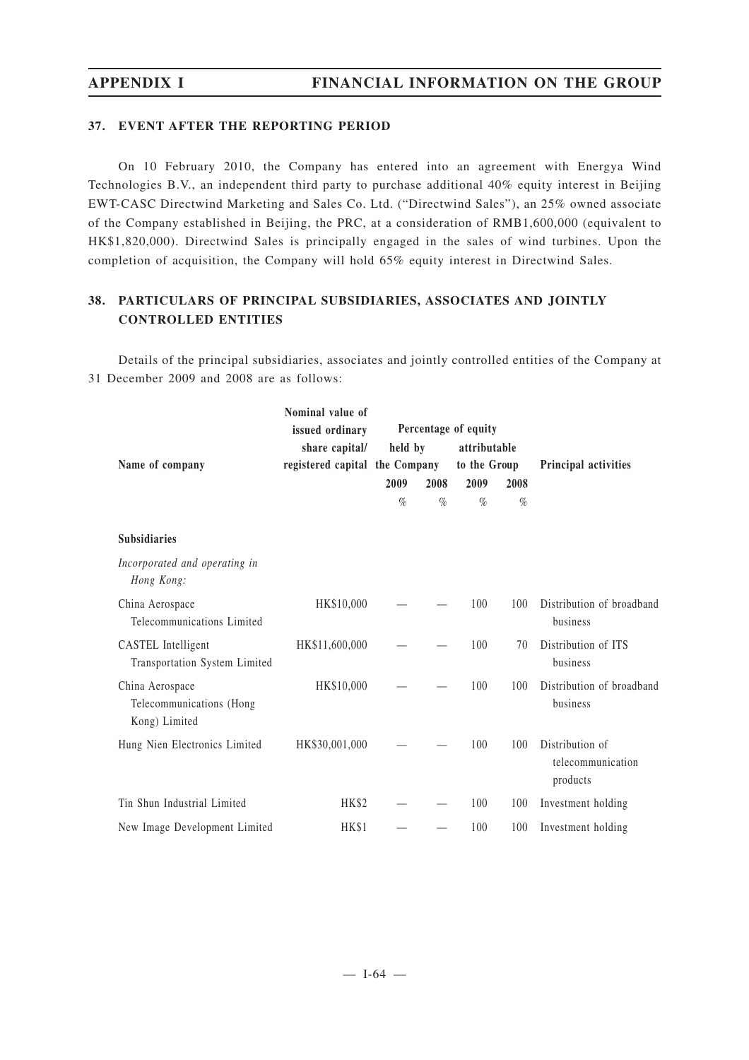## 37. EVENT AFTER THE REPORTING PERIOD

On 10 February 2010, the Company has entered into an agreement with Energya Wind Technologies B.V., an independent third party to purchase additional 40% equity interest in Beijing EWT-CASC Directwind Marketing and Sales Co. Ltd. ("Directwind Sales"), an 25% owned associate of the Company established in Beijing, the PRC, at a consideration of RMB1,600,000 (equivalent to HK$1,820,000). Directwind Sales is principally engaged in the sales of wind turbines. Upon the completion of acquisition, the Company will hold 65% equity interest in Directwind Sales.

## 38. PARTICULARS OF PRINCIPAL SUBSIDIARIES, ASSOCIATES AND JOINTLY CONTROLLED ENTITIES

Details of the principal subsidiaries, associates and jointly controlled entities of the Company at 31 December 2009 and 2008 are as follows:

| Name of company | Nominal value of issued ordinary share capital/ registered capital | Percentage of equity held by the Company | | Percentage of equity attributable to the Group | | Principal activities |
|---|---|---|---|---|---|---|
| | | 2009 | 2008 | 2009 | 2008 | |
| | | % | % | % | % | |
| **Subsidiaries** | | | | | | |
| *Incorporated and operating in Hong Kong:* | | | | | | |
| China Aerospace Telecommunications Limited | HK$10,000 | — | — | 100 | 100 | Distribution of broadband business |
| CASTEL Intelligent Transportation System Limited | HK$11,600,000 | — | — | 100 | 70 | Distribution of ITS business |
| China Aerospace Telecommunications (Hong Kong) Limited | HK$10,000 | — | — | 100 | 100 | Distribution of broadband business |
| Hung Nien Electronics Limited | HK$30,001,000 | — | — | 100 | 100 | Distribution of telecommunication products |
| Tin Shun Industrial Limited | HK$2 | — | — | 100 | 100 | Investment holding |
| New Image Development Limited | HK$1 | — | — | 100 | 100 | Investment holding |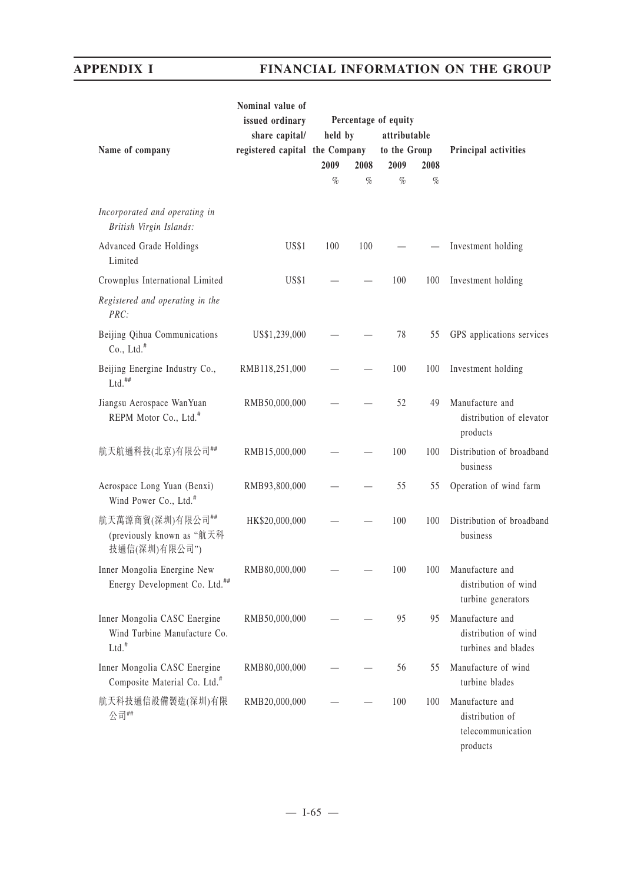| Name of company | Nominal value of issued ordinary share capital/ registered capital | Percentage of equity held by the Company | | Percentage of equity attributable to the Group | | Principal activities |
|---|---|---|---|---|---|---|
| | | 2009 | 2008 | 2009 | 2008 | |
| | | % | % | % | % | |
| *Incorporated and operating in British Virgin Islands:* | | | | | | |
| Advanced Grade Holdings Limited | US$1 | 100 | 100 | — | — | Investment holding |
| Crownplus International Limited | US$1 | — | — | 100 | 100 | Investment holding |
| *Registered and operating in the PRC:* | | | | | | |
| Beijing Qihua Communications Co., Ltd.# | US$1,239,000 | — | — | 78 | 55 | GPS applications services |
| Beijing Energine Industry Co., Ltd.## | RMB118,251,000 | — | — | 100 | 100 | Investment holding |
| Jiangsu Aerospace WanYuan REPM Motor Co., Ltd.# | RMB50,000,000 | — | — | 52 | 49 | Manufacture and distribution of elevator products |
| 航天航通科技(北京)有限公司## | RMB15,000,000 | — | — | 100 | 100 | Distribution of broadband business |
| Aerospace Long Yuan (Benxi) Wind Power Co., Ltd.# | RMB93,800,000 | — | — | 55 | 55 | Operation of wind farm |
| 航天萬源商貿(深圳)有限公司## (previously known as "航天科技通信(深圳)有限公司") | HK$20,000,000 | — | — | 100 | 100 | Distribution of broadband business |
| Inner Mongolia Energine New Energy Development Co. Ltd.## | RMB80,000,000 | — | — | 100 | 100 | Manufacture and distribution of wind turbine generators |
| Inner Mongolia CASC Energine Wind Turbine Manufacture Co. Ltd.# | RMB50,000,000 | — | — | 95 | 95 | Manufacture and distribution of wind turbines and blades |
| Inner Mongolia CASC Energine Composite Material Co. Ltd.# | RMB80,000,000 | — | — | 56 | 55 | Manufacture of wind turbine blades |
| 航天科技通信設備製造(深圳)有限公司## | RMB20,000,000 | — | — | 100 | 100 | Manufacture and distribution of telecommunication products |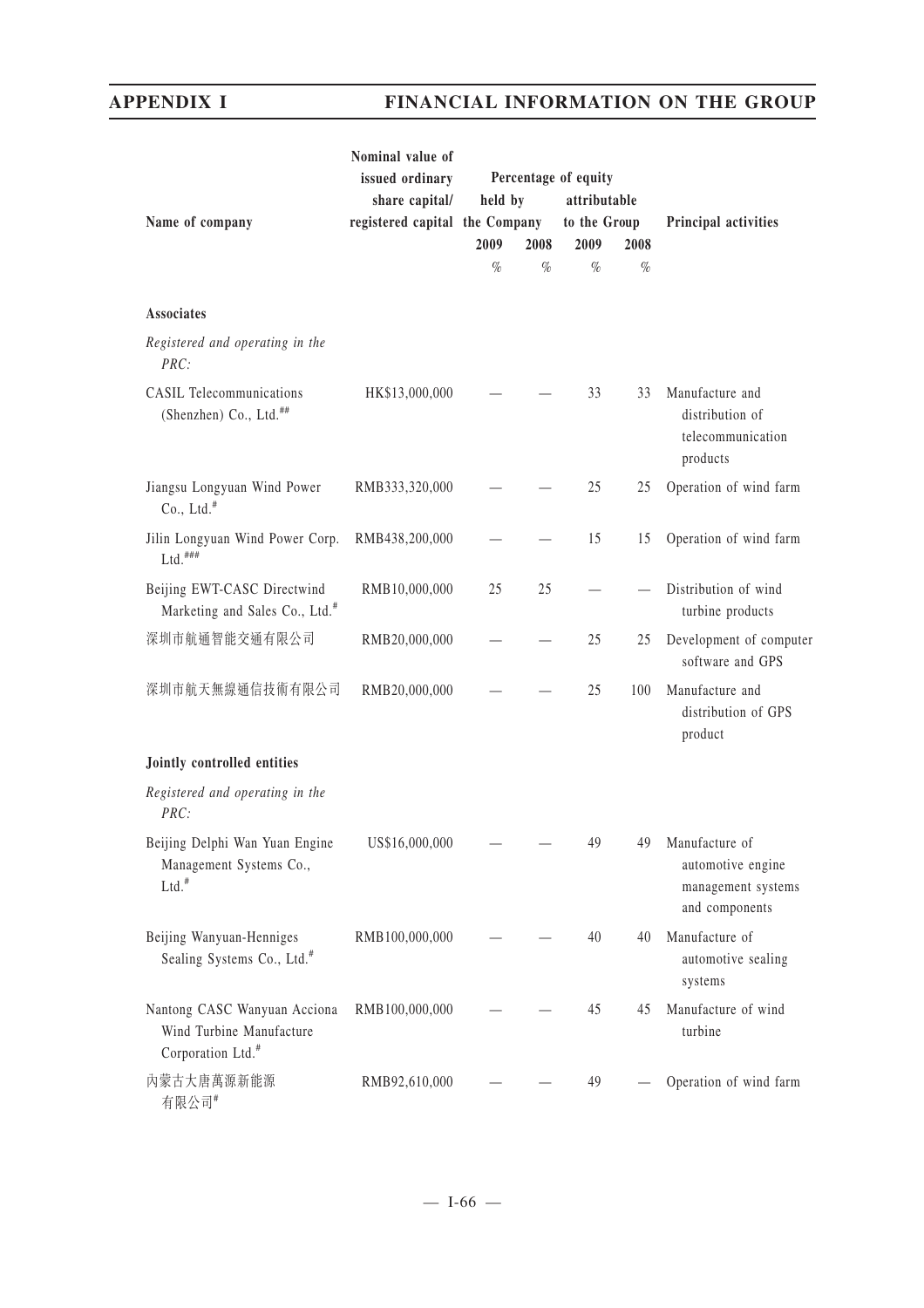| Name of company | Nominal value of issued ordinary share capital/ registered capital | Percentage of equity held by the Company | | Percentage of equity attributable to the Group | | Principal activities |
|---|---|---|---|---|---|---|
| | | 2009 | 2008 | 2009 | 2008 | |
| | | % | % | % | % | |
| **Associates** | | | | | | |
| *Registered and operating in the PRC:* | | | | | | |
| CASIL Telecommunications (Shenzhen) Co., Ltd.## | HK$13,000,000 | — | — | 33 | 33 | Manufacture and distribution of telecommunication products |
| Jiangsu Longyuan Wind Power Co., Ltd.# | RMB333,320,000 | — | — | 25 | 25 | Operation of wind farm |
| Jilin Longyuan Wind Power Corp. Ltd.### | RMB438,200,000 | — | — | 15 | 15 | Operation of wind farm |
| Beijing EWT-CASC Directwind Marketing and Sales Co., Ltd.# | RMB10,000,000 | 25 | 25 | — | — | Distribution of wind turbine products |
| 深圳市航通智能交通有限公司 | RMB20,000,000 | — | — | 25 | 25 | Development of computer software and GPS |
| 深圳市航天無線通信技術有限公司 | RMB20,000,000 | — | — | 25 | 100 | Manufacture and distribution of GPS product |
| **Jointly controlled entities** | | | | | | |
| *Registered and operating in the PRC:* | | | | | | |
| Beijing Delphi Wan Yuan Engine Management Systems Co., Ltd.# | US$16,000,000 | — | — | 49 | 49 | Manufacture of automotive engine management systems and components |
| Beijing Wanyuan-Henniges Sealing Systems Co., Ltd.# | RMB100,000,000 | — | — | 40 | 40 | Manufacture of automotive sealing systems |
| Nantong CASC Wanyuan Acciona Wind Turbine Manufacture Corporation Ltd.# | RMB100,000,000 | — | — | 45 | 45 | Manufacture of wind turbine |
| 內蒙古大唐萬源新能源有限公司# | RMB92,610,000 | — | — | 49 | — | Operation of wind farm |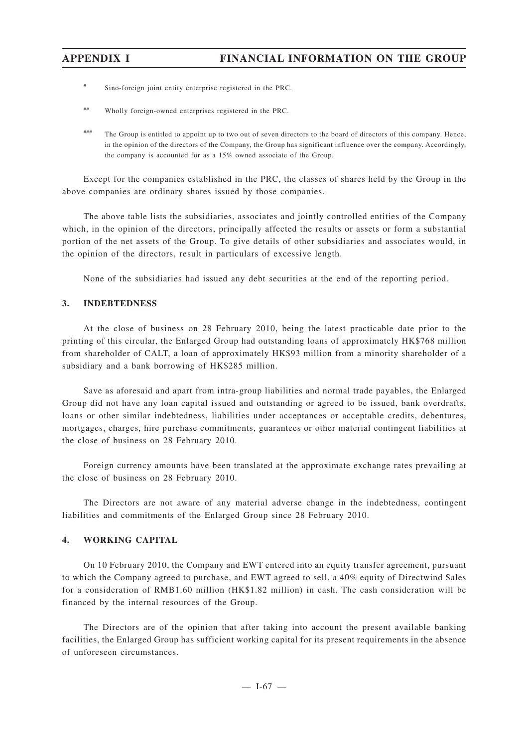# Sino-foreign joint entity enterprise registered in the PRC.

## Wholly foreign-owned enterprises registered in the PRC.

### The Group is entitled to appoint up to two out of seven directors to the board of directors of this company. Hence, in the opinion of the directors of the Company, the Group has significant influence over the company. Accordingly, the company is accounted for as a 15% owned associate of the Group.

Except for the companies established in the PRC, the classes of shares held by the Group in the above companies are ordinary shares issued by those companies.

The above table lists the subsidiaries, associates and jointly controlled entities of the Company which, in the opinion of the directors, principally affected the results or assets or form a substantial portion of the net assets of the Group. To give details of other subsidiaries and associates would, in the opinion of the directors, result in particulars of excessive length.

None of the subsidiaries had issued any debt securities at the end of the reporting period.

**3. INDEBTEDNESS**

At the close of business on 28 February 2010, being the latest practicable date prior to the printing of this circular, the Enlarged Group had outstanding loans of approximately HK$768 million from shareholder of CALT, a loan of approximately HK$93 million from a minority shareholder of a subsidiary and a bank borrowing of HK$285 million.

Save as aforesaid and apart from intra-group liabilities and normal trade payables, the Enlarged Group did not have any loan capital issued and outstanding or agreed to be issued, bank overdrafts, loans or other similar indebtedness, liabilities under acceptances or acceptable credits, debentures, mortgages, charges, hire purchase commitments, guarantees or other material contingent liabilities at the close of business on 28 February 2010.

Foreign currency amounts have been translated at the approximate exchange rates prevailing at the close of business on 28 February 2010.

The Directors are not aware of any material adverse change in the indebtedness, contingent liabilities and commitments of the Enlarged Group since 28 February 2010.

**4. WORKING CAPITAL**

On 10 February 2010, the Company and EWT entered into an equity transfer agreement, pursuant to which the Company agreed to purchase, and EWT agreed to sell, a 40% equity of Directwind Sales for a consideration of RMB1.60 million (HK$1.82 million) in cash. The cash consideration will be financed by the internal resources of the Group.

The Directors are of the opinion that after taking into account the present available banking facilities, the Enlarged Group has sufficient working capital for its present requirements in the absence of unforeseen circumstances.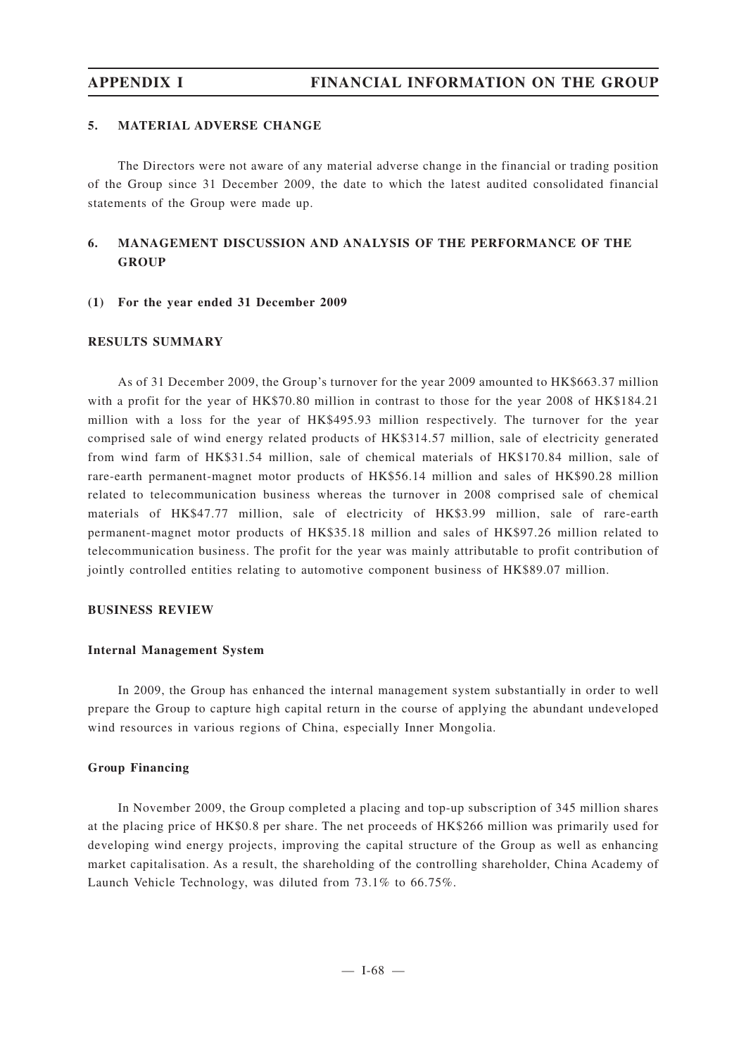### 5. MATERIAL ADVERSE CHANGE

The Directors were not aware of any material adverse change in the financial or trading position of the Group since 31 December 2009, the date to which the latest audited consolidated financial statements of the Group were made up.

### 6. MANAGEMENT DISCUSSION AND ANALYSIS OF THE PERFORMANCE OF THE GROUP

#### (1) For the year ended 31 December 2009

**RESULTS SUMMARY**

As of 31 December 2009, the Group's turnover for the year 2009 amounted to HK$663.37 million with a profit for the year of HK$70.80 million in contrast to those for the year 2008 of HK$184.21 million with a loss for the year of HK$495.93 million respectively. The turnover for the year comprised sale of wind energy related products of HK$314.57 million, sale of electricity generated from wind farm of HK$31.54 million, sale of chemical materials of HK$170.84 million, sale of rare-earth permanent-magnet motor products of HK$56.14 million and sales of HK$90.28 million related to telecommunication business whereas the turnover in 2008 comprised sale of chemical materials of HK$47.77 million, sale of electricity of HK$3.99 million, sale of rare-earth permanent-magnet motor products of HK$35.18 million and sales of HK$97.26 million related to telecommunication business. The profit for the year was mainly attributable to profit contribution of jointly controlled entities relating to automotive component business of HK$89.07 million.

**BUSINESS REVIEW**

**Internal Management System**

In 2009, the Group has enhanced the internal management system substantially in order to well prepare the Group to capture high capital return in the course of applying the abundant undeveloped wind resources in various regions of China, especially Inner Mongolia.

**Group Financing**

In November 2009, the Group completed a placing and top-up subscription of 345 million shares at the placing price of HK$0.8 per share. The net proceeds of HK$266 million was primarily used for developing wind energy projects, improving the capital structure of the Group as well as enhancing market capitalisation. As a result, the shareholding of the controlling shareholder, China Academy of Launch Vehicle Technology, was diluted from 73.1% to 66.75%.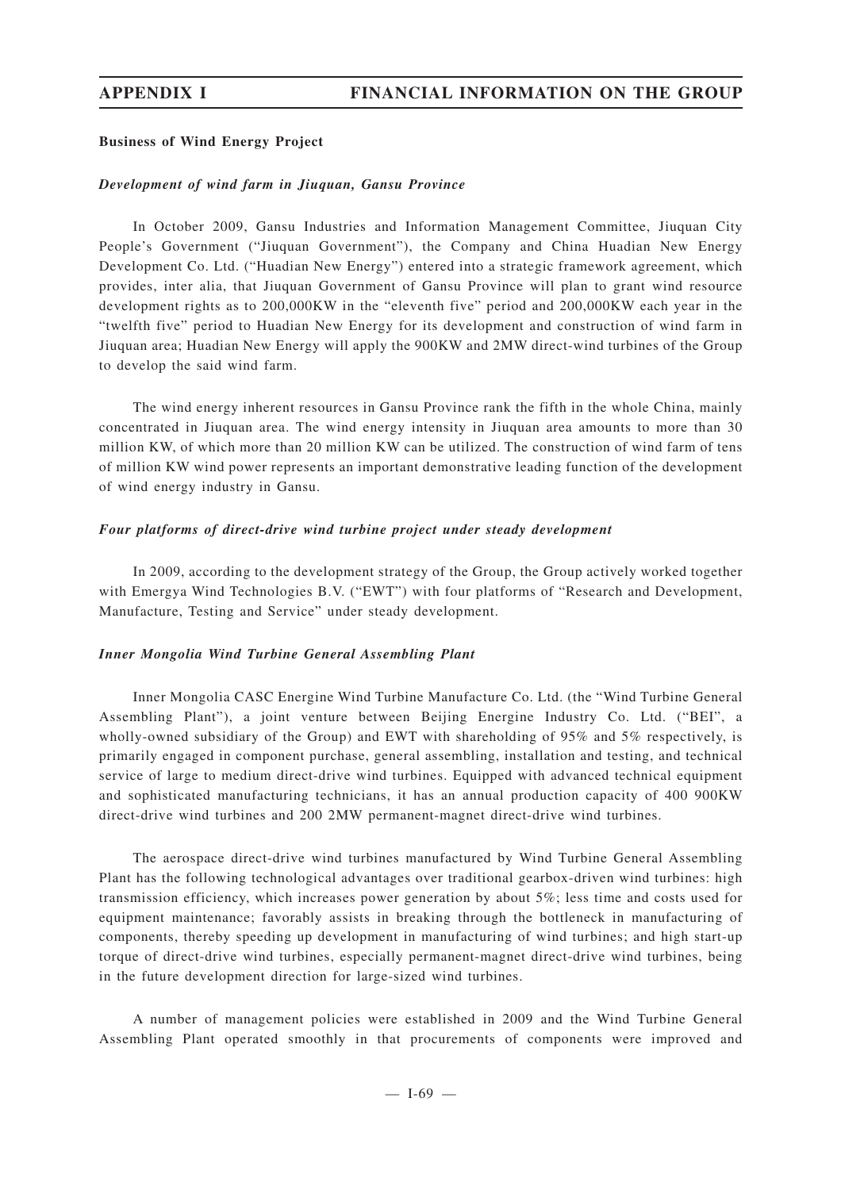**Business of Wind Energy Project**

***Development of wind farm in Jiuquan, Gansu Province***

In October 2009, Gansu Industries and Information Management Committee, Jiuquan City People's Government ("Jiuquan Government"), the Company and China Huadian New Energy Development Co. Ltd. ("Huadian New Energy") entered into a strategic framework agreement, which provides, inter alia, that Jiuquan Government of Gansu Province will plan to grant wind resource development rights as to 200,000KW in the "eleventh five" period and 200,000KW each year in the "twelfth five" period to Huadian New Energy for its development and construction of wind farm in Jiuquan area; Huadian New Energy will apply the 900KW and 2MW direct-wind turbines of the Group to develop the said wind farm.

The wind energy inherent resources in Gansu Province rank the fifth in the whole China, mainly concentrated in Jiuquan area. The wind energy intensity in Jiuquan area amounts to more than 30 million KW, of which more than 20 million KW can be utilized. The construction of wind farm of tens of million KW wind power represents an important demonstrative leading function of the development of wind energy industry in Gansu.

***Four platforms of direct-drive wind turbine project under steady development***

In 2009, according to the development strategy of the Group, the Group actively worked together with Emergya Wind Technologies B.V. ("EWT") with four platforms of "Research and Development, Manufacture, Testing and Service" under steady development.

***Inner Mongolia Wind Turbine General Assembling Plant***

Inner Mongolia CASC Energine Wind Turbine Manufacture Co. Ltd. (the "Wind Turbine General Assembling Plant"), a joint venture between Beijing Energine Industry Co. Ltd. ("BEI", a wholly-owned subsidiary of the Group) and EWT with shareholding of 95% and 5% respectively, is primarily engaged in component purchase, general assembling, installation and testing, and technical service of large to medium direct-drive wind turbines. Equipped with advanced technical equipment and sophisticated manufacturing technicians, it has an annual production capacity of 400 900KW direct-drive wind turbines and 200 2MW permanent-magnet direct-drive wind turbines.

The aerospace direct-drive wind turbines manufactured by Wind Turbine General Assembling Plant has the following technological advantages over traditional gearbox-driven wind turbines: high transmission efficiency, which increases power generation by about 5%; less time and costs used for equipment maintenance; favorably assists in breaking through the bottleneck in manufacturing of components, thereby speeding up development in manufacturing of wind turbines; and high start-up torque of direct-drive wind turbines, especially permanent-magnet direct-drive wind turbines, being in the future development direction for large-sized wind turbines.

A number of management policies were established in 2009 and the Wind Turbine General Assembling Plant operated smoothly in that procurements of components were improved and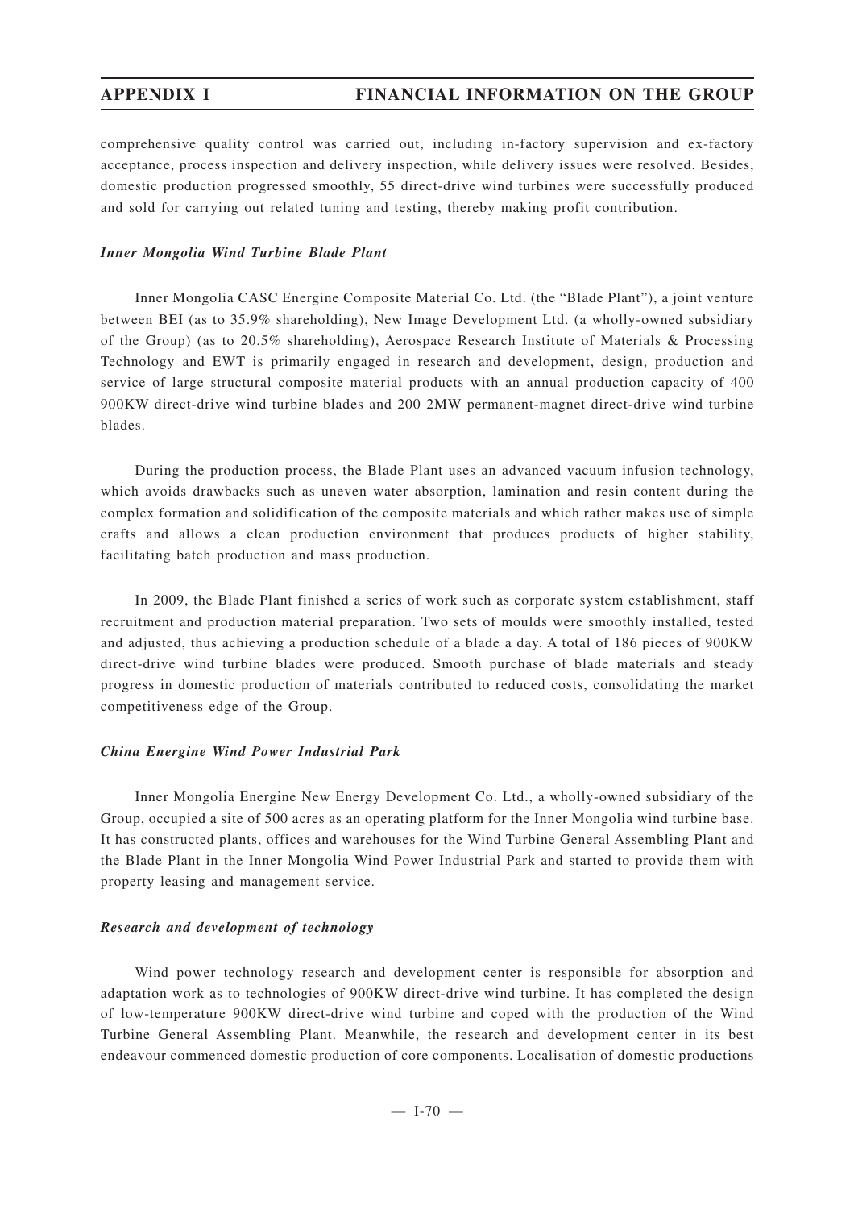comprehensive quality control was carried out, including in-factory supervision and ex-factory acceptance, process inspection and delivery inspection, while delivery issues were resolved. Besides, domestic production progressed smoothly, 55 direct-drive wind turbines were successfully produced and sold for carrying out related tuning and testing, thereby making profit contribution.

***Inner Mongolia Wind Turbine Blade Plant***

Inner Mongolia CASC Energine Composite Material Co. Ltd. (the "Blade Plant"), a joint venture between BEI (as to 35.9% shareholding), New Image Development Ltd. (a wholly-owned subsidiary of the Group) (as to 20.5% shareholding), Aerospace Research Institute of Materials & Processing Technology and EWT is primarily engaged in research and development, design, production and service of large structural composite material products with an annual production capacity of 400 900KW direct-drive wind turbine blades and 200 2MW permanent-magnet direct-drive wind turbine blades.

During the production process, the Blade Plant uses an advanced vacuum infusion technology, which avoids drawbacks such as uneven water absorption, lamination and resin content during the complex formation and solidification of the composite materials and which rather makes use of simple crafts and allows a clean production environment that produces products of higher stability, facilitating batch production and mass production.

In 2009, the Blade Plant finished a series of work such as corporate system establishment, staff recruitment and production material preparation. Two sets of moulds were smoothly installed, tested and adjusted, thus achieving a production schedule of a blade a day. A total of 186 pieces of 900KW direct-drive wind turbine blades were produced. Smooth purchase of blade materials and steady progress in domestic production of materials contributed to reduced costs, consolidating the market competitiveness edge of the Group.

***China Energine Wind Power Industrial Park***

Inner Mongolia Energine New Energy Development Co. Ltd., a wholly-owned subsidiary of the Group, occupied a site of 500 acres as an operating platform for the Inner Mongolia wind turbine base. It has constructed plants, offices and warehouses for the Wind Turbine General Assembling Plant and the Blade Plant in the Inner Mongolia Wind Power Industrial Park and started to provide them with property leasing and management service.

***Research and development of technology***

Wind power technology research and development center is responsible for absorption and adaptation work as to technologies of 900KW direct-drive wind turbine. It has completed the design of low-temperature 900KW direct-drive wind turbine and coped with the production of the Wind Turbine General Assembling Plant. Meanwhile, the research and development center in its best endeavour commenced domestic production of core components. Localisation of domestic productions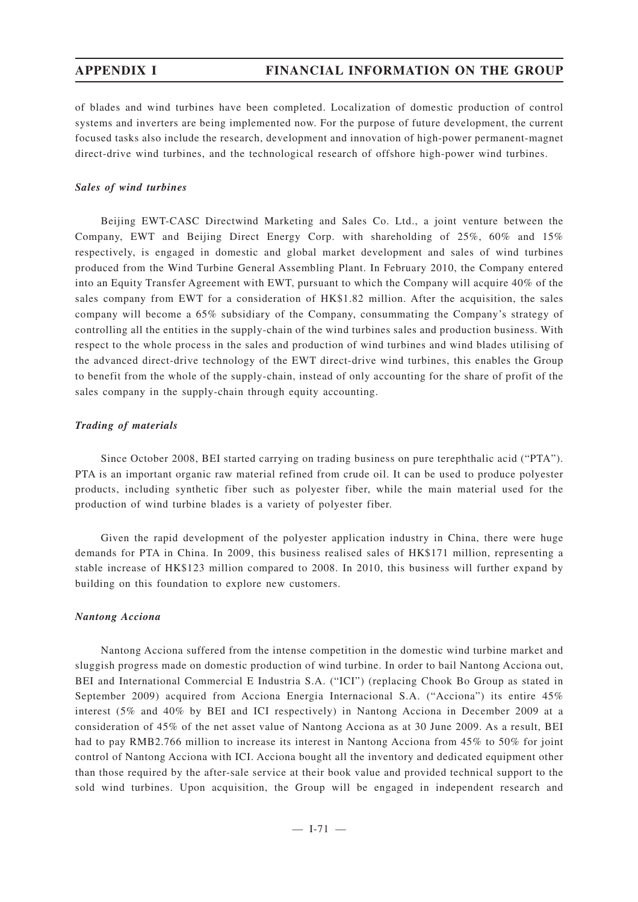of blades and wind turbines have been completed. Localization of domestic production of control systems and inverters are being implemented now. For the purpose of future development, the current focused tasks also include the research, development and innovation of high-power permanent-magnet direct-drive wind turbines, and the technological research of offshore high-power wind turbines.

***Sales of wind turbines***

Beijing EWT-CASC Directwind Marketing and Sales Co. Ltd., a joint venture between the Company, EWT and Beijing Direct Energy Corp. with shareholding of 25%, 60% and 15% respectively, is engaged in domestic and global market development and sales of wind turbines produced from the Wind Turbine General Assembling Plant. In February 2010, the Company entered into an Equity Transfer Agreement with EWT, pursuant to which the Company will acquire 40% of the sales company from EWT for a consideration of HK$1.82 million. After the acquisition, the sales company will become a 65% subsidiary of the Company, consummating the Company's strategy of controlling all the entities in the supply-chain of the wind turbines sales and production business. With respect to the whole process in the sales and production of wind turbines and wind blades utilising of the advanced direct-drive technology of the EWT direct-drive wind turbines, this enables the Group to benefit from the whole of the supply-chain, instead of only accounting for the share of profit of the sales company in the supply-chain through equity accounting.

***Trading of materials***

Since October 2008, BEI started carrying on trading business on pure terephthalic acid ("PTA"). PTA is an important organic raw material refined from crude oil. It can be used to produce polyester products, including synthetic fiber such as polyester fiber, while the main material used for the production of wind turbine blades is a variety of polyester fiber.

Given the rapid development of the polyester application industry in China, there were huge demands for PTA in China. In 2009, this business realised sales of HK$171 million, representing a stable increase of HK$123 million compared to 2008. In 2010, this business will further expand by building on this foundation to explore new customers.

***Nantong Acciona***

Nantong Acciona suffered from the intense competition in the domestic wind turbine market and sluggish progress made on domestic production of wind turbine. In order to bail Nantong Acciona out, BEI and International Commercial E Industria S.A. ("ICI") (replacing Chook Bo Group as stated in September 2009) acquired from Acciona Energia Internacional S.A. ("Acciona") its entire 45% interest (5% and 40% by BEI and ICI respectively) in Nantong Acciona in December 2009 at a consideration of 45% of the net asset value of Nantong Acciona as at 30 June 2009. As a result, BEI had to pay RMB2.766 million to increase its interest in Nantong Acciona from 45% to 50% for joint control of Nantong Acciona with ICI. Acciona bought all the inventory and dedicated equipment other than those required by the after-sale service at their book value and provided technical support to the sold wind turbines. Upon acquisition, the Group will be engaged in independent research and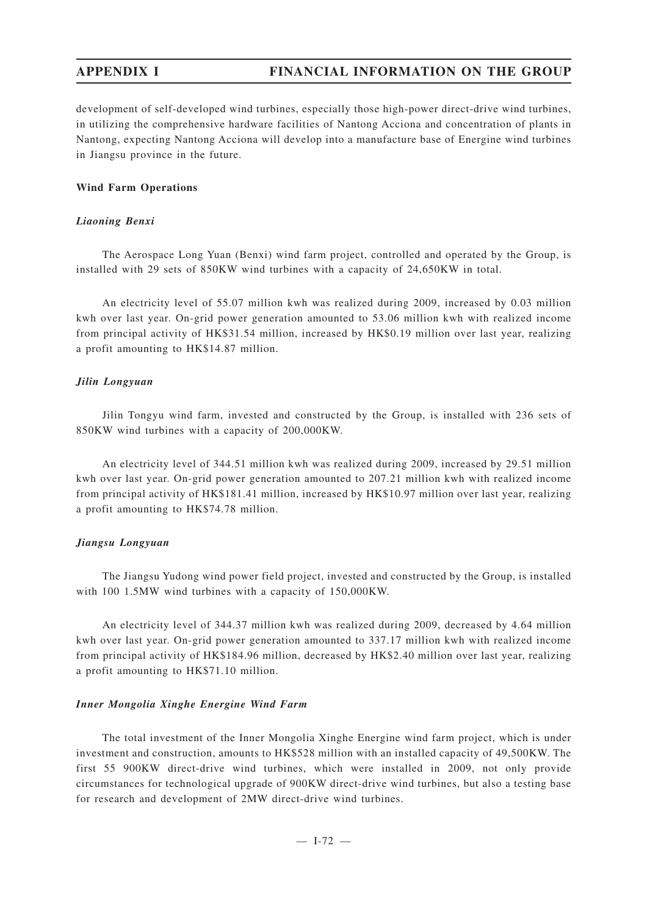development of self-developed wind turbines, especially those high-power direct-drive wind turbines, in utilizing the comprehensive hardware facilities of Nantong Acciona and concentration of plants in Nantong, expecting Nantong Acciona will develop into a manufacture base of Energine wind turbines in Jiangsu province in the future.

**Wind Farm Operations**

***Liaoning Benxi***

The Aerospace Long Yuan (Benxi) wind farm project, controlled and operated by the Group, is installed with 29 sets of 850KW wind turbines with a capacity of 24,650KW in total.

An electricity level of 55.07 million kwh was realized during 2009, increased by 0.03 million kwh over last year. On-grid power generation amounted to 53.06 million kwh with realized income from principal activity of HK$31.54 million, increased by HK$0.19 million over last year, realizing a profit amounting to HK$14.87 million.

***Jilin Longyuan***

Jilin Tongyu wind farm, invested and constructed by the Group, is installed with 236 sets of 850KW wind turbines with a capacity of 200,000KW.

An electricity level of 344.51 million kwh was realized during 2009, increased by 29.51 million kwh over last year. On-grid power generation amounted to 207.21 million kwh with realized income from principal activity of HK$181.41 million, increased by HK$10.97 million over last year, realizing a profit amounting to HK$74.78 million.

***Jiangsu Longyuan***

The Jiangsu Yudong wind power field project, invested and constructed by the Group, is installed with 100 1.5MW wind turbines with a capacity of 150,000KW.

An electricity level of 344.37 million kwh was realized during 2009, decreased by 4.64 million kwh over last year. On-grid power generation amounted to 337.17 million kwh with realized income from principal activity of HK$184.96 million, decreased by HK$2.40 million over last year, realizing a profit amounting to HK$71.10 million.

***Inner Mongolia Xinghe Energine Wind Farm***

The total investment of the Inner Mongolia Xinghe Energine wind farm project, which is under investment and construction, amounts to HK$528 million with an installed capacity of 49,500KW. The first 55 900KW direct-drive wind turbines, which were installed in 2009, not only provide circumstances for technological upgrade of 900KW direct-drive wind turbines, but also a testing base for research and development of 2MW direct-drive wind turbines.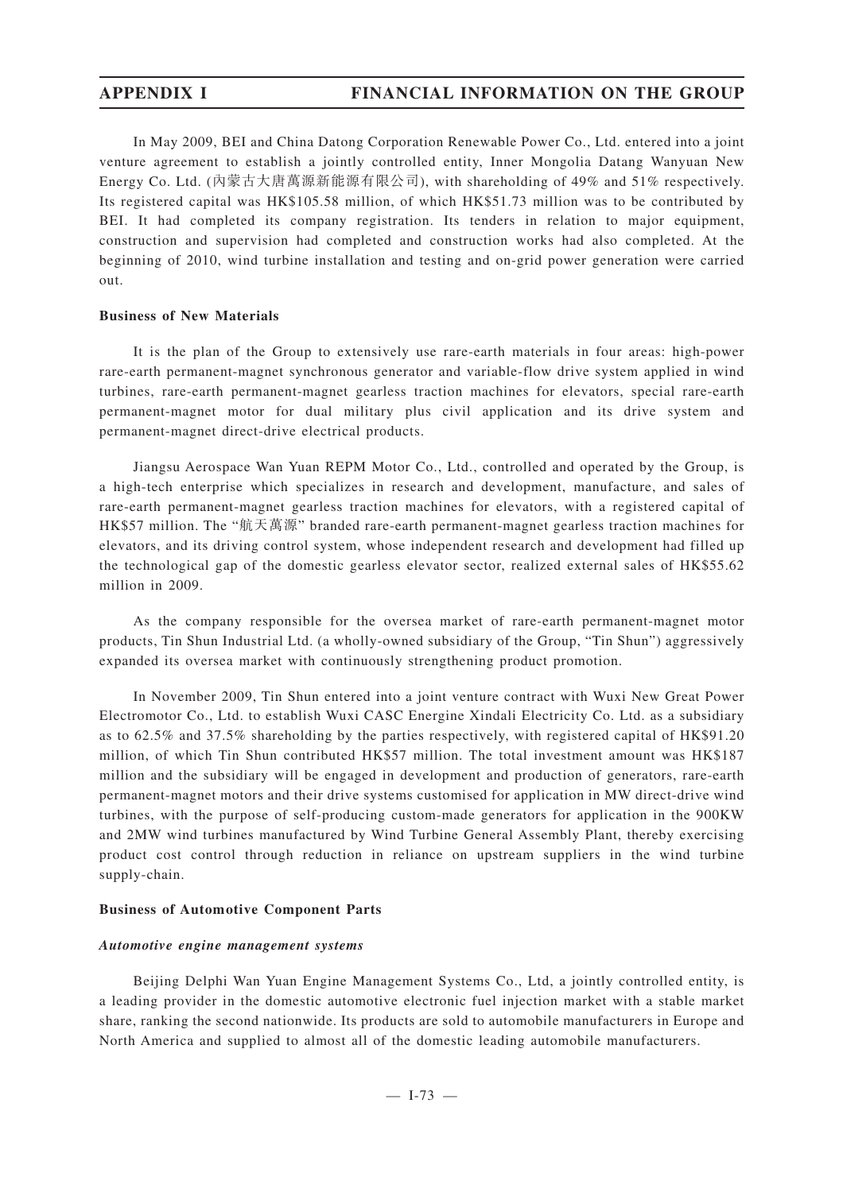In May 2009, BEI and China Datong Corporation Renewable Power Co., Ltd. entered into a joint venture agreement to establish a jointly controlled entity, Inner Mongolia Datang Wanyuan New Energy Co. Ltd. (內蒙古大唐萬源新能源有限公司), with shareholding of 49% and 51% respectively. Its registered capital was HK$105.58 million, of which HK$51.73 million was to be contributed by BEI. It had completed its company registration. Its tenders in relation to major equipment, construction and supervision had completed and construction works had also completed. At the beginning of 2010, wind turbine installation and testing and on-grid power generation were carried out.

**Business of New Materials**

It is the plan of the Group to extensively use rare-earth materials in four areas: high-power rare-earth permanent-magnet synchronous generator and variable-flow drive system applied in wind turbines, rare-earth permanent-magnet gearless traction machines for elevators, special rare-earth permanent-magnet motor for dual military plus civil application and its drive system and permanent-magnet direct-drive electrical products.

Jiangsu Aerospace Wan Yuan REPM Motor Co., Ltd., controlled and operated by the Group, is a high-tech enterprise which specializes in research and development, manufacture, and sales of rare-earth permanent-magnet gearless traction machines for elevators, with a registered capital of HK$57 million. The "航天萬源" branded rare-earth permanent-magnet gearless traction machines for elevators, and its driving control system, whose independent research and development had filled up the technological gap of the domestic gearless elevator sector, realized external sales of HK$55.62 million in 2009.

As the company responsible for the oversea market of rare-earth permanent-magnet motor products, Tin Shun Industrial Ltd. (a wholly-owned subsidiary of the Group, "Tin Shun") aggressively expanded its oversea market with continuously strengthening product promotion.

In November 2009, Tin Shun entered into a joint venture contract with Wuxi New Great Power Electromotor Co., Ltd. to establish Wuxi CASC Energine Xindali Electricity Co. Ltd. as a subsidiary as to 62.5% and 37.5% shareholding by the parties respectively, with registered capital of HK$91.20 million, of which Tin Shun contributed HK$57 million. The total investment amount was HK$187 million and the subsidiary will be engaged in development and production of generators, rare-earth permanent-magnet motors and their drive systems customised for application in MW direct-drive wind turbines, with the purpose of self-producing custom-made generators for application in the 900KW and 2MW wind turbines manufactured by Wind Turbine General Assembly Plant, thereby exercising product cost control through reduction in reliance on upstream suppliers in the wind turbine supply-chain.

**Business of Automotive Component Parts**

***Automotive engine management systems***

Beijing Delphi Wan Yuan Engine Management Systems Co., Ltd, a jointly controlled entity, is a leading provider in the domestic automotive electronic fuel injection market with a stable market share, ranking the second nationwide. Its products are sold to automobile manufacturers in Europe and North America and supplied to almost all of the domestic leading automobile manufacturers.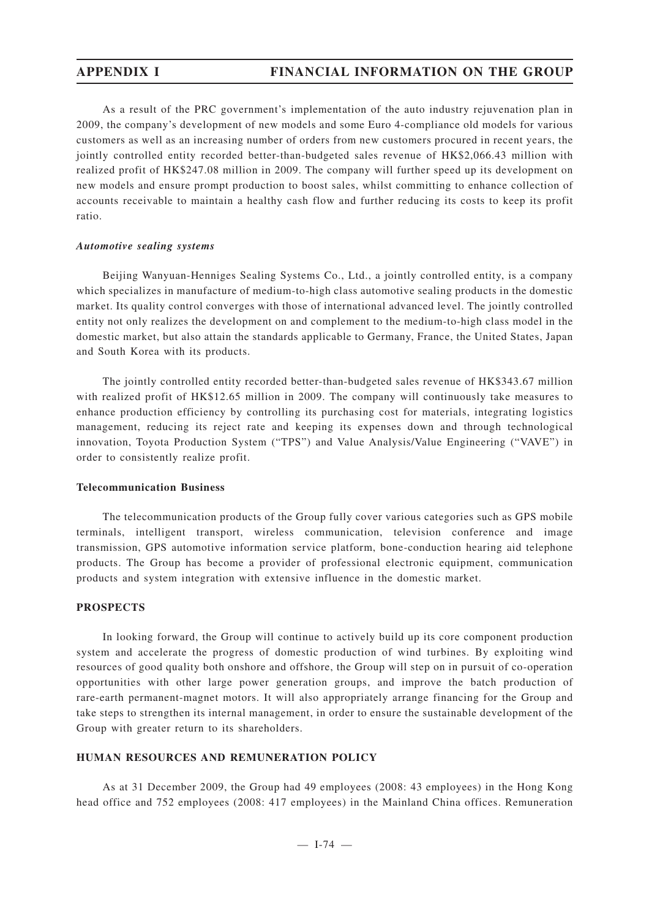As a result of the PRC government's implementation of the auto industry rejuvenation plan in 2009, the company's development of new models and some Euro 4-compliance old models for various customers as well as an increasing number of orders from new customers procured in recent years, the jointly controlled entity recorded better-than-budgeted sales revenue of HK$2,066.43 million with realized profit of HK$247.08 million in 2009. The company will further speed up its development on new models and ensure prompt production to boost sales, whilst committing to enhance collection of accounts receivable to maintain a healthy cash flow and further reducing its costs to keep its profit ratio.

#### *Automotive sealing systems*

Beijing Wanyuan-Henniges Sealing Systems Co., Ltd., a jointly controlled entity, is a company which specializes in manufacture of medium-to-high class automotive sealing products in the domestic market. Its quality control converges with those of international advanced level. The jointly controlled entity not only realizes the development on and complement to the medium-to-high class model in the domestic market, but also attain the standards applicable to Germany, France, the United States, Japan and South Korea with its products.

The jointly controlled entity recorded better-than-budgeted sales revenue of HK$343.67 million with realized profit of HK$12.65 million in 2009. The company will continuously take measures to enhance production efficiency by controlling its purchasing cost for materials, integrating logistics management, reducing its reject rate and keeping its expenses down and through technological innovation, Toyota Production System ("TPS") and Value Analysis/Value Engineering ("VAVE") in order to consistently realize profit.

### Telecommunication Business

The telecommunication products of the Group fully cover various categories such as GPS mobile terminals, intelligent transport, wireless communication, television conference and image transmission, GPS automotive information service platform, bone-conduction hearing aid telephone products. The Group has become a provider of professional electronic equipment, communication products and system integration with extensive influence in the domestic market.

## PROSPECTS

In looking forward, the Group will continue to actively build up its core component production system and accelerate the progress of domestic production of wind turbines. By exploiting wind resources of good quality both onshore and offshore, the Group will step on in pursuit of co-operation opportunities with other large power generation groups, and improve the batch production of rare-earth permanent-magnet motors. It will also appropriately arrange financing for the Group and take steps to strengthen its internal management, in order to ensure the sustainable development of the Group with greater return to its shareholders.

## HUMAN RESOURCES AND REMUNERATION POLICY

As at 31 December 2009, the Group had 49 employees (2008: 43 employees) in the Hong Kong head office and 752 employees (2008: 417 employees) in the Mainland China offices. Remuneration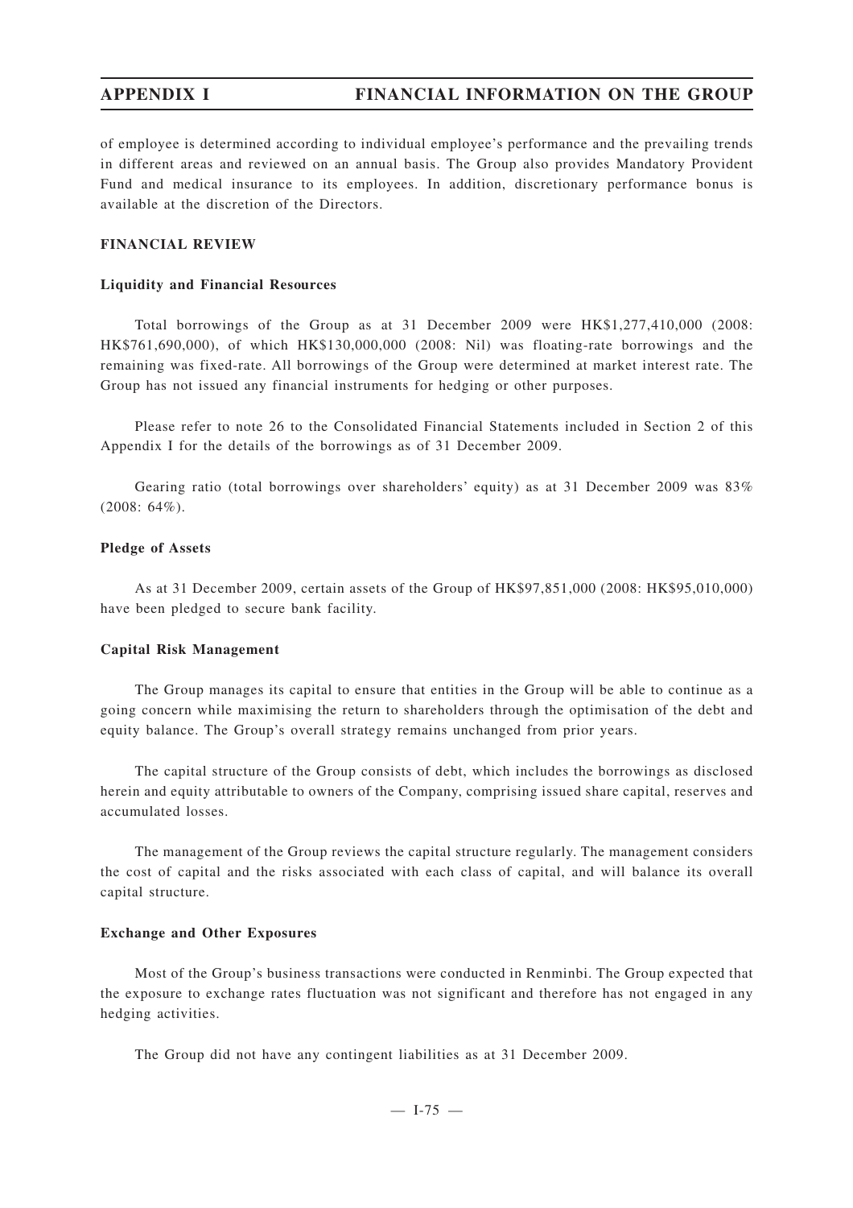of employee is determined according to individual employee's performance and the prevailing trends in different areas and reviewed on an annual basis. The Group also provides Mandatory Provident Fund and medical insurance to its employees. In addition, discretionary performance bonus is available at the discretion of the Directors.

## FINANCIAL REVIEW

### Liquidity and Financial Resources

Total borrowings of the Group as at 31 December 2009 were HK$1,277,410,000 (2008: HK$761,690,000), of which HK$130,000,000 (2008: Nil) was floating-rate borrowings and the remaining was fixed-rate. All borrowings of the Group were determined at market interest rate. The Group has not issued any financial instruments for hedging or other purposes.

Please refer to note 26 to the Consolidated Financial Statements included in Section 2 of this Appendix I for the details of the borrowings as of 31 December 2009.

Gearing ratio (total borrowings over shareholders' equity) as at 31 December 2009 was 83% (2008: 64%).

### Pledge of Assets

As at 31 December 2009, certain assets of the Group of HK$97,851,000 (2008: HK$95,010,000) have been pledged to secure bank facility.

### Capital Risk Management

The Group manages its capital to ensure that entities in the Group will be able to continue as a going concern while maximising the return to shareholders through the optimisation of the debt and equity balance. The Group's overall strategy remains unchanged from prior years.

The capital structure of the Group consists of debt, which includes the borrowings as disclosed herein and equity attributable to owners of the Company, comprising issued share capital, reserves and accumulated losses.

The management of the Group reviews the capital structure regularly. The management considers the cost of capital and the risks associated with each class of capital, and will balance its overall capital structure.

### Exchange and Other Exposures

Most of the Group's business transactions were conducted in Renminbi. The Group expected that the exposure to exchange rates fluctuation was not significant and therefore has not engaged in any hedging activities.

The Group did not have any contingent liabilities as at 31 December 2009.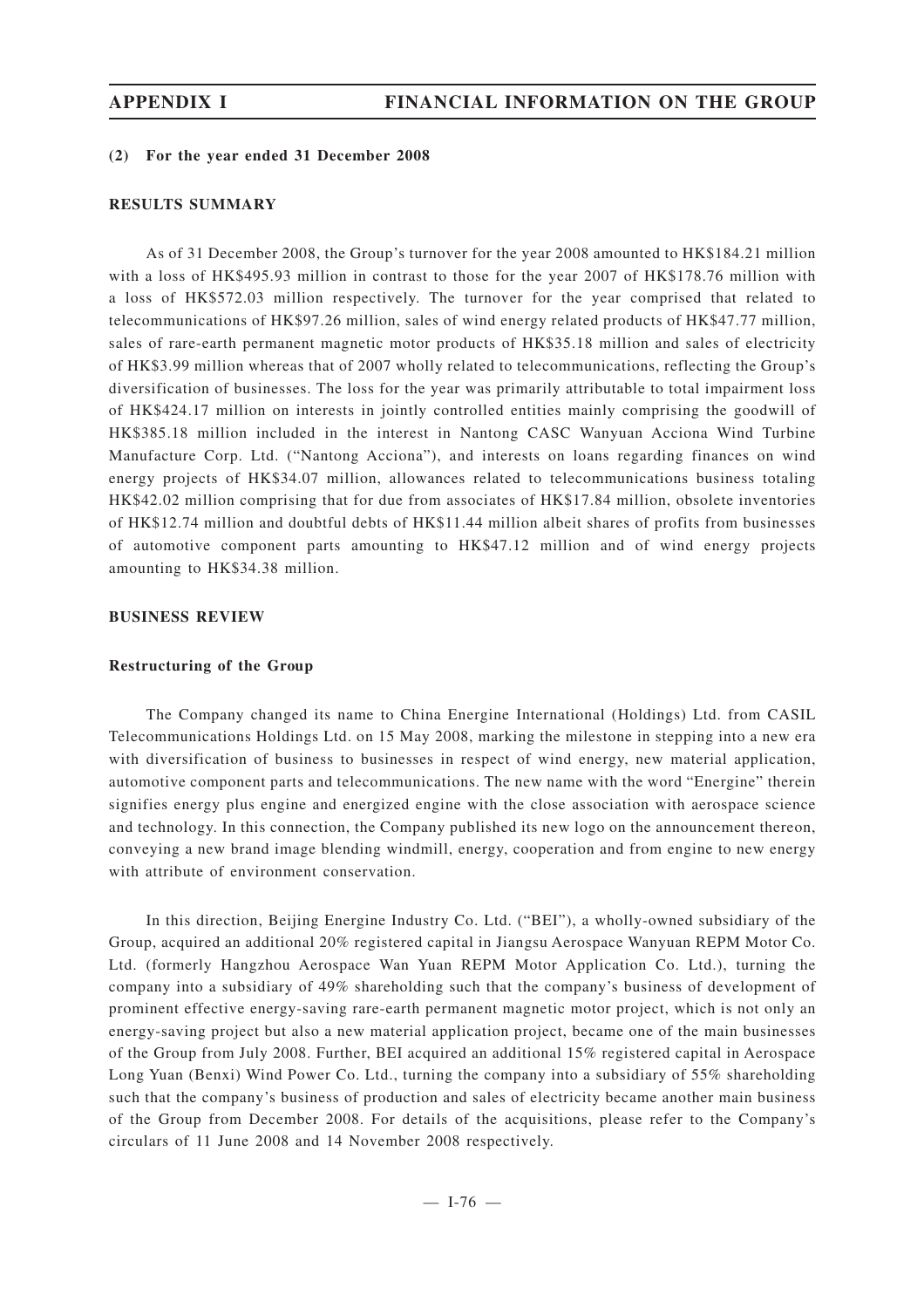**(2) For the year ended 31 December 2008**

**RESULTS SUMMARY**

As of 31 December 2008, the Group's turnover for the year 2008 amounted to HK$184.21 million with a loss of HK$495.93 million in contrast to those for the year 2007 of HK$178.76 million with a loss of HK$572.03 million respectively. The turnover for the year comprised that related to telecommunications of HK$97.26 million, sales of wind energy related products of HK$47.77 million, sales of rare-earth permanent magnetic motor products of HK$35.18 million and sales of electricity of HK$3.99 million whereas that of 2007 wholly related to telecommunications, reflecting the Group's diversification of businesses. The loss for the year was primarily attributable to total impairment loss of HK$424.17 million on interests in jointly controlled entities mainly comprising the goodwill of HK$385.18 million included in the interest in Nantong CASC Wanyuan Acciona Wind Turbine Manufacture Corp. Ltd. ("Nantong Acciona"), and interests on loans regarding finances on wind energy projects of HK$34.07 million, allowances related to telecommunications business totaling HK$42.02 million comprising that for due from associates of HK$17.84 million, obsolete inventories of HK$12.74 million and doubtful debts of HK$11.44 million albeit shares of profits from businesses of automotive component parts amounting to HK$47.12 million and of wind energy projects amounting to HK$34.38 million.

**BUSINESS REVIEW**

**Restructuring of the Group**

The Company changed its name to China Energine International (Holdings) Ltd. from CASIL Telecommunications Holdings Ltd. on 15 May 2008, marking the milestone in stepping into a new era with diversification of business to businesses in respect of wind energy, new material application, automotive component parts and telecommunications. The new name with the word "Energine" therein signifies energy plus engine and energized engine with the close association with aerospace science and technology. In this connection, the Company published its new logo on the announcement thereon, conveying a new brand image blending windmill, energy, cooperation and from engine to new energy with attribute of environment conservation.

In this direction, Beijing Energine Industry Co. Ltd. ("BEI"), a wholly-owned subsidiary of the Group, acquired an additional 20% registered capital in Jiangsu Aerospace Wanyuan REPM Motor Co. Ltd. (formerly Hangzhou Aerospace Wan Yuan REPM Motor Application Co. Ltd.), turning the company into a subsidiary of 49% shareholding such that the company's business of development of prominent effective energy-saving rare-earth permanent magnetic motor project, which is not only an energy-saving project but also a new material application project, became one of the main businesses of the Group from July 2008. Further, BEI acquired an additional 15% registered capital in Aerospace Long Yuan (Benxi) Wind Power Co. Ltd., turning the company into a subsidiary of 55% shareholding such that the company's business of production and sales of electricity became another main business of the Group from December 2008. For details of the acquisitions, please refer to the Company's circulars of 11 June 2008 and 14 November 2008 respectively.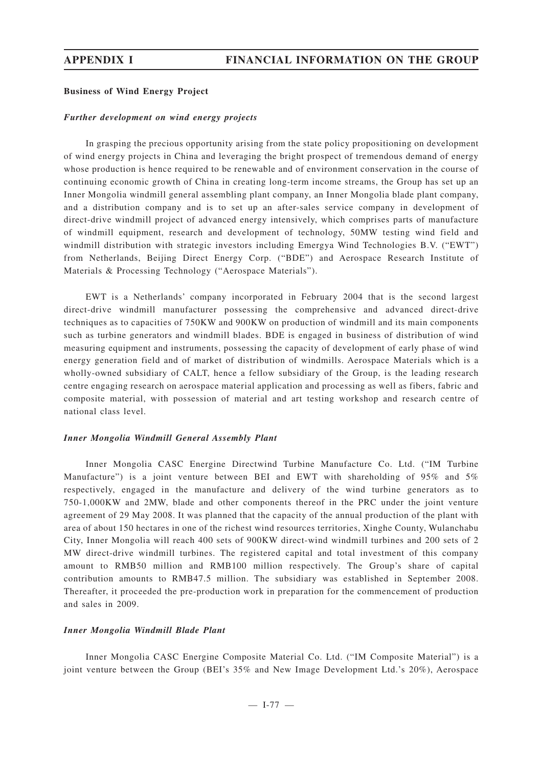**Business of Wind Energy Project**

***Further development on wind energy projects***

In grasping the precious opportunity arising from the state policy propositioning on development of wind energy projects in China and leveraging the bright prospect of tremendous demand of energy whose production is hence required to be renewable and of environment conservation in the course of continuing economic growth of China in creating long-term income streams, the Group has set up an Inner Mongolia windmill general assembling plant company, an Inner Mongolia blade plant company, and a distribution company and is to set up an after-sales service company in development of direct-drive windmill project of advanced energy intensively, which comprises parts of manufacture of windmill equipment, research and development of technology, 50MW testing wind field and windmill distribution with strategic investors including Emergya Wind Technologies B.V. ("EWT") from Netherlands, Beijing Direct Energy Corp. ("BDE") and Aerospace Research Institute of Materials & Processing Technology ("Aerospace Materials").

EWT is a Netherlands' company incorporated in February 2004 that is the second largest direct-drive windmill manufacturer possessing the comprehensive and advanced direct-drive techniques as to capacities of 750KW and 900KW on production of windmill and its main components such as turbine generators and windmill blades. BDE is engaged in business of distribution of wind measuring equipment and instruments, possessing the capacity of development of early phase of wind energy generation field and of market of distribution of windmills. Aerospace Materials which is a wholly-owned subsidiary of CALT, hence a fellow subsidiary of the Group, is the leading research centre engaging research on aerospace material application and processing as well as fibers, fabric and composite material, with possession of material and art testing workshop and research centre of national class level.

***Inner Mongolia Windmill General Assembly Plant***

Inner Mongolia CASC Energine Directwind Turbine Manufacture Co. Ltd. ("IM Turbine Manufacture") is a joint venture between BEI and EWT with shareholding of 95% and 5% respectively, engaged in the manufacture and delivery of the wind turbine generators as to 750-1,000KW and 2MW, blade and other components thereof in the PRC under the joint venture agreement of 29 May 2008. It was planned that the capacity of the annual production of the plant with area of about 150 hectares in one of the richest wind resources territories, Xinghe County, Wulanchabu City, Inner Mongolia will reach 400 sets of 900KW direct-wind windmill turbines and 200 sets of 2 MW direct-drive windmill turbines. The registered capital and total investment of this company amount to RMB50 million and RMB100 million respectively. The Group's share of capital contribution amounts to RMB47.5 million. The subsidiary was established in September 2008. Thereafter, it proceeded the pre-production work in preparation for the commencement of production and sales in 2009.

***Inner Mongolia Windmill Blade Plant***

Inner Mongolia CASC Energine Composite Material Co. Ltd. ("IM Composite Material") is a joint venture between the Group (BEI's 35% and New Image Development Ltd.'s 20%), Aerospace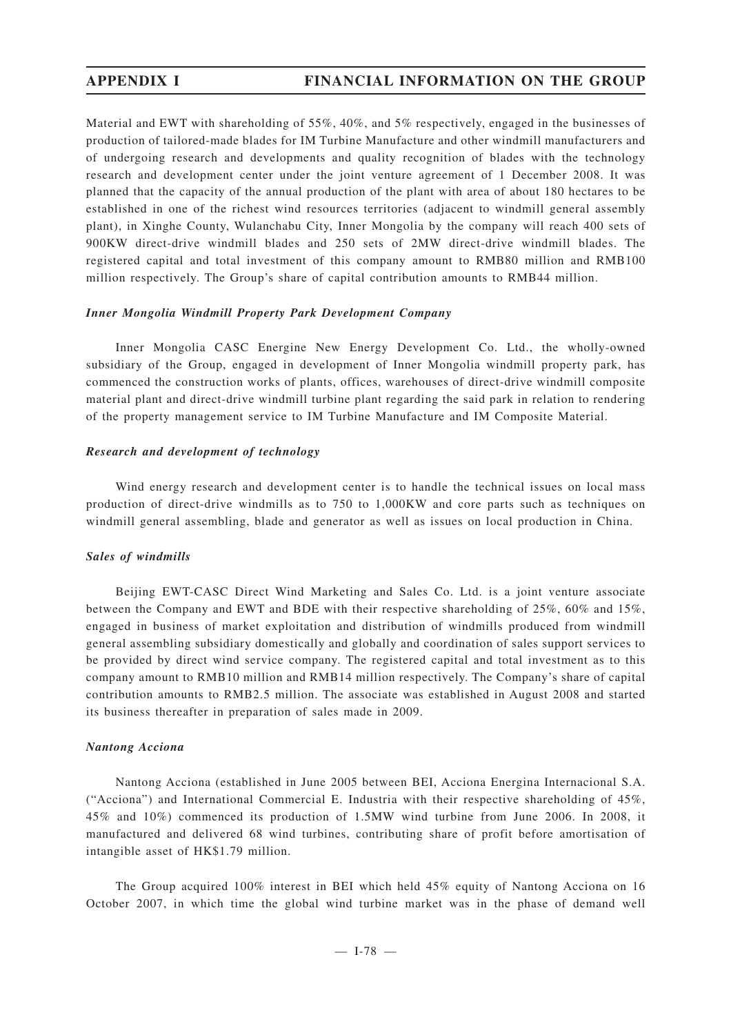Material and EWT with shareholding of 55%, 40%, and 5% respectively, engaged in the businesses of production of tailored-made blades for IM Turbine Manufacture and other windmill manufacturers and of undergoing research and developments and quality recognition of blades with the technology research and development center under the joint venture agreement of 1 December 2008. It was planned that the capacity of the annual production of the plant with area of about 180 hectares to be established in one of the richest wind resources territories (adjacent to windmill general assembly plant), in Xinghe County, Wulanchabu City, Inner Mongolia by the company will reach 400 sets of 900KW direct-drive windmill blades and 250 sets of 2MW direct-drive windmill blades. The registered capital and total investment of this company amount to RMB80 million and RMB100 million respectively. The Group's share of capital contribution amounts to RMB44 million.

***Inner Mongolia Windmill Property Park Development Company***

Inner Mongolia CASC Energine New Energy Development Co. Ltd., the wholly-owned subsidiary of the Group, engaged in development of Inner Mongolia windmill property park, has commenced the construction works of plants, offices, warehouses of direct-drive windmill composite material plant and direct-drive windmill turbine plant regarding the said park in relation to rendering of the property management service to IM Turbine Manufacture and IM Composite Material.

***Research and development of technology***

Wind energy research and development center is to handle the technical issues on local mass production of direct-drive windmills as to 750 to 1,000KW and core parts such as techniques on windmill general assembling, blade and generator as well as issues on local production in China.

***Sales of windmills***

Beijing EWT-CASC Direct Wind Marketing and Sales Co. Ltd. is a joint venture associate between the Company and EWT and BDE with their respective shareholding of 25%, 60% and 15%, engaged in business of market exploitation and distribution of windmills produced from windmill general assembling subsidiary domestically and globally and coordination of sales support services to be provided by direct wind service company. The registered capital and total investment as to this company amount to RMB10 million and RMB14 million respectively. The Company's share of capital contribution amounts to RMB2.5 million. The associate was established in August 2008 and started its business thereafter in preparation of sales made in 2009.

***Nantong Acciona***

Nantong Acciona (established in June 2005 between BEI, Acciona Energina Internacional S.A. ("Acciona") and International Commercial E. Industria with their respective shareholding of 45%, 45% and 10%) commenced its production of 1.5MW wind turbine from June 2006. In 2008, it manufactured and delivered 68 wind turbines, contributing share of profit before amortisation of intangible asset of HK$1.79 million.

The Group acquired 100% interest in BEI which held 45% equity of Nantong Acciona on 16 October 2007, in which time the global wind turbine market was in the phase of demand well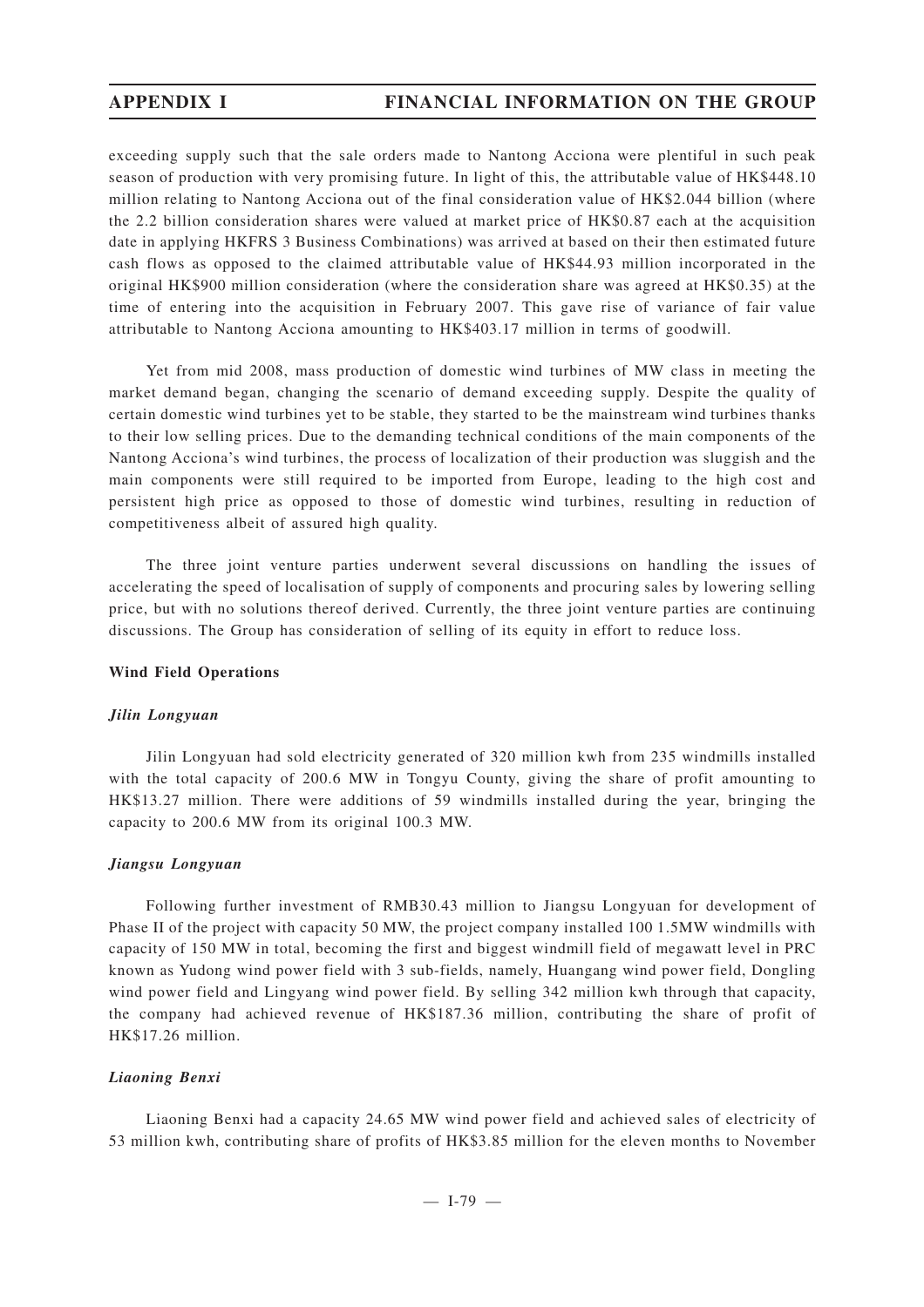exceeding supply such that the sale orders made to Nantong Acciona were plentiful in such peak season of production with very promising future. In light of this, the attributable value of HK$448.10 million relating to Nantong Acciona out of the final consideration value of HK$2.044 billion (where the 2.2 billion consideration shares were valued at market price of HK$0.87 each at the acquisition date in applying HKFRS 3 Business Combinations) was arrived at based on their then estimated future cash flows as opposed to the claimed attributable value of HK$44.93 million incorporated in the original HK$900 million consideration (where the consideration share was agreed at HK$0.35) at the time of entering into the acquisition in February 2007. This gave rise of variance of fair value attributable to Nantong Acciona amounting to HK$403.17 million in terms of goodwill.

Yet from mid 2008, mass production of domestic wind turbines of MW class in meeting the market demand began, changing the scenario of demand exceeding supply. Despite the quality of certain domestic wind turbines yet to be stable, they started to be the mainstream wind turbines thanks to their low selling prices. Due to the demanding technical conditions of the main components of the Nantong Acciona's wind turbines, the process of localization of their production was sluggish and the main components were still required to be imported from Europe, leading to the high cost and persistent high price as opposed to those of domestic wind turbines, resulting in reduction of competitiveness albeit of assured high quality.

The three joint venture parties underwent several discussions on handling the issues of accelerating the speed of localisation of supply of components and procuring sales by lowering selling price, but with no solutions thereof derived. Currently, the three joint venture parties are continuing discussions. The Group has consideration of selling of its equity in effort to reduce loss.

**Wind Field Operations**

***Jilin Longyuan***

Jilin Longyuan had sold electricity generated of 320 million kwh from 235 windmills installed with the total capacity of 200.6 MW in Tongyu County, giving the share of profit amounting to HK$13.27 million. There were additions of 59 windmills installed during the year, bringing the capacity to 200.6 MW from its original 100.3 MW.

***Jiangsu Longyuan***

Following further investment of RMB30.43 million to Jiangsu Longyuan for development of Phase II of the project with capacity 50 MW, the project company installed 100 1.5MW windmills with capacity of 150 MW in total, becoming the first and biggest windmill field of megawatt level in PRC known as Yudong wind power field with 3 sub-fields, namely, Huangang wind power field, Dongling wind power field and Lingyang wind power field. By selling 342 million kwh through that capacity, the company had achieved revenue of HK$187.36 million, contributing the share of profit of HK$17.26 million.

***Liaoning Benxi***

Liaoning Benxi had a capacity 24.65 MW wind power field and achieved sales of electricity of 53 million kwh, contributing share of profits of HK$3.85 million for the eleven months to November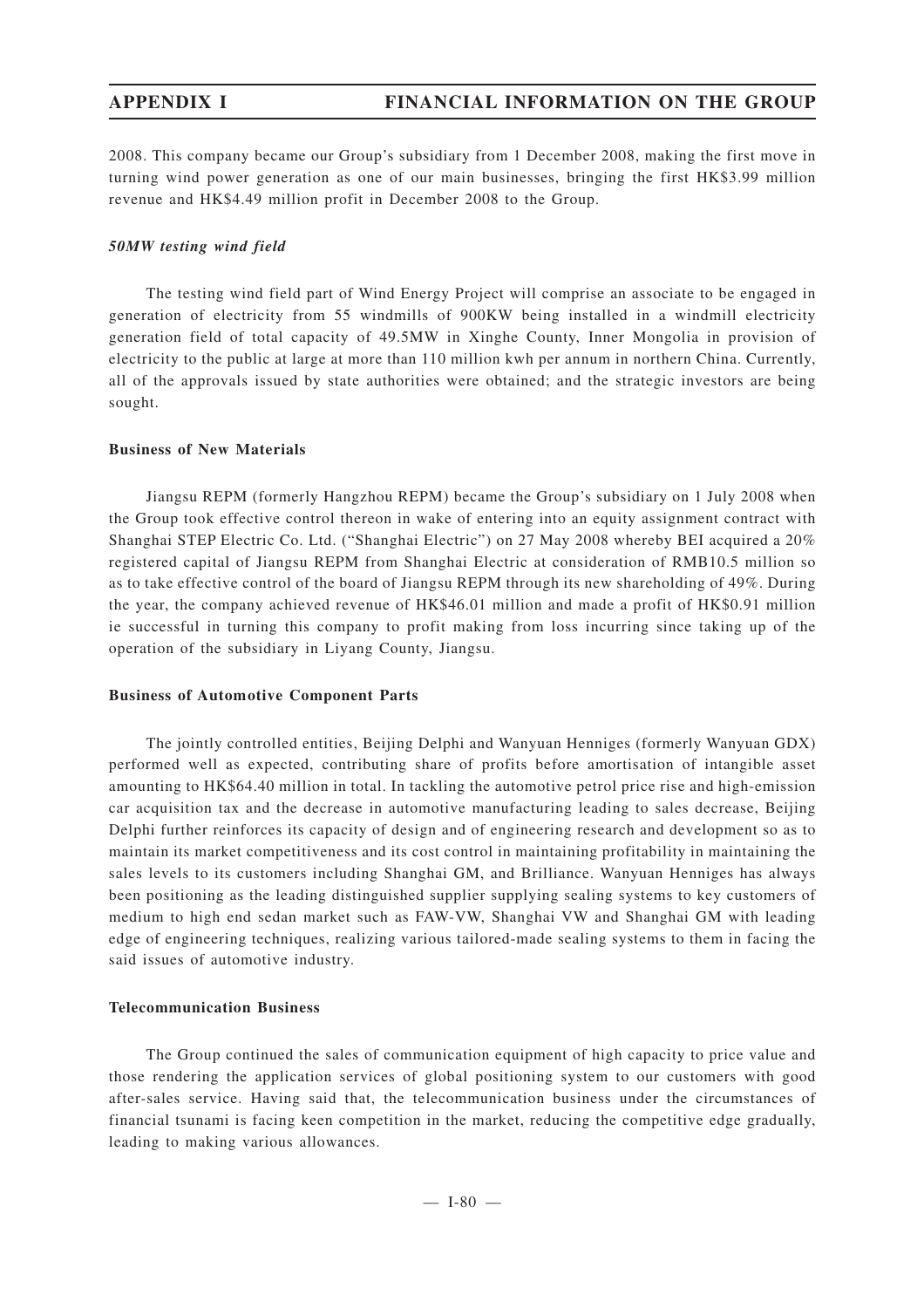2008. This company became our Group's subsidiary from 1 December 2008, making the first move in turning wind power generation as one of our main businesses, bringing the first HK$3.99 million revenue and HK$4.49 million profit in December 2008 to the Group.

***50MW testing wind field***

The testing wind field part of Wind Energy Project will comprise an associate to be engaged in generation of electricity from 55 windmills of 900KW being installed in a windmill electricity generation field of total capacity of 49.5MW in Xinghe County, Inner Mongolia in provision of electricity to the public at large at more than 110 million kwh per annum in northern China. Currently, all of the approvals issued by state authorities were obtained; and the strategic investors are being sought.

**Business of New Materials**

Jiangsu REPM (formerly Hangzhou REPM) became the Group's subsidiary on 1 July 2008 when the Group took effective control thereon in wake of entering into an equity assignment contract with Shanghai STEP Electric Co. Ltd. ("Shanghai Electric") on 27 May 2008 whereby BEI acquired a 20% registered capital of Jiangsu REPM from Shanghai Electric at consideration of RMB10.5 million so as to take effective control of the board of Jiangsu REPM through its new shareholding of 49%. During the year, the company achieved revenue of HK$46.01 million and made a profit of HK$0.91 million ie successful in turning this company to profit making from loss incurring since taking up of the operation of the subsidiary in Liyang County, Jiangsu.

**Business of Automotive Component Parts**

The jointly controlled entities, Beijing Delphi and Wanyuan Henniges (formerly Wanyuan GDX) performed well as expected, contributing share of profits before amortisation of intangible asset amounting to HK$64.40 million in total. In tackling the automotive petrol price rise and high-emission car acquisition tax and the decrease in automotive manufacturing leading to sales decrease, Beijing Delphi further reinforces its capacity of design and of engineering research and development so as to maintain its market competitiveness and its cost control in maintaining profitability in maintaining the sales levels to its customers including Shanghai GM, and Brilliance. Wanyuan Henniges has always been positioning as the leading distinguished supplier supplying sealing systems to key customers of medium to high end sedan market such as FAW-VW, Shanghai VW and Shanghai GM with leading edge of engineering techniques, realizing various tailored-made sealing systems to them in facing the said issues of automotive industry.

**Telecommunication Business**

The Group continued the sales of communication equipment of high capacity to price value and those rendering the application services of global positioning system to our customers with good after-sales service. Having said that, the telecommunication business under the circumstances of financial tsunami is facing keen competition in the market, reducing the competitive edge gradually, leading to making various allowances.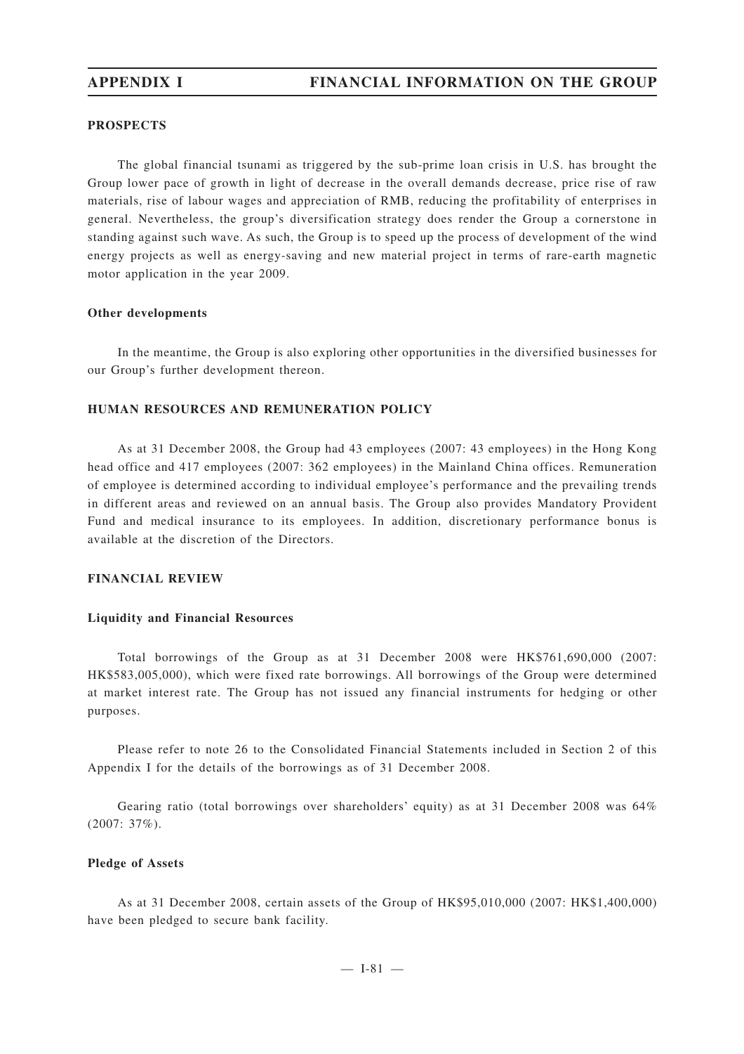## PROSPECTS

The global financial tsunami as triggered by the sub-prime loan crisis in U.S. has brought the Group lower pace of growth in light of decrease in the overall demands decrease, price rise of raw materials, rise of labour wages and appreciation of RMB, reducing the profitability of enterprises in general. Nevertheless, the group's diversification strategy does render the Group a cornerstone in standing against such wave. As such, the Group is to speed up the process of development of the wind energy projects as well as energy-saving and new material project in terms of rare-earth magnetic motor application in the year 2009.

### Other developments

In the meantime, the Group is also exploring other opportunities in the diversified businesses for our Group's further development thereon.

## HUMAN RESOURCES AND REMUNERATION POLICY

As at 31 December 2008, the Group had 43 employees (2007: 43 employees) in the Hong Kong head office and 417 employees (2007: 362 employees) in the Mainland China offices. Remuneration of employee is determined according to individual employee's performance and the prevailing trends in different areas and reviewed on an annual basis. The Group also provides Mandatory Provident Fund and medical insurance to its employees. In addition, discretionary performance bonus is available at the discretion of the Directors.

## FINANCIAL REVIEW

### Liquidity and Financial Resources

Total borrowings of the Group as at 31 December 2008 were HK$761,690,000 (2007: HK$583,005,000), which were fixed rate borrowings. All borrowings of the Group were determined at market interest rate. The Group has not issued any financial instruments for hedging or other purposes.

Please refer to note 26 to the Consolidated Financial Statements included in Section 2 of this Appendix I for the details of the borrowings as of 31 December 2008.

Gearing ratio (total borrowings over shareholders' equity) as at 31 December 2008 was 64% (2007: 37%).

### Pledge of Assets

As at 31 December 2008, certain assets of the Group of HK$95,010,000 (2007: HK$1,400,000) have been pledged to secure bank facility.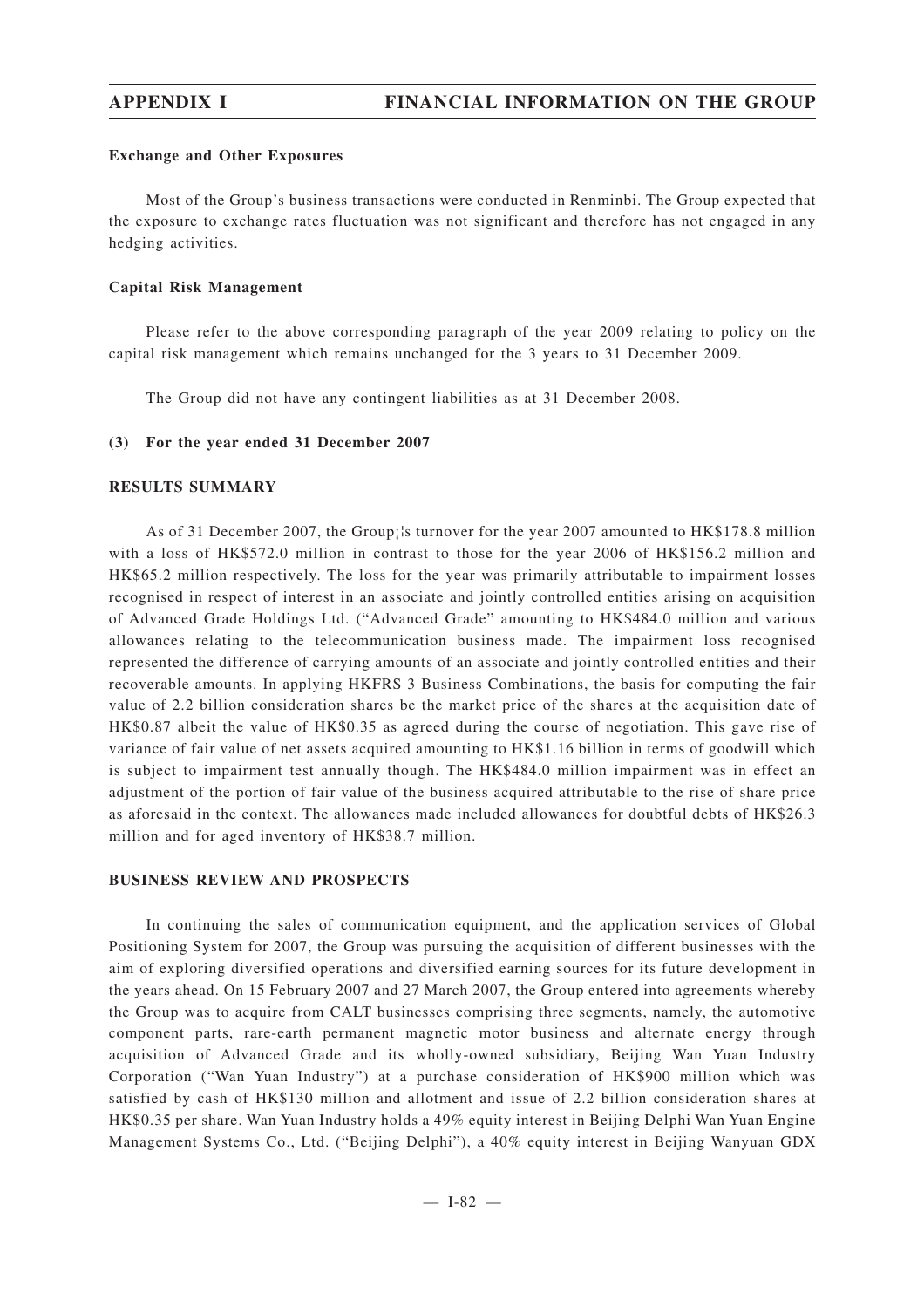**Exchange and Other Exposures**

Most of the Group's business transactions were conducted in Renminbi. The Group expected that the exposure to exchange rates fluctuation was not significant and therefore has not engaged in any hedging activities.

**Capital Risk Management**

Please refer to the above corresponding paragraph of the year 2009 relating to policy on the capital risk management which remains unchanged for the 3 years to 31 December 2009.

The Group did not have any contingent liabilities as at 31 December 2008.

**(3) For the year ended 31 December 2007**

**RESULTS SUMMARY**

As of 31 December 2007, the Group¡¦s turnover for the year 2007 amounted to HK$178.8 million with a loss of HK$572.0 million in contrast to those for the year 2006 of HK$156.2 million and HK$65.2 million respectively. The loss for the year was primarily attributable to impairment losses recognised in respect of interest in an associate and jointly controlled entities arising on acquisition of Advanced Grade Holdings Ltd. ("Advanced Grade" amounting to HK$484.0 million and various allowances relating to the telecommunication business made. The impairment loss recognised represented the difference of carrying amounts of an associate and jointly controlled entities and their recoverable amounts. In applying HKFRS 3 Business Combinations, the basis for computing the fair value of 2.2 billion consideration shares be the market price of the shares at the acquisition date of HK$0.87 albeit the value of HK$0.35 as agreed during the course of negotiation. This gave rise of variance of fair value of net assets acquired amounting to HK$1.16 billion in terms of goodwill which is subject to impairment test annually though. The HK$484.0 million impairment was in effect an adjustment of the portion of fair value of the business acquired attributable to the rise of share price as aforesaid in the context. The allowances made included allowances for doubtful debts of HK$26.3 million and for aged inventory of HK$38.7 million.

**BUSINESS REVIEW AND PROSPECTS**

In continuing the sales of communication equipment, and the application services of Global Positioning System for 2007, the Group was pursuing the acquisition of different businesses with the aim of exploring diversified operations and diversified earning sources for its future development in the years ahead. On 15 February 2007 and 27 March 2007, the Group entered into agreements whereby the Group was to acquire from CALT businesses comprising three segments, namely, the automotive component parts, rare-earth permanent magnetic motor business and alternate energy through acquisition of Advanced Grade and its wholly-owned subsidiary, Beijing Wan Yuan Industry Corporation ("Wan Yuan Industry") at a purchase consideration of HK$900 million which was satisfied by cash of HK$130 million and allotment and issue of 2.2 billion consideration shares at HK$0.35 per share. Wan Yuan Industry holds a 49% equity interest in Beijing Delphi Wan Yuan Engine Management Systems Co., Ltd. ("Beijing Delphi"), a 40% equity interest in Beijing Wanyuan GDX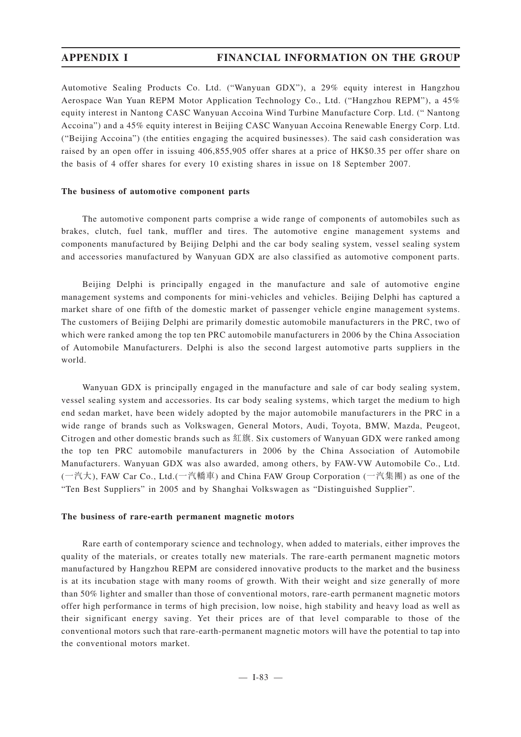Automotive Sealing Products Co. Ltd. ("Wanyuan GDX"), a 29% equity interest in Hangzhou Aerospace Wan Yuan REPM Motor Application Technology Co., Ltd. ("Hangzhou REPM"), a 45% equity interest in Nantong CASC Wanyuan Accoina Wind Turbine Manufacture Corp. Ltd. (" Nantong Accoina") and a 45% equity interest in Beijing CASC Wanyuan Accoina Renewable Energy Corp. Ltd. ("Beijing Accoina") (the entities engaging the acquired businesses). The said cash consideration was raised by an open offer in issuing 406,855,905 offer shares at a price of HK$0.35 per offer share on the basis of 4 offer shares for every 10 existing shares in issue on 18 September 2007.

**The business of automotive component parts**

The automotive component parts comprise a wide range of components of automobiles such as brakes, clutch, fuel tank, muffler and tires. The automotive engine management systems and components manufactured by Beijing Delphi and the car body sealing system, vessel sealing system and accessories manufactured by Wanyuan GDX are also classified as automotive component parts.

Beijing Delphi is principally engaged in the manufacture and sale of automotive engine management systems and components for mini-vehicles and vehicles. Beijing Delphi has captured a market share of one fifth of the domestic market of passenger vehicle engine management systems. The customers of Beijing Delphi are primarily domestic automobile manufacturers in the PRC, two of which were ranked among the top ten PRC automobile manufacturers in 2006 by the China Association of Automobile Manufacturers. Delphi is also the second largest automotive parts suppliers in the world.

Wanyuan GDX is principally engaged in the manufacture and sale of car body sealing system, vessel sealing system and accessories. Its car body sealing systems, which target the medium to high end sedan market, have been widely adopted by the major automobile manufacturers in the PRC in a wide range of brands such as Volkswagen, General Motors, Audi, Toyota, BMW, Mazda, Peugeot, Citrogen and other domestic brands such as 紅旗. Six customers of Wanyuan GDX were ranked among the top ten PRC automobile manufacturers in 2006 by the China Association of Automobile Manufacturers. Wanyuan GDX was also awarded, among others, by FAW-VW Automobile Co., Ltd. (一汽大), FAW Car Co., Ltd.(一汽轎車) and China FAW Group Corporation (一汽集團) as one of the "Ten Best Suppliers" in 2005 and by Shanghai Volkswagen as "Distinguished Supplier".

**The business of rare-earth permanent magnetic motors**

Rare earth of contemporary science and technology, when added to materials, either improves the quality of the materials, or creates totally new materials. The rare-earth permanent magnetic motors manufactured by Hangzhou REPM are considered innovative products to the market and the business is at its incubation stage with many rooms of growth. With their weight and size generally of more than 50% lighter and smaller than those of conventional motors, rare-earth permanent magnetic motors offer high performance in terms of high precision, low noise, high stability and heavy load as well as their significant energy saving. Yet their prices are of that level comparable to those of the conventional motors such that rare-earth-permanent magnetic motors will have the potential to tap into the conventional motors market.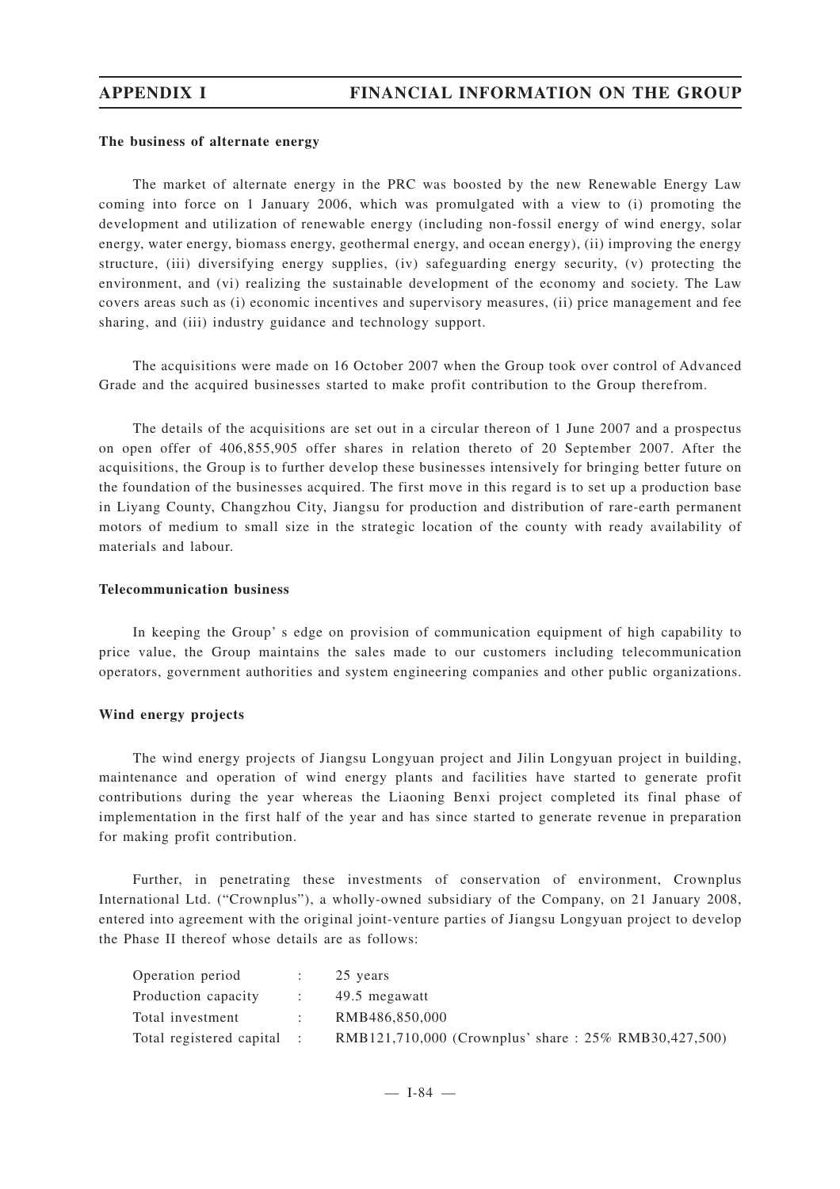**The business of alternate energy**

The market of alternate energy in the PRC was boosted by the new Renewable Energy Law coming into force on 1 January 2006, which was promulgated with a view to (i) promoting the development and utilization of renewable energy (including non-fossil energy of wind energy, solar energy, water energy, biomass energy, geothermal energy, and ocean energy), (ii) improving the energy structure, (iii) diversifying energy supplies, (iv) safeguarding energy security, (v) protecting the environment, and (vi) realizing the sustainable development of the economy and society. The Law covers areas such as (i) economic incentives and supervisory measures, (ii) price management and fee sharing, and (iii) industry guidance and technology support.

The acquisitions were made on 16 October 2007 when the Group took over control of Advanced Grade and the acquired businesses started to make profit contribution to the Group therefrom.

The details of the acquisitions are set out in a circular thereon of 1 June 2007 and a prospectus on open offer of 406,855,905 offer shares in relation thereto of 20 September 2007. After the acquisitions, the Group is to further develop these businesses intensively for bringing better future on the foundation of the businesses acquired. The first move in this regard is to set up a production base in Liyang County, Changzhou City, Jiangsu for production and distribution of rare-earth permanent motors of medium to small size in the strategic location of the county with ready availability of materials and labour.

**Telecommunication business**

In keeping the Group' s edge on provision of communication equipment of high capability to price value, the Group maintains the sales made to our customers including telecommunication operators, government authorities and system engineering companies and other public organizations.

**Wind energy projects**

The wind energy projects of Jiangsu Longyuan project and Jilin Longyuan project in building, maintenance and operation of wind energy plants and facilities have started to generate profit contributions during the year whereas the Liaoning Benxi project completed its final phase of implementation in the first half of the year and has since started to generate revenue in preparation for making profit contribution.

Further, in penetrating these investments of conservation of environment, Crownplus International Ltd. ("Crownplus"), a wholly-owned subsidiary of the Company, on 21 January 2008, entered into agreement with the original joint-venture parties of Jiangsu Longyuan project to develop the Phase II thereof whose details are as follows:

| | | |
|---|---|---|
| Operation period | : | 25 years |
| Production capacity | : | 49.5 megawatt |
| Total investment | : | RMB486,850,000 |
| Total registered capital | : | RMB121,710,000 (Crownplus' share : 25% RMB30,427,500) |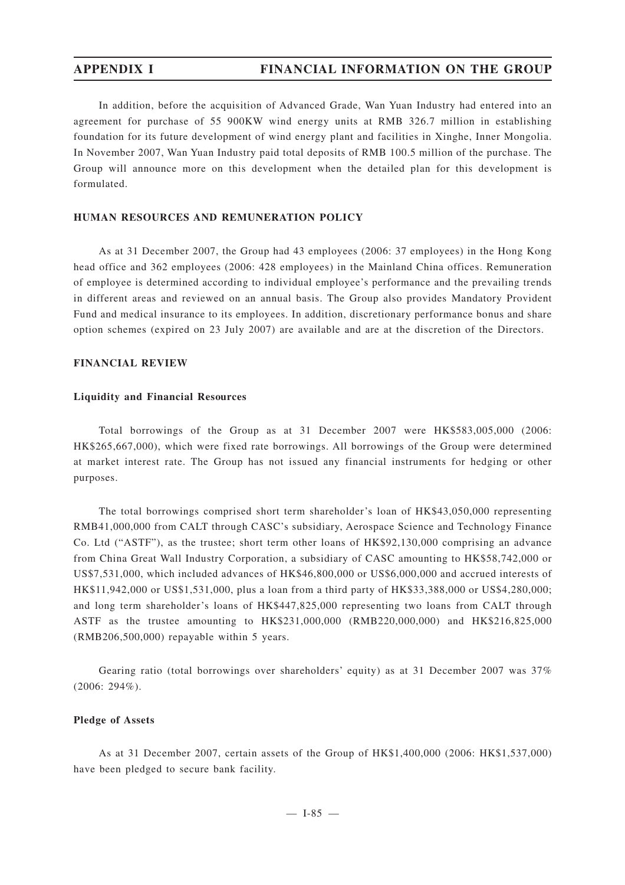In addition, before the acquisition of Advanced Grade, Wan Yuan Industry had entered into an agreement for purchase of 55 900KW wind energy units at RMB 326.7 million in establishing foundation for its future development of wind energy plant and facilities in Xinghe, Inner Mongolia. In November 2007, Wan Yuan Industry paid total deposits of RMB 100.5 million of the purchase. The Group will announce more on this development when the detailed plan for this development is formulated.

## HUMAN RESOURCES AND REMUNERATION POLICY

As at 31 December 2007, the Group had 43 employees (2006: 37 employees) in the Hong Kong head office and 362 employees (2006: 428 employees) in the Mainland China offices. Remuneration of employee is determined according to individual employee's performance and the prevailing trends in different areas and reviewed on an annual basis. The Group also provides Mandatory Provident Fund and medical insurance to its employees. In addition, discretionary performance bonus and share option schemes (expired on 23 July 2007) are available and are at the discretion of the Directors.

## FINANCIAL REVIEW

### Liquidity and Financial Resources

Total borrowings of the Group as at 31 December 2007 were HK$583,005,000 (2006: HK$265,667,000), which were fixed rate borrowings. All borrowings of the Group were determined at market interest rate. The Group has not issued any financial instruments for hedging or other purposes.

The total borrowings comprised short term shareholder's loan of HK$43,050,000 representing RMB41,000,000 from CALT through CASC's subsidiary, Aerospace Science and Technology Finance Co. Ltd ("ASTF"), as the trustee; short term other loans of HK$92,130,000 comprising an advance from China Great Wall Industry Corporation, a subsidiary of CASC amounting to HK$58,742,000 or US$7,531,000, which included advances of HK$46,800,000 or US$6,000,000 and accrued interests of HK$11,942,000 or US$1,531,000, plus a loan from a third party of HK$33,388,000 or US$4,280,000; and long term shareholder's loans of HK$447,825,000 representing two loans from CALT through ASTF as the trustee amounting to HK$231,000,000 (RMB220,000,000) and HK$216,825,000 (RMB206,500,000) repayable within 5 years.

Gearing ratio (total borrowings over shareholders' equity) as at 31 December 2007 was 37% (2006: 294%).

### Pledge of Assets

As at 31 December 2007, certain assets of the Group of HK$1,400,000 (2006: HK$1,537,000) have been pledged to secure bank facility.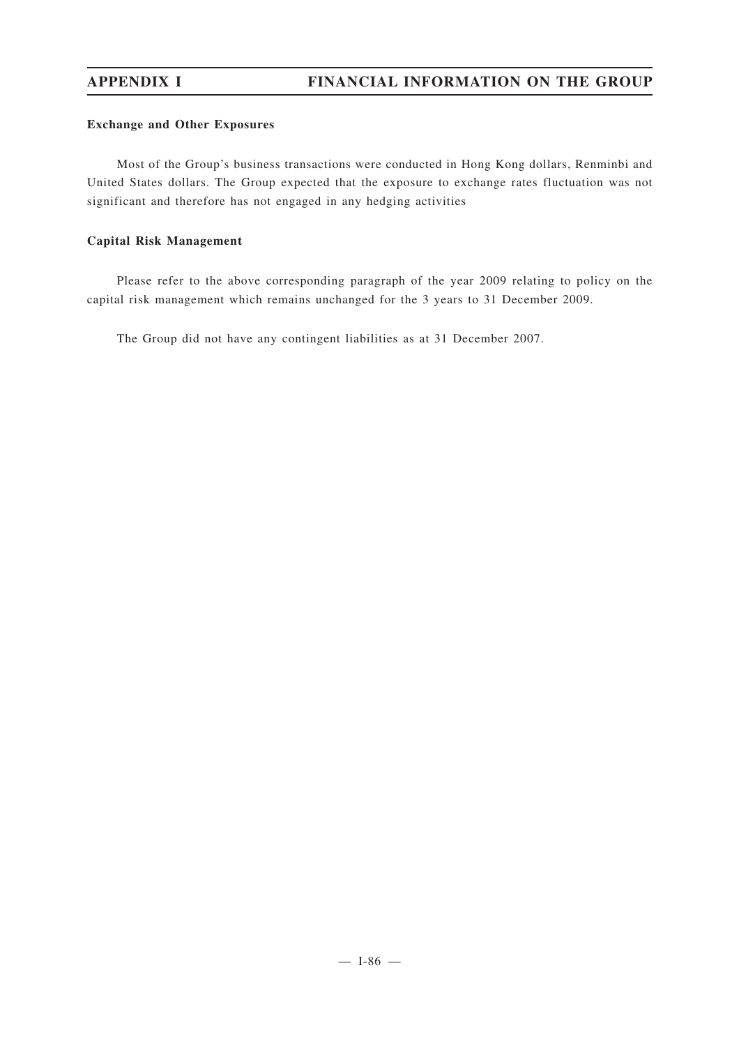**Exchange and Other Exposures**

Most of the Group's business transactions were conducted in Hong Kong dollars, Renminbi and United States dollars. The Group expected that the exposure to exchange rates fluctuation was not significant and therefore has not engaged in any hedging activities

**Capital Risk Management**

Please refer to the above corresponding paragraph of the year 2009 relating to policy on the capital risk management which remains unchanged for the 3 years to 31 December 2009.

The Group did not have any contingent liabilities as at 31 December 2007.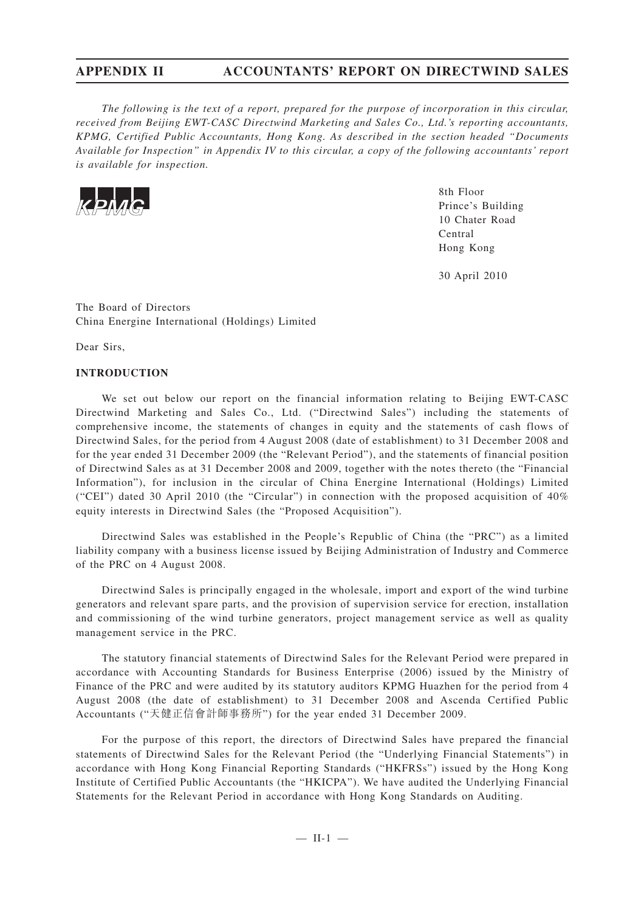# APPENDIX II ACCOUNTANTS' REPORT ON DIRECTWIND SALES

*The following is the text of a report, prepared for the purpose of incorporation in this circular, received from Beijing EWT-CASC Directwind Marketing and Sales Co., Ltd.'s reporting accountants, KPMG, Certified Public Accountants, Hong Kong. As described in the section headed "Documents Available for Inspection" in Appendix IV to this circular, a copy of the following accountants' report is available for inspection.*

KPMG

8th Floor
Prince's Building
10 Chater Road
Central
Hong Kong

30 April 2010

The Board of Directors
China Energine International (Holdings) Limited

Dear Sirs,

**INTRODUCTION**

We set out below our report on the financial information relating to Beijing EWT-CASC Directwind Marketing and Sales Co., Ltd. ("Directwind Sales") including the statements of comprehensive income, the statements of changes in equity and the statements of cash flows of Directwind Sales, for the period from 4 August 2008 (date of establishment) to 31 December 2008 and for the year ended 31 December 2009 (the "Relevant Period"), and the statements of financial position of Directwind Sales as at 31 December 2008 and 2009, together with the notes thereto (the "Financial Information"), for inclusion in the circular of China Energine International (Holdings) Limited ("CEI") dated 30 April 2010 (the "Circular") in connection with the proposed acquisition of 40% equity interests in Directwind Sales (the "Proposed Acquisition").

Directwind Sales was established in the People's Republic of China (the "PRC") as a limited liability company with a business license issued by Beijing Administration of Industry and Commerce of the PRC on 4 August 2008.

Directwind Sales is principally engaged in the wholesale, import and export of the wind turbine generators and relevant spare parts, and the provision of supervision service for erection, installation and commissioning of the wind turbine generators, project management service as well as quality management service in the PRC.

The statutory financial statements of Directwind Sales for the Relevant Period were prepared in accordance with Accounting Standards for Business Enterprise (2006) issued by the Ministry of Finance of the PRC and were audited by its statutory auditors KPMG Huazhen for the period from 4 August 2008 (the date of establishment) to 31 December 2008 and Ascenda Certified Public Accountants ("天健正信會計師事務所") for the year ended 31 December 2009.

For the purpose of this report, the directors of Directwind Sales have prepared the financial statements of Directwind Sales for the Relevant Period (the "Underlying Financial Statements") in accordance with Hong Kong Financial Reporting Standards ("HKFRSs") issued by the Hong Kong Institute of Certified Public Accountants (the "HKICPA"). We have audited the Underlying Financial Statements for the Relevant Period in accordance with Hong Kong Standards on Auditing.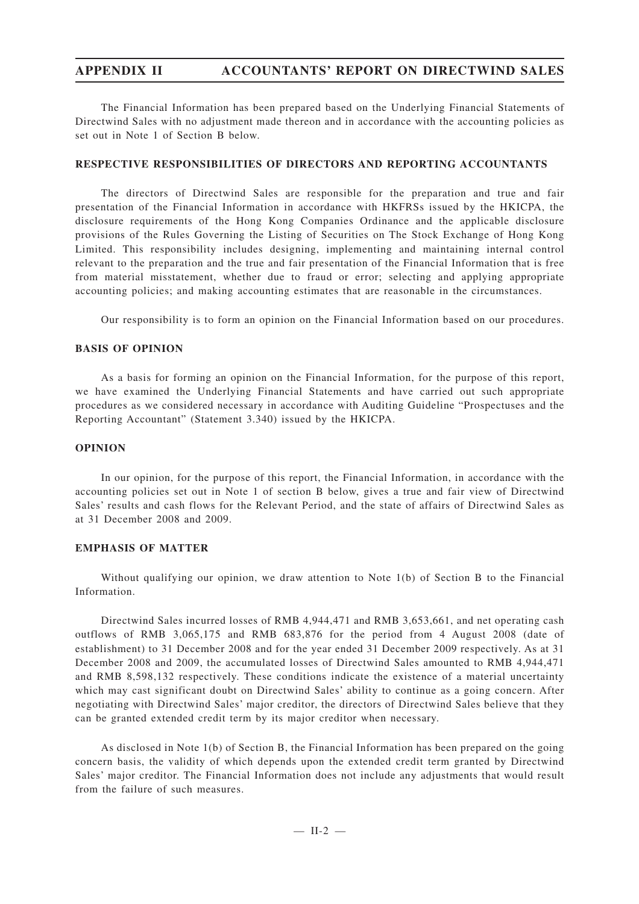The Financial Information has been prepared based on the Underlying Financial Statements of Directwind Sales with no adjustment made thereon and in accordance with the accounting policies as set out in Note 1 of Section B below.

## RESPECTIVE RESPONSIBILITIES OF DIRECTORS AND REPORTING ACCOUNTANTS

The directors of Directwind Sales are responsible for the preparation and true and fair presentation of the Financial Information in accordance with HKFRSs issued by the HKICPA, the disclosure requirements of the Hong Kong Companies Ordinance and the applicable disclosure provisions of the Rules Governing the Listing of Securities on The Stock Exchange of Hong Kong Limited. This responsibility includes designing, implementing and maintaining internal control relevant to the preparation and the true and fair presentation of the Financial Information that is free from material misstatement, whether due to fraud or error; selecting and applying appropriate accounting policies; and making accounting estimates that are reasonable in the circumstances.

Our responsibility is to form an opinion on the Financial Information based on our procedures.

## BASIS OF OPINION

As a basis for forming an opinion on the Financial Information, for the purpose of this report, we have examined the Underlying Financial Statements and have carried out such appropriate procedures as we considered necessary in accordance with Auditing Guideline "Prospectuses and the Reporting Accountant" (Statement 3.340) issued by the HKICPA.

## OPINION

In our opinion, for the purpose of this report, the Financial Information, in accordance with the accounting policies set out in Note 1 of section B below, gives a true and fair view of Directwind Sales' results and cash flows for the Relevant Period, and the state of affairs of Directwind Sales as at 31 December 2008 and 2009.

## EMPHASIS OF MATTER

Without qualifying our opinion, we draw attention to Note 1(b) of Section B to the Financial Information.

Directwind Sales incurred losses of RMB 4,944,471 and RMB 3,653,661, and net operating cash outflows of RMB 3,065,175 and RMB 683,876 for the period from 4 August 2008 (date of establishment) to 31 December 2008 and for the year ended 31 December 2009 respectively. As at 31 December 2008 and 2009, the accumulated losses of Directwind Sales amounted to RMB 4,944,471 and RMB 8,598,132 respectively. These conditions indicate the existence of a material uncertainty which may cast significant doubt on Directwind Sales' ability to continue as a going concern. After negotiating with Directwind Sales' major creditor, the directors of Directwind Sales believe that they can be granted extended credit term by its major creditor when necessary.

As disclosed in Note 1(b) of Section B, the Financial Information has been prepared on the going concern basis, the validity of which depends upon the extended credit term granted by Directwind Sales' major creditor. The Financial Information does not include any adjustments that would result from the failure of such measures.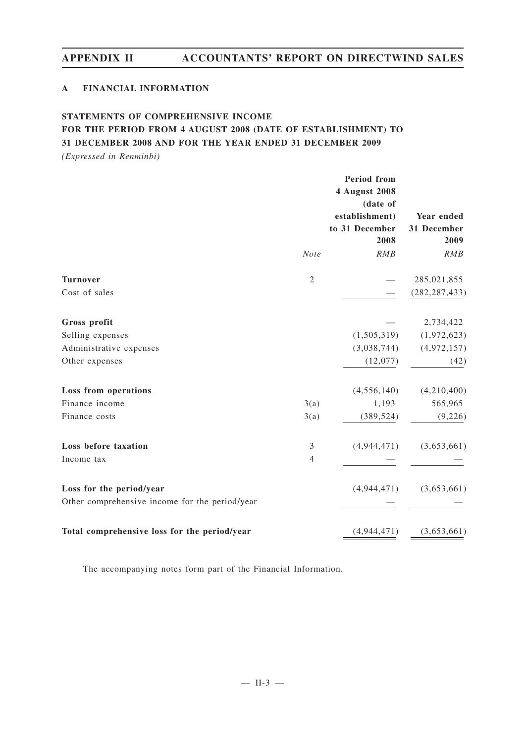## A FINANCIAL INFORMATION

### STATEMENTS OF COMPREHENSIVE INCOME
### FOR THE PERIOD FROM 4 AUGUST 2008 (DATE OF ESTABLISHMENT) TO 31 DECEMBER 2008 AND FOR THE YEAR ENDED 31 DECEMBER 2009

*(Expressed in Renminbi)*

| | *Note* | Period from 4 August 2008 (date of establishment) to 31 December 2008 *RMB* | Year ended 31 December 2009 *RMB* |
|---|---|---|---|
| **Turnover** | 2 | — | 285,021,855 |
| Cost of sales | | — | (282,287,433) |
| **Gross profit** | | — | 2,734,422 |
| Selling expenses | | (1,505,319) | (1,972,623) |
| Administrative expenses | | (3,038,744) | (4,972,157) |
| Other expenses | | (12,077) | (42) |
| **Loss from operations** | | (4,556,140) | (4,210,400) |
| Finance income | 3(a) | 1,193 | 565,965 |
| Finance costs | 3(a) | (389,524) | (9,226) |
| **Loss before taxation** | 3 | (4,944,471) | (3,653,661) |
| Income tax | 4 | — | — |
| **Loss for the period/year** | | (4,944,471) | (3,653,661) |
| Other comprehensive income for the period/year | | — | — |
| **Total comprehensive loss for the period/year** | | (4,944,471) | (3,653,661) |

The accompanying notes form part of the Financial Information.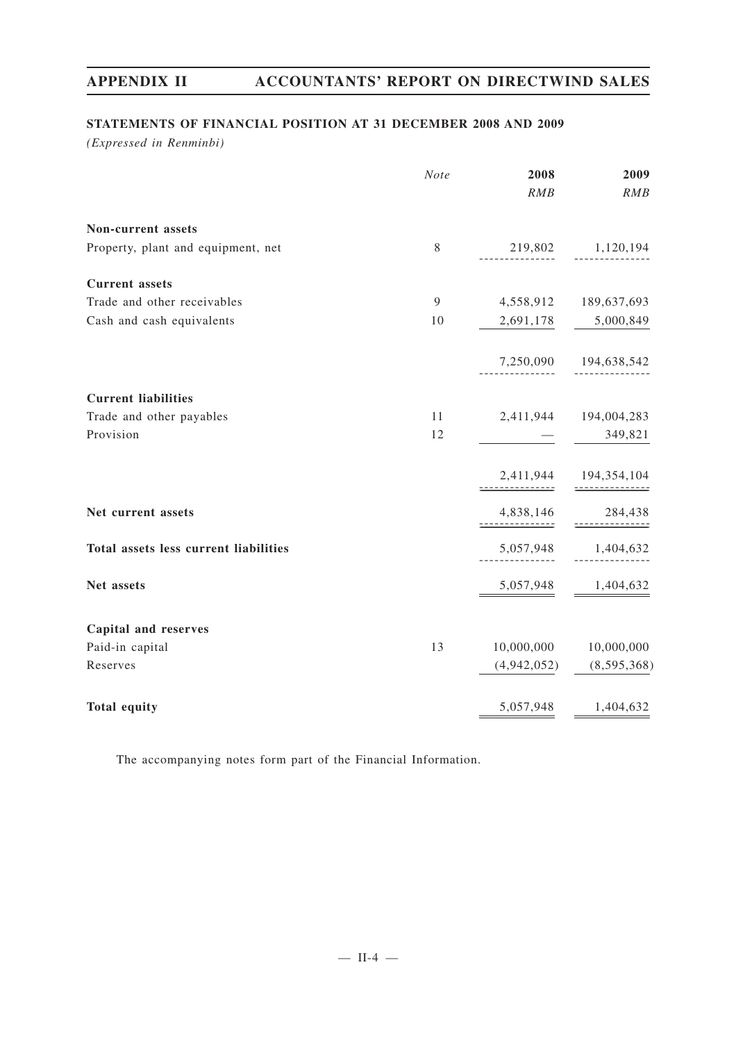**STATEMENTS OF FINANCIAL POSITION AT 31 DECEMBER 2008 AND 2009**

*(Expressed in Renminbi)*

| | *Note* | **2008** | **2009** |
|---|---|---|---|
| | | *RMB* | *RMB* |
| **Non-current assets** | | | |
| Property, plant and equipment, net | 8 | 219,802 | 1,120,194 |
| **Current assets** | | | |
| Trade and other receivables | 9 | 4,558,912 | 189,637,693 |
| Cash and cash equivalents | 10 | 2,691,178 | 5,000,849 |
| | | 7,250,090 | 194,638,542 |
| **Current liabilities** | | | |
| Trade and other payables | 11 | 2,411,944 | 194,004,283 |
| Provision | 12 | — | 349,821 |
| | | 2,411,944 | 194,354,104 |
| **Net current assets** | | 4,838,146 | 284,438 |
| **Total assets less current liabilities** | | 5,057,948 | 1,404,632 |
| **Net assets** | | 5,057,948 | 1,404,632 |
| **Capital and reserves** | | | |
| Paid-in capital | 13 | 10,000,000 | 10,000,000 |
| Reserves | | (4,942,052) | (8,595,368) |
| **Total equity** | | 5,057,948 | 1,404,632 |

The accompanying notes form part of the Financial Information.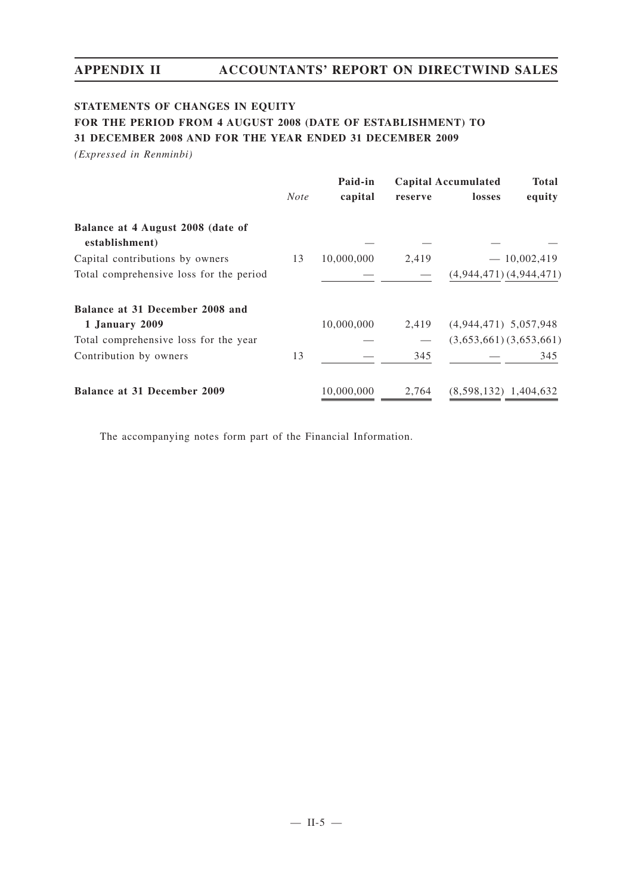## STATEMENTS OF CHANGES IN EQUITY

## FOR THE PERIOD FROM 4 AUGUST 2008 (DATE OF ESTABLISHMENT) TO 31 DECEMBER 2008 AND FOR THE YEAR ENDED 31 DECEMBER 2009

*(Expressed in Renminbi)*

| | *Note* | Paid-in capital | Capital reserve | Accumulated losses | Total equity |
|---|---|---|---|---|---|
| **Balance at 4 August 2008 (date of establishment)** | | — | — | — | — |
| Capital contributions by owners | 13 | 10,000,000 | 2,419 | — | 10,002,419 |
| Total comprehensive loss for the period | | — | — | (4,944,471) | (4,944,471) |
| **Balance at 31 December 2008 and 1 January 2009** | | 10,000,000 | 2,419 | (4,944,471) | 5,057,948 |
| Total comprehensive loss for the year | | — | — | (3,653,661) | (3,653,661) |
| Contribution by owners | 13 | — | 345 | — | 345 |
| **Balance at 31 December 2009** | | 10,000,000 | 2,764 | (8,598,132) | 1,404,632 |

The accompanying notes form part of the Financial Information.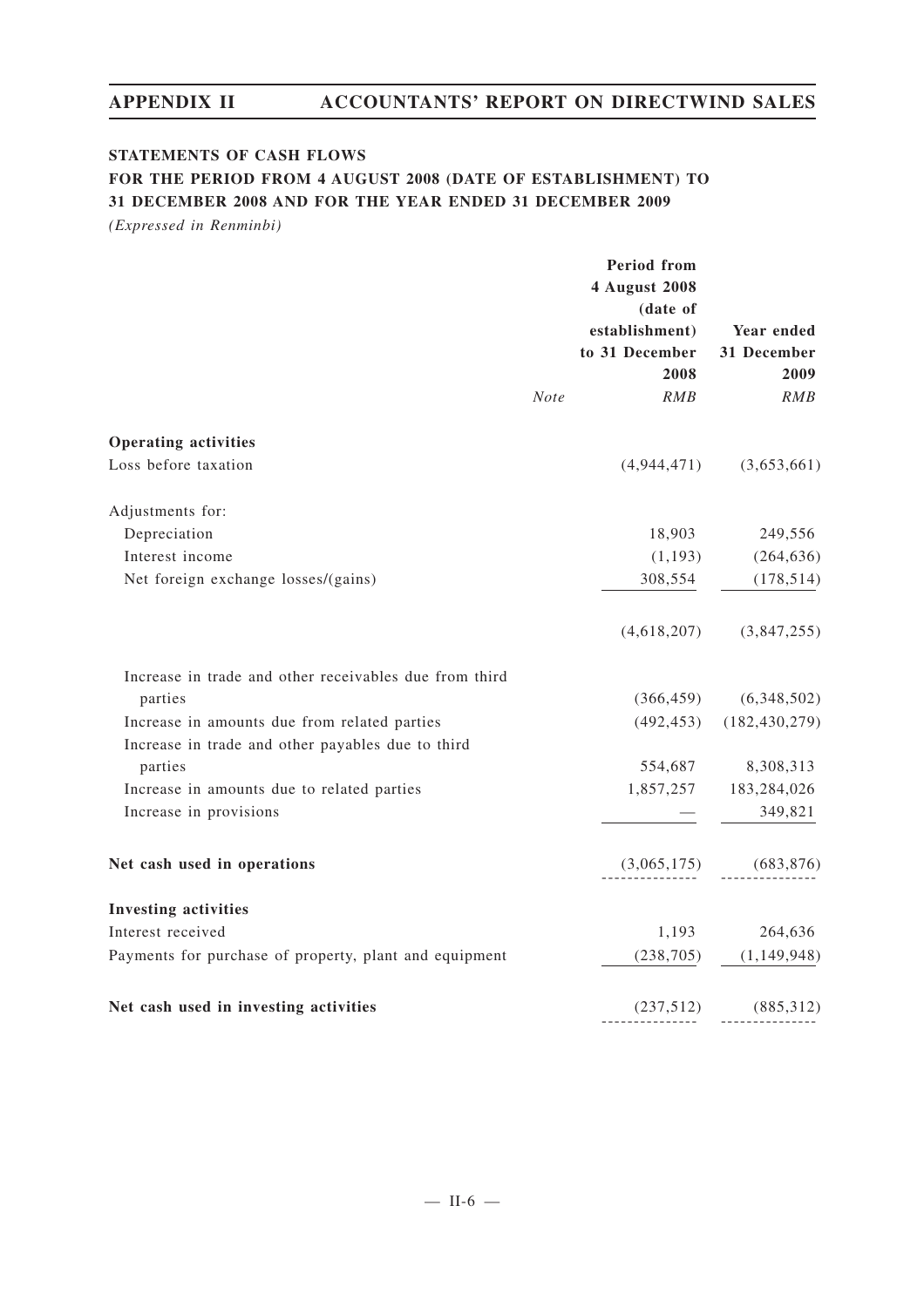## STATEMENTS OF CASH FLOWS

## FOR THE PERIOD FROM 4 AUGUST 2008 (DATE OF ESTABLISHMENT) TO 31 DECEMBER 2008 AND FOR THE YEAR ENDED 31 DECEMBER 2009

*(Expressed in Renminbi)*

| | *Note* | Period from 4 August 2008 (date of establishment) to 31 December 2008 *RMB* | Year ended 31 December 2009 *RMB* |
|---|---|---|---|
| **Operating activities** | | | |
| Loss before taxation | | (4,944,471) | (3,653,661) |
| Adjustments for: | | | |
| Depreciation | | 18,903 | 249,556 |
| Interest income | | (1,193) | (264,636) |
| Net foreign exchange losses/(gains) | | 308,554 | (178,514) |
| | | (4,618,207) | (3,847,255) |
| Increase in trade and other receivables due from third parties | | (366,459) | (6,348,502) |
| Increase in amounts due from related parties | | (492,453) | (182,430,279) |
| Increase in trade and other payables due to third parties | | 554,687 | 8,308,313 |
| Increase in amounts due to related parties | | 1,857,257 | 183,284,026 |
| Increase in provisions | | — | 349,821 |
| **Net cash used in operations** | | (3,065,175) | (683,876) |
| **Investing activities** | | | |
| Interest received | | 1,193 | 264,636 |
| Payments for purchase of property, plant and equipment | | (238,705) | (1,149,948) |
| **Net cash used in investing activities** | | (237,512) | (885,312) |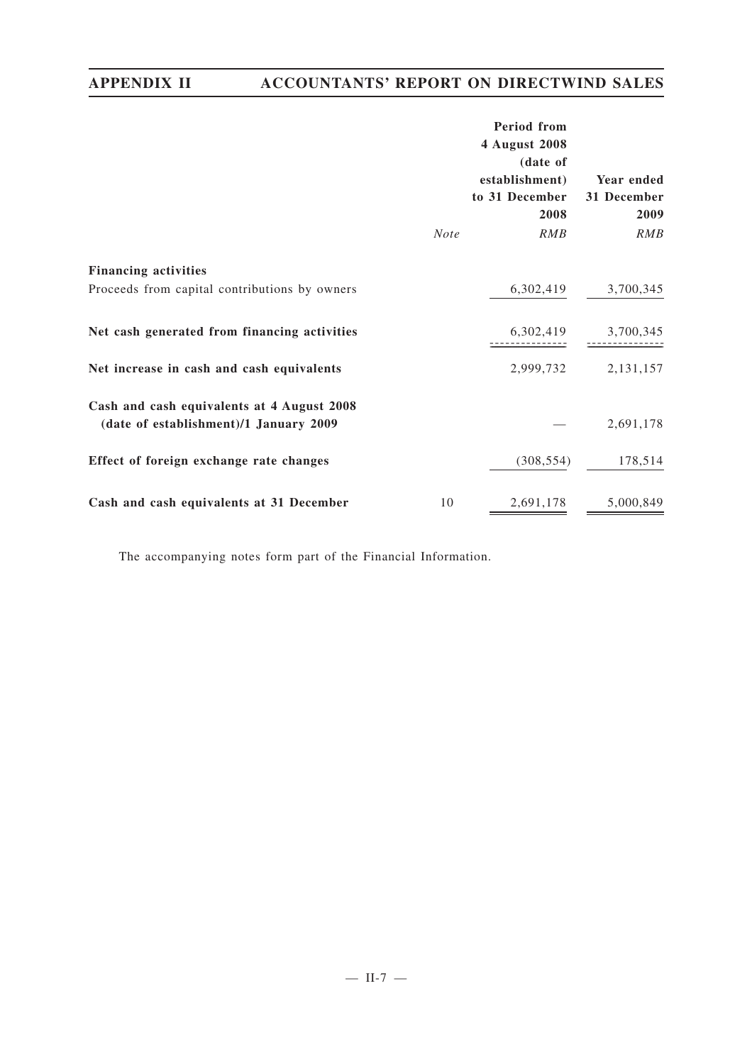| | Note | Period from 4 August 2008 (date of establishment) to 31 December 2008 | Year ended 31 December 2009 |
|---|---|---|---|
| | | *RMB* | *RMB* |
| **Financing activities** | | | |
| Proceeds from capital contributions by owners | | 6,302,419 | 3,700,345 |
| **Net cash generated from financing activities** | | 6,302,419 | 3,700,345 |
| **Net increase in cash and cash equivalents** | | 2,999,732 | 2,131,157 |
| **Cash and cash equivalents at 4 August 2008 (date of establishment)/1 January 2009** | | — | 2,691,178 |
| **Effect of foreign exchange rate changes** | | (308,554) | 178,514 |
| **Cash and cash equivalents at 31 December** | 10 | 2,691,178 | 5,000,849 |

The accompanying notes form part of the Financial Information.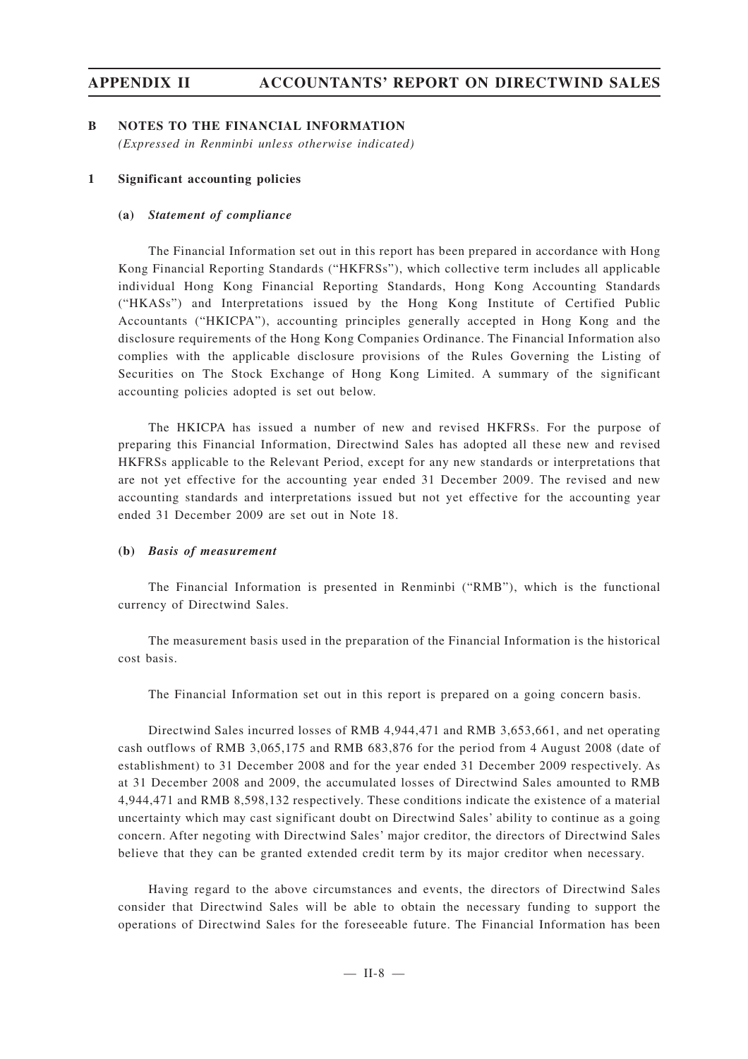## B NOTES TO THE FINANCIAL INFORMATION

*(Expressed in Renminbi unless otherwise indicated)*

### 1 Significant accounting policies

#### (a) *Statement of compliance*

The Financial Information set out in this report has been prepared in accordance with Hong Kong Financial Reporting Standards ("HKFRSs"), which collective term includes all applicable individual Hong Kong Financial Reporting Standards, Hong Kong Accounting Standards ("HKASs") and Interpretations issued by the Hong Kong Institute of Certified Public Accountants ("HKICPA"), accounting principles generally accepted in Hong Kong and the disclosure requirements of the Hong Kong Companies Ordinance. The Financial Information also complies with the applicable disclosure provisions of the Rules Governing the Listing of Securities on The Stock Exchange of Hong Kong Limited. A summary of the significant accounting policies adopted is set out below.

The HKICPA has issued a number of new and revised HKFRSs. For the purpose of preparing this Financial Information, Directwind Sales has adopted all these new and revised HKFRSs applicable to the Relevant Period, except for any new standards or interpretations that are not yet effective for the accounting year ended 31 December 2009. The revised and new accounting standards and interpretations issued but not yet effective for the accounting year ended 31 December 2009 are set out in Note 18.

#### (b) *Basis of measurement*

The Financial Information is presented in Renminbi ("RMB"), which is the functional currency of Directwind Sales.

The measurement basis used in the preparation of the Financial Information is the historical cost basis.

The Financial Information set out in this report is prepared on a going concern basis.

Directwind Sales incurred losses of RMB 4,944,471 and RMB 3,653,661, and net operating cash outflows of RMB 3,065,175 and RMB 683,876 for the period from 4 August 2008 (date of establishment) to 31 December 2008 and for the year ended 31 December 2009 respectively. As at 31 December 2008 and 2009, the accumulated losses of Directwind Sales amounted to RMB 4,944,471 and RMB 8,598,132 respectively. These conditions indicate the existence of a material uncertainty which may cast significant doubt on Directwind Sales' ability to continue as a going concern. After negoting with Directwind Sales' major creditor, the directors of Directwind Sales believe that they can be granted extended credit term by its major creditor when necessary.

Having regard to the above circumstances and events, the directors of Directwind Sales consider that Directwind Sales will be able to obtain the necessary funding to support the operations of Directwind Sales for the foreseeable future. The Financial Information has been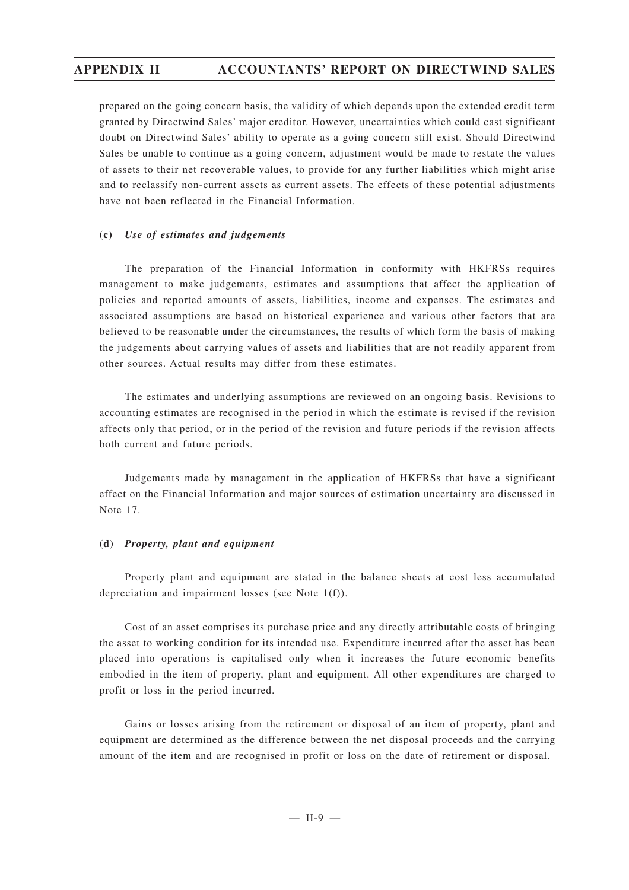prepared on the going concern basis, the validity of which depends upon the extended credit term granted by Directwind Sales' major creditor. However, uncertainties which could cast significant doubt on Directwind Sales' ability to operate as a going concern still exist. Should Directwind Sales be unable to continue as a going concern, adjustment would be made to restate the values of assets to their net recoverable values, to provide for any further liabilities which might arise and to reclassify non-current assets as current assets. The effects of these potential adjustments have not been reflected in the Financial Information.

**(c)** ***Use of estimates and judgements***

The preparation of the Financial Information in conformity with HKFRSs requires management to make judgements, estimates and assumptions that affect the application of policies and reported amounts of assets, liabilities, income and expenses. The estimates and associated assumptions are based on historical experience and various other factors that are believed to be reasonable under the circumstances, the results of which form the basis of making the judgements about carrying values of assets and liabilities that are not readily apparent from other sources. Actual results may differ from these estimates.

The estimates and underlying assumptions are reviewed on an ongoing basis. Revisions to accounting estimates are recognised in the period in which the estimate is revised if the revision affects only that period, or in the period of the revision and future periods if the revision affects both current and future periods.

Judgements made by management in the application of HKFRSs that have a significant effect on the Financial Information and major sources of estimation uncertainty are discussed in Note 17.

**(d)** ***Property, plant and equipment***

Property plant and equipment are stated in the balance sheets at cost less accumulated depreciation and impairment losses (see Note 1(f)).

Cost of an asset comprises its purchase price and any directly attributable costs of bringing the asset to working condition for its intended use. Expenditure incurred after the asset has been placed into operations is capitalised only when it increases the future economic benefits embodied in the item of property, plant and equipment. All other expenditures are charged to profit or loss in the period incurred.

Gains or losses arising from the retirement or disposal of an item of property, plant and equipment are determined as the difference between the net disposal proceeds and the carrying amount of the item and are recognised in profit or loss on the date of retirement or disposal.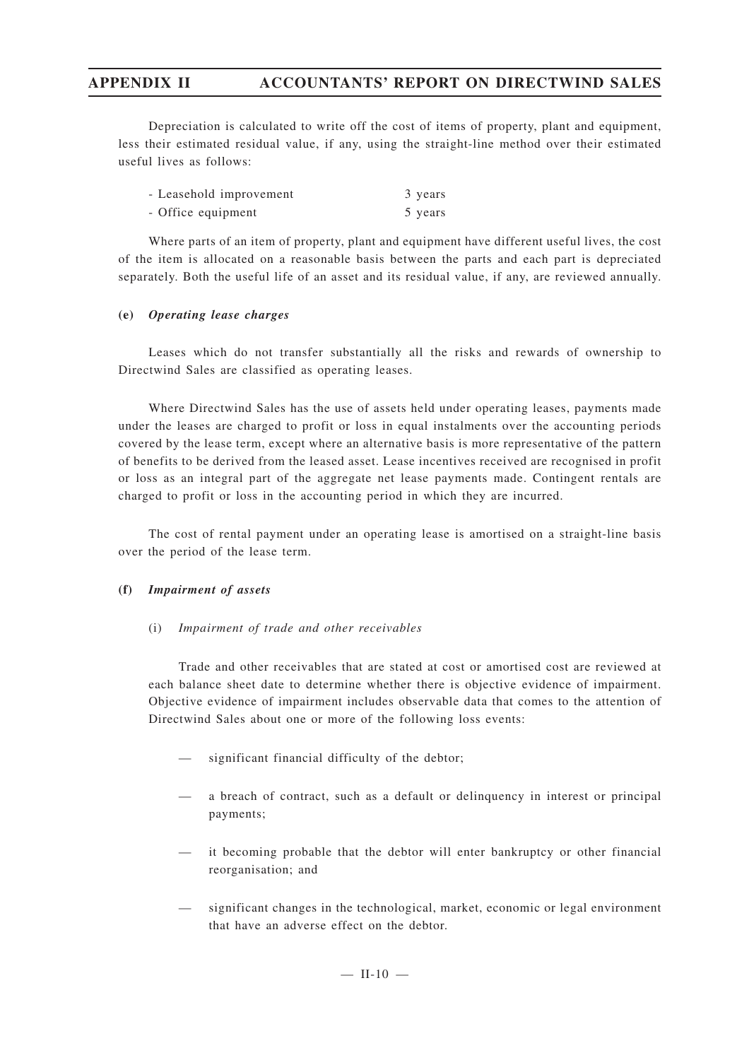Depreciation is calculated to write off the cost of items of property, plant and equipment, less their estimated residual value, if any, using the straight-line method over their estimated useful lives as follows:

| | |
|---|---|
| - Leasehold improvement | 3 years |
| - Office equipment | 5 years |

Where parts of an item of property, plant and equipment have different useful lives, the cost of the item is allocated on a reasonable basis between the parts and each part is depreciated separately. Both the useful life of an asset and its residual value, if any, are reviewed annually.

**(e) *Operating lease charges***

Leases which do not transfer substantially all the risks and rewards of ownership to Directwind Sales are classified as operating leases.

Where Directwind Sales has the use of assets held under operating leases, payments made under the leases are charged to profit or loss in equal instalments over the accounting periods covered by the lease term, except where an alternative basis is more representative of the pattern of benefits to be derived from the leased asset. Lease incentives received are recognised in profit or loss as an integral part of the aggregate net lease payments made. Contingent rentals are charged to profit or loss in the accounting period in which they are incurred.

The cost of rental payment under an operating lease is amortised on a straight-line basis over the period of the lease term.

**(f) *Impairment of assets***

(i) *Impairment of trade and other receivables*

Trade and other receivables that are stated at cost or amortised cost are reviewed at each balance sheet date to determine whether there is objective evidence of impairment. Objective evidence of impairment includes observable data that comes to the attention of Directwind Sales about one or more of the following loss events:

— significant financial difficulty of the debtor;

— a breach of contract, such as a default or delinquency in interest or principal payments;

— it becoming probable that the debtor will enter bankruptcy or other financial reorganisation; and

— significant changes in the technological, market, economic or legal environment that have an adverse effect on the debtor.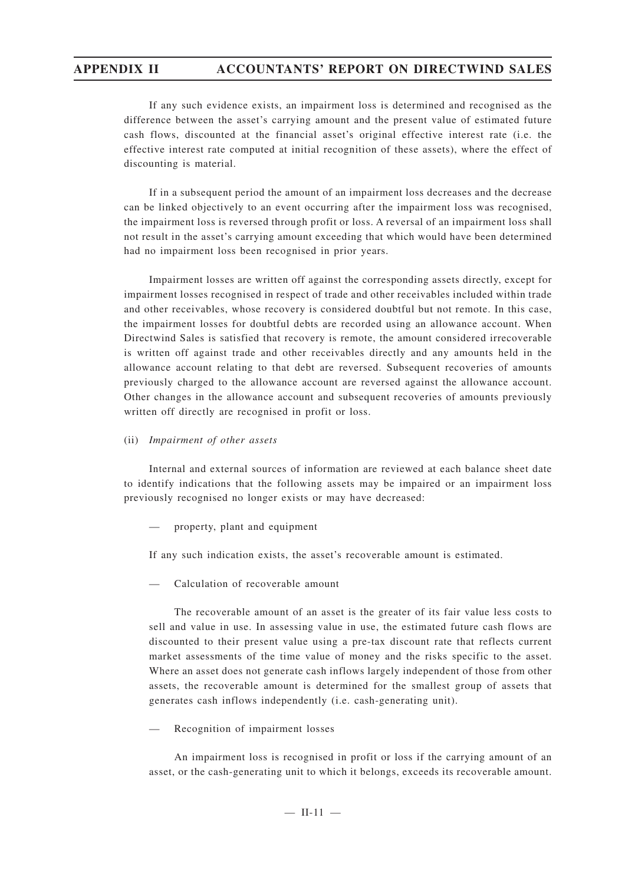If any such evidence exists, an impairment loss is determined and recognised as the difference between the asset's carrying amount and the present value of estimated future cash flows, discounted at the financial asset's original effective interest rate (i.e. the effective interest rate computed at initial recognition of these assets), where the effect of discounting is material.

If in a subsequent period the amount of an impairment loss decreases and the decrease can be linked objectively to an event occurring after the impairment loss was recognised, the impairment loss is reversed through profit or loss. A reversal of an impairment loss shall not result in the asset's carrying amount exceeding that which would have been determined had no impairment loss been recognised in prior years.

Impairment losses are written off against the corresponding assets directly, except for impairment losses recognised in respect of trade and other receivables included within trade and other receivables, whose recovery is considered doubtful but not remote. In this case, the impairment losses for doubtful debts are recorded using an allowance account. When Directwind Sales is satisfied that recovery is remote, the amount considered irrecoverable is written off against trade and other receivables directly and any amounts held in the allowance account relating to that debt are reversed. Subsequent recoveries of amounts previously charged to the allowance account are reversed against the allowance account. Other changes in the allowance account and subsequent recoveries of amounts previously written off directly are recognised in profit or loss.

(ii) *Impairment of other assets*

Internal and external sources of information are reviewed at each balance sheet date to identify indications that the following assets may be impaired or an impairment loss previously recognised no longer exists or may have decreased:

— property, plant and equipment

If any such indication exists, the asset's recoverable amount is estimated.

— Calculation of recoverable amount

The recoverable amount of an asset is the greater of its fair value less costs to sell and value in use. In assessing value in use, the estimated future cash flows are discounted to their present value using a pre-tax discount rate that reflects current market assessments of the time value of money and the risks specific to the asset. Where an asset does not generate cash inflows largely independent of those from other assets, the recoverable amount is determined for the smallest group of assets that generates cash inflows independently (i.e. cash-generating unit).

— Recognition of impairment losses

An impairment loss is recognised in profit or loss if the carrying amount of an asset, or the cash-generating unit to which it belongs, exceeds its recoverable amount.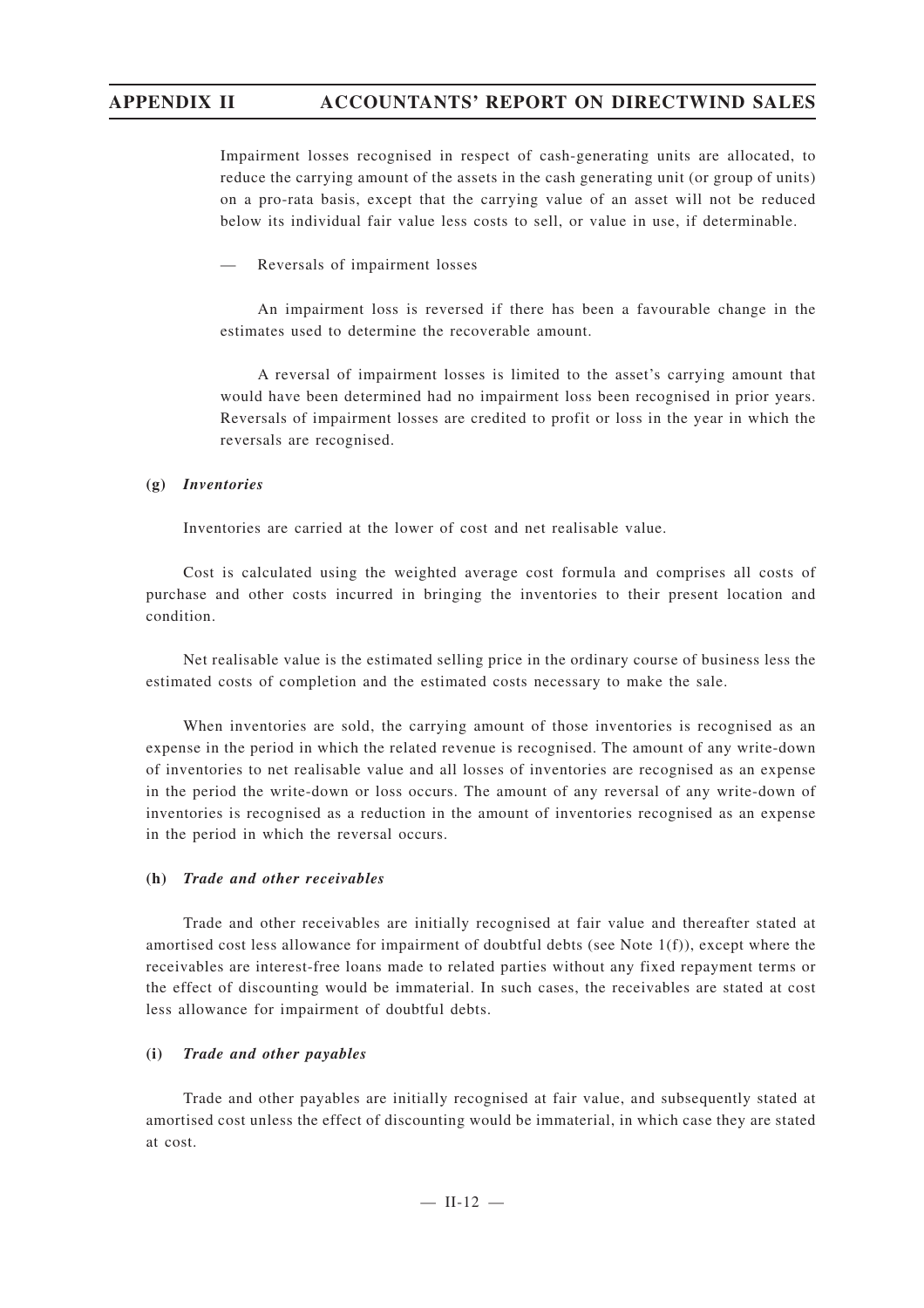Impairment losses recognised in respect of cash-generating units are allocated, to reduce the carrying amount of the assets in the cash generating unit (or group of units) on a pro-rata basis, except that the carrying value of an asset will not be reduced below its individual fair value less costs to sell, or value in use, if determinable.

— Reversals of impairment losses

An impairment loss is reversed if there has been a favourable change in the estimates used to determine the recoverable amount.

A reversal of impairment losses is limited to the asset's carrying amount that would have been determined had no impairment loss been recognised in prior years. Reversals of impairment losses are credited to profit or loss in the year in which the reversals are recognised.

**(g)** ***Inventories***

Inventories are carried at the lower of cost and net realisable value.

Cost is calculated using the weighted average cost formula and comprises all costs of purchase and other costs incurred in bringing the inventories to their present location and condition.

Net realisable value is the estimated selling price in the ordinary course of business less the estimated costs of completion and the estimated costs necessary to make the sale.

When inventories are sold, the carrying amount of those inventories is recognised as an expense in the period in which the related revenue is recognised. The amount of any write-down of inventories to net realisable value and all losses of inventories are recognised as an expense in the period the write-down or loss occurs. The amount of any reversal of any write-down of inventories is recognised as a reduction in the amount of inventories recognised as an expense in the period in which the reversal occurs.

**(h)** ***Trade and other receivables***

Trade and other receivables are initially recognised at fair value and thereafter stated at amortised cost less allowance for impairment of doubtful debts (see Note 1(f)), except where the receivables are interest-free loans made to related parties without any fixed repayment terms or the effect of discounting would be immaterial. In such cases, the receivables are stated at cost less allowance for impairment of doubtful debts.

**(i)** ***Trade and other payables***

Trade and other payables are initially recognised at fair value, and subsequently stated at amortised cost unless the effect of discounting would be immaterial, in which case they are stated at cost.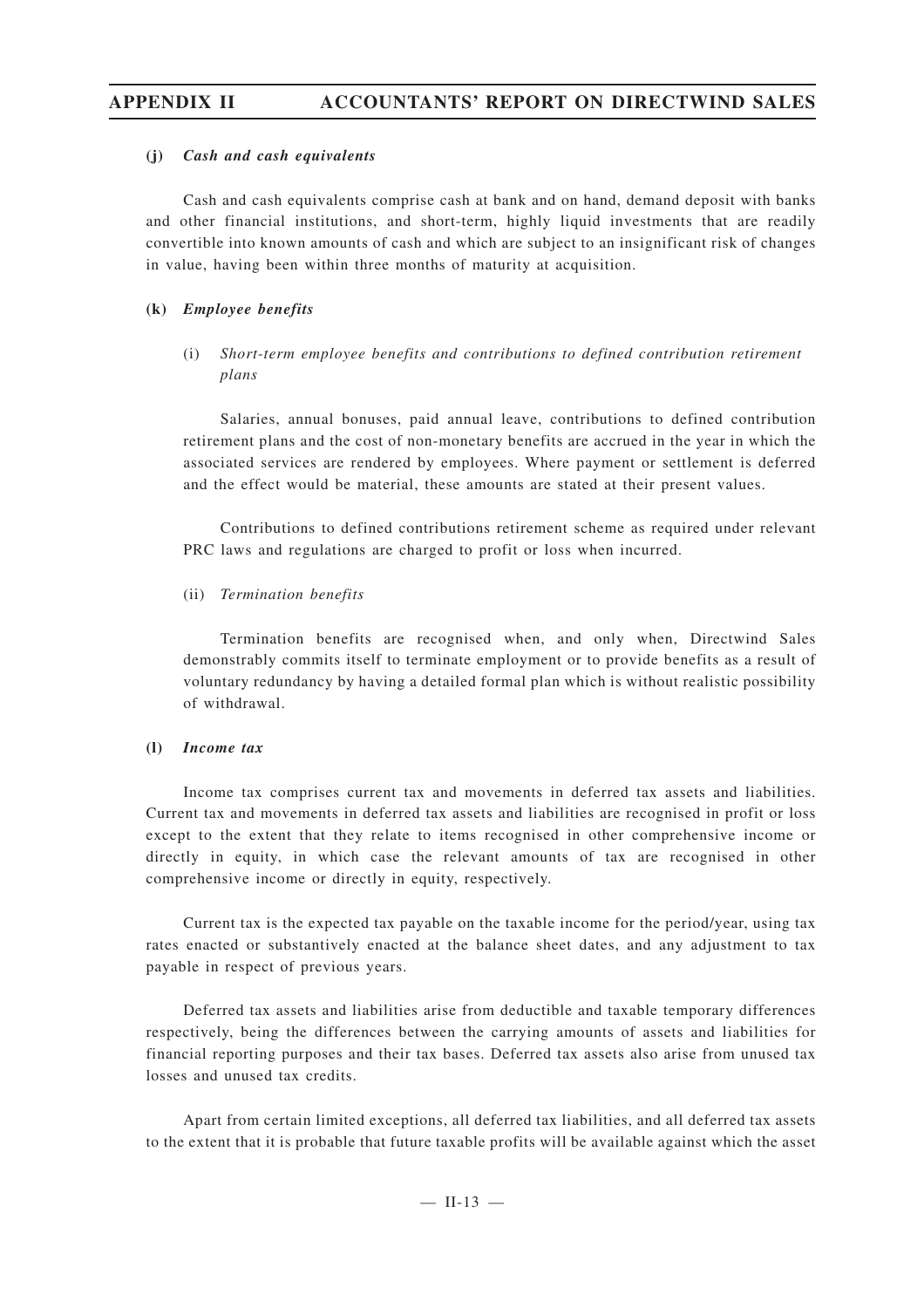**(j)** ***Cash and cash equivalents***

Cash and cash equivalents comprise cash at bank and on hand, demand deposit with banks and other financial institutions, and short-term, highly liquid investments that are readily convertible into known amounts of cash and which are subject to an insignificant risk of changes in value, having been within three months of maturity at acquisition.

**(k)** ***Employee benefits***

(i) *Short-term employee benefits and contributions to defined contribution retirement plans*

Salaries, annual bonuses, paid annual leave, contributions to defined contribution retirement plans and the cost of non-monetary benefits are accrued in the year in which the associated services are rendered by employees. Where payment or settlement is deferred and the effect would be material, these amounts are stated at their present values.

Contributions to defined contributions retirement scheme as required under relevant PRC laws and regulations are charged to profit or loss when incurred.

(ii) *Termination benefits*

Termination benefits are recognised when, and only when, Directwind Sales demonstrably commits itself to terminate employment or to provide benefits as a result of voluntary redundancy by having a detailed formal plan which is without realistic possibility of withdrawal.

**(l)** ***Income tax***

Income tax comprises current tax and movements in deferred tax assets and liabilities. Current tax and movements in deferred tax assets and liabilities are recognised in profit or loss except to the extent that they relate to items recognised in other comprehensive income or directly in equity, in which case the relevant amounts of tax are recognised in other comprehensive income or directly in equity, respectively.

Current tax is the expected tax payable on the taxable income for the period/year, using tax rates enacted or substantively enacted at the balance sheet dates, and any adjustment to tax payable in respect of previous years.

Deferred tax assets and liabilities arise from deductible and taxable temporary differences respectively, being the differences between the carrying amounts of assets and liabilities for financial reporting purposes and their tax bases. Deferred tax assets also arise from unused tax losses and unused tax credits.

Apart from certain limited exceptions, all deferred tax liabilities, and all deferred tax assets to the extent that it is probable that future taxable profits will be available against which the asset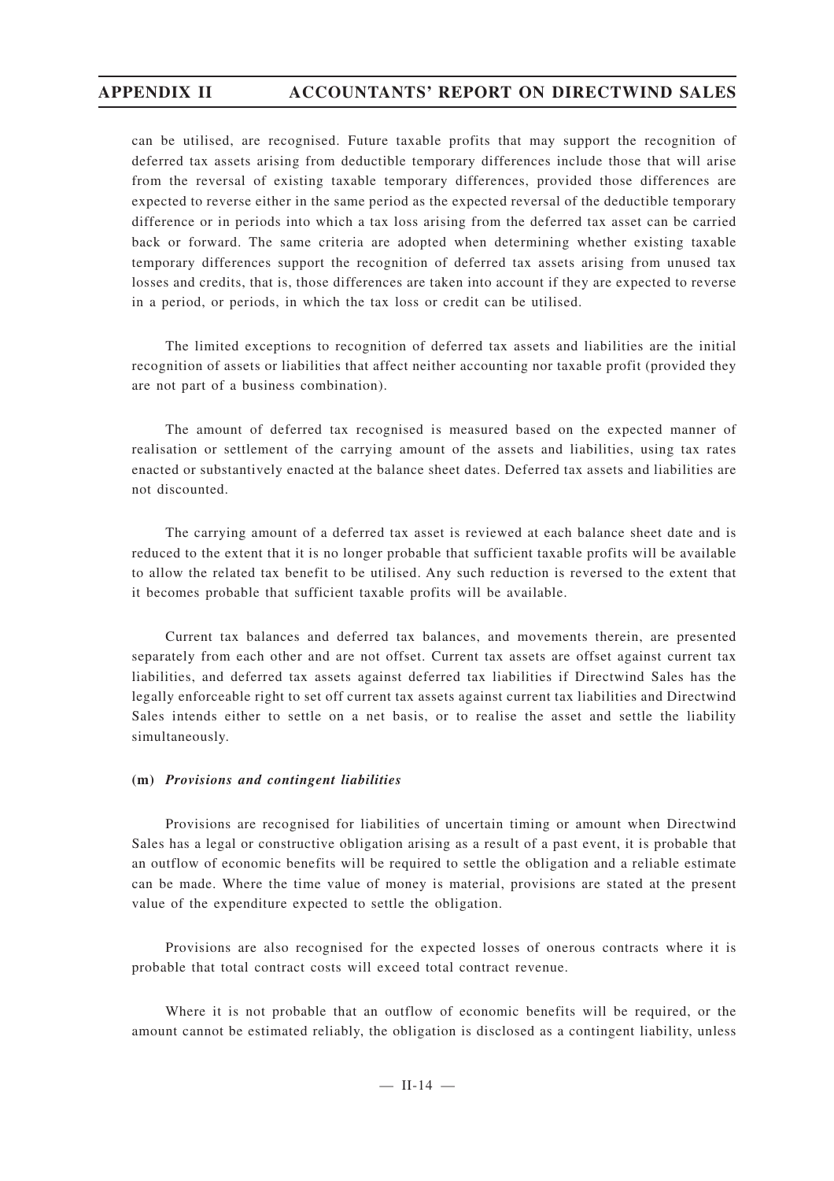can be utilised, are recognised. Future taxable profits that may support the recognition of deferred tax assets arising from deductible temporary differences include those that will arise from the reversal of existing taxable temporary differences, provided those differences are expected to reverse either in the same period as the expected reversal of the deductible temporary difference or in periods into which a tax loss arising from the deferred tax asset can be carried back or forward. The same criteria are adopted when determining whether existing taxable temporary differences support the recognition of deferred tax assets arising from unused tax losses and credits, that is, those differences are taken into account if they are expected to reverse in a period, or periods, in which the tax loss or credit can be utilised.

The limited exceptions to recognition of deferred tax assets and liabilities are the initial recognition of assets or liabilities that affect neither accounting nor taxable profit (provided they are not part of a business combination).

The amount of deferred tax recognised is measured based on the expected manner of realisation or settlement of the carrying amount of the assets and liabilities, using tax rates enacted or substantively enacted at the balance sheet dates. Deferred tax assets and liabilities are not discounted.

The carrying amount of a deferred tax asset is reviewed at each balance sheet date and is reduced to the extent that it is no longer probable that sufficient taxable profits will be available to allow the related tax benefit to be utilised. Any such reduction is reversed to the extent that it becomes probable that sufficient taxable profits will be available.

Current tax balances and deferred tax balances, and movements therein, are presented separately from each other and are not offset. Current tax assets are offset against current tax liabilities, and deferred tax assets against deferred tax liabilities if Directwind Sales has the legally enforceable right to set off current tax assets against current tax liabilities and Directwind Sales intends either to settle on a net basis, or to realise the asset and settle the liability simultaneously.

**(m) *Provisions and contingent liabilities***

Provisions are recognised for liabilities of uncertain timing or amount when Directwind Sales has a legal or constructive obligation arising as a result of a past event, it is probable that an outflow of economic benefits will be required to settle the obligation and a reliable estimate can be made. Where the time value of money is material, provisions are stated at the present value of the expenditure expected to settle the obligation.

Provisions are also recognised for the expected losses of onerous contracts where it is probable that total contract costs will exceed total contract revenue.

Where it is not probable that an outflow of economic benefits will be required, or the amount cannot be estimated reliably, the obligation is disclosed as a contingent liability, unless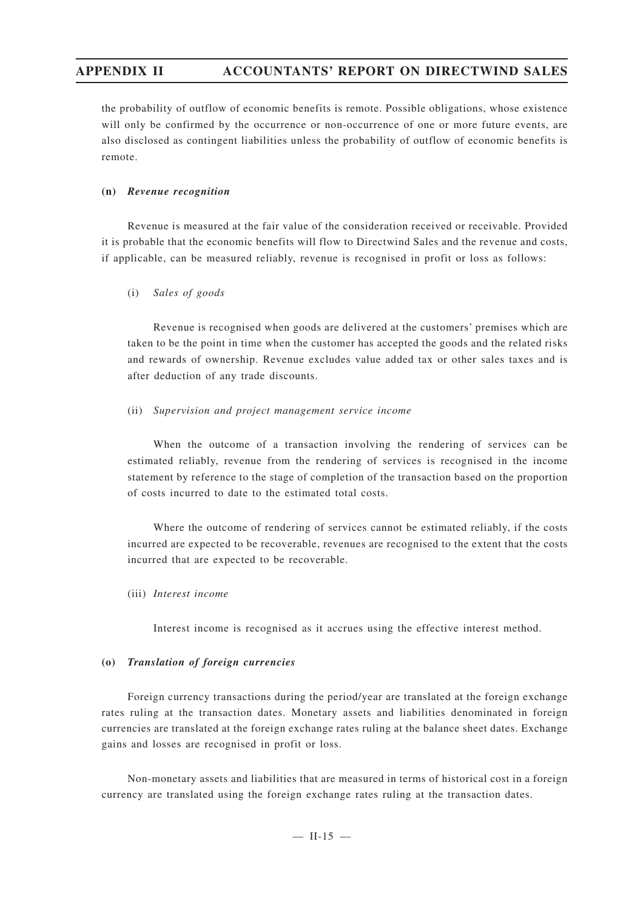the probability of outflow of economic benefits is remote. Possible obligations, whose existence will only be confirmed by the occurrence or non-occurrence of one or more future events, are also disclosed as contingent liabilities unless the probability of outflow of economic benefits is remote.

**(n)** ***Revenue recognition***

Revenue is measured at the fair value of the consideration received or receivable. Provided it is probable that the economic benefits will flow to Directwind Sales and the revenue and costs, if applicable, can be measured reliably, revenue is recognised in profit or loss as follows:

(i) *Sales of goods*

Revenue is recognised when goods are delivered at the customers' premises which are taken to be the point in time when the customer has accepted the goods and the related risks and rewards of ownership. Revenue excludes value added tax or other sales taxes and is after deduction of any trade discounts.

(ii) *Supervision and project management service income*

When the outcome of a transaction involving the rendering of services can be estimated reliably, revenue from the rendering of services is recognised in the income statement by reference to the stage of completion of the transaction based on the proportion of costs incurred to date to the estimated total costs.

Where the outcome of rendering of services cannot be estimated reliably, if the costs incurred are expected to be recoverable, revenues are recognised to the extent that the costs incurred that are expected to be recoverable.

(iii) *Interest income*

Interest income is recognised as it accrues using the effective interest method.

**(o)** ***Translation of foreign currencies***

Foreign currency transactions during the period/year are translated at the foreign exchange rates ruling at the transaction dates. Monetary assets and liabilities denominated in foreign currencies are translated at the foreign exchange rates ruling at the balance sheet dates. Exchange gains and losses are recognised in profit or loss.

Non-monetary assets and liabilities that are measured in terms of historical cost in a foreign currency are translated using the foreign exchange rates ruling at the transaction dates.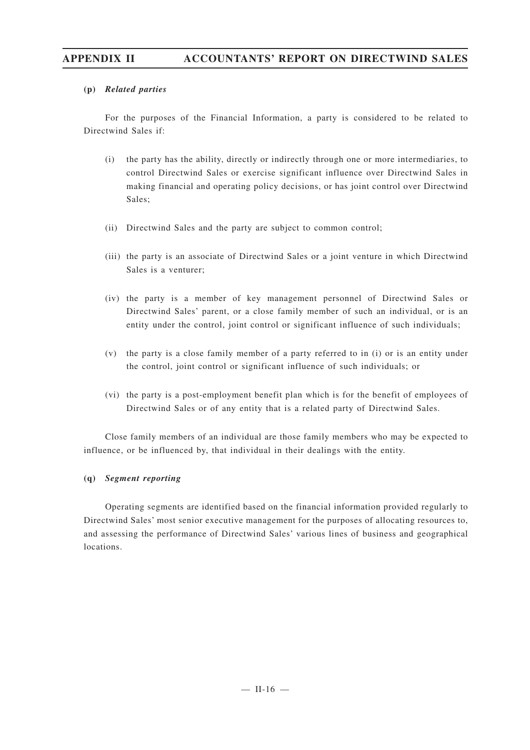**(p)** ***Related parties***

For the purposes of the Financial Information, a party is considered to be related to Directwind Sales if:

(i) the party has the ability, directly or indirectly through one or more intermediaries, to control Directwind Sales or exercise significant influence over Directwind Sales in making financial and operating policy decisions, or has joint control over Directwind Sales;

(ii) Directwind Sales and the party are subject to common control;

(iii) the party is an associate of Directwind Sales or a joint venture in which Directwind Sales is a venturer;

(iv) the party is a member of key management personnel of Directwind Sales or Directwind Sales' parent, or a close family member of such an individual, or is an entity under the control, joint control or significant influence of such individuals;

(v) the party is a close family member of a party referred to in (i) or is an entity under the control, joint control or significant influence of such individuals; or

(vi) the party is a post-employment benefit plan which is for the benefit of employees of Directwind Sales or of any entity that is a related party of Directwind Sales.

Close family members of an individual are those family members who may be expected to influence, or be influenced by, that individual in their dealings with the entity.

**(q)** ***Segment reporting***

Operating segments are identified based on the financial information provided regularly to Directwind Sales' most senior executive management for the purposes of allocating resources to, and assessing the performance of Directwind Sales' various lines of business and geographical locations.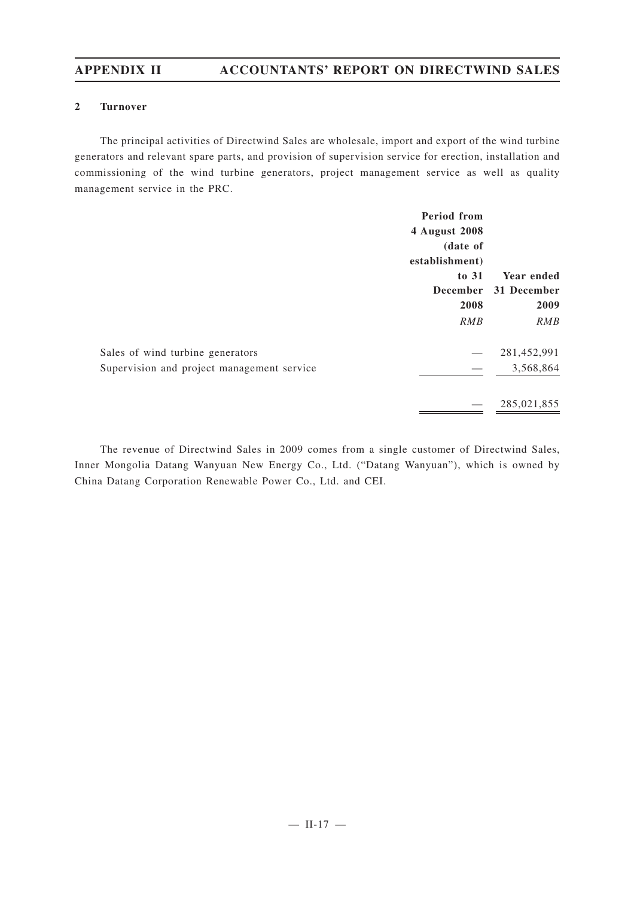## 2 Turnover

The principal activities of Directwind Sales are wholesale, import and export of the wind turbine generators and relevant spare parts, and provision of supervision service for erection, installation and commissioning of the wind turbine generators, project management service as well as quality management service in the PRC.

| | Period from 4 August 2008 (date of establishment) to 31 December 2008 | Year ended 31 December 2009 |
|---|---|---|
| | *RMB* | *RMB* |
| Sales of wind turbine generators | — | 281,452,991 |
| Supervision and project management service | — | 3,568,864 |
| | — | 285,021,855 |

The revenue of Directwind Sales in 2009 comes from a single customer of Directwind Sales, Inner Mongolia Datang Wanyuan New Energy Co., Ltd. ("Datang Wanyuan"), which is owned by China Datang Corporation Renewable Power Co., Ltd. and CEI.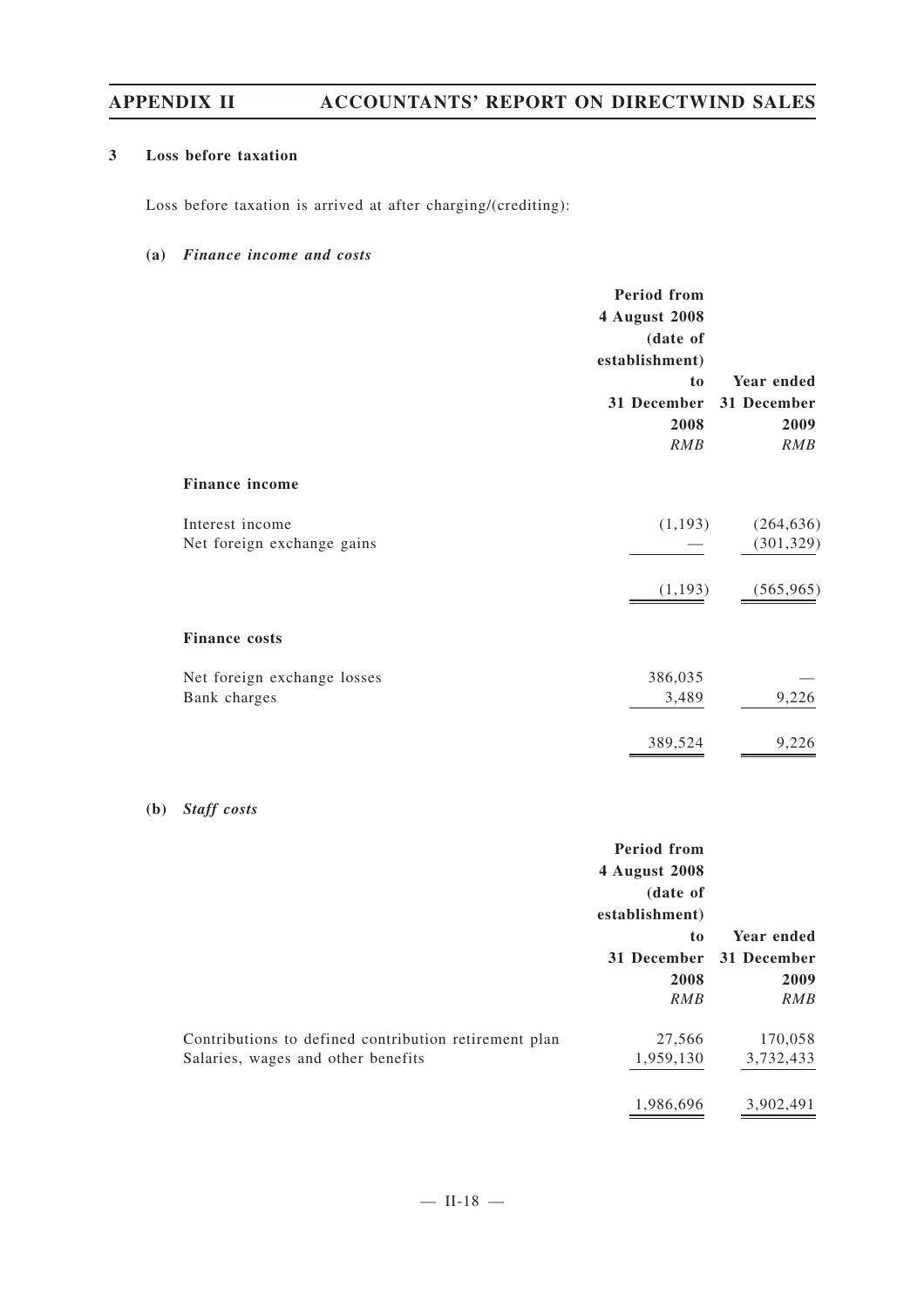### 3 Loss before taxation

Loss before taxation is arrived at after charging/(crediting):

#### (a) *Finance income and costs*

| | Period from 4 August 2008 (date of establishment) to 31 December 2008 | Year ended 31 December 2009 |
|---|---|---|
| | *RMB* | *RMB* |
| **Finance income** | | |
| Interest income | (1,193) | (264,636) |
| Net foreign exchange gains | — | (301,329) |
| | (1,193) | (565,965) |
| **Finance costs** | | |
| Net foreign exchange losses | 386,035 | — |
| Bank charges | 3,489 | 9,226 |
| | 389,524 | 9,226 |

#### (b) *Staff costs*

| | Period from 4 August 2008 (date of establishment) to 31 December 2008 | Year ended 31 December 2009 |
|---|---|---|
| | *RMB* | *RMB* |
| Contributions to defined contribution retirement plan | 27,566 | 170,058 |
| Salaries, wages and other benefits | 1,959,130 | 3,732,433 |
| | 1,986,696 | 3,902,491 |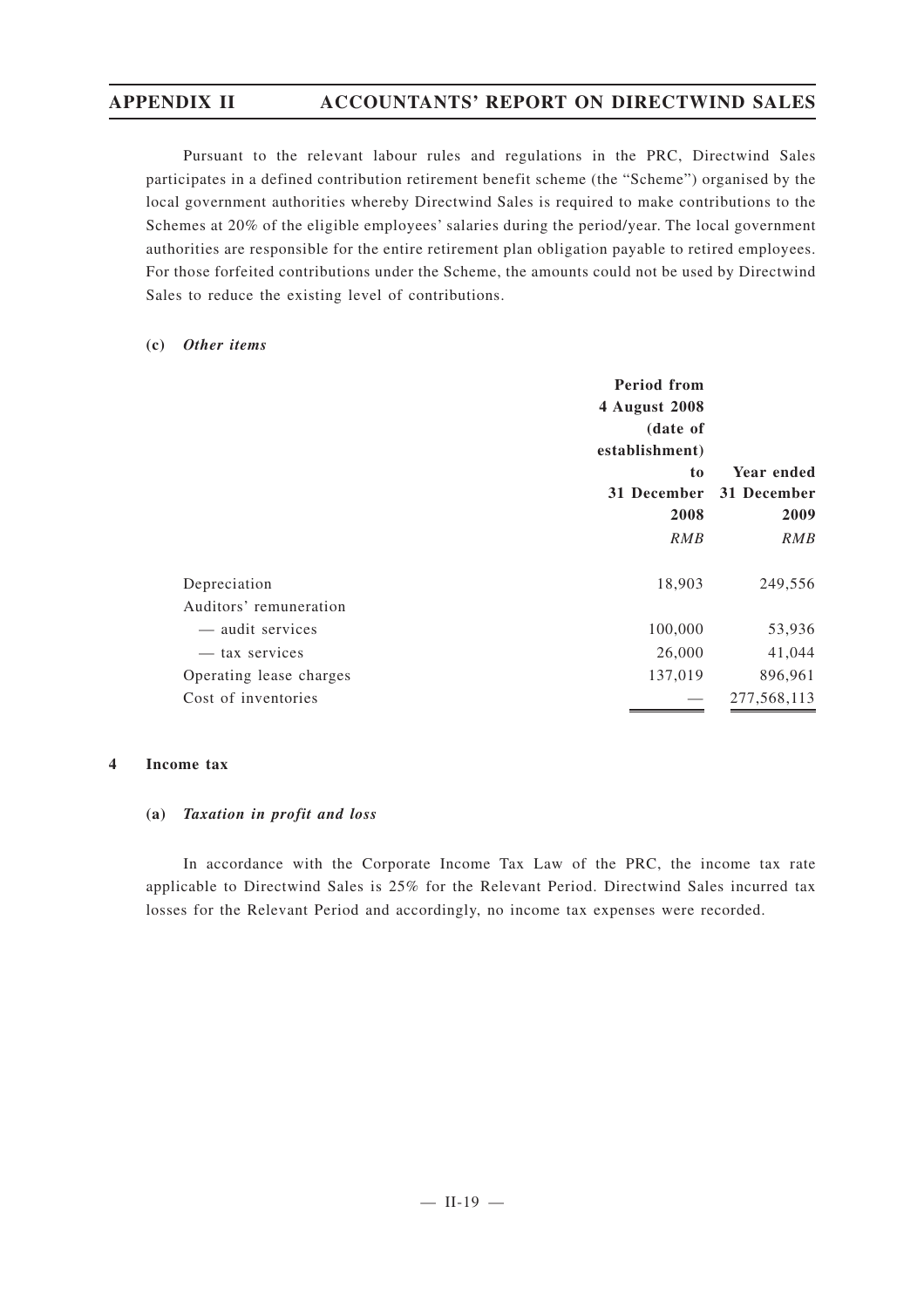Pursuant to the relevant labour rules and regulations in the PRC, Directwind Sales participates in a defined contribution retirement benefit scheme (the "Scheme") organised by the local government authorities whereby Directwind Sales is required to make contributions to the Schemes at 20% of the eligible employees' salaries during the period/year. The local government authorities are responsible for the entire retirement plan obligation payable to retired employees. For those forfeited contributions under the Scheme, the amounts could not be used by Directwind Sales to reduce the existing level of contributions.

**(c)** ***Other items***

| | Period from 4 August 2008 (date of establishment) to 31 December 2008 | Year ended 31 December 2009 |
|---|---|---|
| | *RMB* | *RMB* |
| Depreciation | 18,903 | 249,556 |
| Auditors' remuneration | | |
| — audit services | 100,000 | 53,936 |
| — tax services | 26,000 | 41,044 |
| Operating lease charges | 137,019 | 896,961 |
| Cost of inventories | — | 277,568,113 |

**4 Income tax**

**(a)** ***Taxation in profit and loss***

In accordance with the Corporate Income Tax Law of the PRC, the income tax rate applicable to Directwind Sales is 25% for the Relevant Period. Directwind Sales incurred tax losses for the Relevant Period and accordingly, no income tax expenses were recorded.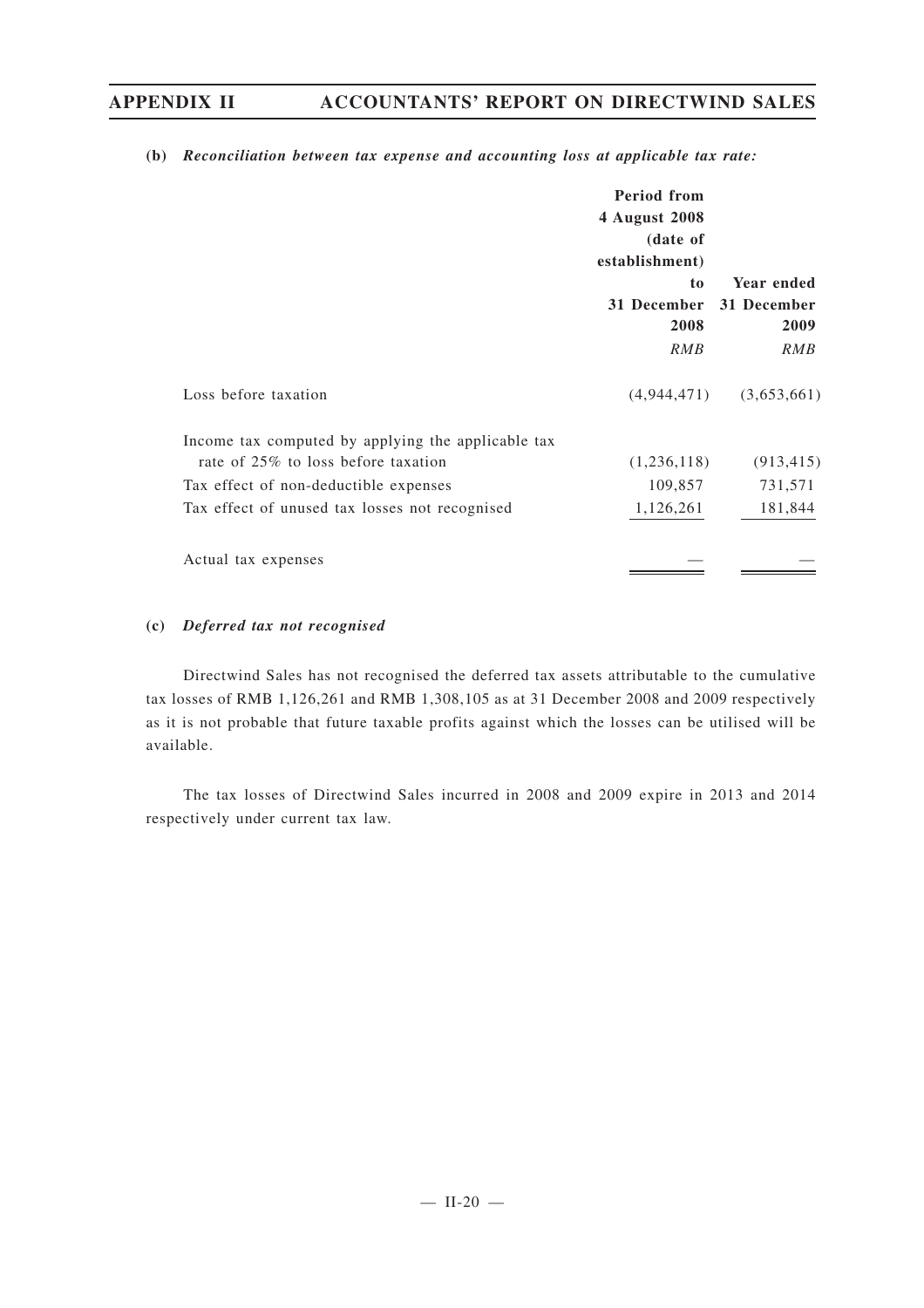**(b)** ***Reconciliation between tax expense and accounting loss at applicable tax rate:***

| | Period from 4 August 2008 (date of establishment) to 31 December 2008 | Year ended 31 December 2009 |
|---|---|---|
| | *RMB* | *RMB* |
| Loss before taxation | (4,944,471) | (3,653,661) |
| Income tax computed by applying the applicable tax rate of 25% to loss before taxation | (1,236,118) | (913,415) |
| Tax effect of non-deductible expenses | 109,857 | 731,571 |
| Tax effect of unused tax losses not recognised | 1,126,261 | 181,844 |
| Actual tax expenses | — | — |

**(c)** ***Deferred tax not recognised***

Directwind Sales has not recognised the deferred tax assets attributable to the cumulative tax losses of RMB 1,126,261 and RMB 1,308,105 as at 31 December 2008 and 2009 respectively as it is not probable that future taxable profits against which the losses can be utilised will be available.

The tax losses of Directwind Sales incurred in 2008 and 2009 expire in 2013 and 2014 respectively under current tax law.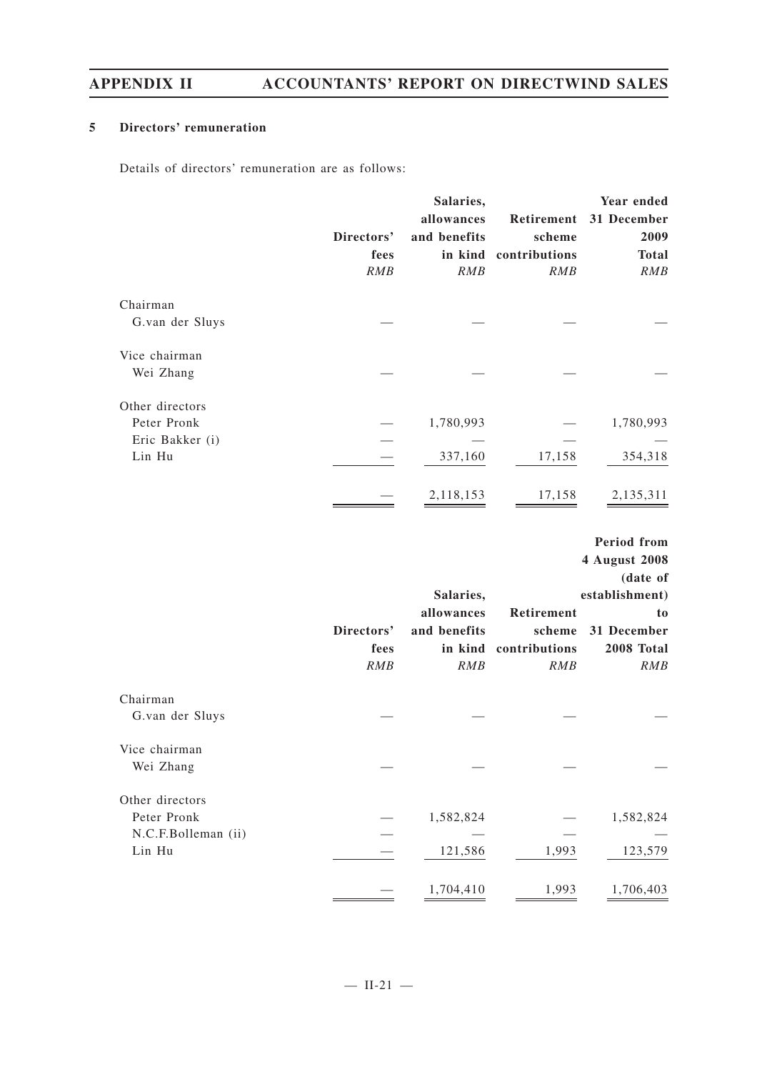### 5 Directors' remuneration

Details of directors' remuneration are as follows:

| | Directors' fees | Salaries, allowances and benefits in kind | Retirement scheme contributions | Year ended 31 December 2009 Total |
|---|---|---|---|---|
| | *RMB* | *RMB* | *RMB* | *RMB* |
| Chairman | | | | |
| G.van der Sluys | — | — | — | — |
| Vice chairman | | | | |
| Wei Zhang | — | — | — | — |
| Other directors | | | | |
| Peter Pronk | — | 1,780,993 | — | 1,780,993 |
| Eric Bakker (i) | — | — | — | — |
| Lin Hu | — | 337,160 | 17,158 | 354,318 |
| | — | 2,118,153 | 17,158 | 2,135,311 |

| | Directors' fees | Salaries, allowances and benefits in kind | Retirement scheme contributions | Period from 4 August 2008 (date of establishment) to 31 December 2008 Total |
|---|---|---|---|---|
| | *RMB* | *RMB* | *RMB* | *RMB* |
| Chairman | | | | |
| G.van der Sluys | — | — | — | — |
| Vice chairman | | | | |
| Wei Zhang | — | — | — | — |
| Other directors | | | | |
| Peter Pronk | — | 1,582,824 | — | 1,582,824 |
| N.C.F.Bolleman (ii) | — | — | — | — |
| Lin Hu | — | 121,586 | 1,993 | 123,579 |
| | — | 1,704,410 | 1,993 | 1,706,403 |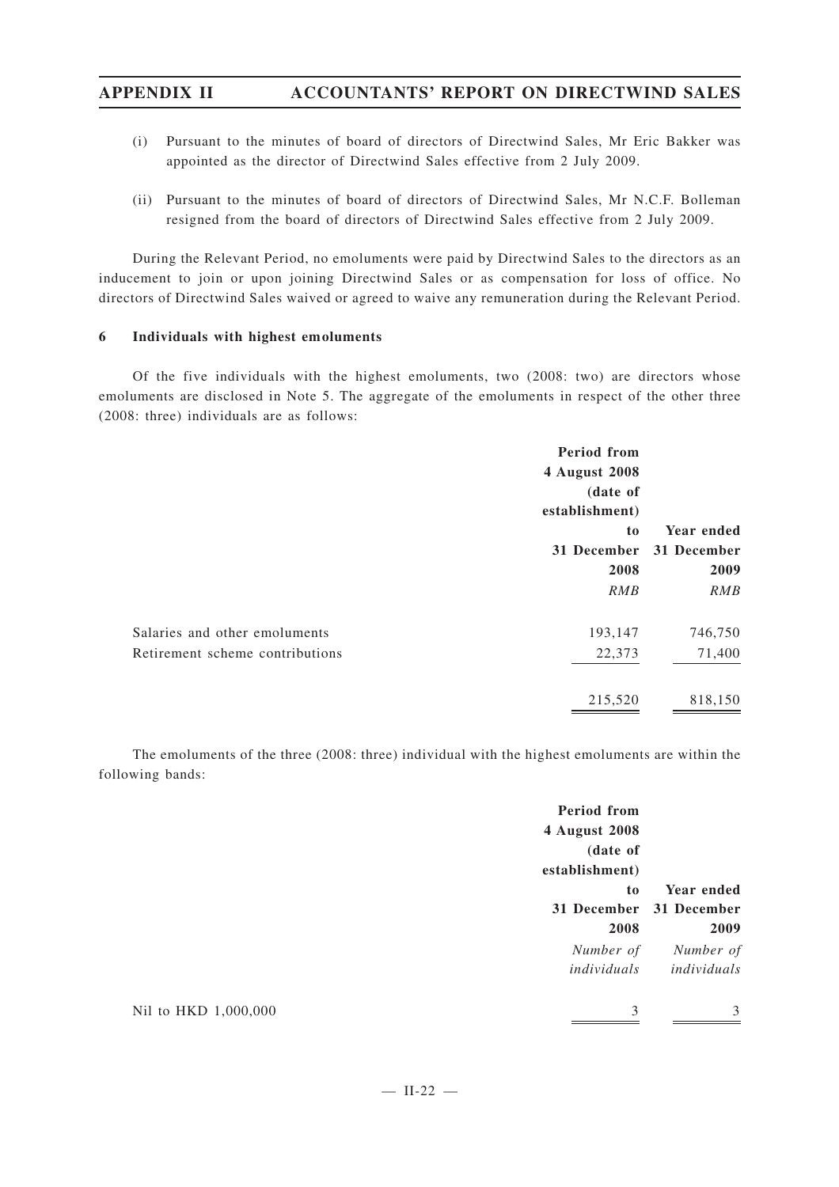(i) Pursuant to the minutes of board of directors of Directwind Sales, Mr Eric Bakker was appointed as the director of Directwind Sales effective from 2 July 2009.

(ii) Pursuant to the minutes of board of directors of Directwind Sales, Mr N.C.F. Bolleman resigned from the board of directors of Directwind Sales effective from 2 July 2009.

During the Relevant Period, no emoluments were paid by Directwind Sales to the directors as an inducement to join or upon joining Directwind Sales or as compensation for loss of office. No directors of Directwind Sales waived or agreed to waive any remuneration during the Relevant Period.

**6 Individuals with highest emoluments**

Of the five individuals with the highest emoluments, two (2008: two) are directors whose emoluments are disclosed in Note 5. The aggregate of the emoluments in respect of the other three (2008: three) individuals are as follows:

| | **Period from 4 August 2008 (date of establishment) to 31 December 2008** | **Year ended 31 December 2009** |
|---|---|---|
| | *RMB* | *RMB* |
| Salaries and other emoluments | 193,147 | 746,750 |
| Retirement scheme contributions | 22,373 | 71,400 |
| | 215,520 | 818,150 |

The emoluments of the three (2008: three) individual with the highest emoluments are within the following bands:

| | **Period from 4 August 2008 (date of establishment) to 31 December 2008** | **Year ended 31 December 2009** |
|---|---|---|
| | *Number of individuals* | *Number of individuals* |
| Nil to HKD 1,000,000 | 3 | 3 |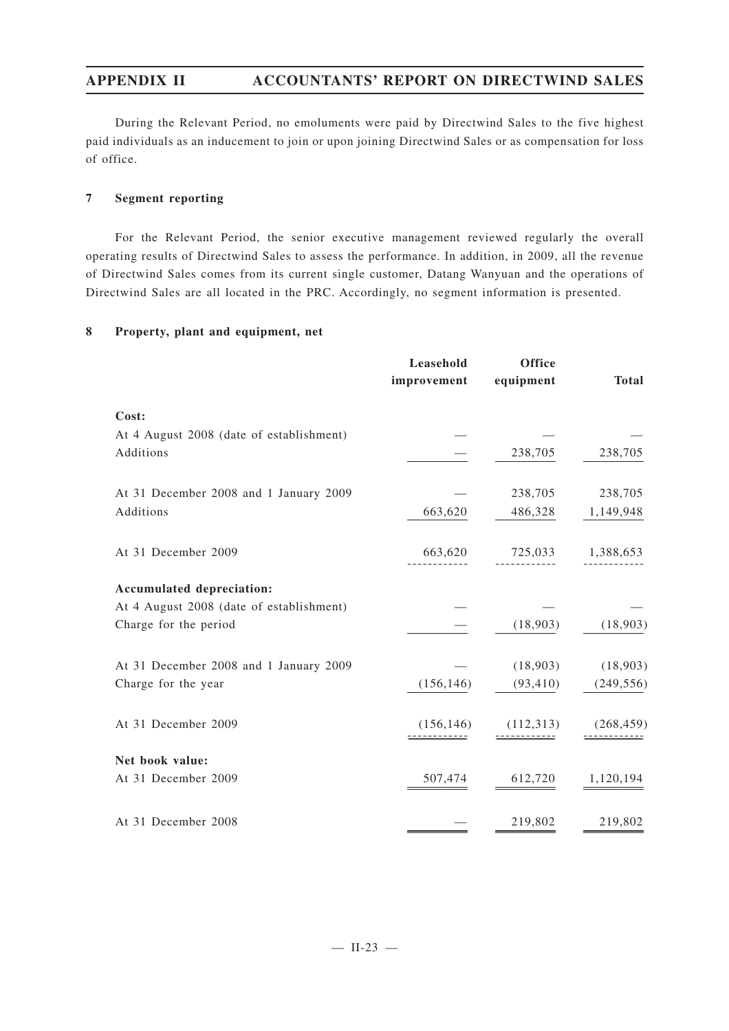During the Relevant Period, no emoluments were paid by Directwind Sales to the five highest paid individuals as an inducement to join or upon joining Directwind Sales or as compensation for loss of office.

## 7 Segment reporting

For the Relevant Period, the senior executive management reviewed regularly the overall operating results of Directwind Sales to assess the performance. In addition, in 2009, all the revenue of Directwind Sales comes from its current single customer, Datang Wanyuan and the operations of Directwind Sales are all located in the PRC. Accordingly, no segment information is presented.

## 8 Property, plant and equipment, net

| | Leasehold improvement | Office equipment | Total |
|---|---|---|---|
| **Cost:** | | | |
| At 4 August 2008 (date of establishment) | — | — | — |
| Additions | — | 238,705 | 238,705 |
| At 31 December 2008 and 1 January 2009 | — | 238,705 | 238,705 |
| Additions | 663,620 | 486,328 | 1,149,948 |
| At 31 December 2009 | 663,620 | 725,033 | 1,388,653 |
| **Accumulated depreciation:** | | | |
| At 4 August 2008 (date of establishment) | — | — | — |
| Charge for the period | — | (18,903) | (18,903) |
| At 31 December 2008 and 1 January 2009 | — | (18,903) | (18,903) |
| Charge for the year | (156,146) | (93,410) | (249,556) |
| At 31 December 2009 | (156,146) | (112,313) | (268,459) |
| **Net book value:** | | | |
| At 31 December 2009 | 507,474 | 612,720 | 1,120,194 |
| At 31 December 2008 | — | 219,802 | 219,802 |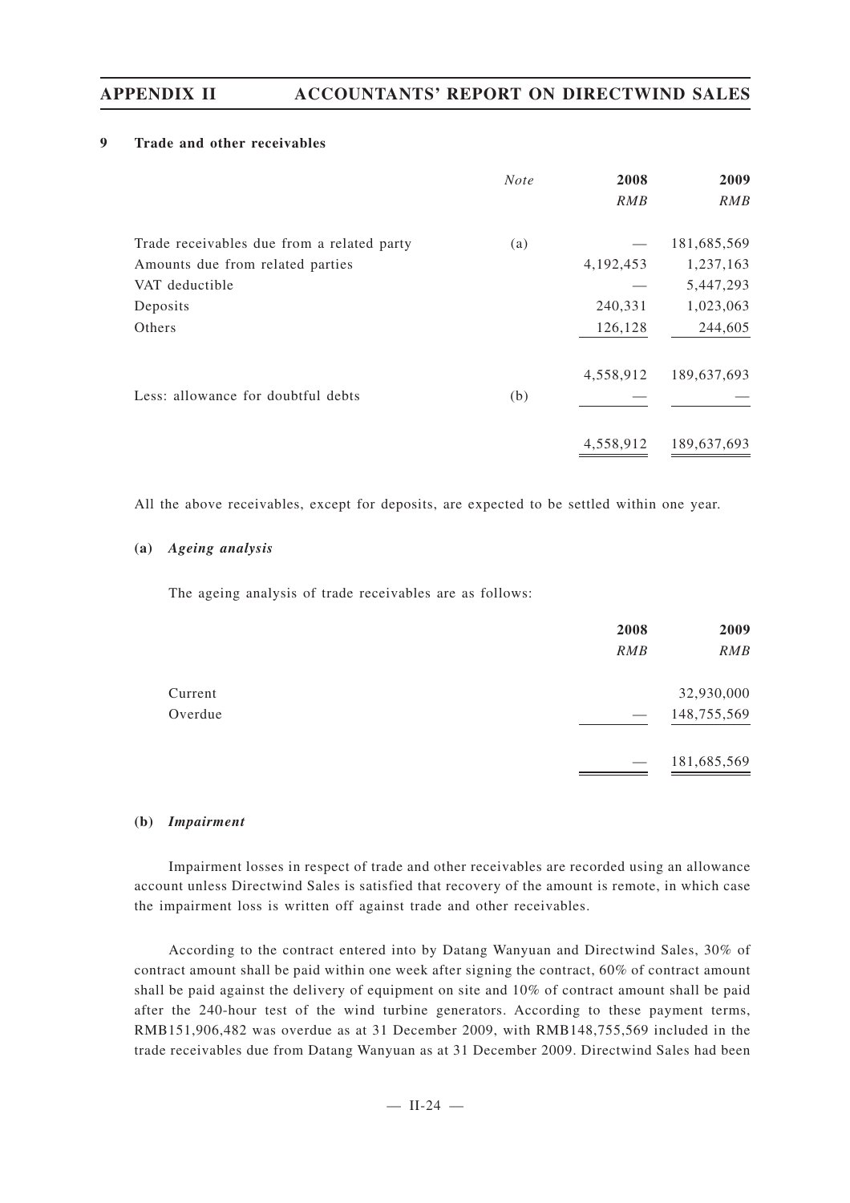### 9 Trade and other receivables

| | *Note* | 2008 | 2009 |
|---|---|---|---|
| | | *RMB* | *RMB* |
| Trade receivables due from a related party | (a) | — | 181,685,569 |
| Amounts due from related parties | | 4,192,453 | 1,237,163 |
| VAT deductible | | — | 5,447,293 |
| Deposits | | 240,331 | 1,023,063 |
| Others | | 126,128 | 244,605 |
| | | 4,558,912 | 189,637,693 |
| Less: allowance for doubtful debts | (b) | — | — |
| | | 4,558,912 | 189,637,693 |

All the above receivables, except for deposits, are expected to be settled within one year.

**(a)** ***Ageing analysis***

The ageing analysis of trade receivables are as follows:

| | 2008 | 2009 |
|---|---|---|
| | *RMB* | *RMB* |
| Current | | 32,930,000 |
| Overdue | — | 148,755,569 |
| | — | 181,685,569 |

**(b)** ***Impairment***

Impairment losses in respect of trade and other receivables are recorded using an allowance account unless Directwind Sales is satisfied that recovery of the amount is remote, in which case the impairment loss is written off against trade and other receivables.

According to the contract entered into by Datang Wanyuan and Directwind Sales, 30% of contract amount shall be paid within one week after signing the contract, 60% of contract amount shall be paid against the delivery of equipment on site and 10% of contract amount shall be paid after the 240-hour test of the wind turbine generators. According to these payment terms, RMB151,906,482 was overdue as at 31 December 2009, with RMB148,755,569 included in the trade receivables due from Datang Wanyuan as at 31 December 2009. Directwind Sales had been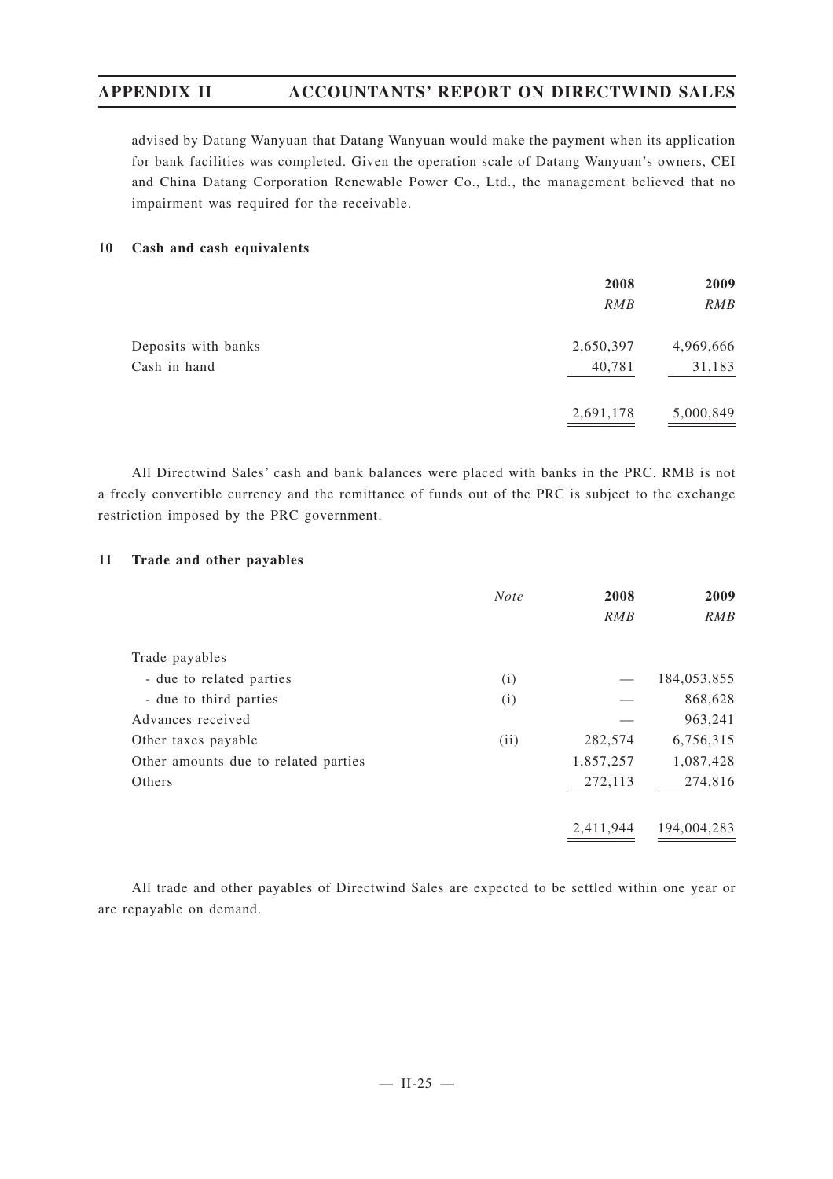advised by Datang Wanyuan that Datang Wanyuan would make the payment when its application for bank facilities was completed. Given the operation scale of Datang Wanyuan's owners, CEI and China Datang Corporation Renewable Power Co., Ltd., the management believed that no impairment was required for the receivable.

**10 Cash and cash equivalents**

| | 2008 | 2009 |
|---|---|---|
| | *RMB* | *RMB* |
| Deposits with banks | 2,650,397 | 4,969,666 |
| Cash in hand | 40,781 | 31,183 |
| | 2,691,178 | 5,000,849 |

All Directwind Sales' cash and bank balances were placed with banks in the PRC. RMB is not a freely convertible currency and the remittance of funds out of the PRC is subject to the exchange restriction imposed by the PRC government.

**11 Trade and other payables**

| | *Note* | 2008 | 2009 |
|---|---|---|---|
| | | *RMB* | *RMB* |
| Trade payables | | | |
| - due to related parties | (i) | — | 184,053,855 |
| - due to third parties | (i) | — | 868,628 |
| Advances received | | — | 963,241 |
| Other taxes payable | (ii) | 282,574 | 6,756,315 |
| Other amounts due to related parties | | 1,857,257 | 1,087,428 |
| Others | | 272,113 | 274,816 |
| | | 2,411,944 | 194,004,283 |

All trade and other payables of Directwind Sales are expected to be settled within one year or are repayable on demand.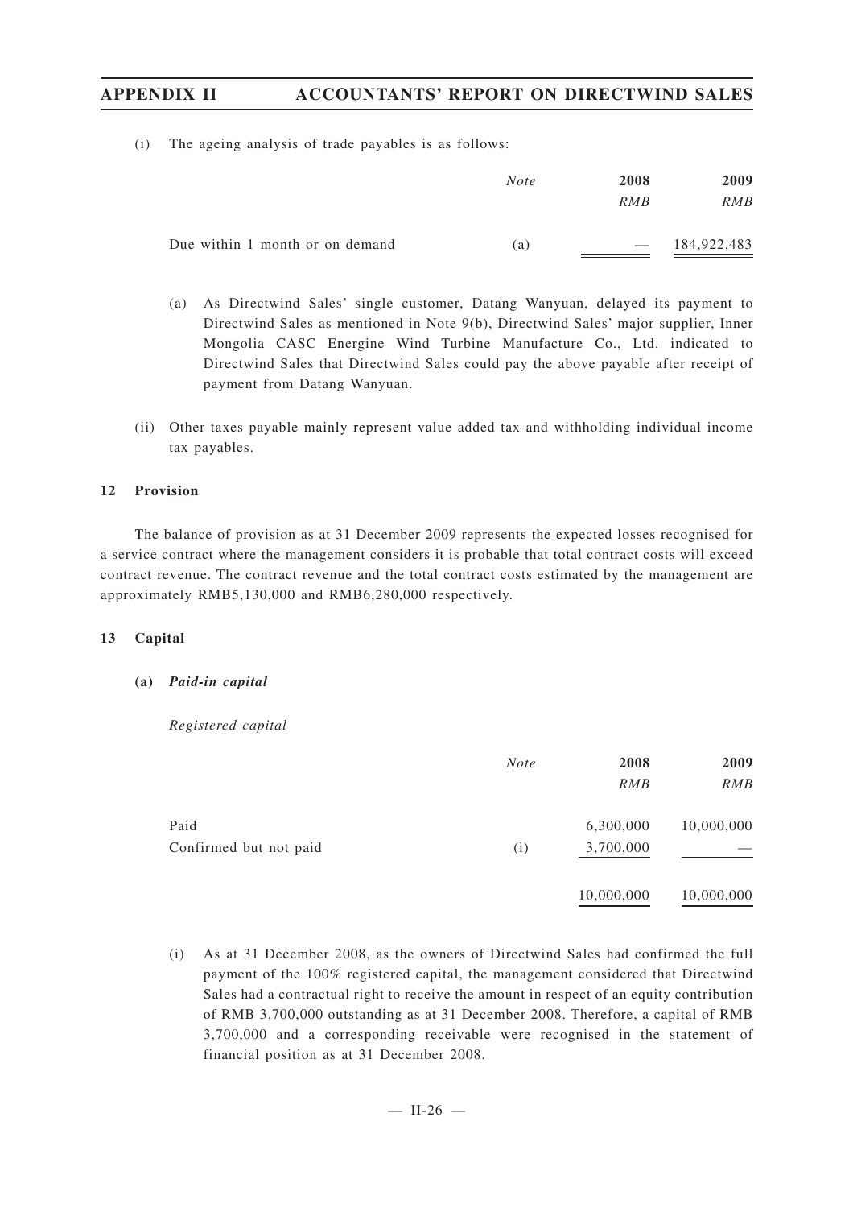(i) The ageing analysis of trade payables is as follows:

| | *Note* | **2008** *RMB* | **2009** *RMB* |
|---|---|---|---|
| Due within 1 month or on demand | (a) | — | 184,922,483 |

(a) As Directwind Sales' single customer, Datang Wanyuan, delayed its payment to Directwind Sales as mentioned in Note 9(b), Directwind Sales' major supplier, Inner Mongolia CASC Energine Wind Turbine Manufacture Co., Ltd. indicated to Directwind Sales that Directwind Sales could pay the above payable after receipt of payment from Datang Wanyuan.

(ii) Other taxes payable mainly represent value added tax and withholding individual income tax payables.

## 12 Provision

The balance of provision as at 31 December 2009 represents the expected losses recognised for a service contract where the management considers it is probable that total contract costs will exceed contract revenue. The contract revenue and the total contract costs estimated by the management are approximately RMB5,130,000 and RMB6,280,000 respectively.

## 13 Capital

### (a) *Paid-in capital*

*Registered capital*

| | *Note* | **2008** *RMB* | **2009** *RMB* |
|---|---|---|---|
| Paid | | 6,300,000 | 10,000,000 |
| Confirmed but not paid | (i) | 3,700,000 | — |
| | | 10,000,000 | 10,000,000 |

(i) As at 31 December 2008, as the owners of Directwind Sales had confirmed the full payment of the 100% registered capital, the management considered that Directwind Sales had a contractual right to receive the amount in respect of an equity contribution of RMB 3,700,000 outstanding as at 31 December 2008. Therefore, a capital of RMB 3,700,000 and a corresponding receivable were recognised in the statement of financial position as at 31 December 2008.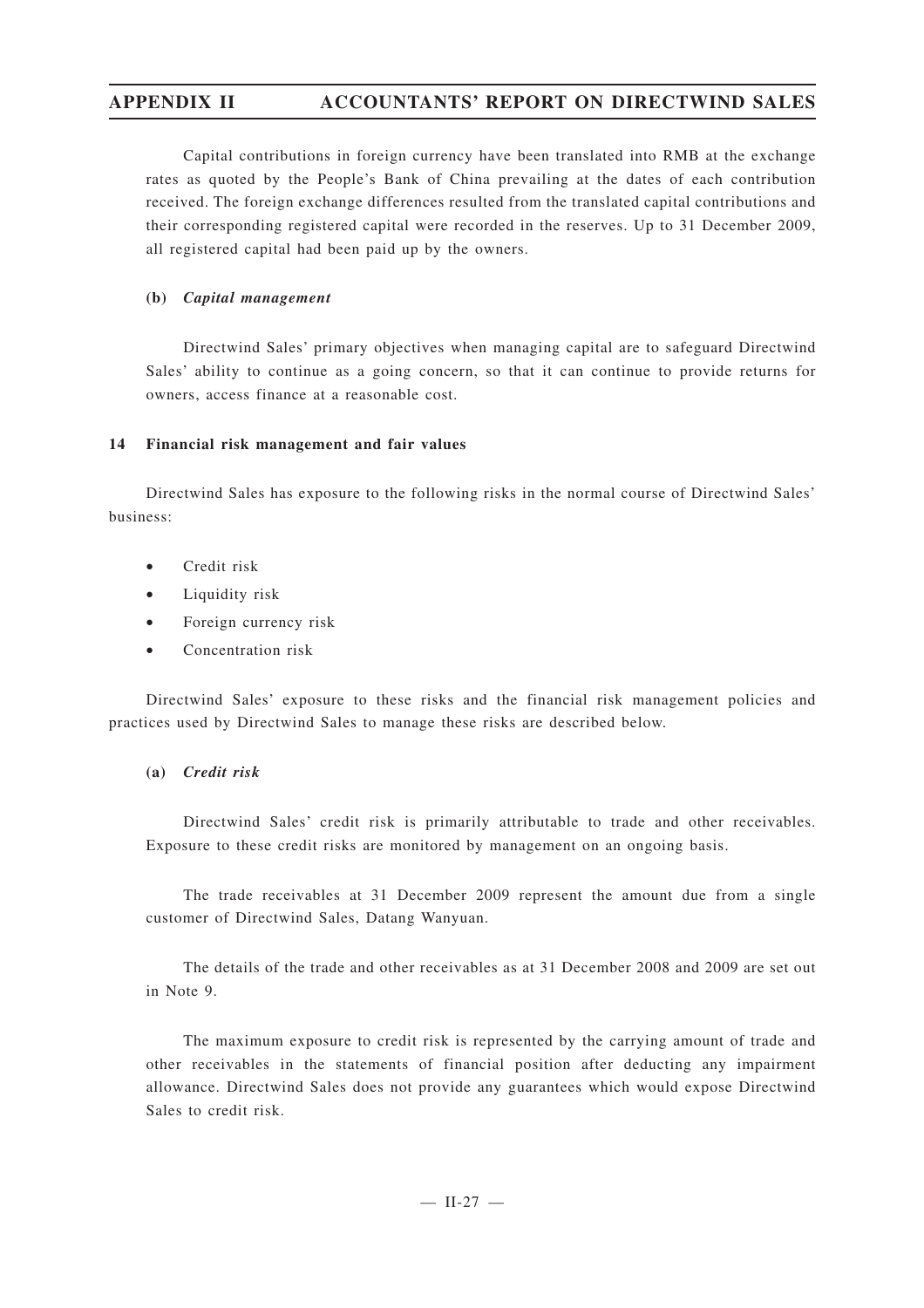Capital contributions in foreign currency have been translated into RMB at the exchange rates as quoted by the People's Bank of China prevailing at the dates of each contribution received. The foreign exchange differences resulted from the translated capital contributions and their corresponding registered capital were recorded in the reserves. Up to 31 December 2009, all registered capital had been paid up by the owners.

**(b)** ***Capital management***

Directwind Sales' primary objectives when managing capital are to safeguard Directwind Sales' ability to continue as a going concern, so that it can continue to provide returns for owners, access finance at a reasonable cost.

## 14 Financial risk management and fair values

Directwind Sales has exposure to the following risks in the normal course of Directwind Sales' business:

- Credit risk
- Liquidity risk
- Foreign currency risk
- Concentration risk

Directwind Sales' exposure to these risks and the financial risk management policies and practices used by Directwind Sales to manage these risks are described below.

**(a)** ***Credit risk***

Directwind Sales' credit risk is primarily attributable to trade and other receivables. Exposure to these credit risks are monitored by management on an ongoing basis.

The trade receivables at 31 December 2009 represent the amount due from a single customer of Directwind Sales, Datang Wanyuan.

The details of the trade and other receivables as at 31 December 2008 and 2009 are set out in Note 9.

The maximum exposure to credit risk is represented by the carrying amount of trade and other receivables in the statements of financial position after deducting any impairment allowance. Directwind Sales does not provide any guarantees which would expose Directwind Sales to credit risk.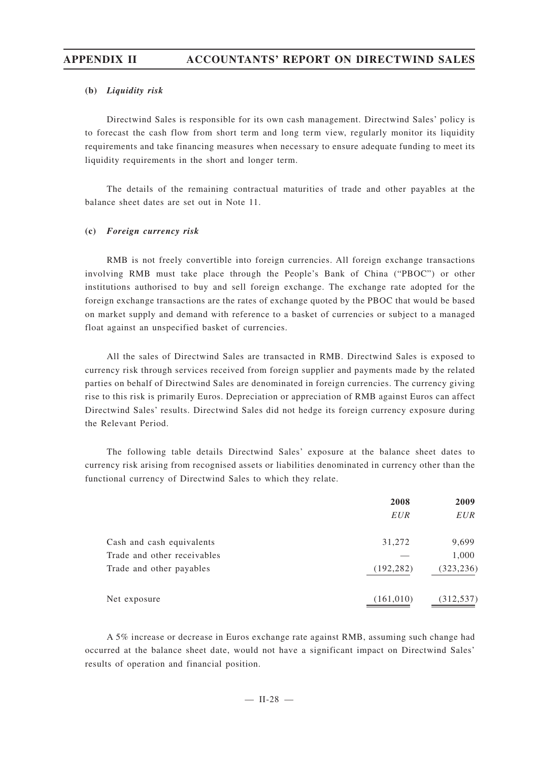**(b) *Liquidity risk***

Directwind Sales is responsible for its own cash management. Directwind Sales' policy is to forecast the cash flow from short term and long term view, regularly monitor its liquidity requirements and take financing measures when necessary to ensure adequate funding to meet its liquidity requirements in the short and longer term.

The details of the remaining contractual maturities of trade and other payables at the balance sheet dates are set out in Note 11.

**(c) *Foreign currency risk***

RMB is not freely convertible into foreign currencies. All foreign exchange transactions involving RMB must take place through the People's Bank of China ("PBOC") or other institutions authorised to buy and sell foreign exchange. The exchange rate adopted for the foreign exchange transactions are the rates of exchange quoted by the PBOC that would be based on market supply and demand with reference to a basket of currencies or subject to a managed float against an unspecified basket of currencies.

All the sales of Directwind Sales are transacted in RMB. Directwind Sales is exposed to currency risk through services received from foreign supplier and payments made by the related parties on behalf of Directwind Sales are denominated in foreign currencies. The currency giving rise to this risk is primarily Euros. Depreciation or appreciation of RMB against Euros can affect Directwind Sales' results. Directwind Sales did not hedge its foreign currency exposure during the Relevant Period.

The following table details Directwind Sales' exposure at the balance sheet dates to currency risk arising from recognised assets or liabilities denominated in currency other than the functional currency of Directwind Sales to which they relate.

| | 2008 | 2009 |
|---|---|---|
| | *EUR* | *EUR* |
| Cash and cash equivalents | 31,272 | 9,699 |
| Trade and other receivables | — | 1,000 |
| Trade and other payables | (192,282) | (323,236) |
| Net exposure | (161,010) | (312,537) |

A 5% increase or decrease in Euros exchange rate against RMB, assuming such change had occurred at the balance sheet date, would not have a significant impact on Directwind Sales' results of operation and financial position.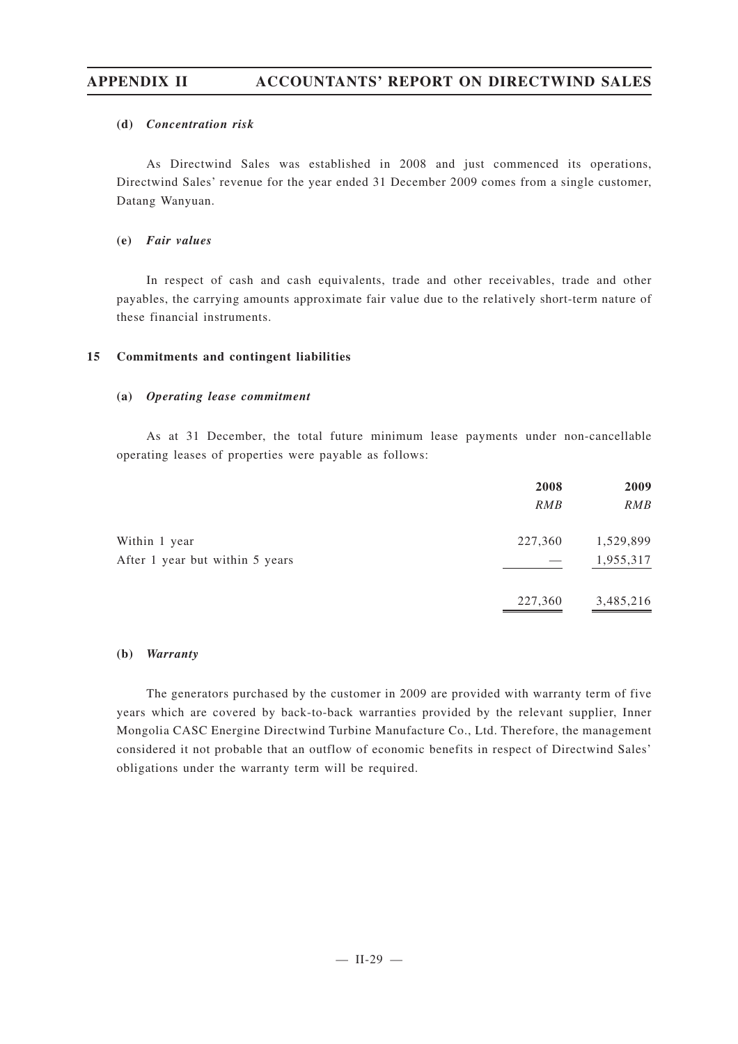#### (d) *Concentration risk*

As Directwind Sales was established in 2008 and just commenced its operations, Directwind Sales' revenue for the year ended 31 December 2009 comes from a single customer, Datang Wanyuan.

#### (e) *Fair values*

In respect of cash and cash equivalents, trade and other receivables, trade and other payables, the carrying amounts approximate fair value due to the relatively short-term nature of these financial instruments.

### 15 Commitments and contingent liabilities

#### (a) *Operating lease commitment*

As at 31 December, the total future minimum lease payments under non-cancellable operating leases of properties were payable as follows:

| | 2008 | 2009 |
|---|---|---|
| | *RMB* | *RMB* |
| Within 1 year | 227,360 | 1,529,899 |
| After 1 year but within 5 years | — | 1,955,317 |
| | 227,360 | 3,485,216 |

#### (b) *Warranty*

The generators purchased by the customer in 2009 are provided with warranty term of five years which are covered by back-to-back warranties provided by the relevant supplier, Inner Mongolia CASC Energine Directwind Turbine Manufacture Co., Ltd. Therefore, the management considered it not probable that an outflow of economic benefits in respect of Directwind Sales' obligations under the warranty term will be required.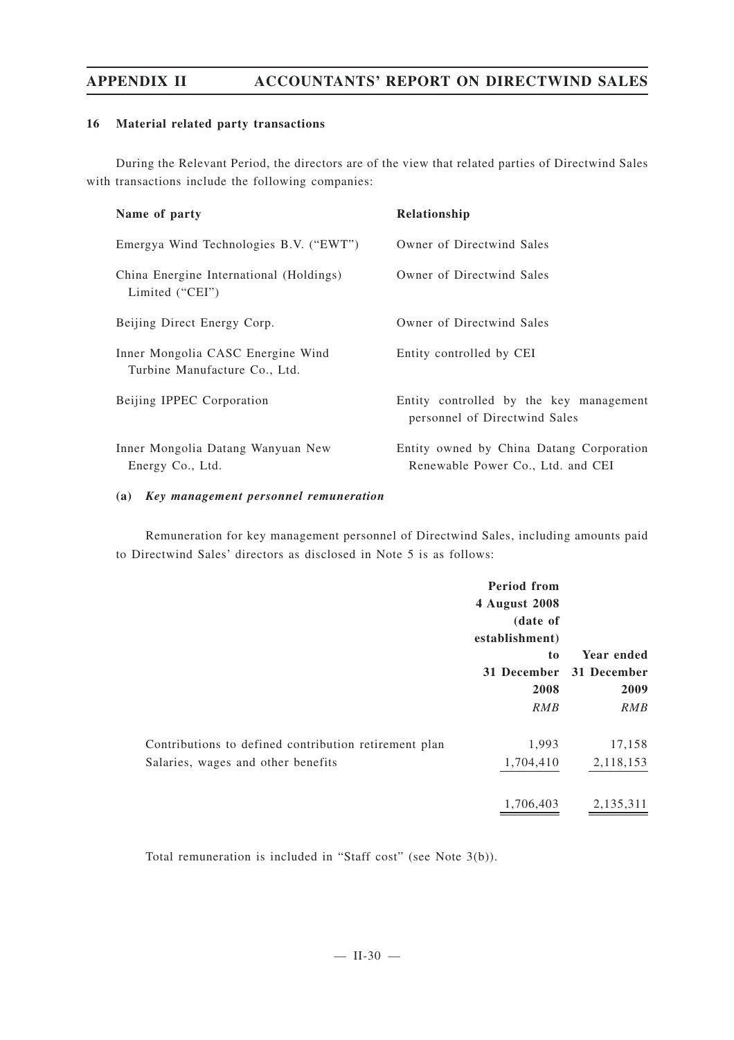## 16 Material related party transactions

During the Relevant Period, the directors are of the view that related parties of Directwind Sales with transactions include the following companies:

| Name of party | Relationship |
|---|---|
| Emergya Wind Technologies B.V. ("EWT") | Owner of Directwind Sales |
| China Energine International (Holdings) Limited ("CEI") | Owner of Directwind Sales |
| Beijing Direct Energy Corp. | Owner of Directwind Sales |
| Inner Mongolia CASC Energine Wind Turbine Manufacture Co., Ltd. | Entity controlled by CEI |
| Beijing IPPEC Corporation | Entity controlled by the key management personnel of Directwind Sales |
| Inner Mongolia Datang Wanyuan New Energy Co., Ltd. | Entity owned by China Datang Corporation Renewable Power Co., Ltd. and CEI |

### (a) *Key management personnel remuneration*

Remuneration for key management personnel of Directwind Sales, including amounts paid to Directwind Sales' directors as disclosed in Note 5 is as follows:

| | Period from 4 August 2008 (date of establishment) to 31 December 2008 | Year ended 31 December 2009 |
|---|---|---|
| | *RMB* | *RMB* |
| Contributions to defined contribution retirement plan | 1,993 | 17,158 |
| Salaries, wages and other benefits | 1,704,410 | 2,118,153 |
| | 1,706,403 | 2,135,311 |

Total remuneration is included in "Staff cost" (see Note 3(b)).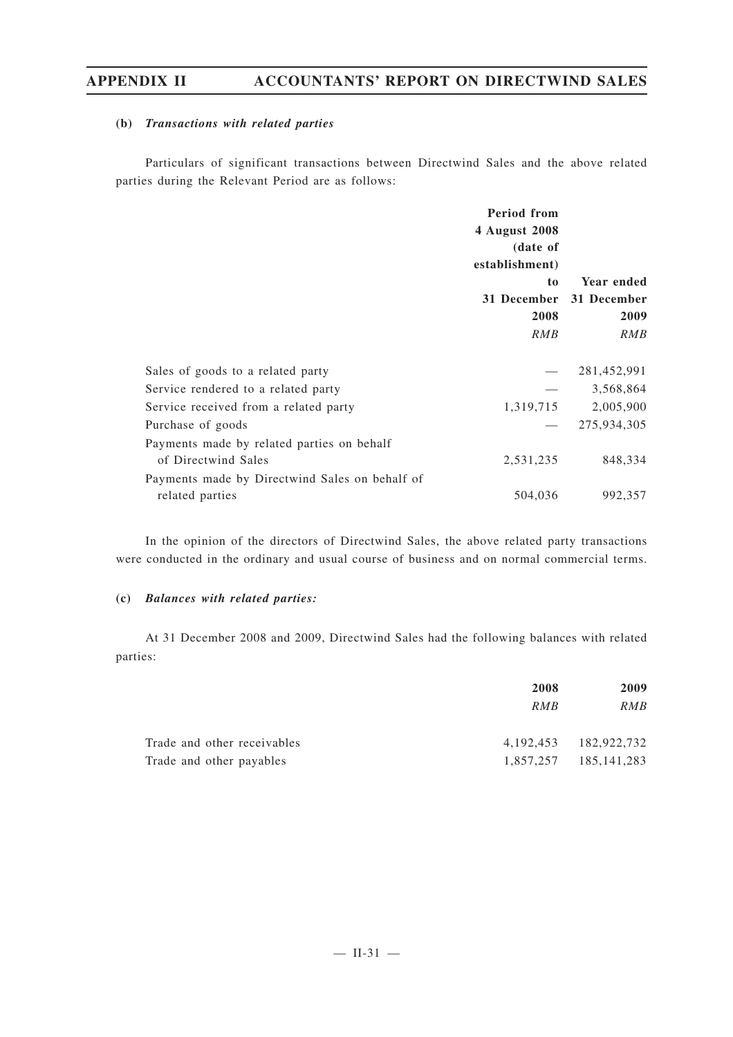**(b)** ***Transactions with related parties***

Particulars of significant transactions between Directwind Sales and the above related parties during the Relevant Period are as follows:

| | Period from 4 August 2008 (date of establishment) to 31 December 2008 | Year ended 31 December 2009 |
|---|---|---|
| | *RMB* | *RMB* |
| Sales of goods to a related party | — | 281,452,991 |
| Service rendered to a related party | — | 3,568,864 |
| Service received from a related party | 1,319,715 | 2,005,900 |
| Purchase of goods | — | 275,934,305 |
| Payments made by related parties on behalf of Directwind Sales | 2,531,235 | 848,334 |
| Payments made by Directwind Sales on behalf of related parties | 504,036 | 992,357 |

In the opinion of the directors of Directwind Sales, the above related party transactions were conducted in the ordinary and usual course of business and on normal commercial terms.

**(c)** ***Balances with related parties:***

At 31 December 2008 and 2009, Directwind Sales had the following balances with related parties:

| | 2008 | 2009 |
|---|---|---|
| | *RMB* | *RMB* |
| Trade and other receivables | 4,192,453 | 182,922,732 |
| Trade and other payables | 1,857,257 | 185,141,283 |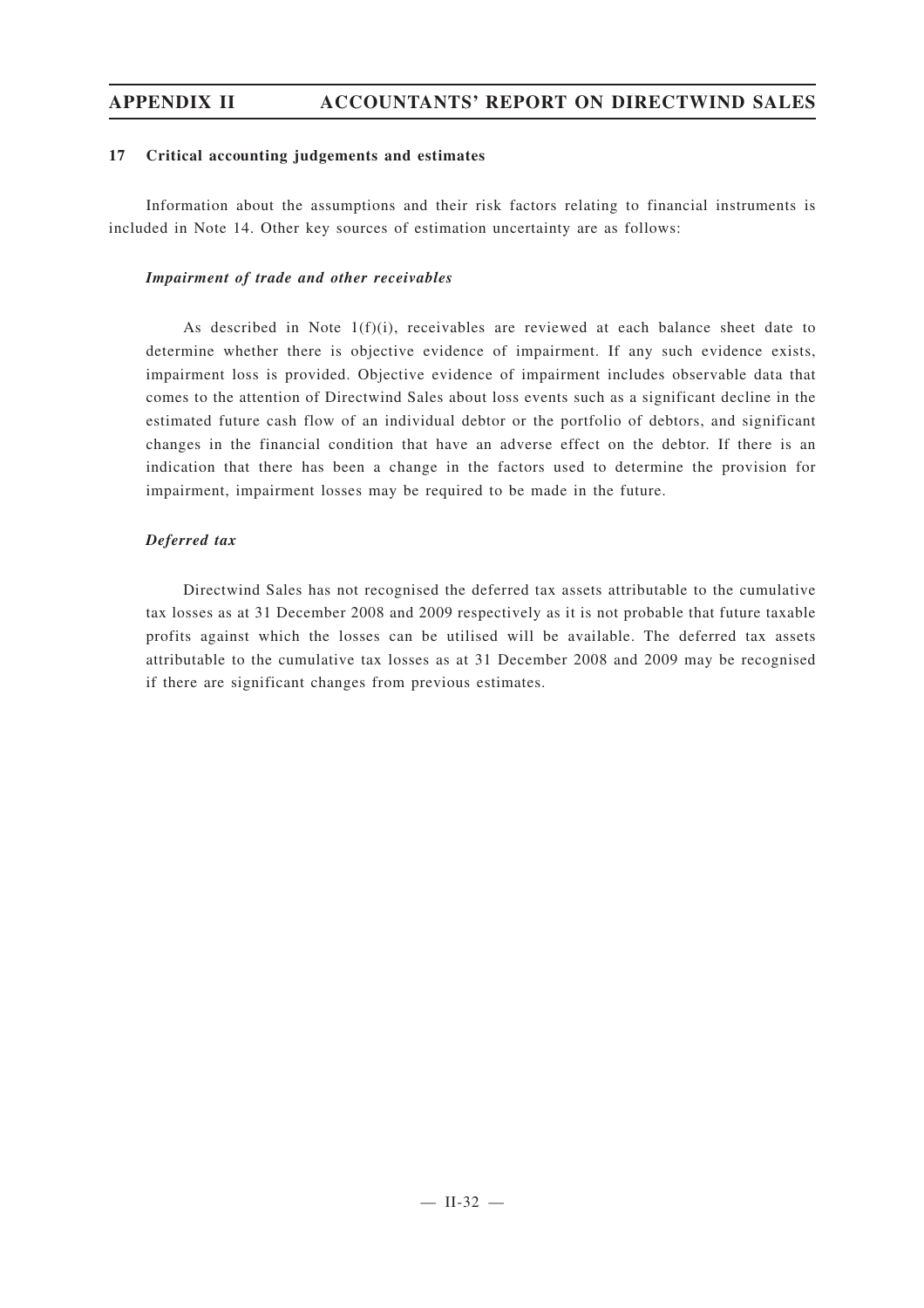## 17 Critical accounting judgements and estimates

Information about the assumptions and their risk factors relating to financial instruments is included in Note 14. Other key sources of estimation uncertainty are as follows:

### *Impairment of trade and other receivables*

As described in Note 1(f)(i), receivables are reviewed at each balance sheet date to determine whether there is objective evidence of impairment. If any such evidence exists, impairment loss is provided. Objective evidence of impairment includes observable data that comes to the attention of Directwind Sales about loss events such as a significant decline in the estimated future cash flow of an individual debtor or the portfolio of debtors, and significant changes in the financial condition that have an adverse effect on the debtor. If there is an indication that there has been a change in the factors used to determine the provision for impairment, impairment losses may be required to be made in the future.

### *Deferred tax*

Directwind Sales has not recognised the deferred tax assets attributable to the cumulative tax losses as at 31 December 2008 and 2009 respectively as it is not probable that future taxable profits against which the losses can be utilised will be available. The deferred tax assets attributable to the cumulative tax losses as at 31 December 2008 and 2009 may be recognised if there are significant changes from previous estimates.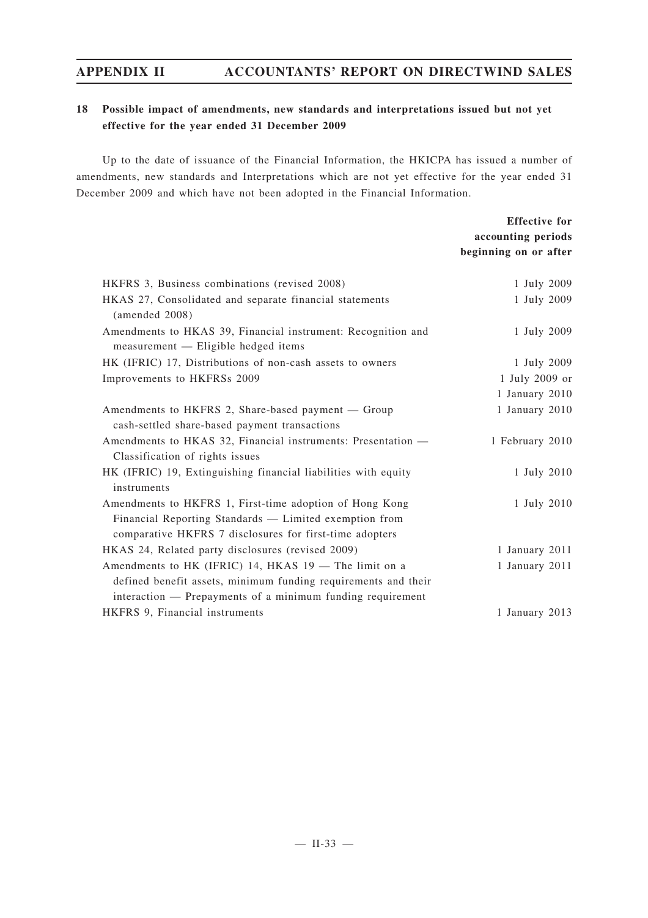## 18 Possible impact of amendments, new standards and interpretations issued but not yet effective for the year ended 31 December 2009

Up to the date of issuance of the Financial Information, the HKICPA has issued a number of amendments, new standards and Interpretations which are not yet effective for the year ended 31 December 2009 and which have not been adopted in the Financial Information.

| | Effective for accounting periods beginning on or after |
|---|---|
| HKFRS 3, Business combinations (revised 2008) | 1 July 2009 |
| HKAS 27, Consolidated and separate financial statements (amended 2008) | 1 July 2009 |
| Amendments to HKAS 39, Financial instrument: Recognition and measurement — Eligible hedged items | 1 July 2009 |
| HK (IFRIC) 17, Distributions of non-cash assets to owners | 1 July 2009 |
| Improvements to HKFRSs 2009 | 1 July 2009 or 1 January 2010 |
| Amendments to HKFRS 2, Share-based payment — Group cash-settled share-based payment transactions | 1 January 2010 |
| Amendments to HKAS 32, Financial instruments: Presentation — Classification of rights issues | 1 February 2010 |
| HK (IFRIC) 19, Extinguishing financial liabilities with equity instruments | 1 July 2010 |
| Amendments to HKFRS 1, First-time adoption of Hong Kong Financial Reporting Standards — Limited exemption from comparative HKFRS 7 disclosures for first-time adopters | 1 July 2010 |
| HKAS 24, Related party disclosures (revised 2009) | 1 January 2011 |
| Amendments to HK (IFRIC) 14, HKAS 19 — The limit on a defined benefit assets, minimum funding requirements and their interaction — Prepayments of a minimum funding requirement | 1 January 2011 |
| HKFRS 9, Financial instruments | 1 January 2013 |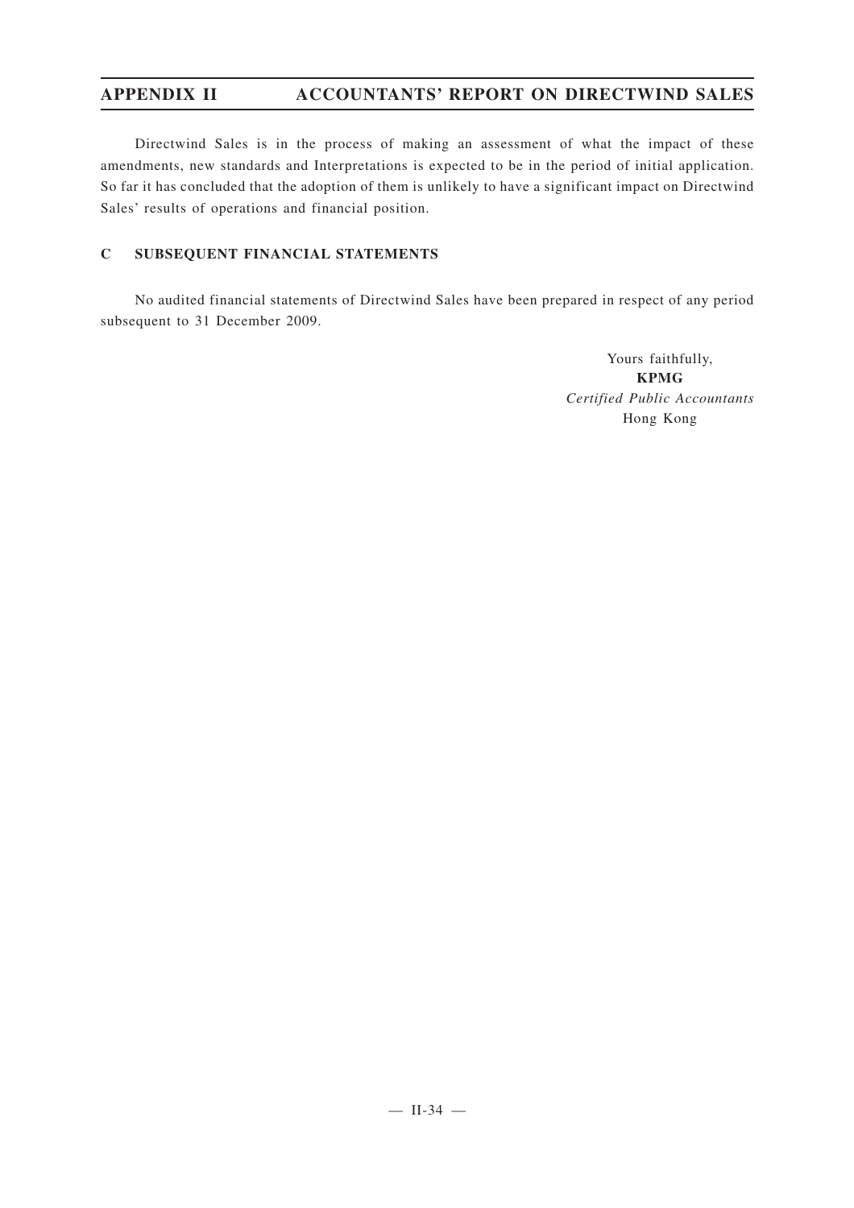Directwind Sales is in the process of making an assessment of what the impact of these amendments, new standards and Interpretations is expected to be in the period of initial application. So far it has concluded that the adoption of them is unlikely to have a significant impact on Directwind Sales' results of operations and financial position.

## C SUBSEQUENT FINANCIAL STATEMENTS

No audited financial statements of Directwind Sales have been prepared in respect of any period subsequent to 31 December 2009.

Yours faithfully,
**KPMG**
*Certified Public Accountants*
Hong Kong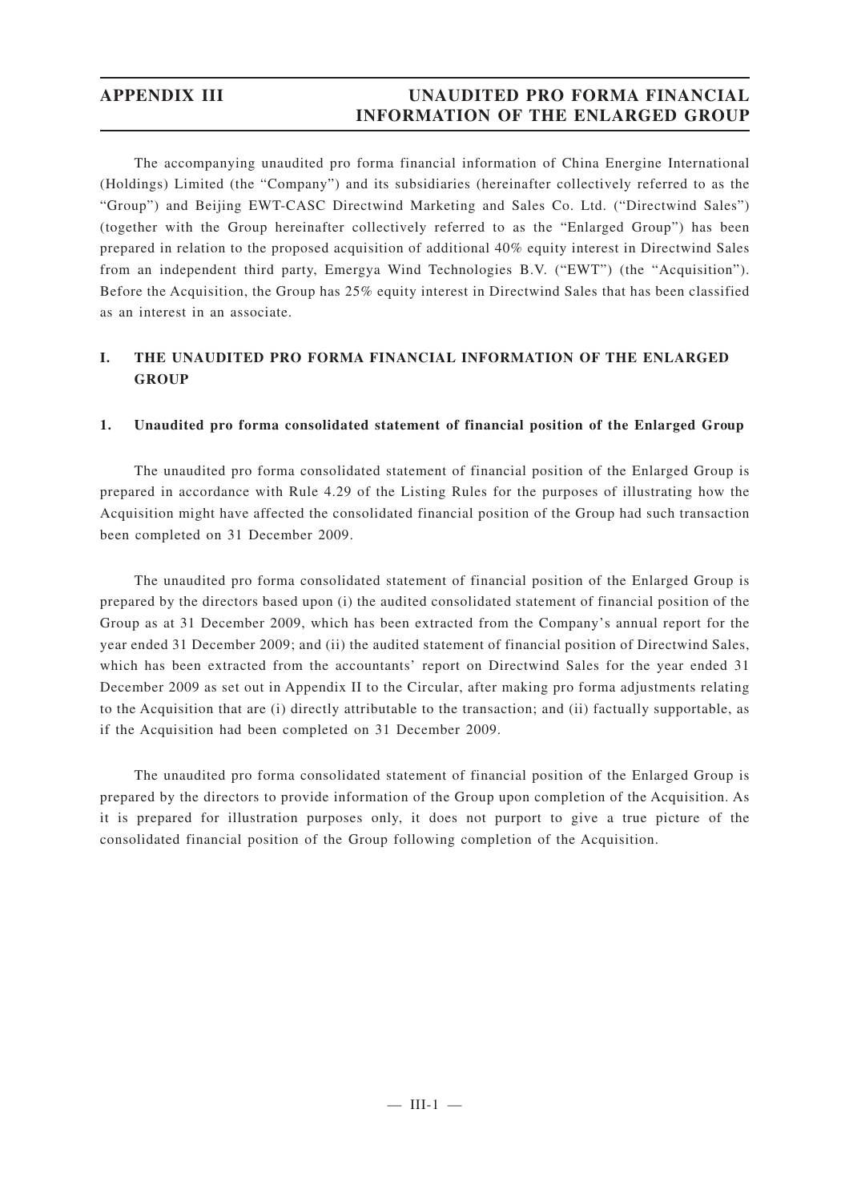The accompanying unaudited pro forma financial information of China Energine International (Holdings) Limited (the "Company") and its subsidiaries (hereinafter collectively referred to as the "Group") and Beijing EWT-CASC Directwind Marketing and Sales Co. Ltd. ("Directwind Sales") (together with the Group hereinafter collectively referred to as the "Enlarged Group") has been prepared in relation to the proposed acquisition of additional 40% equity interest in Directwind Sales from an independent third party, Emergya Wind Technologies B.V. ("EWT") (the "Acquisition"). Before the Acquisition, the Group has 25% equity interest in Directwind Sales that has been classified as an interest in an associate.

## I. THE UNAUDITED PRO FORMA FINANCIAL INFORMATION OF THE ENLARGED GROUP

### 1. Unaudited pro forma consolidated statement of financial position of the Enlarged Group

The unaudited pro forma consolidated statement of financial position of the Enlarged Group is prepared in accordance with Rule 4.29 of the Listing Rules for the purposes of illustrating how the Acquisition might have affected the consolidated financial position of the Group had such transaction been completed on 31 December 2009.

The unaudited pro forma consolidated statement of financial position of the Enlarged Group is prepared by the directors based upon (i) the audited consolidated statement of financial position of the Group as at 31 December 2009, which has been extracted from the Company's annual report for the year ended 31 December 2009; and (ii) the audited statement of financial position of Directwind Sales, which has been extracted from the accountants' report on Directwind Sales for the year ended 31 December 2009 as set out in Appendix II to the Circular, after making pro forma adjustments relating to the Acquisition that are (i) directly attributable to the transaction; and (ii) factually supportable, as if the Acquisition had been completed on 31 December 2009.

The unaudited pro forma consolidated statement of financial position of the Enlarged Group is prepared by the directors to provide information of the Group upon completion of the Acquisition. As it is prepared for illustration purposes only, it does not purport to give a true picture of the consolidated financial position of the Group following completion of the Acquisition.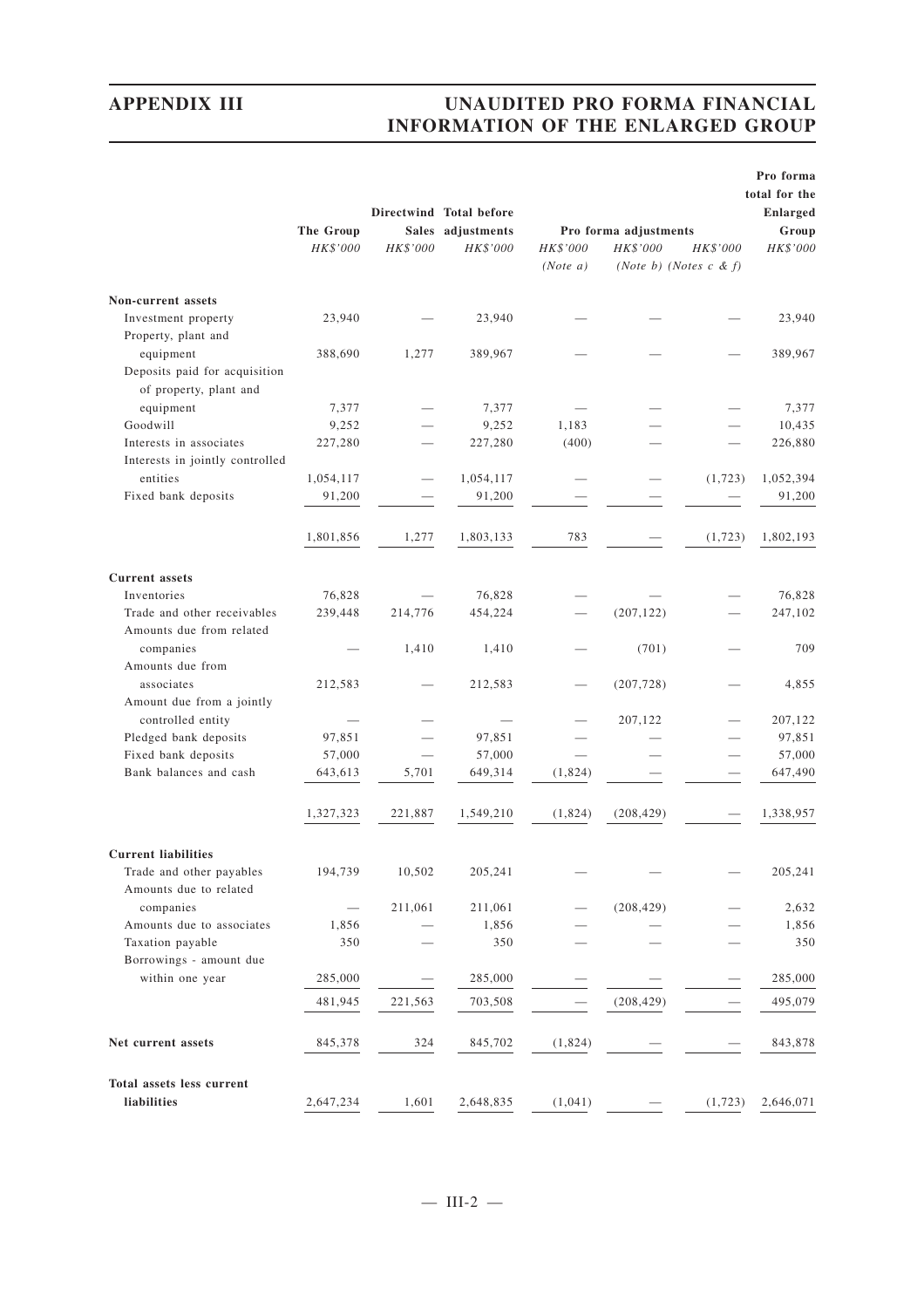| | The Group | Directwind Sales | Total before adjustments | Pro forma adjustments | | | Pro forma total for the Enlarged Group |
|---|---|---|---|---|---|---|---|
| | *HK$'000* | *HK$'000* | *HK$'000* | *HK$'000* | *HK$'000* | *HK$'000* | *HK$'000* |
| | | | | *(Note a)* | *(Note b)* | *(Notes c & f)* | |
| **Non-current assets** | | | | | | | |
| Investment property | 23,940 | — | 23,940 | — | — | — | 23,940 |
| Property, plant and equipment | 388,690 | 1,277 | 389,967 | — | — | — | 389,967 |
| Deposits paid for acquisition of property, plant and equipment | 7,377 | — | 7,377 | — | — | — | 7,377 |
| Goodwill | 9,252 | — | 9,252 | 1,183 | — | — | 10,435 |
| Interests in associates | 227,280 | — | 227,280 | (400) | — | — | 226,880 |
| Interests in jointly controlled entities | 1,054,117 | — | 1,054,117 | — | — | (1,723) | 1,052,394 |
| Fixed bank deposits | 91,200 | — | 91,200 | — | — | — | 91,200 |
| | 1,801,856 | 1,277 | 1,803,133 | 783 | — | (1,723) | 1,802,193 |
| **Current assets** | | | | | | | |
| Inventories | 76,828 | — | 76,828 | — | — | — | 76,828 |
| Trade and other receivables | 239,448 | 214,776 | 454,224 | — | (207,122) | — | 247,102 |
| Amounts due from related companies | — | 1,410 | 1,410 | — | (701) | — | 709 |
| Amounts due from associates | 212,583 | — | 212,583 | — | (207,728) | — | 4,855 |
| Amount due from a jointly controlled entity | — | — | — | — | 207,122 | — | 207,122 |
| Pledged bank deposits | 97,851 | — | 97,851 | — | — | — | 97,851 |
| Fixed bank deposits | 57,000 | — | 57,000 | — | — | — | 57,000 |
| Bank balances and cash | 643,613 | 5,701 | 649,314 | (1,824) | — | — | 647,490 |
| | 1,327,323 | 221,887 | 1,549,210 | (1,824) | (208,429) | — | 1,338,957 |
| **Current liabilities** | | | | | | | |
| Trade and other payables | 194,739 | 10,502 | 205,241 | — | — | — | 205,241 |
| Amounts due to related companies | — | 211,061 | 211,061 | — | (208,429) | — | 2,632 |
| Amounts due to associates | 1,856 | — | 1,856 | — | — | — | 1,856 |
| Taxation payable | 350 | — | 350 | — | — | — | 350 |
| Borrowings - amount due within one year | 285,000 | — | 285,000 | — | — | — | 285,000 |
| | 481,945 | 221,563 | 703,508 | — | (208,429) | — | 495,079 |
| **Net current assets** | 845,378 | 324 | 845,702 | (1,824) | — | — | 843,878 |
| **Total assets less current liabilities** | 2,647,234 | 1,601 | 2,648,835 | (1,041) | — | (1,723) | 2,646,071 |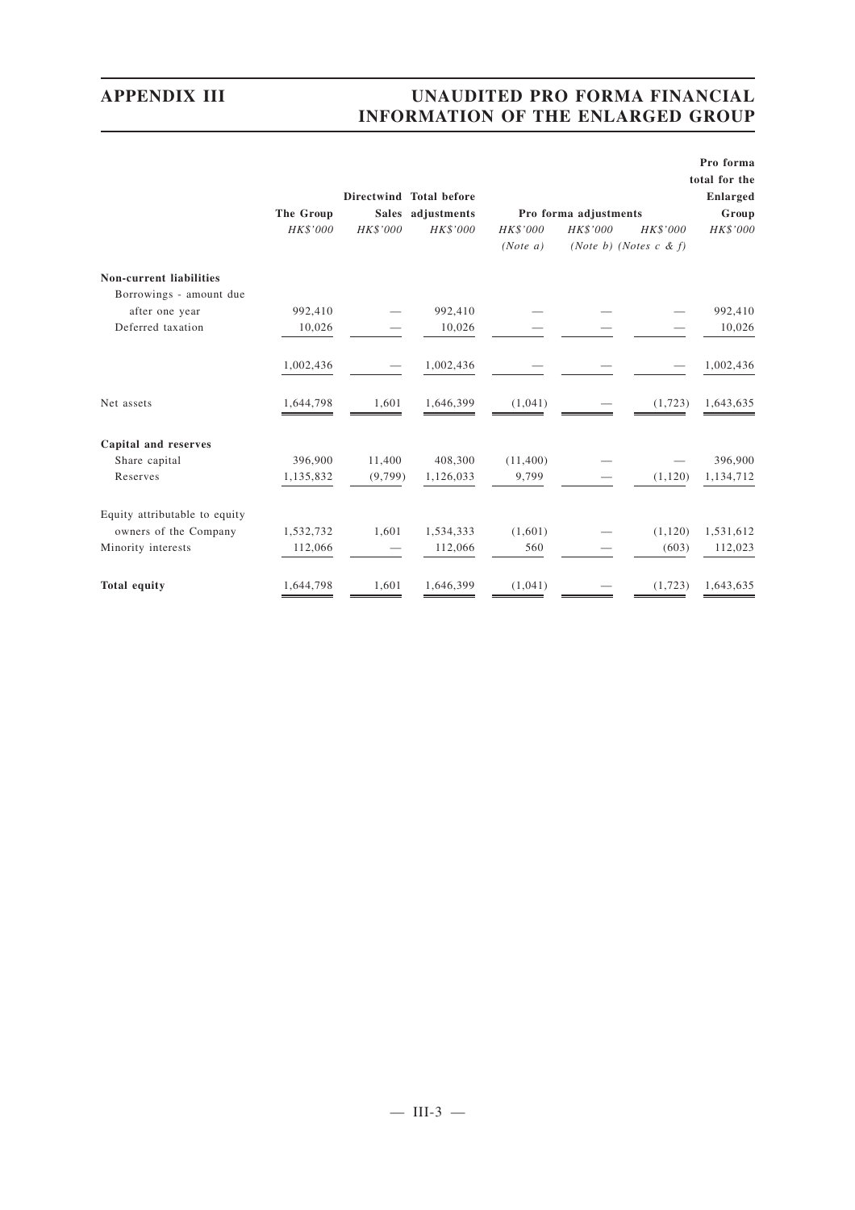| | The Group | Directwind Sales | Total before adjustments | Pro forma adjustments | | | Pro forma total for the Enlarged Group |
|---|---|---|---|---|---|---|---|
| | HK$'000 | HK$'000 | HK$'000 | HK$'000 (Note a) | HK$'000 (Note b) | HK$'000 (Notes c & f) | HK$'000 |
| **Non-current liabilities** | | | | | | | |
| Borrowings - amount due after one year | 992,410 | — | 992,410 | — | — | — | 992,410 |
| Deferred taxation | 10,026 | — | 10,026 | — | — | — | 10,026 |
| | 1,002,436 | — | 1,002,436 | — | — | — | 1,002,436 |
| Net assets | 1,644,798 | 1,601 | 1,646,399 | (1,041) | — | (1,723) | 1,643,635 |
| **Capital and reserves** | | | | | | | |
| Share capital | 396,900 | 11,400 | 408,300 | (11,400) | — | — | 396,900 |
| Reserves | 1,135,832 | (9,799) | 1,126,033 | 9,799 | — | (1,120) | 1,134,712 |
| Equity attributable to equity owners of the Company | 1,532,732 | 1,601 | 1,534,333 | (1,601) | — | (1,120) | 1,531,612 |
| Minority interests | 112,066 | — | 112,066 | 560 | — | (603) | 112,023 |
| **Total equity** | 1,644,798 | 1,601 | 1,646,399 | (1,041) | — | (1,723) | 1,643,635 |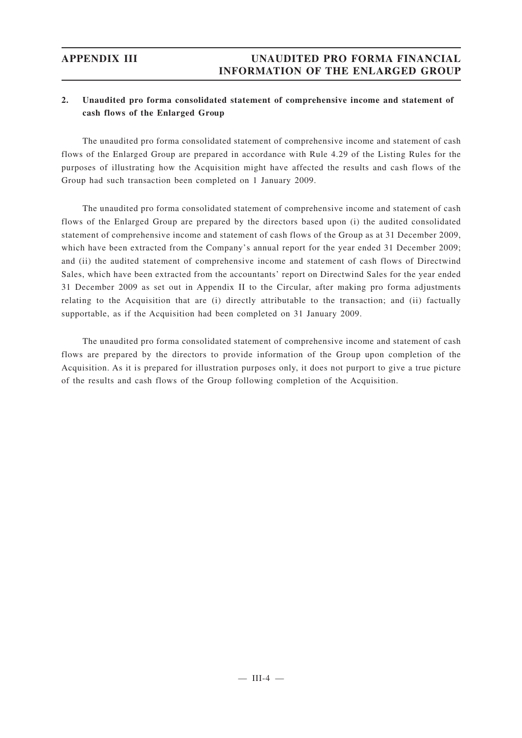## 2. Unaudited pro forma consolidated statement of comprehensive income and statement of cash flows of the Enlarged Group

The unaudited pro forma consolidated statement of comprehensive income and statement of cash flows of the Enlarged Group are prepared in accordance with Rule 4.29 of the Listing Rules for the purposes of illustrating how the Acquisition might have affected the results and cash flows of the Group had such transaction been completed on 1 January 2009.

The unaudited pro forma consolidated statement of comprehensive income and statement of cash flows of the Enlarged Group are prepared by the directors based upon (i) the audited consolidated statement of comprehensive income and statement of cash flows of the Group as at 31 December 2009, which have been extracted from the Company's annual report for the year ended 31 December 2009; and (ii) the audited statement of comprehensive income and statement of cash flows of Directwind Sales, which have been extracted from the accountants' report on Directwind Sales for the year ended 31 December 2009 as set out in Appendix II to the Circular, after making pro forma adjustments relating to the Acquisition that are (i) directly attributable to the transaction; and (ii) factually supportable, as if the Acquisition had been completed on 31 January 2009.

The unaudited pro forma consolidated statement of comprehensive income and statement of cash flows are prepared by the directors to provide information of the Group upon completion of the Acquisition. As it is prepared for illustration purposes only, it does not purport to give a true picture of the results and cash flows of the Group following completion of the Acquisition.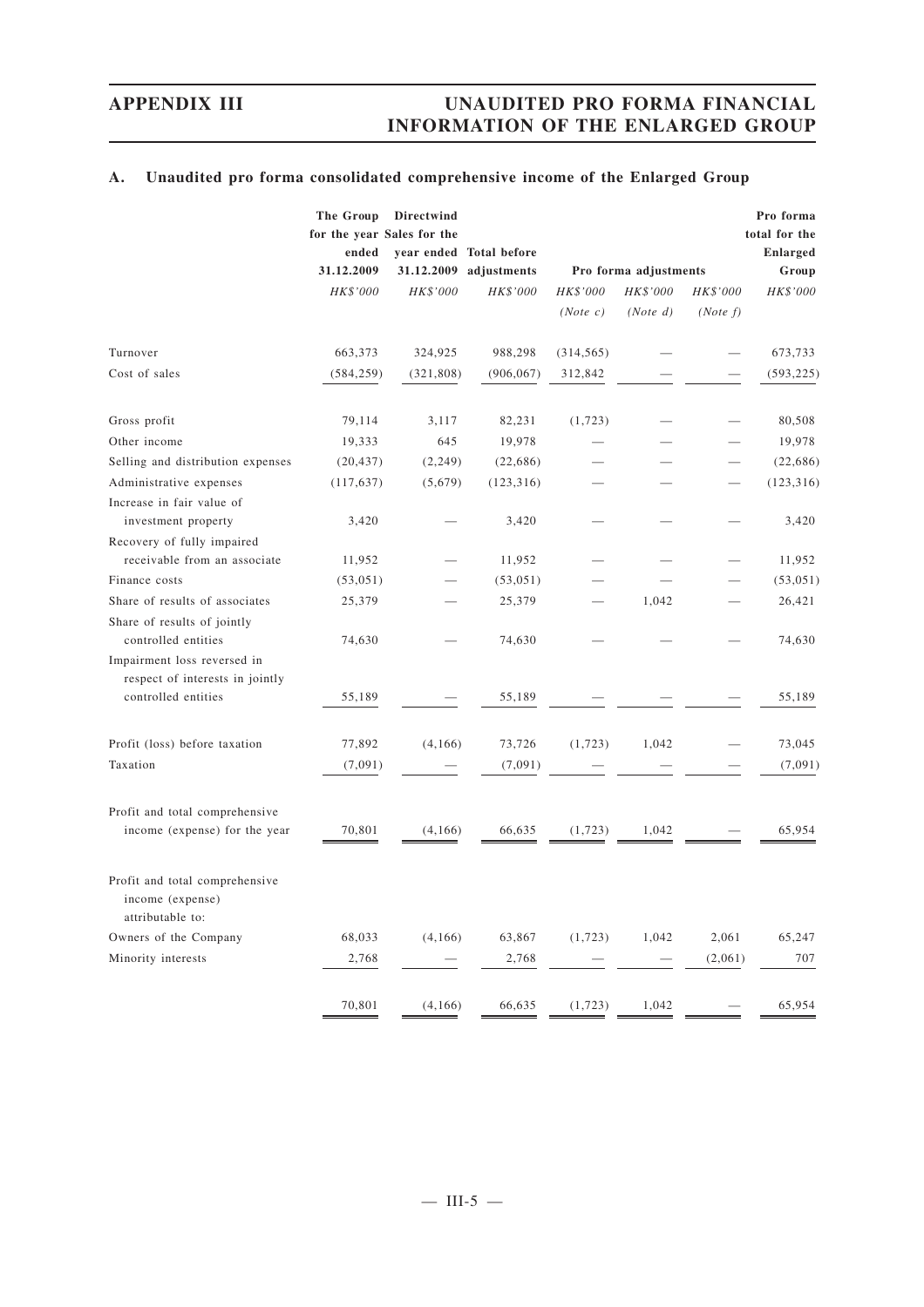## A. Unaudited pro forma consolidated comprehensive income of the Enlarged Group

| | The Group for the year ended 31.12.2009 | Directwind Sales for the year ended 31.12.2009 | Total before adjustments | Pro forma adjustments | | | Pro forma total for the Enlarged Group |
|---|---|---|---|---|---|---|---|
| | *HK$'000* | *HK$'000* | *HK$'000* | *HK$'000* | *HK$'000* | *HK$'000* | *HK$'000* |
| | | | | *(Note c)* | *(Note d)* | *(Note f)* | |
| Turnover | 663,373 | 324,925 | 988,298 | (314,565) | — | — | 673,733 |
| Cost of sales | (584,259) | (321,808) | (906,067) | 312,842 | — | — | (593,225) |
| Gross profit | 79,114 | 3,117 | 82,231 | (1,723) | — | — | 80,508 |
| Other income | 19,333 | 645 | 19,978 | — | — | — | 19,978 |
| Selling and distribution expenses | (20,437) | (2,249) | (22,686) | — | — | — | (22,686) |
| Administrative expenses | (117,637) | (5,679) | (123,316) | — | — | — | (123,316) |
| Increase in fair value of investment property | 3,420 | — | 3,420 | — | — | — | 3,420 |
| Recovery of fully impaired receivable from an associate | 11,952 | — | 11,952 | — | — | — | 11,952 |
| Finance costs | (53,051) | — | (53,051) | — | — | — | (53,051) |
| Share of results of associates | 25,379 | — | 25,379 | — | 1,042 | — | 26,421 |
| Share of results of jointly controlled entities | 74,630 | — | 74,630 | — | — | — | 74,630 |
| Impairment loss reversed in respect of interests in jointly controlled entities | 55,189 | — | 55,189 | — | — | — | 55,189 |
| Profit (loss) before taxation | 77,892 | (4,166) | 73,726 | (1,723) | 1,042 | — | 73,045 |
| Taxation | (7,091) | — | (7,091) | — | — | — | (7,091) |
| Profit and total comprehensive income (expense) for the year | 70,801 | (4,166) | 66,635 | (1,723) | 1,042 | — | 65,954 |
| Profit and total comprehensive income (expense) attributable to: | | | | | | | |
| Owners of the Company | 68,033 | (4,166) | 63,867 | (1,723) | 1,042 | 2,061 | 65,247 |
| Minority interests | 2,768 | — | 2,768 | — | — | (2,061) | 707 |
| | 70,801 | (4,166) | 66,635 | (1,723) | 1,042 | — | 65,954 |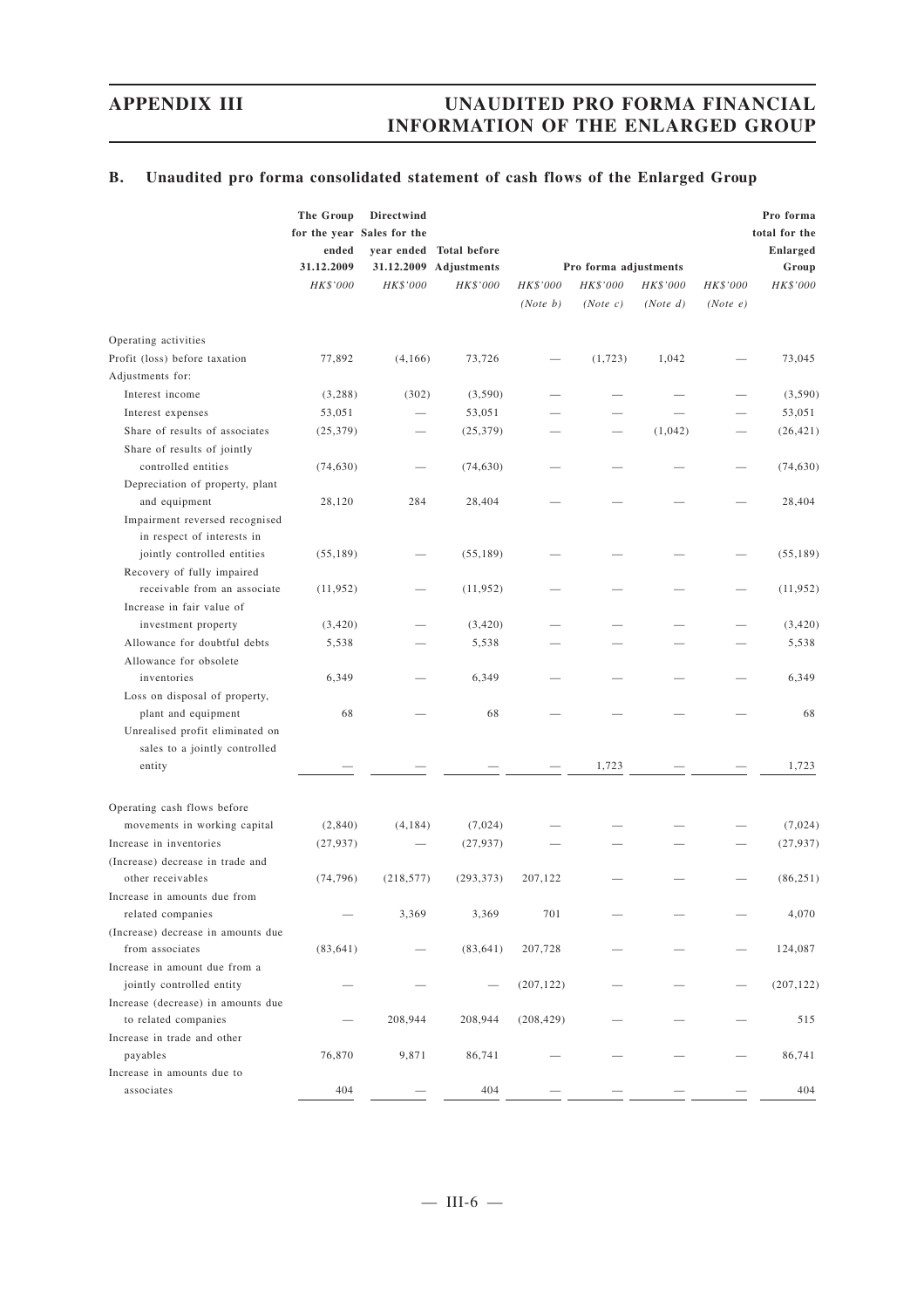## B. Unaudited pro forma consolidated statement of cash flows of the Enlarged Group

| | The Group for the year ended 31.12.2009 | Directwind Sales for the year ended 31.12.2009 | Total before Adjustments | Pro forma adjustments | | | | Pro forma total for the Enlarged Group |
|---|---|---|---|---|---|---|---|---|
| | *HK$'000* | *HK$'000* | *HK$'000* | *HK$'000* | *HK$'000* | *HK$'000* | *HK$'000* | *HK$'000* |
| | | | | *(Note b)* | *(Note c)* | *(Note d)* | *(Note e)* | |
| Operating activities | | | | | | | | |
| Profit (loss) before taxation | 77,892 | (4,166) | 73,726 | — | (1,723) | 1,042 | — | 73,045 |
| Adjustments for: | | | | | | | | |
| Interest income | (3,288) | (302) | (3,590) | — | — | — | — | (3,590) |
| Interest expenses | 53,051 | — | 53,051 | — | — | — | — | 53,051 |
| Share of results of associates | (25,379) | — | (25,379) | — | — | (1,042) | — | (26,421) |
| Share of results of jointly controlled entities | (74,630) | — | (74,630) | — | — | — | — | (74,630) |
| Depreciation of property, plant and equipment | 28,120 | 284 | 28,404 | — | — | — | — | 28,404 |
| Impairment reversed recognised in respect of interests in jointly controlled entities | (55,189) | — | (55,189) | — | — | — | — | (55,189) |
| Recovery of fully impaired receivable from an associate | (11,952) | — | (11,952) | — | — | — | — | (11,952) |
| Increase in fair value of investment property | (3,420) | — | (3,420) | — | — | — | — | (3,420) |
| Allowance for doubtful debts | 5,538 | — | 5,538 | — | — | — | — | 5,538 |
| Allowance for obsolete inventories | 6,349 | — | 6,349 | — | — | — | — | 6,349 |
| Loss on disposal of property, plant and equipment | 68 | — | 68 | — | — | — | — | 68 |
| Unrealised profit eliminated on sales to a jointly controlled entity | — | — | — | — | 1,723 | — | — | 1,723 |
| Operating cash flows before movements in working capital | (2,840) | (4,184) | (7,024) | — | — | — | — | (7,024) |
| Increase in inventories | (27,937) | — | (27,937) | — | — | — | — | (27,937) |
| (Increase) decrease in trade and other receivables | (74,796) | (218,577) | (293,373) | 207,122 | — | — | — | (86,251) |
| Increase in amounts due from related companies | — | 3,369 | 3,369 | 701 | — | — | — | 4,070 |
| (Increase) decrease in amounts due from associates | (83,641) | — | (83,641) | 207,728 | — | — | — | 124,087 |
| Increase in amount due from a jointly controlled entity | — | — | — | (207,122) | — | — | — | (207,122) |
| Increase (decrease) in amounts due to related companies | — | 208,944 | 208,944 | (208,429) | — | — | — | 515 |
| Increase in trade and other payables | 76,870 | 9,871 | 86,741 | — | — | — | — | 86,741 |
| Increase in amounts due to associates | 404 | — | 404 | — | — | — | — | 404 |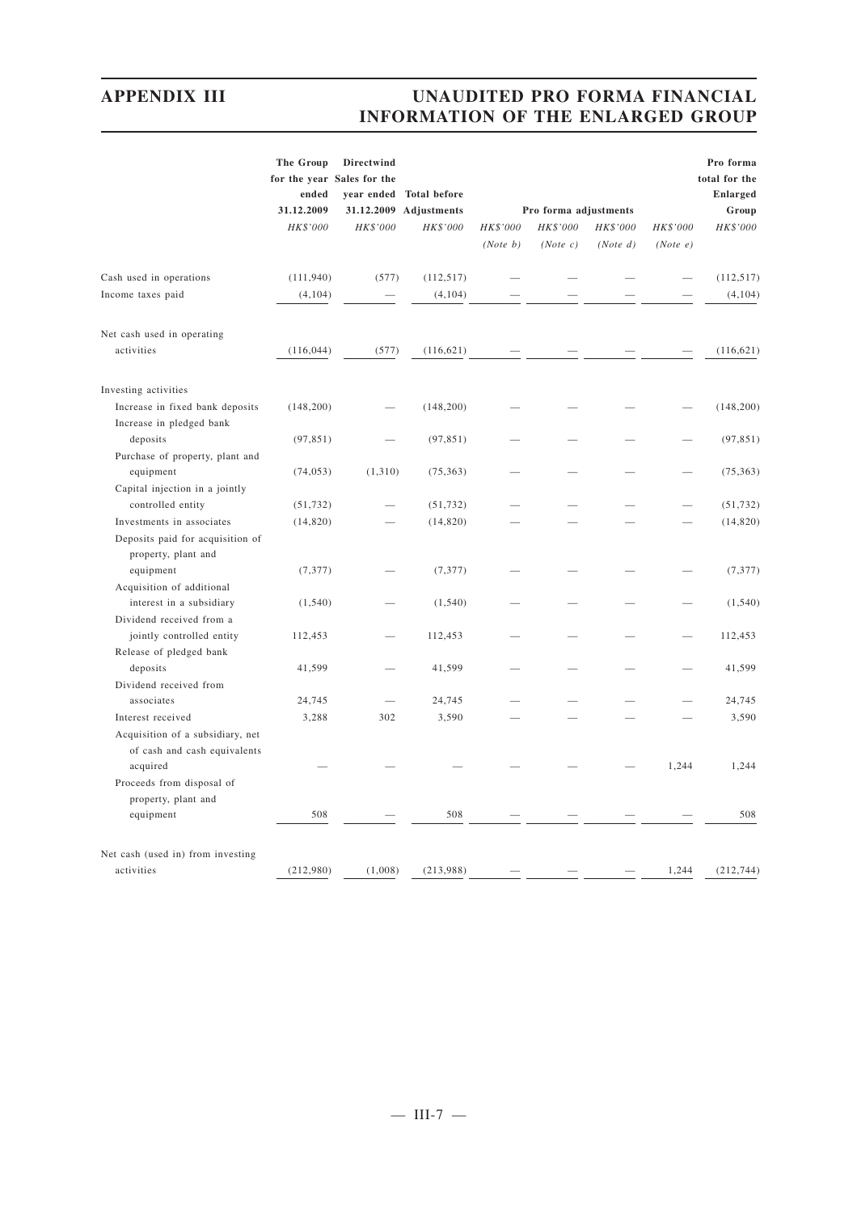| | The Group for the year ended 31.12.2009 | Directwind Sales for the year ended 31.12.2009 | Total before Adjustments | Pro forma adjustments | | | | Pro forma total for the Enlarged Group |
|---|---|---|---|---|---|---|---|---|
| | *HK$'000* | *HK$'000* | *HK$'000* | *HK$'000* | *HK$'000* | *HK$'000* | *HK$'000* | *HK$'000* |
| | | | | *(Note b)* | *(Note c)* | *(Note d)* | *(Note e)* | |
| Cash used in operations | (111,940) | (577) | (112,517) | — | — | — | — | (112,517) |
| Income taxes paid | (4,104) | — | (4,104) | — | — | — | — | (4,104) |
| Net cash used in operating activities | (116,044) | (577) | (116,621) | — | — | — | — | (116,621) |
| Investing activities | | | | | | | | |
| Increase in fixed bank deposits | (148,200) | — | (148,200) | — | — | — | — | (148,200) |
| Increase in pledged bank deposits | (97,851) | — | (97,851) | — | — | — | — | (97,851) |
| Purchase of property, plant and equipment | (74,053) | (1,310) | (75,363) | — | — | — | — | (75,363) |
| Capital injection in a jointly controlled entity | (51,732) | — | (51,732) | — | — | — | — | (51,732) |
| Investments in associates | (14,820) | — | (14,820) | — | — | — | — | (14,820) |
| Deposits paid for acquisition of property, plant and equipment | (7,377) | — | (7,377) | — | — | — | — | (7,377) |
| Acquisition of additional interest in a subsidiary | (1,540) | — | (1,540) | — | — | — | — | (1,540) |
| Dividend received from a jointly controlled entity | 112,453 | — | 112,453 | — | — | — | — | 112,453 |
| Release of pledged bank deposits | 41,599 | — | 41,599 | — | — | — | — | 41,599 |
| Dividend received from associates | 24,745 | — | 24,745 | — | — | — | — | 24,745 |
| Interest received | 3,288 | 302 | 3,590 | — | — | — | — | 3,590 |
| Acquisition of a subsidiary, net of cash and cash equivalents acquired | — | — | — | — | — | — | 1,244 | 1,244 |
| Proceeds from disposal of property, plant and equipment | 508 | — | 508 | — | — | — | — | 508 |
| Net cash (used in) from investing activities | (212,980) | (1,008) | (213,988) | — | — | — | 1,244 | (212,744) |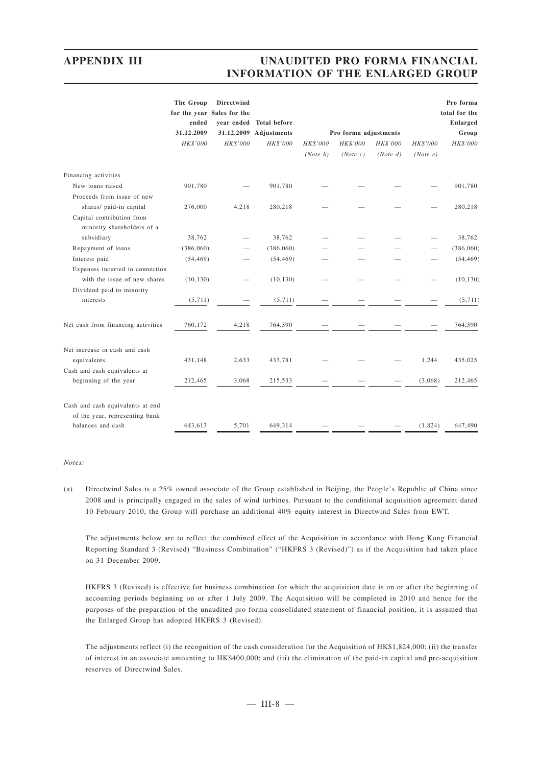| | The Group for the year ended 31.12.2009 | Directwind Sales for the year ended 31.12.2009 | Total before Adjustments | Pro forma adjustments | | | | Pro forma total for the Enlarged Group |
|---|---|---|---|---|---|---|---|---|
| | HK$'000 | HK$'000 | HK$'000 | HK$'000 | HK$'000 | HK$'000 | HK$'000 | HK$'000 |
| | | | | *(Note b)* | *(Note c)* | *(Note d)* | *(Note e)* | |
| Financing activities | | | | | | | | |
| New loans raised | 901,780 | — | 901,780 | — | — | — | — | 901,780 |
| Proceeds from issue of new shares/ paid-in capital | 276,000 | 4,218 | 280,218 | — | — | — | — | 280,218 |
| Capital contribution from minority shareholders of a subsidiary | 38,762 | — | 38,762 | — | — | — | — | 38,762 |
| Repayment of loans | (386,060) | — | (386,060) | — | — | — | — | (386,060) |
| Interest paid | (54,469) | — | (54,469) | — | — | — | — | (54,469) |
| Expenses incurred in connection with the issue of new shares | (10,130) | — | (10,130) | — | — | — | — | (10,130) |
| Dividend paid to minority interests | (5,711) | — | (5,711) | — | — | — | — | (5,711) |
| Net cash from financing activities | 760,172 | 4,218 | 764,390 | — | — | — | — | 764,390 |
| Net increase in cash and cash equivalents | 431,148 | 2,633 | 433,781 | — | — | — | 1,244 | 435,025 |
| Cash and cash equivalents at beginning of the year | 212,465 | 3,068 | 215,533 | — | — | — | (3,068) | 212,465 |
| Cash and cash equivalents at end of the year, representing bank balances and cash | 643,613 | 5,701 | 649,314 | — | — | — | (1,824) | 647,490 |

*Notes:*

(a) Directwind Sales is a 25% owned associate of the Group established in Beijing, the People's Republic of China since 2008 and is principally engaged in the sales of wind turbines. Pursuant to the conditional acquisition agreement dated 10 February 2010, the Group will purchase an additional 40% equity interest in Directwind Sales from EWT.

The adjustments below are to reflect the combined effect of the Acquisition in accordance with Hong Kong Financial Reporting Standard 3 (Revised) "Business Combination" ("HKFRS 3 (Revised)") as if the Acquisition had taken place on 31 December 2009.

HKFRS 3 (Revised) is effective for business combination for which the acquisition date is on or after the beginning of accounting periods beginning on or after 1 July 2009. The Acquisition will be completed in 2010 and hence for the purposes of the preparation of the unaudited pro forma consolidated statement of financial position, it is assumed that the Enlarged Group has adopted HKFRS 3 (Revised).

The adjustments reflect (i) the recognition of the cash consideration for the Acquisition of HK$1,824,000; (ii) the transfer of interest in an associate amounting to HK$400,000; and (iii) the elimination of the paid-in capital and pre-acquisition reserves of Directwind Sales.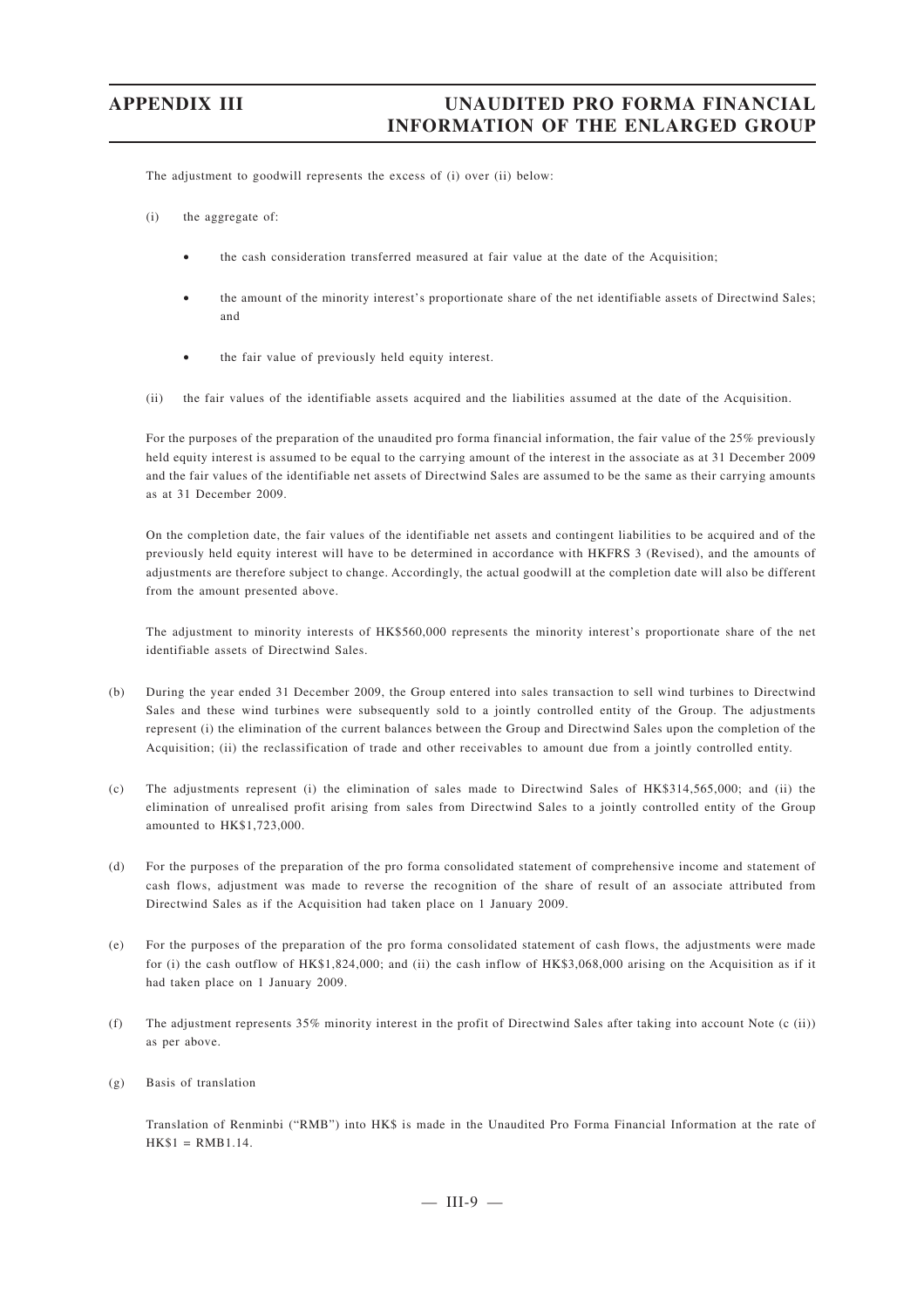The adjustment to goodwill represents the excess of (i) over (ii) below:

(i) the aggregate of:

- the cash consideration transferred measured at fair value at the date of the Acquisition;
- the amount of the minority interest's proportionate share of the net identifiable assets of Directwind Sales; and
- the fair value of previously held equity interest.

(ii) the fair values of the identifiable assets acquired and the liabilities assumed at the date of the Acquisition.

For the purposes of the preparation of the unaudited pro forma financial information, the fair value of the 25% previously held equity interest is assumed to be equal to the carrying amount of the interest in the associate as at 31 December 2009 and the fair values of the identifiable net assets of Directwind Sales are assumed to be the same as their carrying amounts as at 31 December 2009.

On the completion date, the fair values of the identifiable net assets and contingent liabilities to be acquired and of the previously held equity interest will have to be determined in accordance with HKFRS 3 (Revised), and the amounts of adjustments are therefore subject to change. Accordingly, the actual goodwill at the completion date will also be different from the amount presented above.

The adjustment to minority interests of HK$560,000 represents the minority interest's proportionate share of the net identifiable assets of Directwind Sales.

(b) During the year ended 31 December 2009, the Group entered into sales transaction to sell wind turbines to Directwind Sales and these wind turbines were subsequently sold to a jointly controlled entity of the Group. The adjustments represent (i) the elimination of the current balances between the Group and Directwind Sales upon the completion of the Acquisition; (ii) the reclassification of trade and other receivables to amount due from a jointly controlled entity.

(c) The adjustments represent (i) the elimination of sales made to Directwind Sales of HK$314,565,000; and (ii) the elimination of unrealised profit arising from sales from Directwind Sales to a jointly controlled entity of the Group amounted to HK$1,723,000.

(d) For the purposes of the preparation of the pro forma consolidated statement of comprehensive income and statement of cash flows, adjustment was made to reverse the recognition of the share of result of an associate attributed from Directwind Sales as if the Acquisition had taken place on 1 January 2009.

(e) For the purposes of the preparation of the pro forma consolidated statement of cash flows, the adjustments were made for (i) the cash outflow of HK$1,824,000; and (ii) the cash inflow of HK$3,068,000 arising on the Acquisition as if it had taken place on 1 January 2009.

(f) The adjustment represents 35% minority interest in the profit of Directwind Sales after taking into account Note (c (ii)) as per above.

(g) Basis of translation

Translation of Renminbi ("RMB") into HK$ is made in the Unaudited Pro Forma Financial Information at the rate of HK$1 = RMB1.14.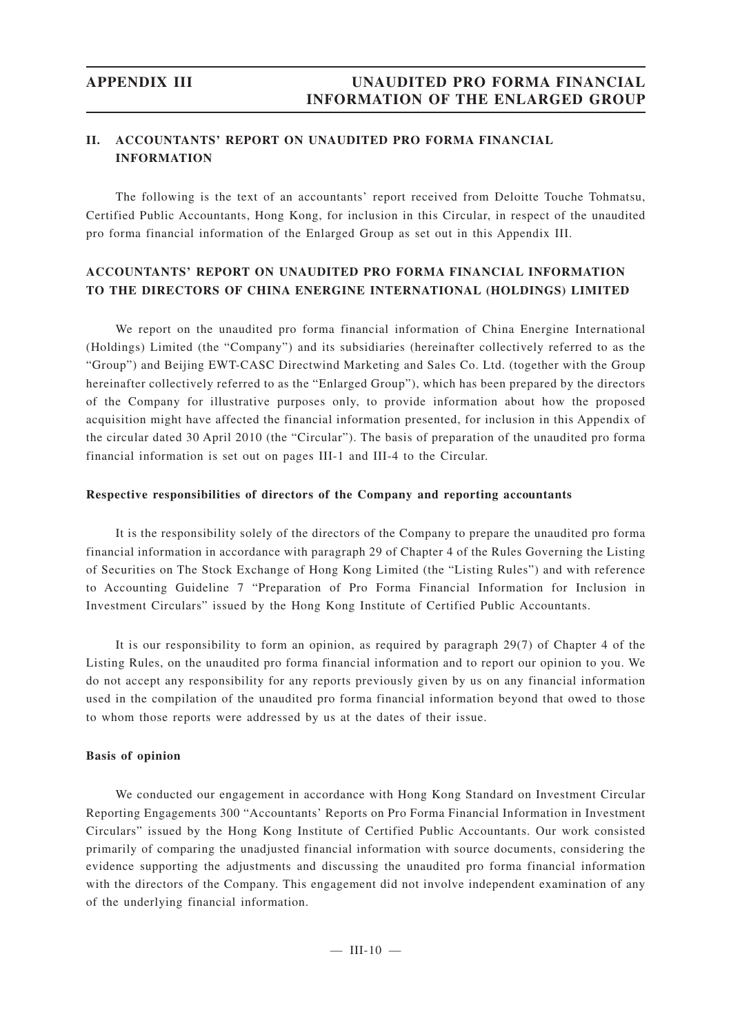## II. ACCOUNTANTS' REPORT ON UNAUDITED PRO FORMA FINANCIAL INFORMATION

The following is the text of an accountants' report received from Deloitte Touche Tohmatsu, Certified Public Accountants, Hong Kong, for inclusion in this Circular, in respect of the unaudited pro forma financial information of the Enlarged Group as set out in this Appendix III.

## ACCOUNTANTS' REPORT ON UNAUDITED PRO FORMA FINANCIAL INFORMATION TO THE DIRECTORS OF CHINA ENERGINE INTERNATIONAL (HOLDINGS) LIMITED

We report on the unaudited pro forma financial information of China Energine International (Holdings) Limited (the "Company") and its subsidiaries (hereinafter collectively referred to as the "Group") and Beijing EWT-CASC Directwind Marketing and Sales Co. Ltd. (together with the Group hereinafter collectively referred to as the "Enlarged Group"), which has been prepared by the directors of the Company for illustrative purposes only, to provide information about how the proposed acquisition might have affected the financial information presented, for inclusion in this Appendix of the circular dated 30 April 2010 (the "Circular"). The basis of preparation of the unaudited pro forma financial information is set out on pages III-1 and III-4 to the Circular.

**Respective responsibilities of directors of the Company and reporting accountants**

It is the responsibility solely of the directors of the Company to prepare the unaudited pro forma financial information in accordance with paragraph 29 of Chapter 4 of the Rules Governing the Listing of Securities on The Stock Exchange of Hong Kong Limited (the "Listing Rules") and with reference to Accounting Guideline 7 "Preparation of Pro Forma Financial Information for Inclusion in Investment Circulars" issued by the Hong Kong Institute of Certified Public Accountants.

It is our responsibility to form an opinion, as required by paragraph 29(7) of Chapter 4 of the Listing Rules, on the unaudited pro forma financial information and to report our opinion to you. We do not accept any responsibility for any reports previously given by us on any financial information used in the compilation of the unaudited pro forma financial information beyond that owed to those to whom those reports were addressed by us at the dates of their issue.

**Basis of opinion**

We conducted our engagement in accordance with Hong Kong Standard on Investment Circular Reporting Engagements 300 "Accountants' Reports on Pro Forma Financial Information in Investment Circulars" issued by the Hong Kong Institute of Certified Public Accountants. Our work consisted primarily of comparing the unadjusted financial information with source documents, considering the evidence supporting the adjustments and discussing the unaudited pro forma financial information with the directors of the Company. This engagement did not involve independent examination of any of the underlying financial information.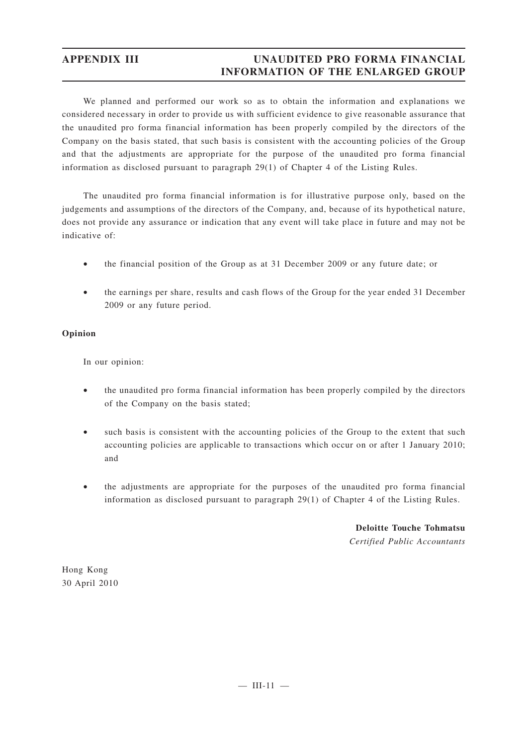We planned and performed our work so as to obtain the information and explanations we considered necessary in order to provide us with sufficient evidence to give reasonable assurance that the unaudited pro forma financial information has been properly compiled by the directors of the Company on the basis stated, that such basis is consistent with the accounting policies of the Group and that the adjustments are appropriate for the purpose of the unaudited pro forma financial information as disclosed pursuant to paragraph 29(1) of Chapter 4 of the Listing Rules.

The unaudited pro forma financial information is for illustrative purpose only, based on the judgements and assumptions of the directors of the Company, and, because of its hypothetical nature, does not provide any assurance or indication that any event will take place in future and may not be indicative of:

- the financial position of the Group as at 31 December 2009 or any future date; or
- the earnings per share, results and cash flows of the Group for the year ended 31 December 2009 or any future period.

**Opinion**

In our opinion:

- the unaudited pro forma financial information has been properly compiled by the directors of the Company on the basis stated;
- such basis is consistent with the accounting policies of the Group to the extent that such accounting policies are applicable to transactions which occur on or after 1 January 2010; and
- the adjustments are appropriate for the purposes of the unaudited pro forma financial information as disclosed pursuant to paragraph 29(1) of Chapter 4 of the Listing Rules.

**Deloitte Touche Tohmatsu**
*Certified Public Accountants*

Hong Kong
30 April 2010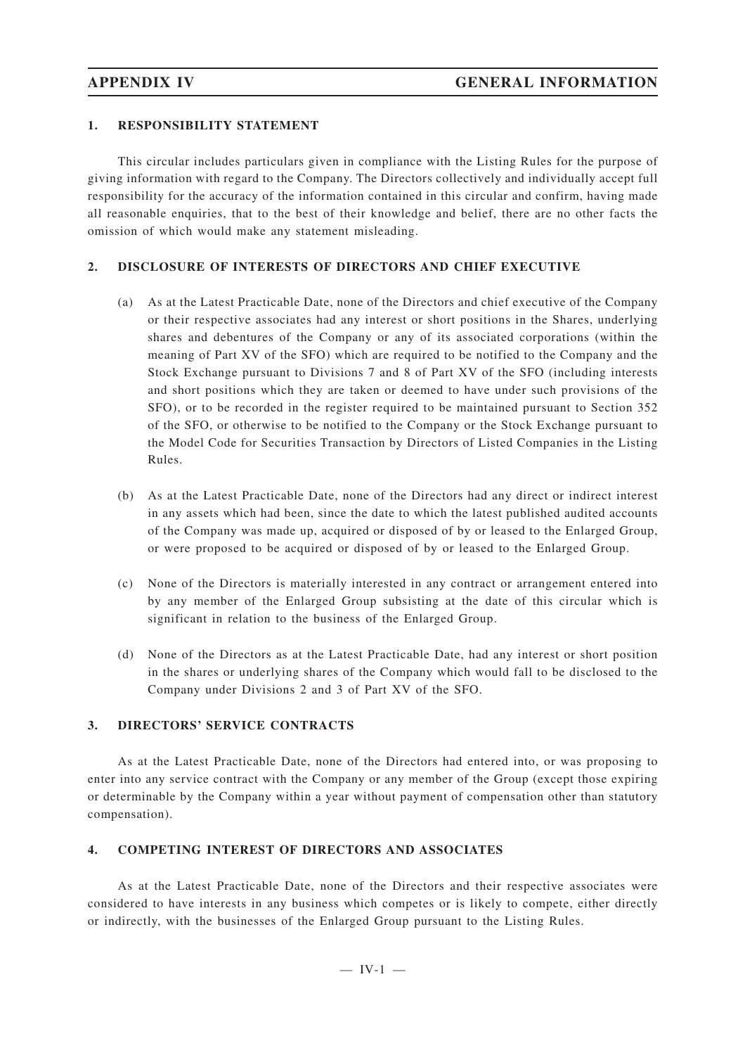## 1. RESPONSIBILITY STATEMENT

This circular includes particulars given in compliance with the Listing Rules for the purpose of giving information with regard to the Company. The Directors collectively and individually accept full responsibility for the accuracy of the information contained in this circular and confirm, having made all reasonable enquiries, that to the best of their knowledge and belief, there are no other facts the omission of which would make any statement misleading.

## 2. DISCLOSURE OF INTERESTS OF DIRECTORS AND CHIEF EXECUTIVE

(a) As at the Latest Practicable Date, none of the Directors and chief executive of the Company or their respective associates had any interest or short positions in the Shares, underlying shares and debentures of the Company or any of its associated corporations (within the meaning of Part XV of the SFO) which are required to be notified to the Company and the Stock Exchange pursuant to Divisions 7 and 8 of Part XV of the SFO (including interests and short positions which they are taken or deemed to have under such provisions of the SFO), or to be recorded in the register required to be maintained pursuant to Section 352 of the SFO, or otherwise to be notified to the Company or the Stock Exchange pursuant to the Model Code for Securities Transaction by Directors of Listed Companies in the Listing Rules.

(b) As at the Latest Practicable Date, none of the Directors had any direct or indirect interest in any assets which had been, since the date to which the latest published audited accounts of the Company was made up, acquired or disposed of by or leased to the Enlarged Group, or were proposed to be acquired or disposed of by or leased to the Enlarged Group.

(c) None of the Directors is materially interested in any contract or arrangement entered into by any member of the Enlarged Group subsisting at the date of this circular which is significant in relation to the business of the Enlarged Group.

(d) None of the Directors as at the Latest Practicable Date, had any interest or short position in the shares or underlying shares of the Company which would fall to be disclosed to the Company under Divisions 2 and 3 of Part XV of the SFO.

## 3. DIRECTORS' SERVICE CONTRACTS

As at the Latest Practicable Date, none of the Directors had entered into, or was proposing to enter into any service contract with the Company or any member of the Group (except those expiring or determinable by the Company within a year without payment of compensation other than statutory compensation).

## 4. COMPETING INTEREST OF DIRECTORS AND ASSOCIATES

As at the Latest Practicable Date, none of the Directors and their respective associates were considered to have interests in any business which competes or is likely to compete, either directly or indirectly, with the businesses of the Enlarged Group pursuant to the Listing Rules.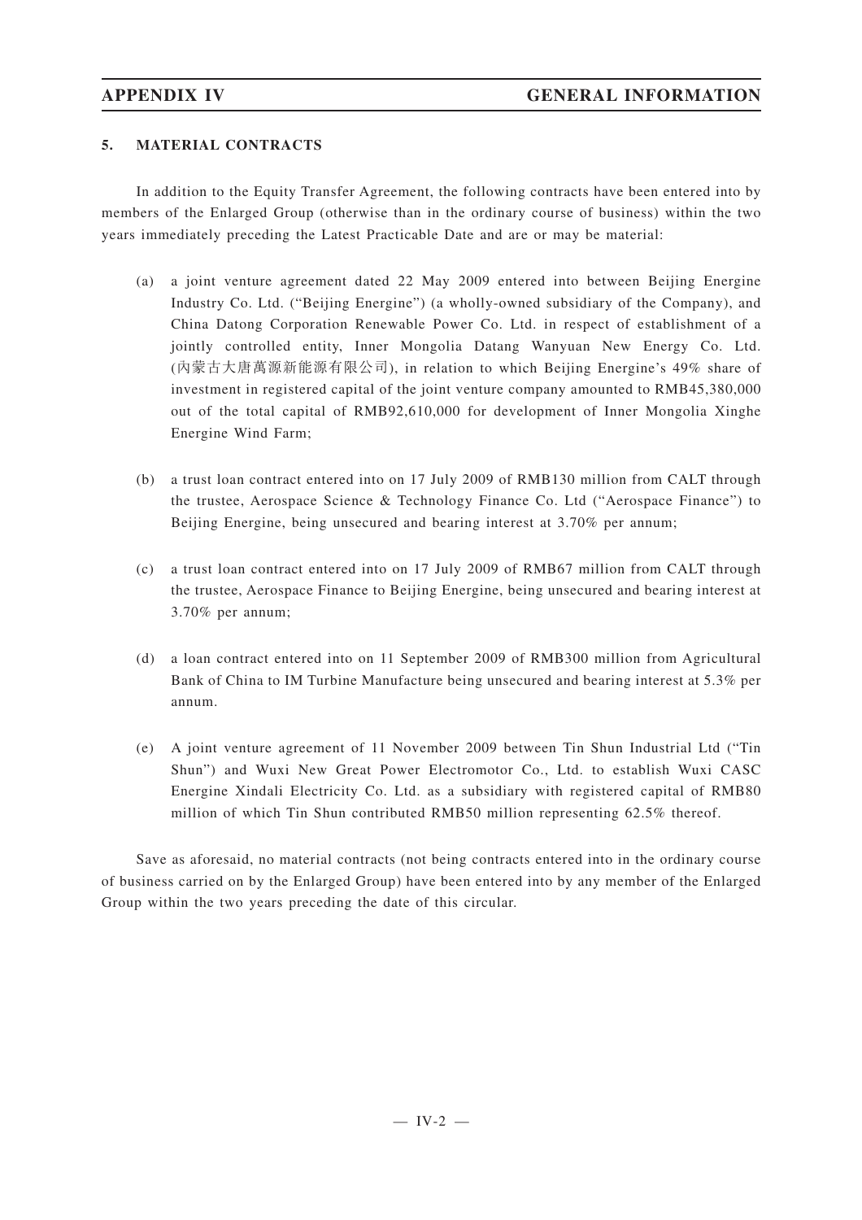## 5. MATERIAL CONTRACTS

In addition to the Equity Transfer Agreement, the following contracts have been entered into by members of the Enlarged Group (otherwise than in the ordinary course of business) within the two years immediately preceding the Latest Practicable Date and are or may be material:

(a) a joint venture agreement dated 22 May 2009 entered into between Beijing Energine Industry Co. Ltd. ("Beijing Energine") (a wholly-owned subsidiary of the Company), and China Datong Corporation Renewable Power Co. Ltd. in respect of establishment of a jointly controlled entity, Inner Mongolia Datang Wanyuan New Energy Co. Ltd. (內蒙古大唐萬源新能源有限公司), in relation to which Beijing Energine's 49% share of investment in registered capital of the joint venture company amounted to RMB45,380,000 out of the total capital of RMB92,610,000 for development of Inner Mongolia Xinghe Energine Wind Farm;

(b) a trust loan contract entered into on 17 July 2009 of RMB130 million from CALT through the trustee, Aerospace Science & Technology Finance Co. Ltd ("Aerospace Finance") to Beijing Energine, being unsecured and bearing interest at 3.70% per annum;

(c) a trust loan contract entered into on 17 July 2009 of RMB67 million from CALT through the trustee, Aerospace Finance to Beijing Energine, being unsecured and bearing interest at 3.70% per annum;

(d) a loan contract entered into on 11 September 2009 of RMB300 million from Agricultural Bank of China to IM Turbine Manufacture being unsecured and bearing interest at 5.3% per annum.

(e) A joint venture agreement of 11 November 2009 between Tin Shun Industrial Ltd ("Tin Shun") and Wuxi New Great Power Electromotor Co., Ltd. to establish Wuxi CASC Energine Xindali Electricity Co. Ltd. as a subsidiary with registered capital of RMB80 million of which Tin Shun contributed RMB50 million representing 62.5% thereof.

Save as aforesaid, no material contracts (not being contracts entered into in the ordinary course of business carried on by the Enlarged Group) have been entered into by any member of the Enlarged Group within the two years preceding the date of this circular.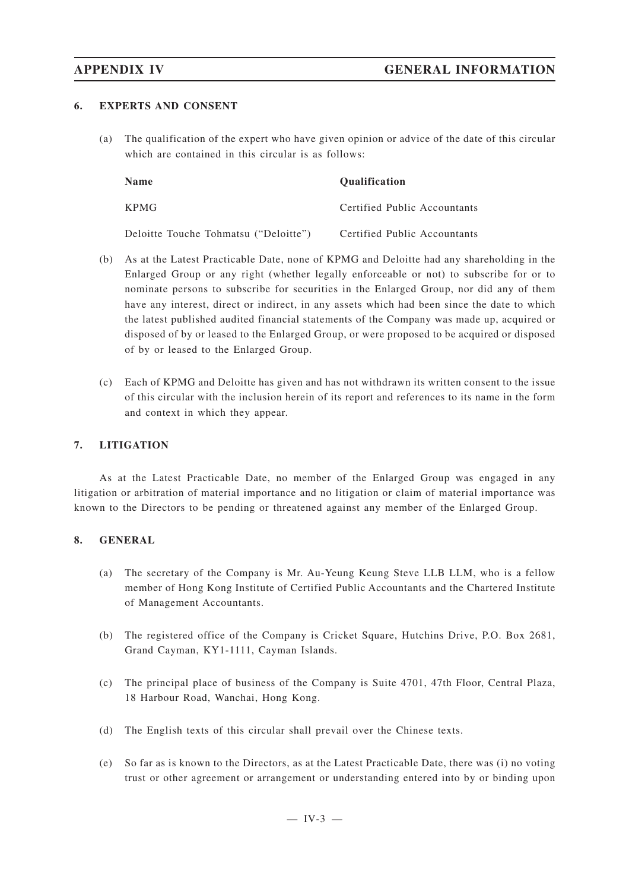## 6. EXPERTS AND CONSENT

(a) The qualification of the expert who have given opinion or advice of the date of this circular which are contained in this circular is as follows:

| Name | Qualification |
|---|---|
| KPMG | Certified Public Accountants |
| Deloitte Touche Tohmatsu ("Deloitte") | Certified Public Accountants |

(b) As at the Latest Practicable Date, none of KPMG and Deloitte had any shareholding in the Enlarged Group or any right (whether legally enforceable or not) to subscribe for or to nominate persons to subscribe for securities in the Enlarged Group, nor did any of them have any interest, direct or indirect, in any assets which had been since the date to which the latest published audited financial statements of the Company was made up, acquired or disposed of by or leased to the Enlarged Group, or were proposed to be acquired or disposed of by or leased to the Enlarged Group.

(c) Each of KPMG and Deloitte has given and has not withdrawn its written consent to the issue of this circular with the inclusion herein of its report and references to its name in the form and context in which they appear.

## 7. LITIGATION

As at the Latest Practicable Date, no member of the Enlarged Group was engaged in any litigation or arbitration of material importance and no litigation or claim of material importance was known to the Directors to be pending or threatened against any member of the Enlarged Group.

## 8. GENERAL

(a) The secretary of the Company is Mr. Au-Yeung Keung Steve LLB LLM, who is a fellow member of Hong Kong Institute of Certified Public Accountants and the Chartered Institute of Management Accountants.

(b) The registered office of the Company is Cricket Square, Hutchins Drive, P.O. Box 2681, Grand Cayman, KY1-1111, Cayman Islands.

(c) The principal place of business of the Company is Suite 4701, 47th Floor, Central Plaza, 18 Harbour Road, Wanchai, Hong Kong.

(d) The English texts of this circular shall prevail over the Chinese texts.

(e) So far as is known to the Directors, as at the Latest Practicable Date, there was (i) no voting trust or other agreement or arrangement or understanding entered into by or binding upon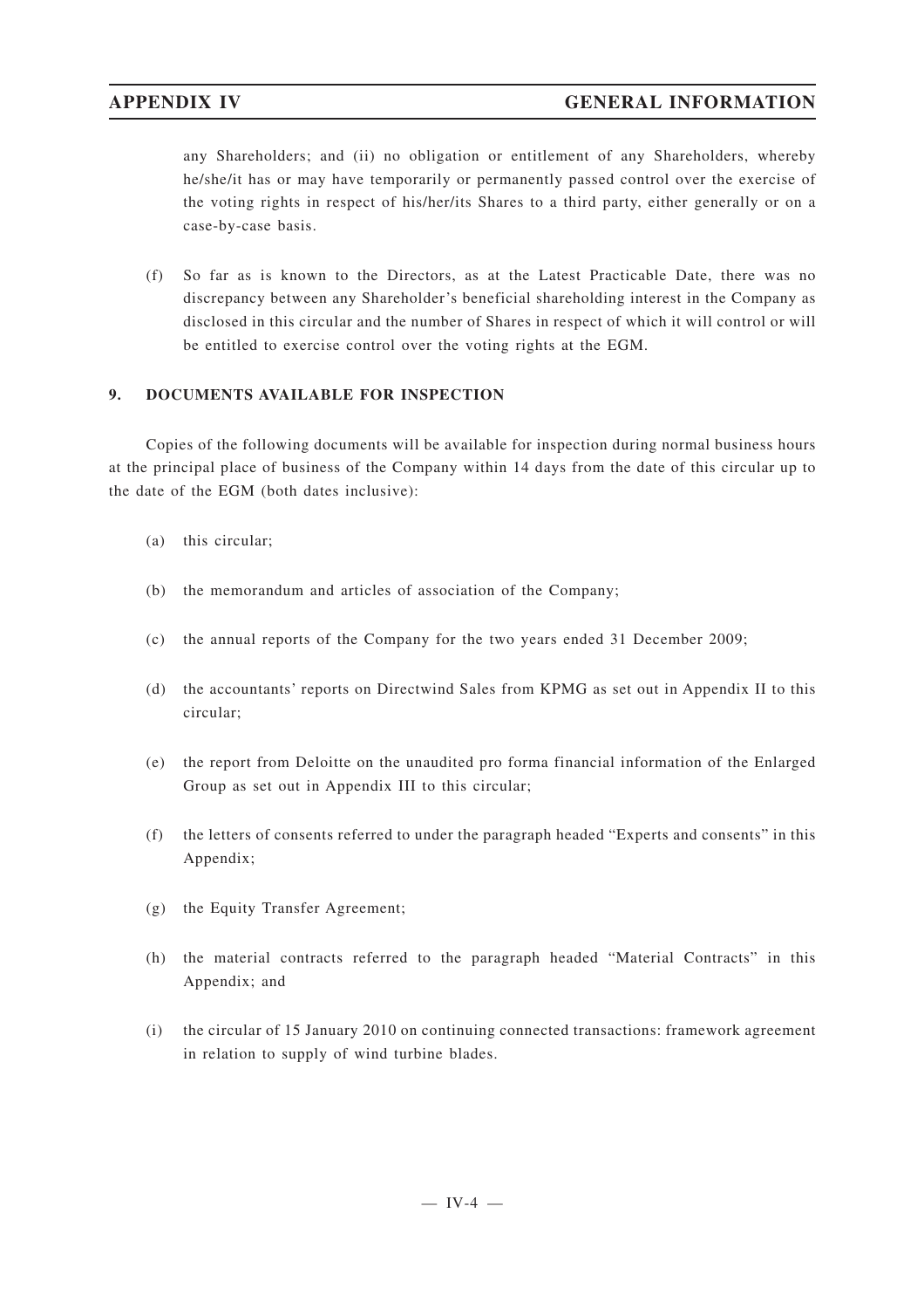any Shareholders; and (ii) no obligation or entitlement of any Shareholders, whereby he/she/it has or may have temporarily or permanently passed control over the exercise of the voting rights in respect of his/her/its Shares to a third party, either generally or on a case-by-case basis.

(f) So far as is known to the Directors, as at the Latest Practicable Date, there was no discrepancy between any Shareholder's beneficial shareholding interest in the Company as disclosed in this circular and the number of Shares in respect of which it will control or will be entitled to exercise control over the voting rights at the EGM.

## 9. DOCUMENTS AVAILABLE FOR INSPECTION

Copies of the following documents will be available for inspection during normal business hours at the principal place of business of the Company within 14 days from the date of this circular up to the date of the EGM (both dates inclusive):

(a) this circular;

(b) the memorandum and articles of association of the Company;

(c) the annual reports of the Company for the two years ended 31 December 2009;

(d) the accountants' reports on Directwind Sales from KPMG as set out in Appendix II to this circular;

(e) the report from Deloitte on the unaudited pro forma financial information of the Enlarged Group as set out in Appendix III to this circular;

(f) the letters of consents referred to under the paragraph headed "Experts and consents" in this Appendix;

(g) the Equity Transfer Agreement;

(h) the material contracts referred to the paragraph headed "Material Contracts" in this Appendix; and

(i) the circular of 15 January 2010 on continuing connected transactions: framework agreement in relation to supply of wind turbine blades.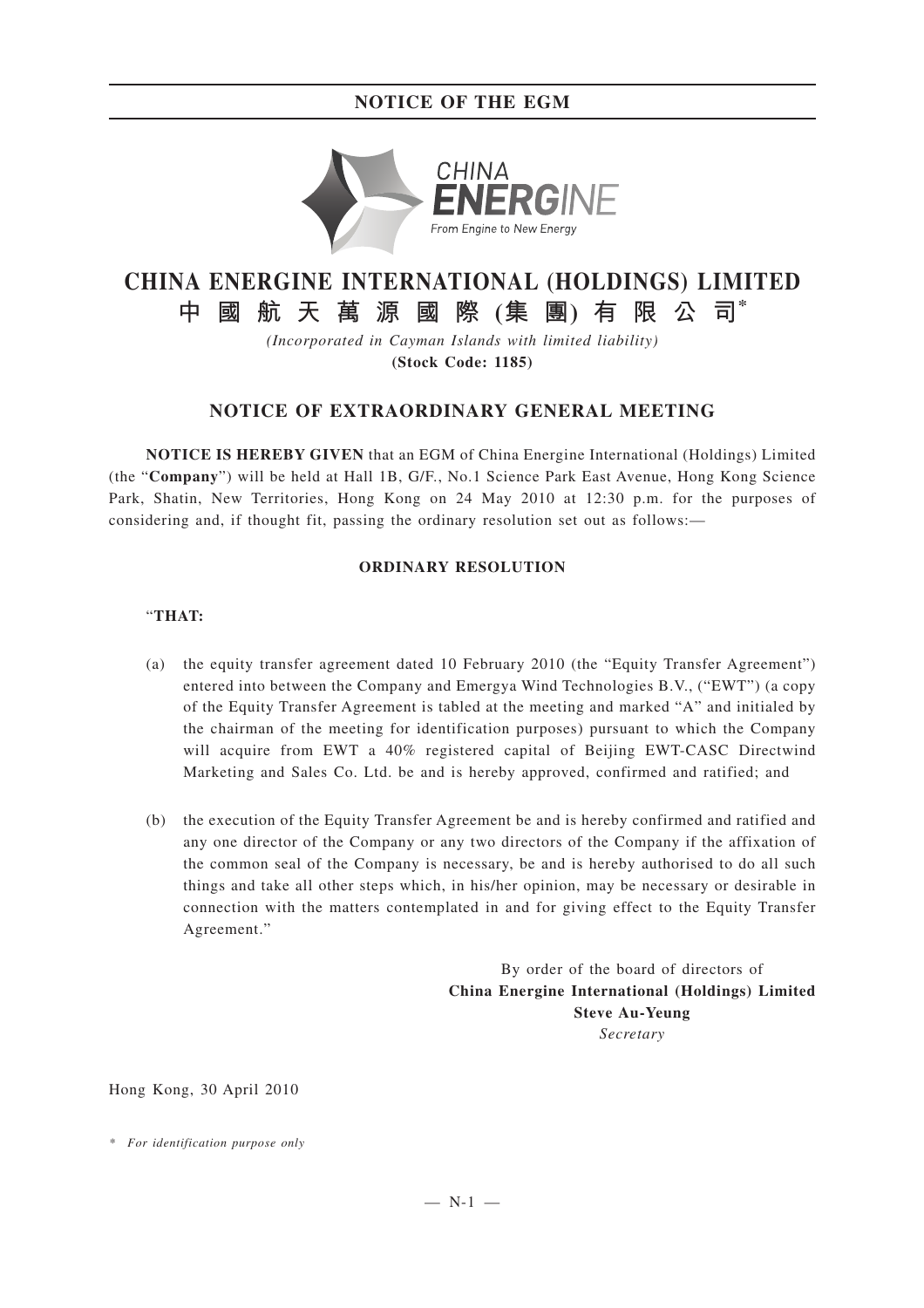**NOTICE OF THE EGM**

# CHINA ENERGINE INTERNATIONAL (HOLDINGS) LIMITED
# 中國航天萬源國際(集團)有限公司*

*(Incorporated in Cayman Islands with limited liability)*
**(Stock Code: 1185)**

## NOTICE OF EXTRAORDINARY GENERAL MEETING

**NOTICE IS HEREBY GIVEN** that an EGM of China Energine International (Holdings) Limited (the "**Company**") will be held at Hall 1B, G/F., No.1 Science Park East Avenue, Hong Kong Science Park, Shatin, New Territories, Hong Kong on 24 May 2010 at 12:30 p.m. for the purposes of considering and, if thought fit, passing the ordinary resolution set out as follows:—

**ORDINARY RESOLUTION**

"**THAT:**

(a) the equity transfer agreement dated 10 February 2010 (the "Equity Transfer Agreement") entered into between the Company and Emergya Wind Technologies B.V., ("EWT") (a copy of the Equity Transfer Agreement is tabled at the meeting and marked "A" and initialed by the chairman of the meeting for identification purposes) pursuant to which the Company will acquire from EWT a 40% registered capital of Beijing EWT-CASC Directwind Marketing and Sales Co. Ltd. be and is hereby approved, confirmed and ratified; and

(b) the execution of the Equity Transfer Agreement be and is hereby confirmed and ratified and any one director of the Company or any two directors of the Company if the affixation of the common seal of the Company is necessary, be and is hereby authorised to do all such things and take all other steps which, in his/her opinion, may be necessary or desirable in connection with the matters contemplated in and for giving effect to the Equity Transfer Agreement."

By order of the board of directors of
**China Energine International (Holdings) Limited**
**Steve Au-Yeung**
*Secretary*

Hong Kong, 30 April 2010

\* *For identification purpose only*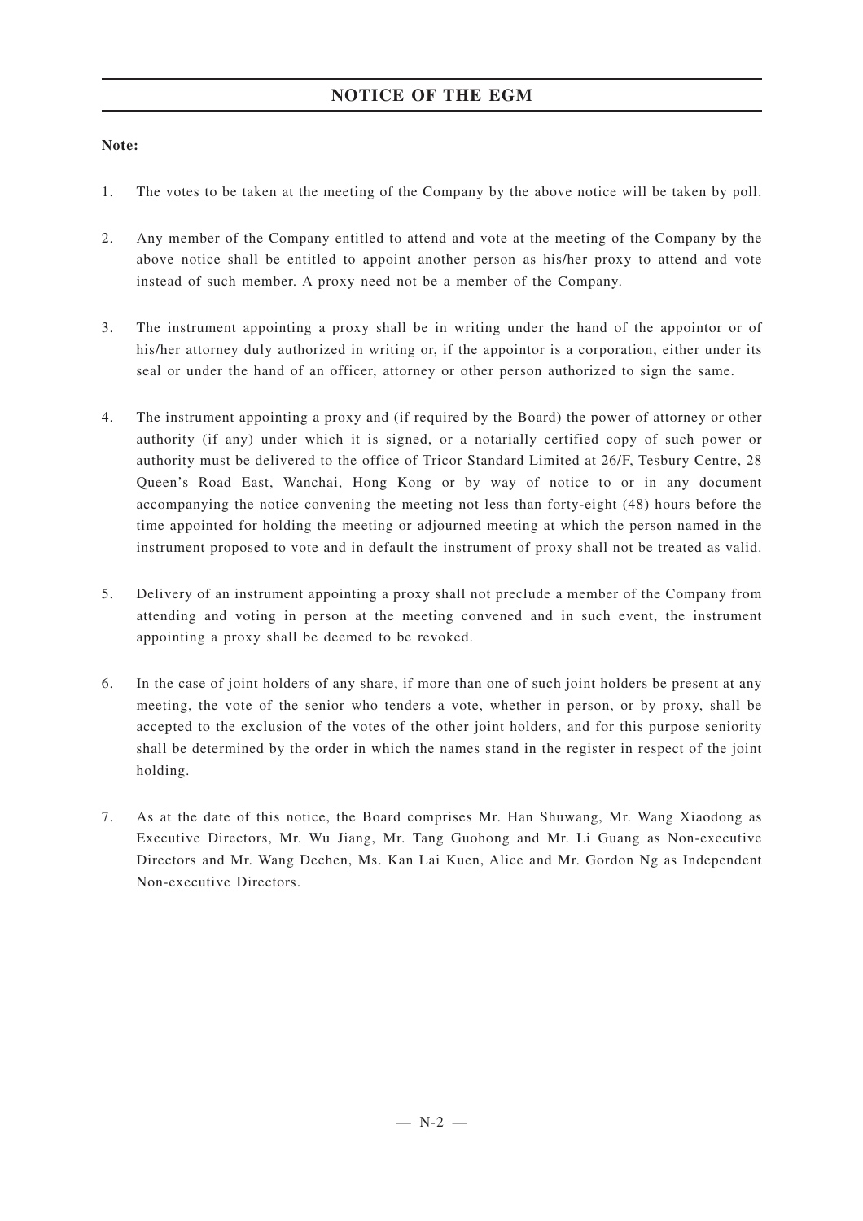## NOTICE OF THE EGM

**Note:**

1. The votes to be taken at the meeting of the Company by the above notice will be taken by poll.

2. Any member of the Company entitled to attend and vote at the meeting of the Company by the above notice shall be entitled to appoint another person as his/her proxy to attend and vote instead of such member. A proxy need not be a member of the Company.

3. The instrument appointing a proxy shall be in writing under the hand of the appointor or of his/her attorney duly authorized in writing or, if the appointor is a corporation, either under its seal or under the hand of an officer, attorney or other person authorized to sign the same.

4. The instrument appointing a proxy and (if required by the Board) the power of attorney or other authority (if any) under which it is signed, or a notarially certified copy of such power or authority must be delivered to the office of Tricor Standard Limited at 26/F, Tesbury Centre, 28 Queen's Road East, Wanchai, Hong Kong or by way of notice to or in any document accompanying the notice convening the meeting not less than forty-eight (48) hours before the time appointed for holding the meeting or adjourned meeting at which the person named in the instrument proposed to vote and in default the instrument of proxy shall not be treated as valid.

5. Delivery of an instrument appointing a proxy shall not preclude a member of the Company from attending and voting in person at the meeting convened and in such event, the instrument appointing a proxy shall be deemed to be revoked.

6. In the case of joint holders of any share, if more than one of such joint holders be present at any meeting, the vote of the senior who tenders a vote, whether in person, or by proxy, shall be accepted to the exclusion of the votes of the other joint holders, and for this purpose seniority shall be determined by the order in which the names stand in the register in respect of the joint holding.

7. As at the date of this notice, the Board comprises Mr. Han Shuwang, Mr. Wang Xiaodong as Executive Directors, Mr. Wu Jiang, Mr. Tang Guohong and Mr. Li Guang as Non-executive Directors and Mr. Wang Dechen, Ms. Kan Lai Kuen, Alice and Mr. Gordon Ng as Independent Non-executive Directors.